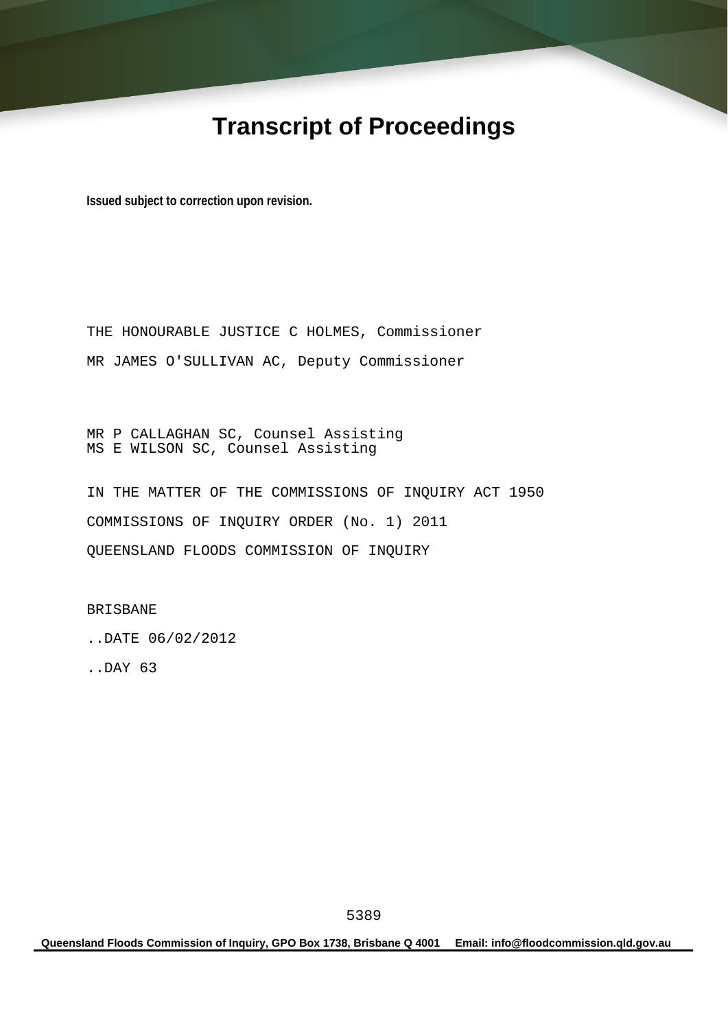# Transcript of Proceedings

**Issued subject to correction upon revision.**

THE HONOURABLE JUSTICE C HOLMES, Commissioner

MR JAMES O'SULLIVAN AC, Deputy Commissioner

MR P CALLAGHAN SC, Counsel Assisting
MS E WILSON SC, Counsel Assisting

IN THE MATTER OF THE COMMISSIONS OF INQUIRY ACT 1950

COMMISSIONS OF INQUIRY ORDER (No. 1) 2011

QUEENSLAND FLOODS COMMISSION OF INQUIRY

BRISBANE

..DATE 06/02/2012

..DAY 63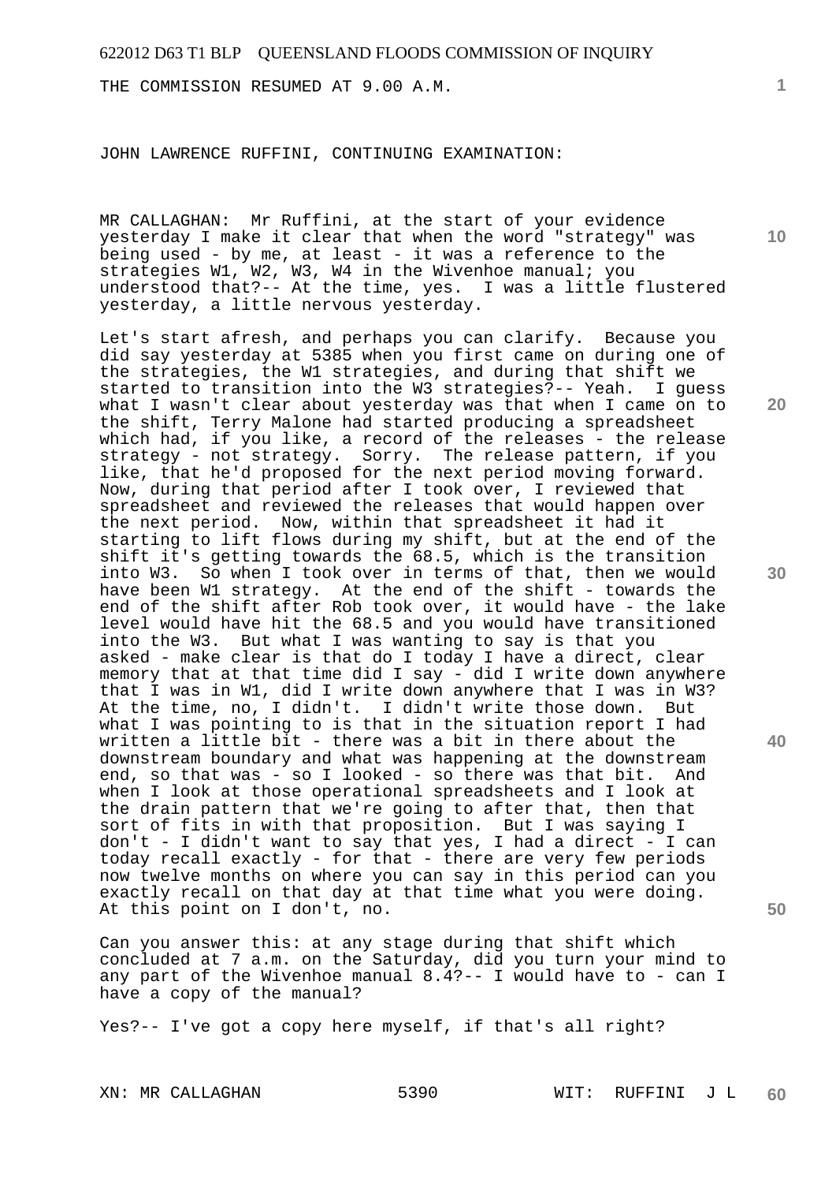THE COMMISSION RESUMED AT 9.00 A.M.

JOHN LAWRENCE RUFFINI, CONTINUING EXAMINATION:

MR CALLAGHAN: Mr Ruffini, at the start of your evidence yesterday I make it clear that when the word "strategy" was being used - by me, at least - it was a reference to the strategies W1, W2, W3, W4 in the Wivenhoe manual; you understood that?-- At the time, yes. I was a little flustered yesterday, a little nervous yesterday.

Let's start afresh, and perhaps you can clarify. Because you did say yesterday at 5385 when you first came on during one of the strategies, the W1 strategies, and during that shift we started to transition into the W3 strategies?-- Yeah. I guess what I wasn't clear about yesterday was that when I came on to the shift, Terry Malone had started producing a spreadsheet which had, if you like, a record of the releases - the release strategy - not strategy. Sorry. The release pattern, if you like, that he'd proposed for the next period moving forward. Now, during that period after I took over, I reviewed that spreadsheet and reviewed the releases that would happen over the next period. Now, within that spreadsheet it had it starting to lift flows during my shift, but at the end of the shift it's getting towards the 68.5, which is the transition into W3. So when I took over in terms of that, then we would have been W1 strategy. At the end of the shift - towards the end of the shift after Rob took over, it would have - the lake level would have hit the 68.5 and you would have transitioned into the W3. But what I was wanting to say is that you asked - make clear is that do I today I have a direct, clear memory that at that time did I say - did I write down anywhere that I was in W1, did I write down anywhere that I was in W3? At the time, no, I didn't. I didn't write those down. But what I was pointing to is that in the situation report I had written a little bit - there was a bit in there about the downstream boundary and what was happening at the downstream end, so that was - so I looked - so there was that bit. And when I look at those operational spreadsheets and I look at the drain pattern that we're going to after that, then that sort of fits in with that proposition. But I was saying I don't - I didn't want to say that yes, I had a direct - I can today recall exactly - for that - there are very few periods now twelve months on where you can say in this period can you exactly recall on that day at that time what you were doing. At this point on I don't, no.

Can you answer this: at any stage during that shift which concluded at 7 a.m. on the Saturday, did you turn your mind to any part of the Wivenhoe manual 8.4?-- I would have to - can I have a copy of the manual?

Yes?-- I've got a copy here myself, if that's all right?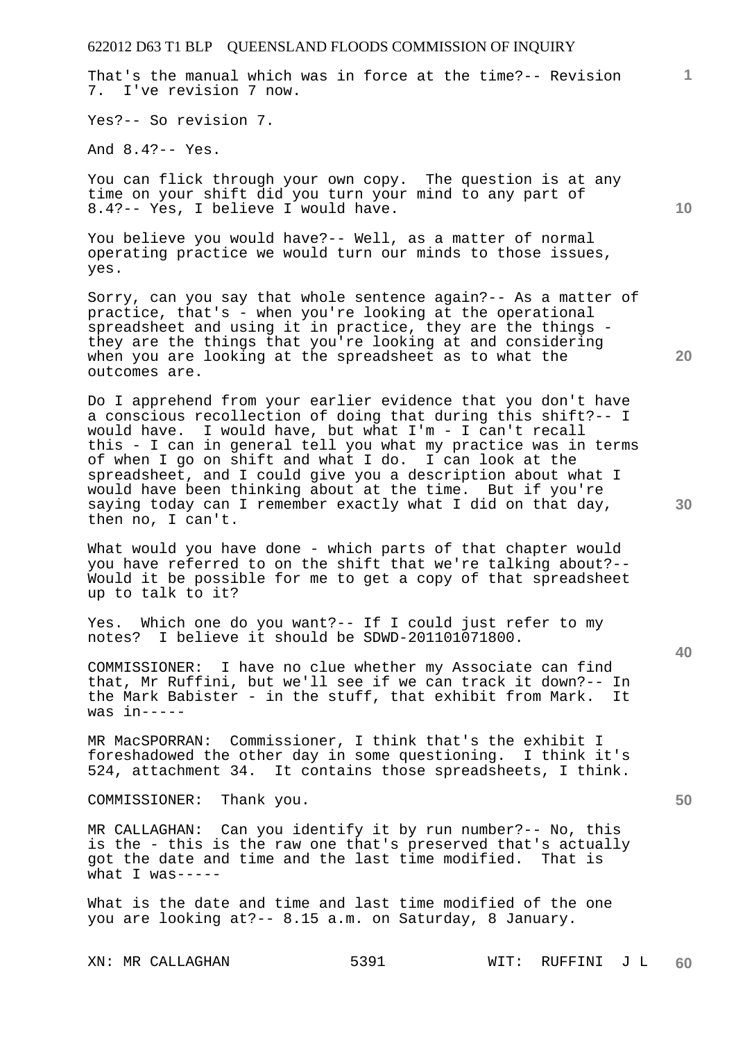That's the manual which was in force at the time?-- Revision 7. I've revision 7 now.

Yes?-- So revision 7.

And 8.4?-- Yes.

You can flick through your own copy. The question is at any time on your shift did you turn your mind to any part of 8.4?-- Yes, I believe I would have.

You believe you would have?-- Well, as a matter of normal operating practice we would turn our minds to those issues, yes.

Sorry, can you say that whole sentence again?-- As a matter of practice, that's - when you're looking at the operational spreadsheet and using it in practice, they are the things - they are the things that you're looking at and considering when you are looking at the spreadsheet as to what the outcomes are.

Do I apprehend from your earlier evidence that you don't have a conscious recollection of doing that during this shift?-- I would have. I would have, but what I'm - I can't recall this - I can in general tell you what my practice was in terms of when I go on shift and what I do. I can look at the spreadsheet, and I could give you a description about what I would have been thinking about at the time. But if you're saying today can I remember exactly what I did on that day, then no, I can't.

What would you have done - which parts of that chapter would you have referred to on the shift that we're talking about?-- Would it be possible for me to get a copy of that spreadsheet up to talk to it?

Yes. Which one do you want?-- If I could just refer to my notes? I believe it should be SDWD-201101071800.

COMMISSIONER: I have no clue whether my Associate can find that, Mr Ruffini, but we'll see if we can track it down?-- In the Mark Babister - in the stuff, that exhibit from Mark. It was in-----

MR MacSPORRAN: Commissioner, I think that's the exhibit I foreshadowed the other day in some questioning. I think it's 524, attachment 34. It contains those spreadsheets, I think.

COMMISSIONER: Thank you.

MR CALLAGHAN: Can you identify it by run number?-- No, this is the - this is the raw one that's preserved that's actually got the date and time and the last time modified. That is what I was-----

What is the date and time and last time modified of the one you are looking at?-- 8.15 a.m. on Saturday, 8 January.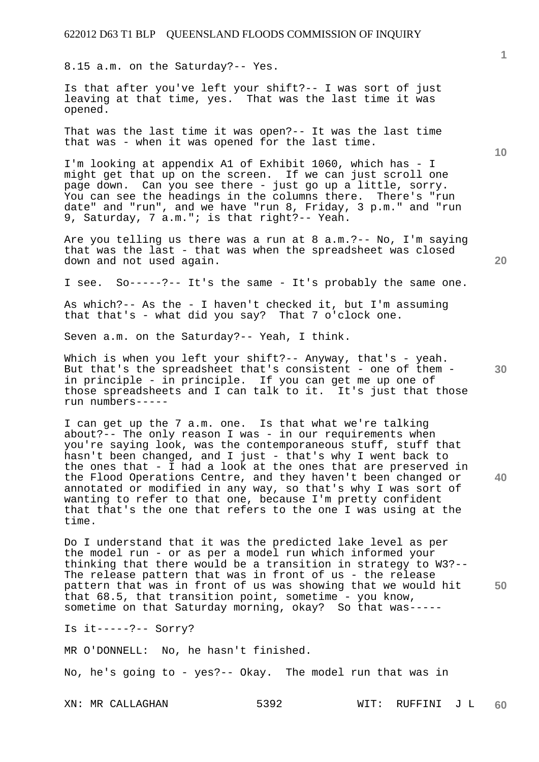8.15 a.m. on the Saturday?-- Yes.

Is that after you've left your shift?-- I was sort of just leaving at that time, yes. That was the last time it was opened.

That was the last time it was open?-- It was the last time that was - when it was opened for the last time.

I'm looking at appendix A1 of Exhibit 1060, which has - I might get that up on the screen. If we can just scroll one page down. Can you see there - just go up a little, sorry. You can see the headings in the columns there. There's "run date" and "run", and we have "run 8, Friday, 3 p.m." and "run 9, Saturday, 7 a.m."; is that right?-- Yeah.

Are you telling us there was a run at 8 a.m.?-- No, I'm saying that was the last - that was when the spreadsheet was closed down and not used again.

I see. So-----?-- It's the same - It's probably the same one.

As which?-- As the - I haven't checked it, but I'm assuming that that's - what did you say? That 7 o'clock one.

Seven a.m. on the Saturday?-- Yeah, I think.

Which is when you left your shift?-- Anyway, that's - yeah. But that's the spreadsheet that's consistent - one of them - in principle - in principle. If you can get me up one of those spreadsheets and I can talk to it. It's just that those run numbers-----

I can get up the 7 a.m. one. Is that what we're talking about?-- The only reason I was - in our requirements when you're saying look, was the contemporaneous stuff, stuff that hasn't been changed, and I just - that's why I went back to the ones that - I had a look at the ones that are preserved in the Flood Operations Centre, and they haven't been changed or annotated or modified in any way, so that's why I was sort of wanting to refer to that one, because I'm pretty confident that that's the one that refers to the one I was using at the time.

Do I understand that it was the predicted lake level as per the model run - or as per a model run which informed your thinking that there would be a transition in strategy to W3?-- The release pattern that was in front of us - the release pattern that was in front of us was showing that we would hit that 68.5, that transition point, sometime - you know, sometime on that Saturday morning, okay? So that was-----

Is it-----?-- Sorry?

MR O'DONNELL: No, he hasn't finished.

No, he's going to - yes?-- Okay. The model run that was in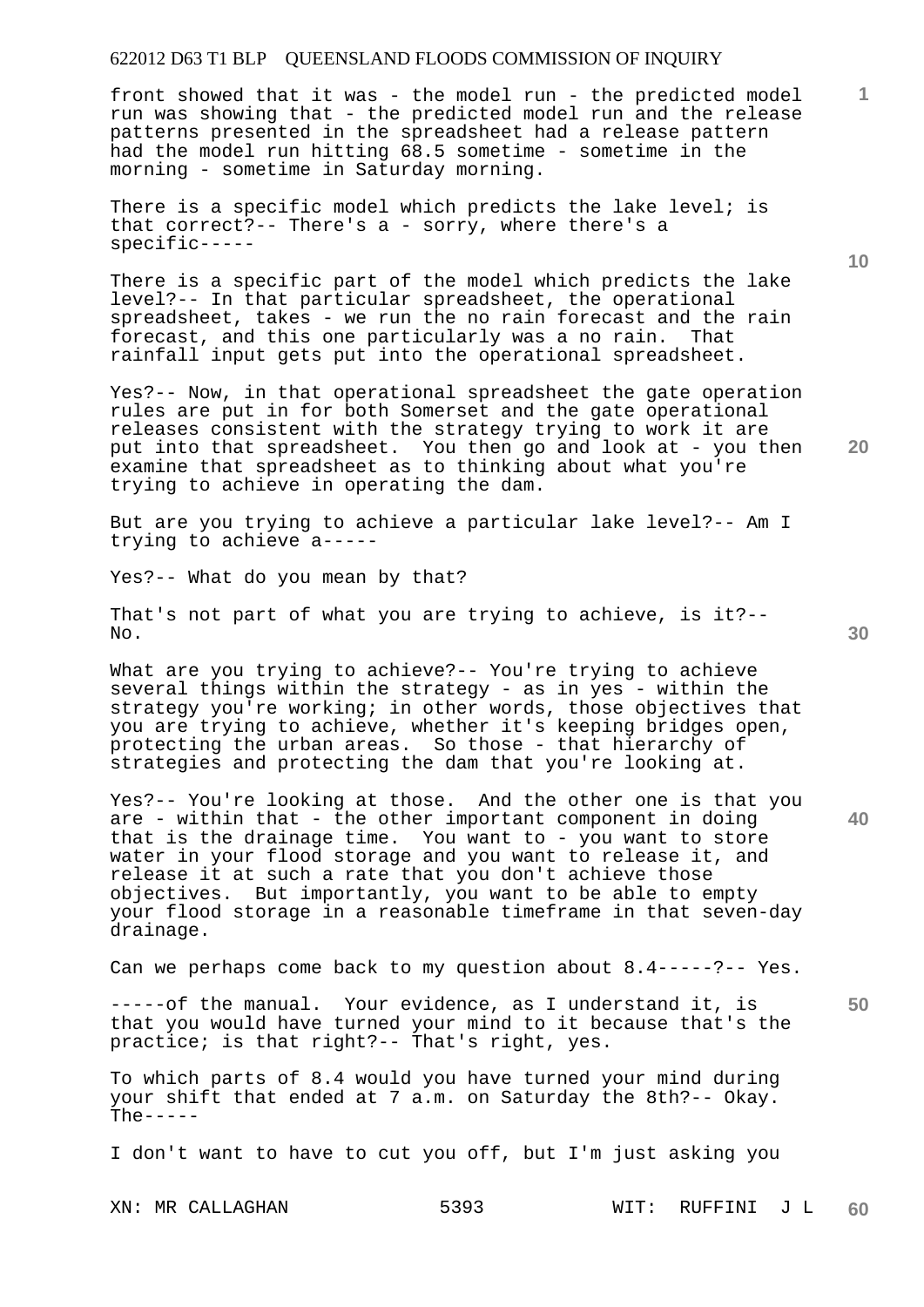front showed that it was - the model run - the predicted model run was showing that - the predicted model run and the release patterns presented in the spreadsheet had a release pattern had the model run hitting 68.5 sometime - sometime in the morning - sometime in Saturday morning.

There is a specific model which predicts the lake level; is that correct?-- There's a - sorry, where there's a specific-----

There is a specific part of the model which predicts the lake level?-- In that particular spreadsheet, the operational spreadsheet, takes - we run the no rain forecast and the rain forecast, and this one particularly was a no rain. That rainfall input gets put into the operational spreadsheet.

Yes?-- Now, in that operational spreadsheet the gate operation rules are put in for both Somerset and the gate operational releases consistent with the strategy trying to work it are put into that spreadsheet. You then go and look at - you then examine that spreadsheet as to thinking about what you're trying to achieve in operating the dam.

But are you trying to achieve a particular lake level?-- Am I trying to achieve a-----

Yes?-- What do you mean by that?

That's not part of what you are trying to achieve, is it?-- No.

What are you trying to achieve?-- You're trying to achieve several things within the strategy - as in yes - within the strategy you're working; in other words, those objectives that you are trying to achieve, whether it's keeping bridges open, protecting the urban areas. So those - that hierarchy of strategies and protecting the dam that you're looking at.

Yes?-- You're looking at those. And the other one is that you are - within that - the other important component in doing that is the drainage time. You want to - you want to store water in your flood storage and you want to release it, and release it at such a rate that you don't achieve those objectives. But importantly, you want to be able to empty your flood storage in a reasonable timeframe in that seven-day drainage.

Can we perhaps come back to my question about 8.4-----?-- Yes.

-----of the manual. Your evidence, as I understand it, is that you would have turned your mind to it because that's the practice; is that right?-- That's right, yes.

To which parts of 8.4 would you have turned your mind during your shift that ended at 7 a.m. on Saturday the 8th?-- Okay. The-----

I don't want to have to cut you off, but I'm just asking you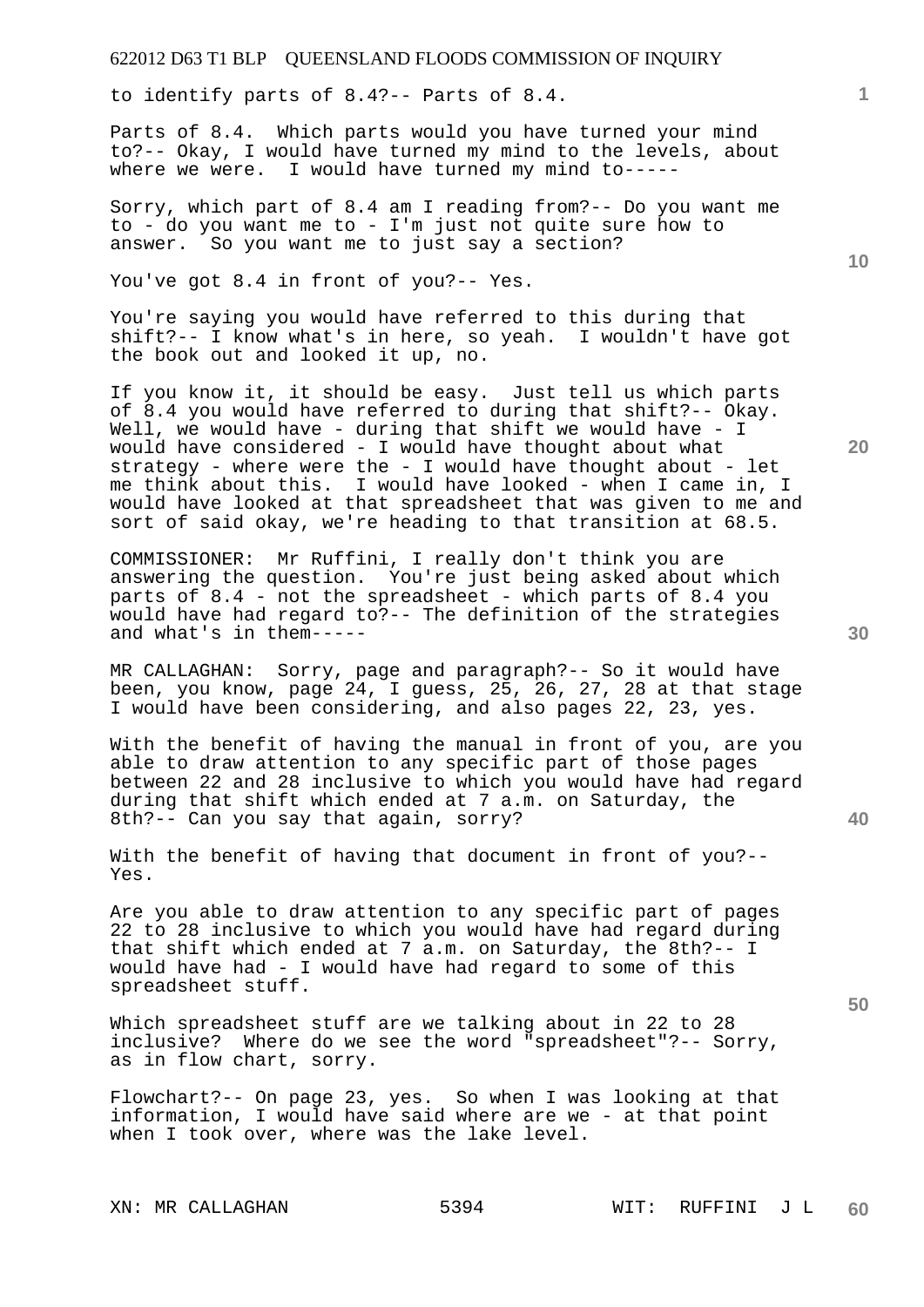to identify parts of 8.4?-- Parts of 8.4.

Parts of 8.4. Which parts would you have turned your mind to?-- Okay, I would have turned my mind to the levels, about where we were. I would have turned my mind to-----

Sorry, which part of 8.4 am I reading from?-- Do you want me to - do you want me to - I'm just not quite sure how to answer. So you want me to just say a section?

You've got 8.4 in front of you?-- Yes.

You're saying you would have referred to this during that shift?-- I know what's in here, so yeah. I wouldn't have got the book out and looked it up, no.

If you know it, it should be easy. Just tell us which parts of 8.4 you would have referred to during that shift?-- Okay. Well, we would have - during that shift we would have - I would have considered - I would have thought about what strategy - where were the - I would have thought about - let me think about this. I would have looked - when I came in, I would have looked at that spreadsheet that was given to me and sort of said okay, we're heading to that transition at 68.5.

COMMISSIONER: Mr Ruffini, I really don't think you are answering the question. You're just being asked about which parts of 8.4 - not the spreadsheet - which parts of 8.4 you would have had regard to?-- The definition of the strategies and what's in them-----

MR CALLAGHAN: Sorry, page and paragraph?-- So it would have been, you know, page 24, I guess, 25, 26, 27, 28 at that stage I would have been considering, and also pages 22, 23, yes.

With the benefit of having the manual in front of you, are you able to draw attention to any specific part of those pages between 22 and 28 inclusive to which you would have had regard during that shift which ended at 7 a.m. on Saturday, the 8th?-- Can you say that again, sorry?

With the benefit of having that document in front of you?-- Yes.

Are you able to draw attention to any specific part of pages 22 to 28 inclusive to which you would have had regard during that shift which ended at 7 a.m. on Saturday, the 8th?-- I would have had - I would have had regard to some of this spreadsheet stuff.

Which spreadsheet stuff are we talking about in 22 to 28 inclusive? Where do we see the word "spreadsheet"?-- Sorry, as in flow chart, sorry.

Flowchart?-- On page 23, yes. So when I was looking at that information, I would have said where are we - at that point when I took over, where was the lake level.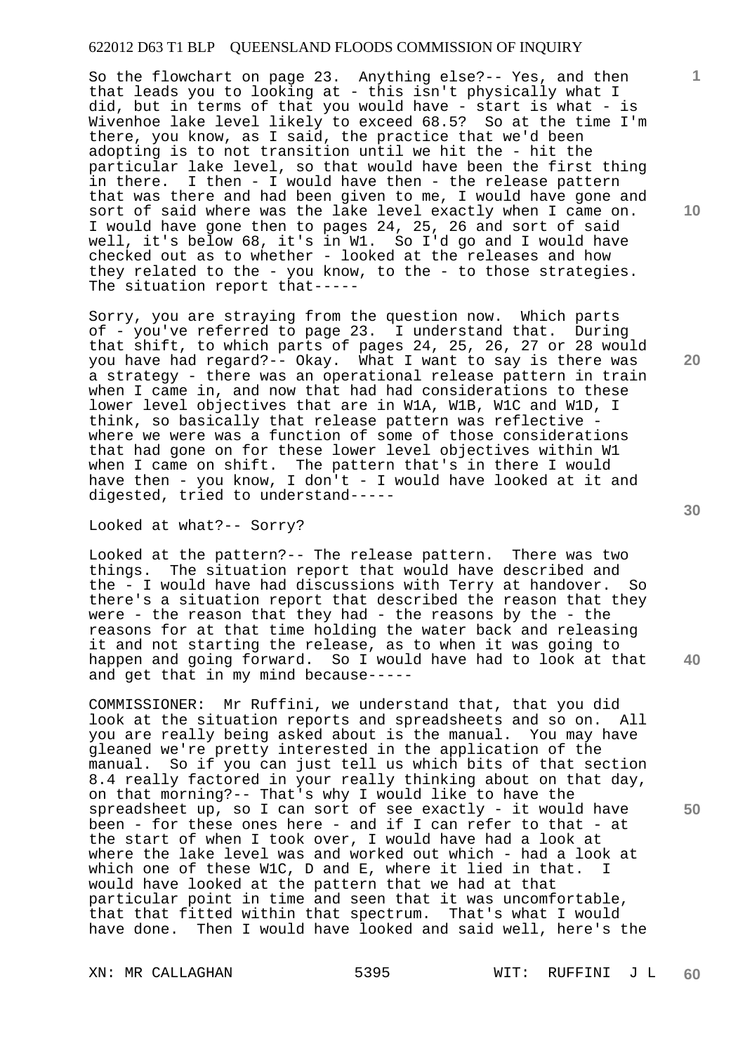So the flowchart on page 23. Anything else?-- Yes, and then that leads you to looking at - this isn't physically what I did, but in terms of that you would have - start is what - is Wivenhoe lake level likely to exceed 68.5? So at the time I'm there, you know, as I said, the practice that we'd been adopting is to not transition until we hit the - hit the particular lake level, so that would have been the first thing in there. I then - I would have then - the release pattern that was there and had been given to me, I would have gone and sort of said where was the lake level exactly when I came on. I would have gone then to pages 24, 25, 26 and sort of said well, it's below 68, it's in W1. So I'd go and I would have checked out as to whether - looked at the releases and how they related to the - you know, to the - to those strategies. The situation report that-----

Sorry, you are straying from the question now. Which parts of - you've referred to page 23. I understand that. During that shift, to which parts of pages 24, 25, 26, 27 or 28 would you have had regard?-- Okay. What I want to say is there was a strategy - there was an operational release pattern in train when I came in, and now that had had considerations to these lower level objectives that are in W1A, W1B, W1C and W1D, I think, so basically that release pattern was reflective - where we were was a function of some of those considerations that had gone on for these lower level objectives within W1 when I came on shift. The pattern that's in there I would have then - you know, I don't - I would have looked at it and digested, tried to understand-----

Looked at what?-- Sorry?

Looked at the pattern?-- The release pattern. There was two things. The situation report that would have described and the - I would have had discussions with Terry at handover. So there's a situation report that described the reason that they were - the reason that they had - the reasons by the - the reasons for at that time holding the water back and releasing it and not starting the release, as to when it was going to happen and going forward. So I would have had to look at that and get that in my mind because-----

COMMISSIONER: Mr Ruffini, we understand that, that you did look at the situation reports and spreadsheets and so on. All you are really being asked about is the manual. You may have gleaned we're pretty interested in the application of the manual. So if you can just tell us which bits of that section 8.4 really factored in your really thinking about on that day, on that morning?-- That's why I would like to have the spreadsheet up, so I can sort of see exactly - it would have been - for these ones here - and if I can refer to that - at the start of when I took over, I would have had a look at where the lake level was and worked out which - had a look at which one of these W1C, D and E, where it lied in that. I would have looked at the pattern that we had at that particular point in time and seen that it was uncomfortable, that that fitted within that spectrum. That's what I would have done. Then I would have looked and said well, here's the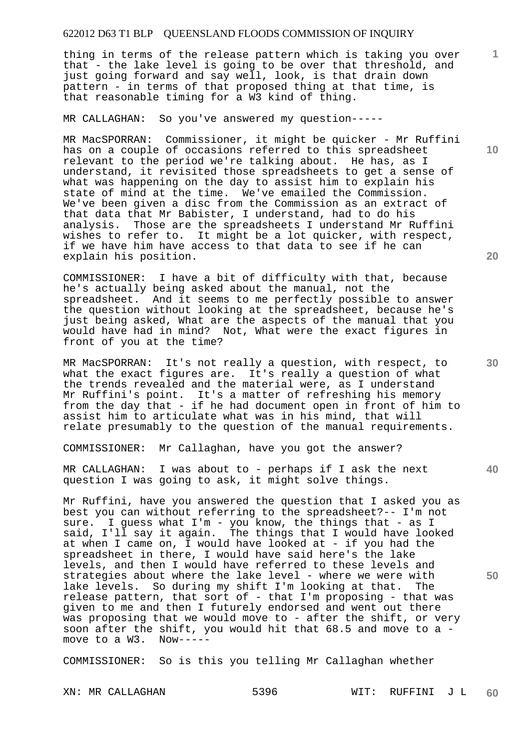thing in terms of the release pattern which is taking you over that - the lake level is going to be over that threshold, and just going forward and say well, look, is that drain down pattern - in terms of that proposed thing at that time, is that reasonable timing for a W3 kind of thing.

MR CALLAGHAN: So you've answered my question-----

MR MacSPORRAN: Commissioner, it might be quicker - Mr Ruffini has on a couple of occasions referred to this spreadsheet relevant to the period we're talking about. He has, as I understand, it revisited those spreadsheets to get a sense of what was happening on the day to assist him to explain his state of mind at the time. We've emailed the Commission. We've been given a disc from the Commission as an extract of that data that Mr Babister, I understand, had to do his analysis. Those are the spreadsheets I understand Mr Ruffini wishes to refer to. It might be a lot quicker, with respect, if we have him have access to that data to see if he can explain his position.

COMMISSIONER: I have a bit of difficulty with that, because he's actually being asked about the manual, not the spreadsheet. And it seems to me perfectly possible to answer the question without looking at the spreadsheet, because he's just being asked, What are the aspects of the manual that you would have had in mind? Not, What were the exact figures in front of you at the time?

MR MacSPORRAN: It's not really a question, with respect, to what the exact figures are. It's really a question of what the trends revealed and the material were, as I understand Mr Ruffini's point. It's a matter of refreshing his memory from the day that - if he had document open in front of him to assist him to articulate what was in his mind, that will relate presumably to the question of the manual requirements.

COMMISSIONER: Mr Callaghan, have you got the answer?

MR CALLAGHAN: I was about to - perhaps if I ask the next question I was going to ask, it might solve things.

Mr Ruffini, have you answered the question that I asked you as best you can without referring to the spreadsheet?-- I'm not sure. I guess what I'm - you know, the things that - as I said, I'll say it again. The things that I would have looked at when I came on, I would have looked at - if you had the spreadsheet in there, I would have said here's the lake levels, and then I would have referred to these levels and strategies about where the lake level - where we were with lake levels. So during my shift I'm looking at that. The release pattern, that sort of - that I'm proposing - that was given to me and then I futurely endorsed and went out there was proposing that we would move to - after the shift, or very soon after the shift, you would hit that 68.5 and move to a - move to a W3. Now-----

COMMISSIONER: So is this you telling Mr Callaghan whether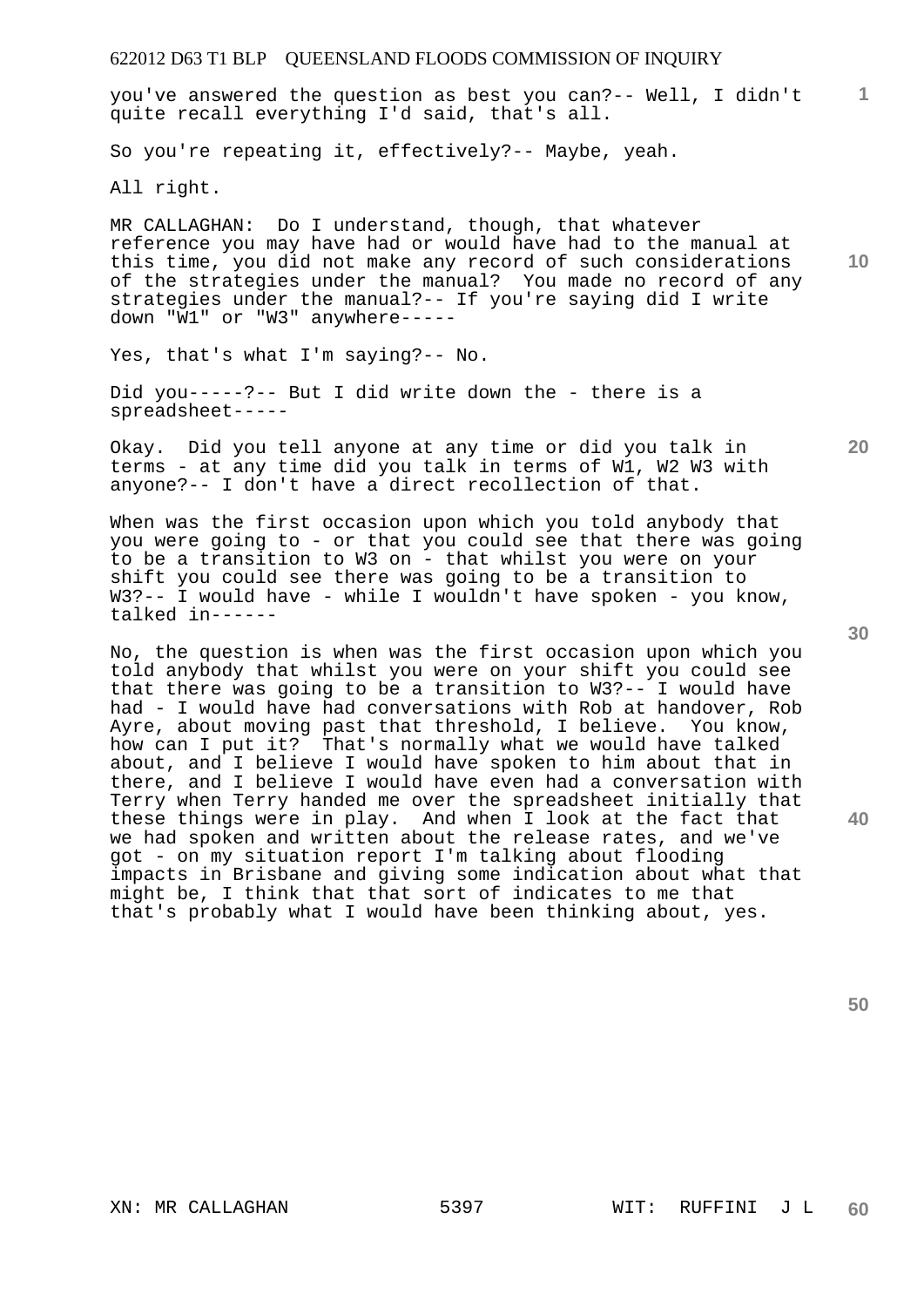you've answered the question as best you can?-- Well, I didn't quite recall everything I'd said, that's all.

So you're repeating it, effectively?-- Maybe, yeah.

All right.

MR CALLAGHAN: Do I understand, though, that whatever reference you may have had or would have had to the manual at this time, you did not make any record of such considerations of the strategies under the manual? You made no record of any strategies under the manual?-- If you're saying did I write down "W1" or "W3" anywhere-----

Yes, that's what I'm saying?-- No.

Did you-----?-- But I did write down the - there is a spreadsheet-----

Okay. Did you tell anyone at any time or did you talk in terms - at any time did you talk in terms of W1, W2 W3 with anyone?-- I don't have a direct recollection of that.

When was the first occasion upon which you told anybody that you were going to - or that you could see that there was going to be a transition to W3 on - that whilst you were on your shift you could see there was going to be a transition to W3?-- I would have - while I wouldn't have spoken - you know, talked in------

No, the question is when was the first occasion upon which you told anybody that whilst you were on your shift you could see that there was going to be a transition to W3?-- I would have had - I would have had conversations with Rob at handover, Rob Ayre, about moving past that threshold, I believe. You know, how can I put it? That's normally what we would have talked about, and I believe I would have spoken to him about that in there, and I believe I would have even had a conversation with Terry when Terry handed me over the spreadsheet initially that these things were in play. And when I look at the fact that we had spoken and written about the release rates, and we've got - on my situation report I'm talking about flooding impacts in Brisbane and giving some indication about what that might be, I think that that sort of indicates to me that that's probably what I would have been thinking about, yes.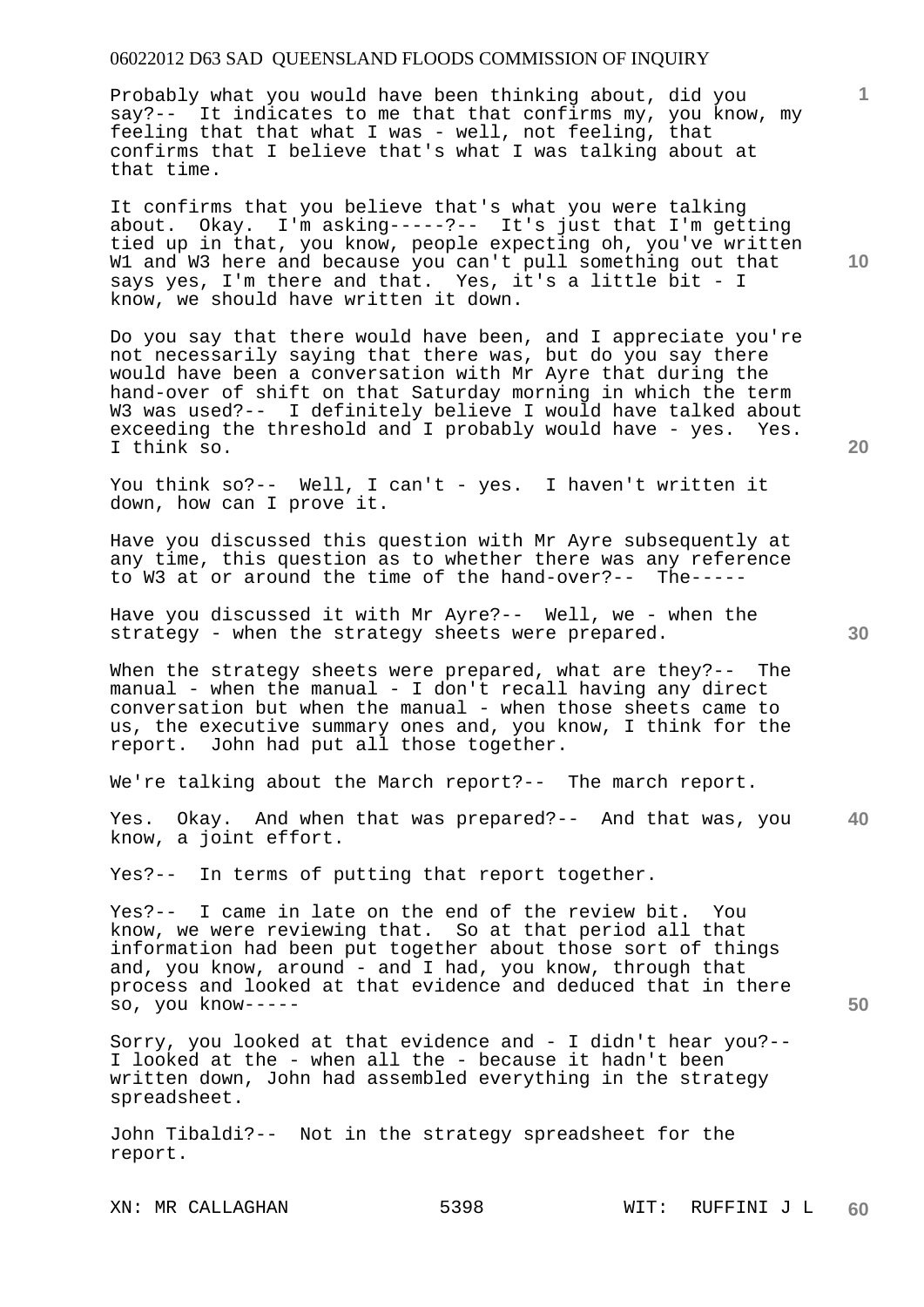Probably what you would have been thinking about, did you say?-- It indicates to me that that confirms my, you know, my feeling that that what I was - well, not feeling, that confirms that I believe that's what I was talking about at that time.

It confirms that you believe that's what you were talking about. Okay. I'm asking-----?-- It's just that I'm getting tied up in that, you know, people expecting oh, you've written W1 and W3 here and because you can't pull something out that says yes, I'm there and that. Yes, it's a little bit - I know, we should have written it down.

Do you say that there would have been, and I appreciate you're not necessarily saying that there was, but do you say there would have been a conversation with Mr Ayre that during the hand-over of shift on that Saturday morning in which the term W3 was used?-- I definitely believe I would have talked about exceeding the threshold and I probably would have - yes. Yes. I think so.

You think so?-- Well, I can't - yes. I haven't written it down, how can I prove it.

Have you discussed this question with Mr Ayre subsequently at any time, this question as to whether there was any reference to W3 at or around the time of the hand-over?-- The-----

Have you discussed it with Mr Ayre?-- Well, we - when the strategy - when the strategy sheets were prepared.

When the strategy sheets were prepared, what are they?-- The manual - when the manual - I don't recall having any direct conversation but when the manual - when those sheets came to us, the executive summary ones and, you know, I think for the report. John had put all those together.

We're talking about the March report?-- The march report.

Yes. Okay. And when that was prepared?-- And that was, you know, a joint effort.

Yes?-- In terms of putting that report together.

Yes?-- I came in late on the end of the review bit. You know, we were reviewing that. So at that period all that information had been put together about those sort of things and, you know, around - and I had, you know, through that process and looked at that evidence and deduced that in there so, you know-----

Sorry, you looked at that evidence and - I didn't hear you?-- I looked at the - when all the - because it hadn't been written down, John had assembled everything in the strategy spreadsheet.

John Tibaldi?-- Not in the strategy spreadsheet for the report.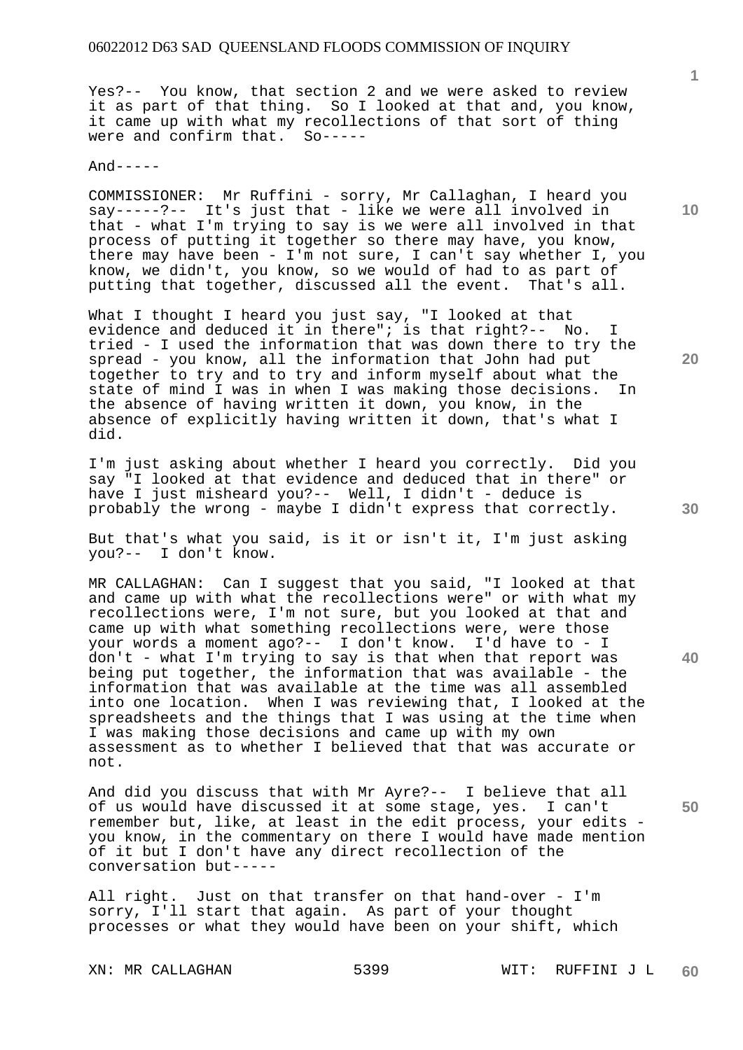Yes?-- You know, that section 2 and we were asked to review it as part of that thing. So I looked at that and, you know, it came up with what my recollections of that sort of thing were and confirm that. So-----

And-----

COMMISSIONER: Mr Ruffini - sorry, Mr Callaghan, I heard you say-----?-- It's just that - like we were all involved in that - what I'm trying to say is we were all involved in that process of putting it together so there may have, you know, there may have been - I'm not sure, I can't say whether I, you know, we didn't, you know, so we would of had to as part of putting that together, discussed all the event. That's all.

What I thought I heard you just say, "I looked at that evidence and deduced it in there"; is that right?-- No. I tried - I used the information that was down there to try the spread - you know, all the information that John had put together to try and to try and inform myself about what the state of mind I was in when I was making those decisions. In the absence of having written it down, you know, in the absence of explicitly having written it down, that's what I did.

I'm just asking about whether I heard you correctly. Did you say "I looked at that evidence and deduced that in there" or have I just misheard you?-- Well, I didn't - deduce is probably the wrong - maybe I didn't express that correctly.

But that's what you said, is it or isn't it, I'm just asking you?-- I don't know.

MR CALLAGHAN: Can I suggest that you said, "I looked at that and came up with what the recollections were" or with what my recollections were, I'm not sure, but you looked at that and came up with what something recollections were, were those your words a moment ago?-- I don't know. I'd have to - I don't - what I'm trying to say is that when that report was being put together, the information that was available - the information that was available at the time was all assembled into one location. When I was reviewing that, I looked at the spreadsheets and the things that I was using at the time when I was making those decisions and came up with my own assessment as to whether I believed that that was accurate or not.

And did you discuss that with Mr Ayre?-- I believe that all of us would have discussed it at some stage, yes. I can't remember but, like, at least in the edit process, your edits - you know, in the commentary on there I would have made mention of it but I don't have any direct recollection of the conversation but-----

All right. Just on that transfer on that hand-over - I'm sorry, I'll start that again. As part of your thought processes or what they would have been on your shift, which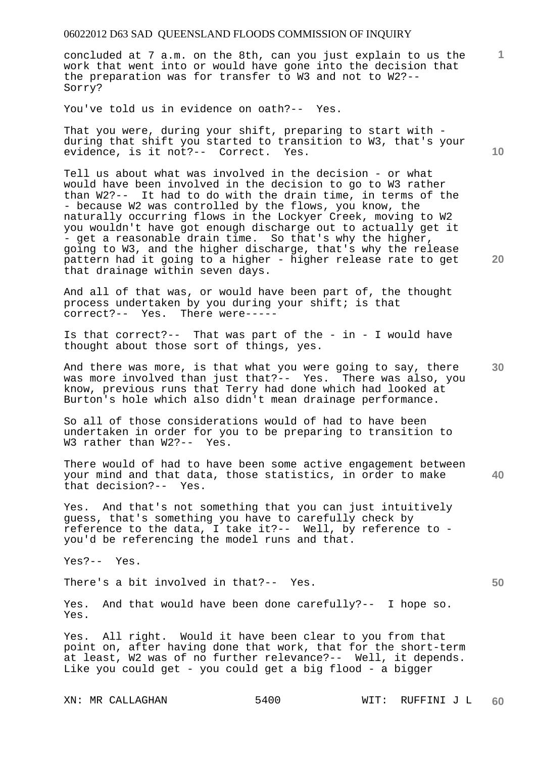concluded at 7 a.m. on the 8th, can you just explain to us the work that went into or would have gone into the decision that the preparation was for transfer to W3 and not to W2?-- Sorry?

You've told us in evidence on oath?-- Yes.

That you were, during your shift, preparing to start with - during that shift you started to transition to W3, that's your evidence, is it not?-- Correct. Yes.

Tell us about what was involved in the decision - or what would have been involved in the decision to go to W3 rather than W2?-- It had to do with the drain time, in terms of the - because W2 was controlled by the flows, you know, the naturally occurring flows in the Lockyer Creek, moving to W2 you wouldn't have got enough discharge out to actually get it - get a reasonable drain time. So that's why the higher, going to W3, and the higher discharge, that's why the release pattern had it going to a higher - higher release rate to get that drainage within seven days.

And all of that was, or would have been part of, the thought process undertaken by you during your shift; is that correct?-- Yes. There were-----

Is that correct?-- That was part of the - in - I would have thought about those sort of things, yes.

And there was more, is that what you were going to say, there was more involved than just that?-- Yes. There was also, you know, previous runs that Terry had done which had looked at Burton's hole which also didn't mean drainage performance.

So all of those considerations would of had to have been undertaken in order for you to be preparing to transition to W3 rather than W2?-- Yes.

There would of had to have been some active engagement between your mind and that data, those statistics, in order to make that decision?-- Yes.

Yes. And that's not something that you can just intuitively guess, that's something you have to carefully check by reference to the data, I take it?-- Well, by reference to - you'd be referencing the model runs and that.

Yes?-- Yes.

There's a bit involved in that?-- Yes.

Yes. And that would have been done carefully?-- I hope so. Yes.

Yes. All right. Would it have been clear to you from that point on, after having done that work, that for the short-term at least, W2 was of no further relevance?-- Well, it depends. Like you could get - you could get a big flood - a bigger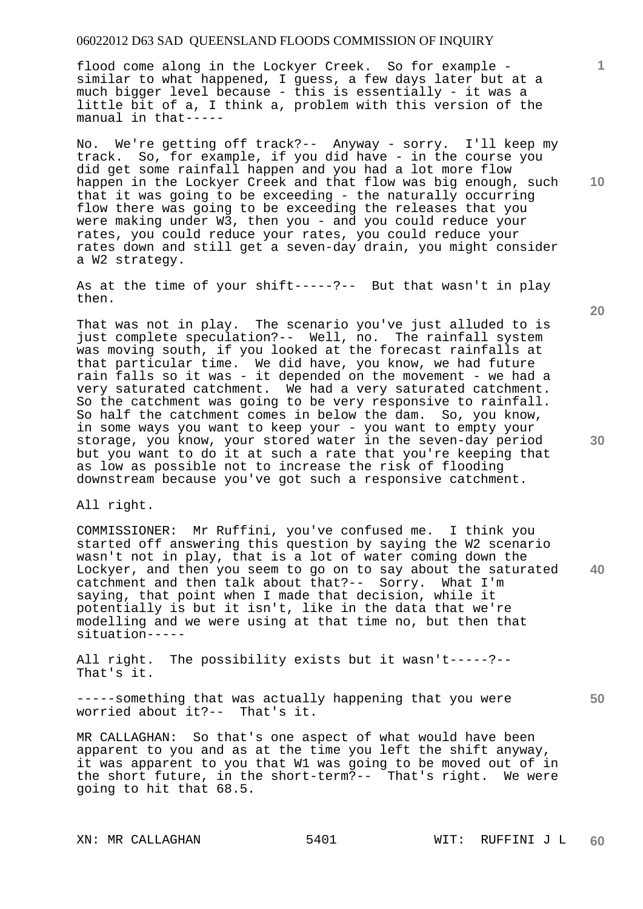flood come along in the Lockyer Creek. So for example - similar to what happened, I guess, a few days later but at a much bigger level because - this is essentially - it was a little bit of a, I think a, problem with this version of the manual in that-----

No. We're getting off track?-- Anyway - sorry. I'll keep my track. So, for example, if you did have - in the course you did get some rainfall happen and you had a lot more flow happen in the Lockyer Creek and that flow was big enough, such that it was going to be exceeding - the naturally occurring flow there was going to be exceeding the releases that you were making under W3, then you - and you could reduce your rates, you could reduce your rates, you could reduce your rates down and still get a seven-day drain, you might consider a W2 strategy.

As at the time of your shift-----?-- But that wasn't in play then.

That was not in play. The scenario you've just alluded to is just complete speculation?-- Well, no. The rainfall system was moving south, if you looked at the forecast rainfalls at that particular time. We did have, you know, we had future rain falls so it was - it depended on the movement - we had a very saturated catchment. We had a very saturated catchment. So the catchment was going to be very responsive to rainfall. So half the catchment comes in below the dam. So, you know, in some ways you want to keep your - you want to empty your storage, you know, your stored water in the seven-day period but you want to do it at such a rate that you're keeping that as low as possible not to increase the risk of flooding downstream because you've got such a responsive catchment.

All right.

COMMISSIONER: Mr Ruffini, you've confused me. I think you started off answering this question by saying the W2 scenario wasn't not in play, that is a lot of water coming down the Lockyer, and then you seem to go on to say about the saturated catchment and then talk about that?-- Sorry. What I'm saying, that point when I made that decision, while it potentially is but it isn't, like in the data that we're modelling and we were using at that time no, but then that situation-----

All right. The possibility exists but it wasn't-----?-- That's it.

-----something that was actually happening that you were worried about it?-- That's it.

MR CALLAGHAN: So that's one aspect of what would have been apparent to you and as at the time you left the shift anyway, it was apparent to you that W1 was going to be moved out of in the short future, in the short-term?-- That's right. We were going to hit that 68.5.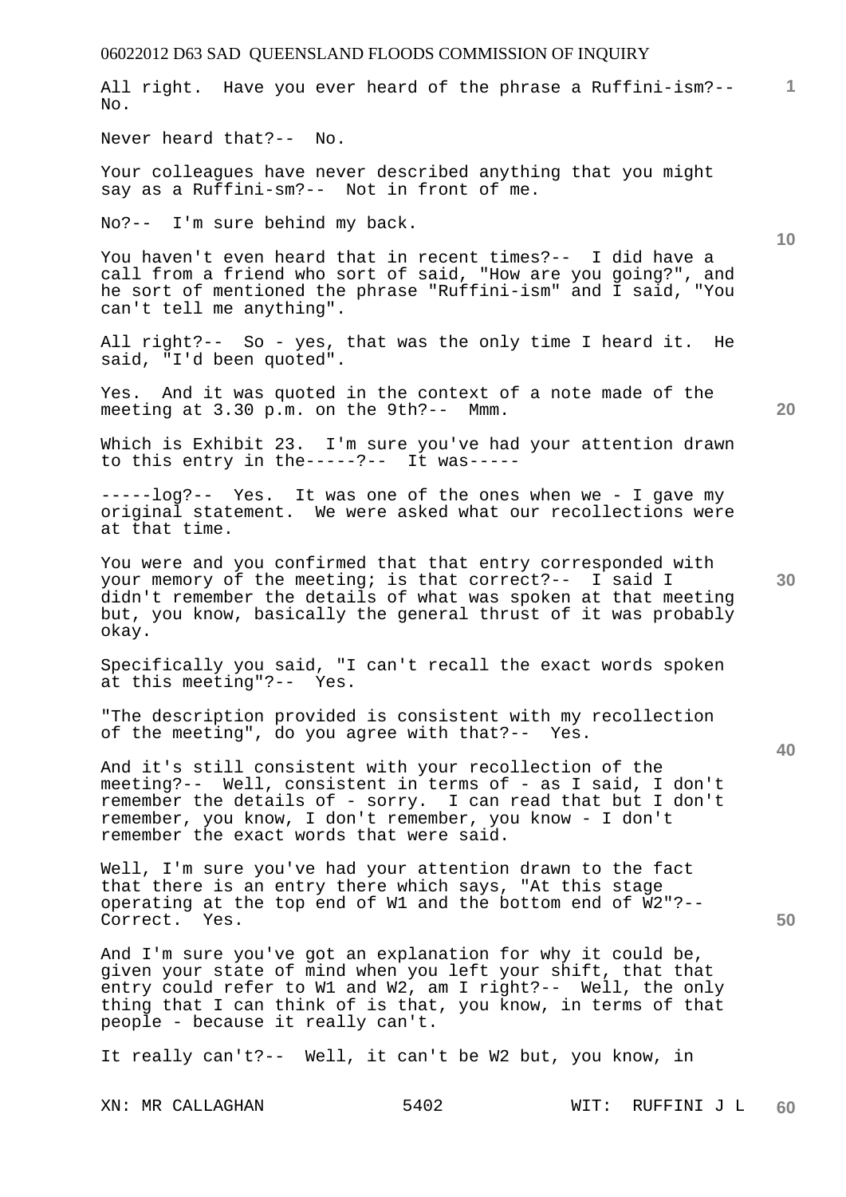All right. Have you ever heard of the phrase a Ruffini-ism?-- No.

Never heard that?-- No.

Your colleagues have never described anything that you might say as a Ruffini-sm?-- Not in front of me.

No?-- I'm sure behind my back.

You haven't even heard that in recent times?-- I did have a call from a friend who sort of said, "How are you going?", and he sort of mentioned the phrase "Ruffini-ism" and I said, "You can't tell me anything".

All right?-- So - yes, that was the only time I heard it. He said, "I'd been quoted".

Yes. And it was quoted in the context of a note made of the meeting at 3.30 p.m. on the 9th?-- Mmm.

Which is Exhibit 23. I'm sure you've had your attention drawn to this entry in the-----?-- It was-----

-----log?-- Yes. It was one of the ones when we - I gave my original statement. We were asked what our recollections were at that time.

You were and you confirmed that that entry corresponded with your memory of the meeting; is that correct?-- I said I didn't remember the details of what was spoken at that meeting but, you know, basically the general thrust of it was probably okay.

Specifically you said, "I can't recall the exact words spoken at this meeting"?-- Yes.

"The description provided is consistent with my recollection of the meeting", do you agree with that?-- Yes.

And it's still consistent with your recollection of the meeting?-- Well, consistent in terms of - as I said, I don't remember the details of - sorry. I can read that but I don't remember, you know, I don't remember, you know - I don't remember the exact words that were said.

Well, I'm sure you've had your attention drawn to the fact that there is an entry there which says, "At this stage operating at the top end of W1 and the bottom end of W2"?-- Correct. Yes.

And I'm sure you've got an explanation for why it could be, given your state of mind when you left your shift, that that entry could refer to W1 and W2, am I right?-- Well, the only thing that I can think of is that, you know, in terms of that people - because it really can't.

It really can't?-- Well, it can't be W2 but, you know, in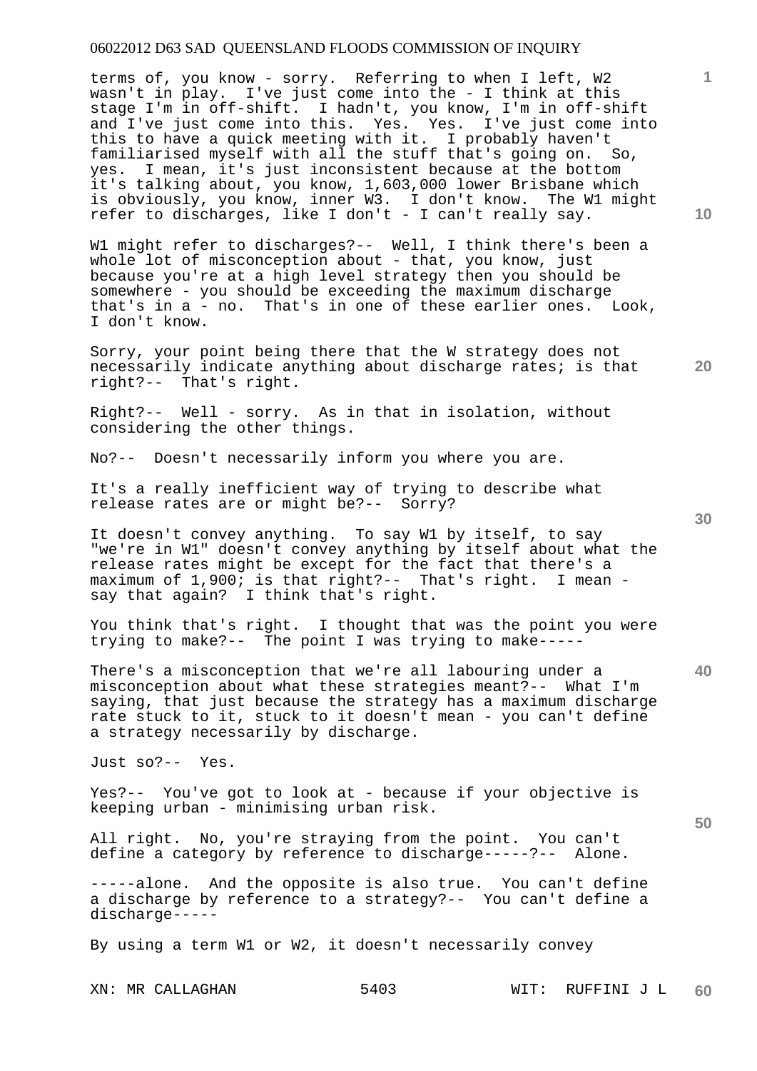terms of, you know - sorry. Referring to when I left, W2 wasn't in play. I've just come into the - I think at this stage I'm in off-shift. I hadn't, you know, I'm in off-shift and I've just come into this. Yes. Yes. I've just come into this to have a quick meeting with it. I probably haven't familiarised myself with all the stuff that's going on. So, yes. I mean, it's just inconsistent because at the bottom it's talking about, you know, 1,603,000 lower Brisbane which is obviously, you know, inner W3. I don't know. The W1 might refer to discharges, like I don't - I can't really say.

W1 might refer to discharges?-- Well, I think there's been a whole lot of misconception about - that, you know, just because you're at a high level strategy then you should be somewhere - you should be exceeding the maximum discharge that's in a - no. That's in one of these earlier ones. Look, I don't know.

Sorry, your point being there that the W strategy does not necessarily indicate anything about discharge rates; is that right?-- That's right.

Right?-- Well - sorry. As in that in isolation, without considering the other things.

No?-- Doesn't necessarily inform you where you are.

It's a really inefficient way of trying to describe what release rates are or might be?-- Sorry?

It doesn't convey anything. To say W1 by itself, to say "we're in W1" doesn't convey anything by itself about what the release rates might be except for the fact that there's a maximum of 1,900; is that right?-- That's right. I mean - say that again? I think that's right.

You think that's right. I thought that was the point you were trying to make?-- The point I was trying to make-----

There's a misconception that we're all labouring under a misconception about what these strategies meant?-- What I'm saying, that just because the strategy has a maximum discharge rate stuck to it, stuck to it doesn't mean - you can't define a strategy necessarily by discharge.

Just so?-- Yes.

Yes?-- You've got to look at - because if your objective is keeping urban - minimising urban risk.

All right. No, you're straying from the point. You can't define a category by reference to discharge-----?-- Alone.

-----alone. And the opposite is also true. You can't define a discharge by reference to a strategy?-- You can't define a discharge-----

By using a term W1 or W2, it doesn't necessarily convey

XN: MR CALLAGHAN WIT: RUFFINI J L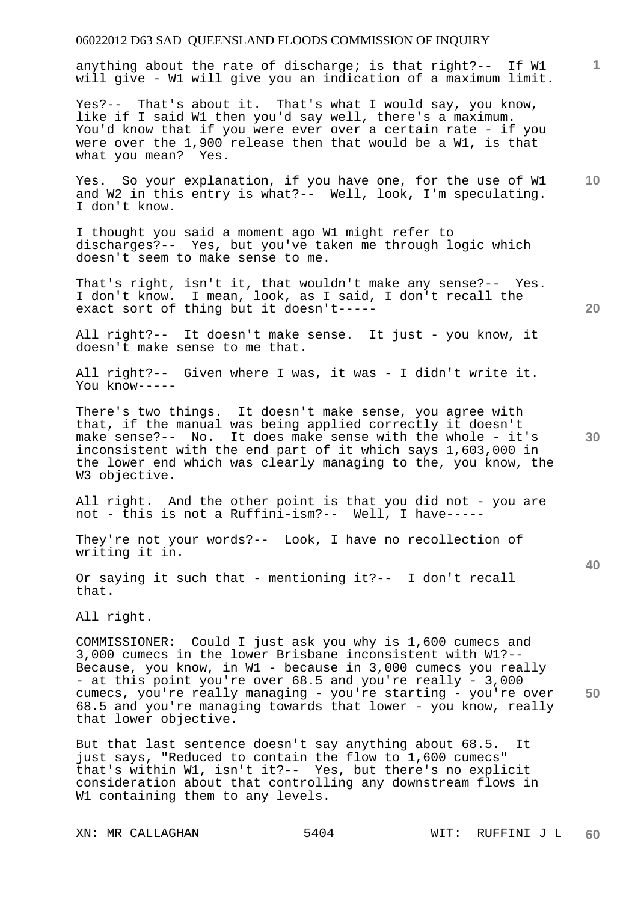anything about the rate of discharge; is that right?-- If W1 will give - W1 will give you an indication of a maximum limit.

Yes?-- That's about it. That's what I would say, you know, like if I said W1 then you'd say well, there's a maximum. You'd know that if you were ever over a certain rate - if you were over the 1,900 release then that would be a W1, is that what you mean? Yes.

Yes. So your explanation, if you have one, for the use of W1 and W2 in this entry is what?-- Well, look, I'm speculating. I don't know.

I thought you said a moment ago W1 might refer to discharges?-- Yes, but you've taken me through logic which doesn't seem to make sense to me.

That's right, isn't it, that wouldn't make any sense?-- Yes. I don't know. I mean, look, as I said, I don't recall the exact sort of thing but it doesn't-----

All right?-- It doesn't make sense. It just - you know, it doesn't make sense to me that.

All right?-- Given where I was, it was - I didn't write it. You know-----

There's two things. It doesn't make sense, you agree with that, if the manual was being applied correctly it doesn't make sense?-- No. It does make sense with the whole - it's inconsistent with the end part of it which says 1,603,000 in the lower end which was clearly managing to the, you know, the W3 objective.

All right. And the other point is that you did not - you are not - this is not a Ruffini-ism?-- Well, I have-----

They're not your words?-- Look, I have no recollection of writing it in.

Or saying it such that - mentioning it?-- I don't recall that.

All right.

COMMISSIONER: Could I just ask you why is 1,600 cumecs and 3,000 cumecs in the lower Brisbane inconsistent with W1?-- Because, you know, in W1 - because in 3,000 cumecs you really - at this point you're over 68.5 and you're really - 3,000 cumecs, you're really managing - you're starting - you're over 68.5 and you're managing towards that lower - you know, really that lower objective.

But that last sentence doesn't say anything about 68.5. It just says, "Reduced to contain the flow to 1,600 cumecs" that's within W1, isn't it?-- Yes, but there's no explicit consideration about that controlling any downstream flows in W1 containing them to any levels.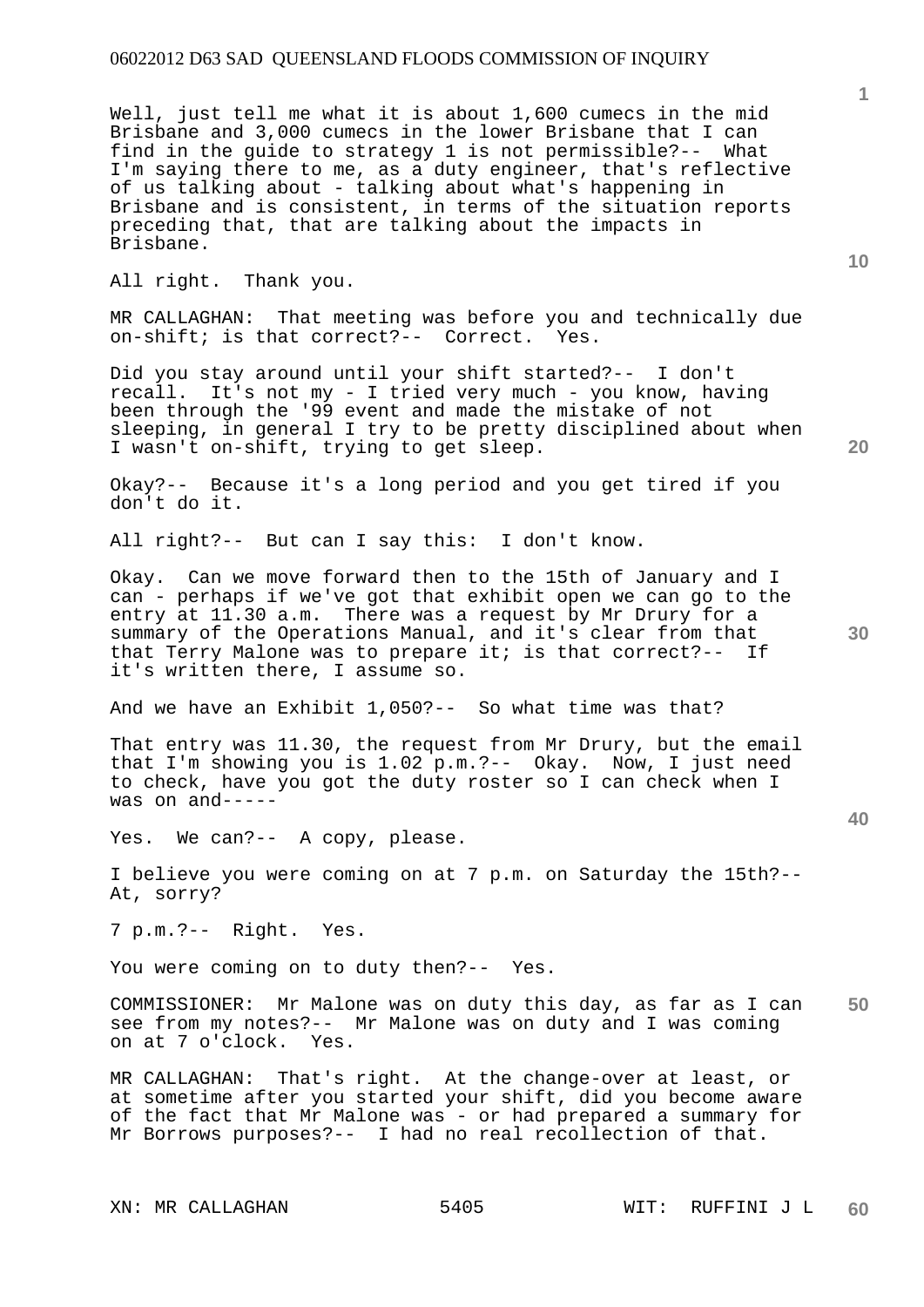Well, just tell me what it is about 1,600 cumecs in the mid Brisbane and 3,000 cumecs in the lower Brisbane that I can find in the guide to strategy 1 is not permissible?-- What I'm saying there to me, as a duty engineer, that's reflective of us talking about - talking about what's happening in Brisbane and is consistent, in terms of the situation reports preceding that, that are talking about the impacts in Brisbane.

All right. Thank you.

MR CALLAGHAN: That meeting was before you and technically due on-shift; is that correct?-- Correct. Yes.

Did you stay around until your shift started?-- I don't recall. It's not my - I tried very much - you know, having been through the '99 event and made the mistake of not sleeping, in general I try to be pretty disciplined about when I wasn't on-shift, trying to get sleep.

Okay?-- Because it's a long period and you get tired if you don't do it.

All right?-- But can I say this: I don't know.

Okay. Can we move forward then to the 15th of January and I can - perhaps if we've got that exhibit open we can go to the entry at 11.30 a.m. There was a request by Mr Drury for a summary of the Operations Manual, and it's clear from that that Terry Malone was to prepare it; is that correct?-- If it's written there, I assume so.

And we have an Exhibit 1,050?-- So what time was that?

That entry was 11.30, the request from Mr Drury, but the email that I'm showing you is 1.02 p.m.?-- Okay. Now, I just need to check, have you got the duty roster so I can check when I was on and-----

Yes. We can?-- A copy, please.

I believe you were coming on at 7 p.m. on Saturday the 15th?-- At, sorry?

7 p.m.?-- Right. Yes.

You were coming on to duty then?-- Yes.

COMMISSIONER: Mr Malone was on duty this day, as far as I can see from my notes?-- Mr Malone was on duty and I was coming on at 7 o'clock. Yes.

MR CALLAGHAN: That's right. At the change-over at least, or at sometime after you started your shift, did you become aware of the fact that Mr Malone was - or had prepared a summary for Mr Borrows purposes?-- I had no real recollection of that.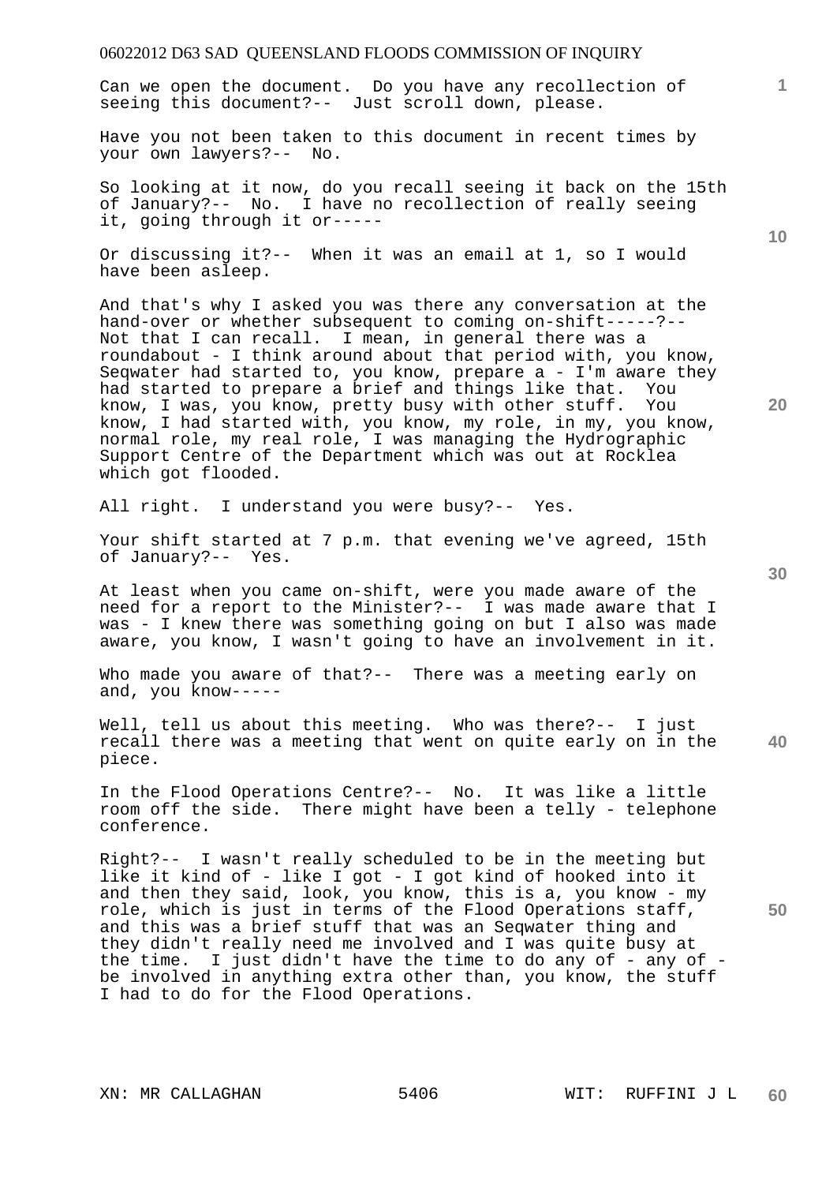Can we open the document. Do you have any recollection of seeing this document?-- Just scroll down, please.

Have you not been taken to this document in recent times by your own lawyers?-- No.

So looking at it now, do you recall seeing it back on the 15th of January?-- No. I have no recollection of really seeing it, going through it or-----

Or discussing it?-- When it was an email at 1, so I would have been asleep.

And that's why I asked you was there any conversation at the hand-over or whether subsequent to coming on-shift-----?-- Not that I can recall. I mean, in general there was a roundabout - I think around about that period with, you know, Seqwater had started to, you know, prepare a - I'm aware they had started to prepare a brief and things like that. You know, I was, you know, pretty busy with other stuff. You know, I had started with, you know, my role, in my, you know, normal role, my real role, I was managing the Hydrographic Support Centre of the Department which was out at Rocklea which got flooded.

All right. I understand you were busy?-- Yes.

Your shift started at 7 p.m. that evening we've agreed, 15th of January?-- Yes.

At least when you came on-shift, were you made aware of the need for a report to the Minister?-- I was made aware that I was - I knew there was something going on but I also was made aware, you know, I wasn't going to have an involvement in it.

Who made you aware of that?-- There was a meeting early on and, you know-----

Well, tell us about this meeting. Who was there?-- I just recall there was a meeting that went on quite early on in the piece.

In the Flood Operations Centre?-- No. It was like a little room off the side. There might have been a telly - telephone conference.

Right?-- I wasn't really scheduled to be in the meeting but like it kind of - like I got - I got kind of hooked into it and then they said, look, you know, this is a, you know - my role, which is just in terms of the Flood Operations staff, and this was a brief stuff that was an Seqwater thing and they didn't really need me involved and I was quite busy at the time. I just didn't have the time to do any of - any of - be involved in anything extra other than, you know, the stuff I had to do for the Flood Operations.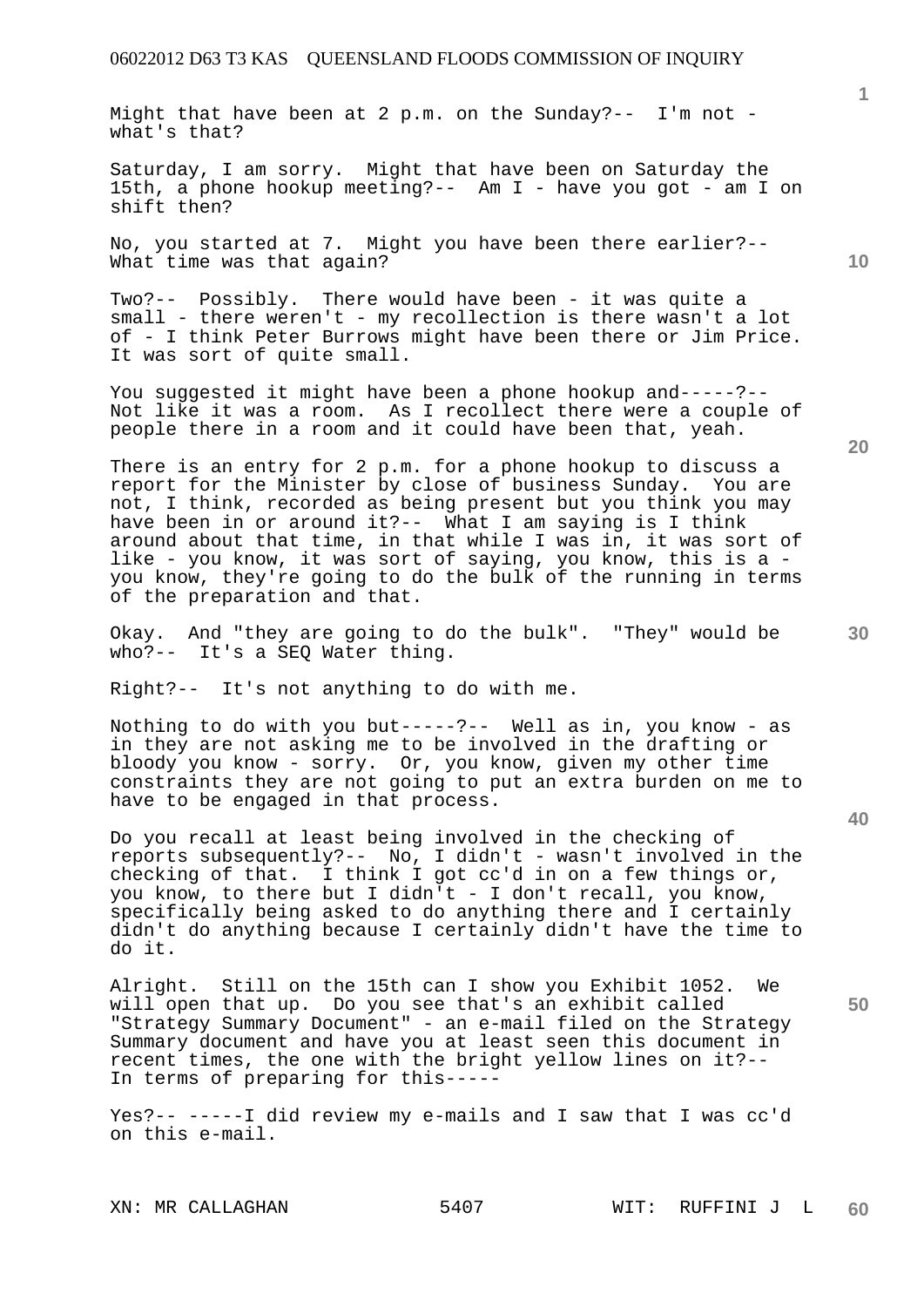Might that have been at 2 p.m. on the Sunday?-- I'm not - what's that?

Saturday, I am sorry. Might that have been on Saturday the 15th, a phone hookup meeting?-- Am I - have you got - am I on shift then?

No, you started at 7. Might you have been there earlier?-- What time was that again?

Two?-- Possibly. There would have been - it was quite a small - there weren't - my recollection is there wasn't a lot of - I think Peter Burrows might have been there or Jim Price. It was sort of quite small.

You suggested it might have been a phone hookup and-----?-- Not like it was a room. As I recollect there were a couple of people there in a room and it could have been that, yeah.

There is an entry for 2 p.m. for a phone hookup to discuss a report for the Minister by close of business Sunday. You are not, I think, recorded as being present but you think you may have been in or around it?-- What I am saying is I think around about that time, in that while I was in, it was sort of like - you know, it was sort of saying, you know, this is a - you know, they're going to do the bulk of the running in terms of the preparation and that.

Okay. And "they are going to do the bulk". "They" would be who?-- It's a SEQ Water thing.

Right?-- It's not anything to do with me.

Nothing to do with you but-----?-- Well as in, you know - as in they are not asking me to be involved in the drafting or bloody you know - sorry. Or, you know, given my other time constraints they are not going to put an extra burden on me to have to be engaged in that process.

Do you recall at least being involved in the checking of reports subsequently?-- No, I didn't - wasn't involved in the checking of that. I think I got cc'd in on a few things or, you know, to there but I didn't - I don't recall, you know, specifically being asked to do anything there and I certainly didn't do anything because I certainly didn't have the time to do it.

Alright. Still on the 15th can I show you Exhibit 1052. We will open that up. Do you see that's an exhibit called "Strategy Summary Document" - an e-mail filed on the Strategy Summary document and have you at least seen this document in recent times, the one with the bright yellow lines on it?-- In terms of preparing for this-----

Yes?-- -----I did review my e-mails and I saw that I was cc'd on this e-mail.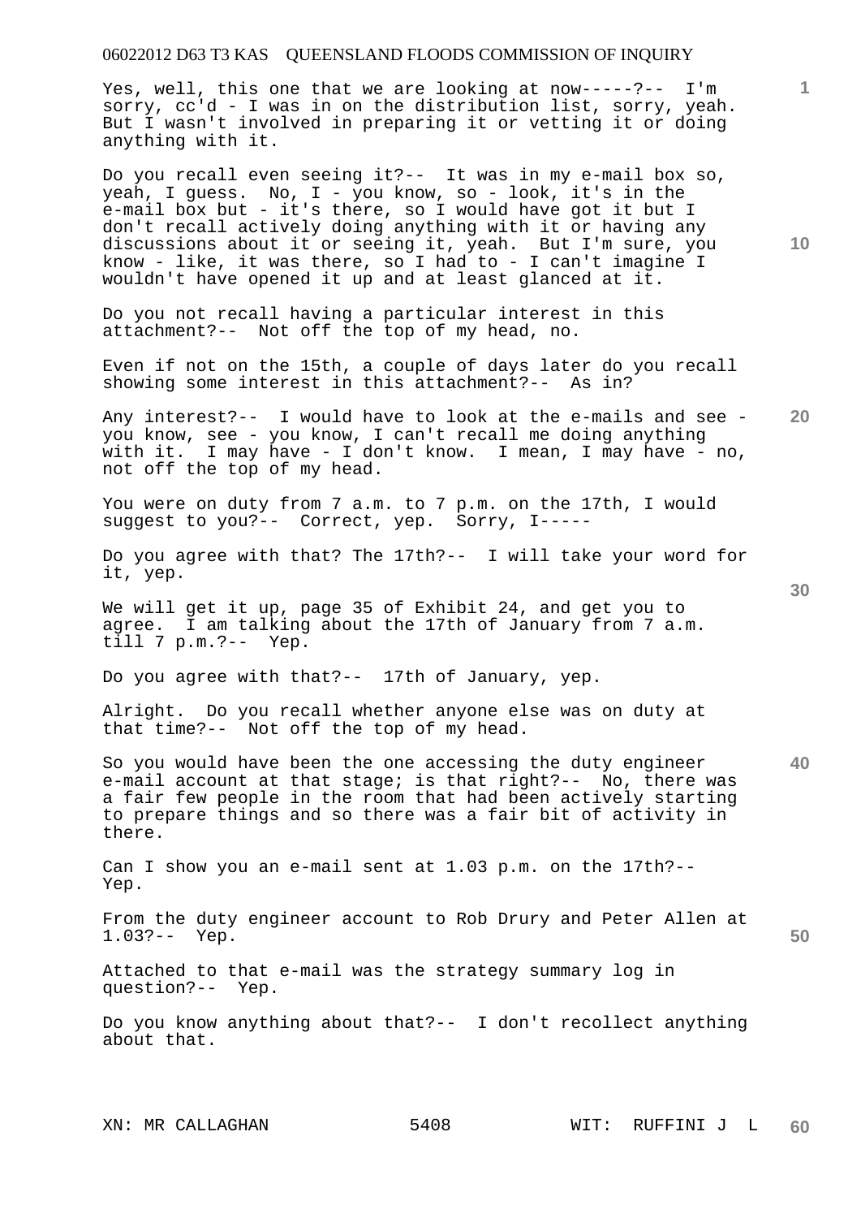Yes, well, this one that we are looking at now-----?-- I'm sorry, cc'd - I was in on the distribution list, sorry, yeah. But I wasn't involved in preparing it or vetting it or doing anything with it.

Do you recall even seeing it?-- It was in my e-mail box so, yeah, I guess. No, I - you know, so - look, it's in the e-mail box but - it's there, so I would have got it but I don't recall actively doing anything with it or having any discussions about it or seeing it, yeah. But I'm sure, you know - like, it was there, so I had to - I can't imagine I wouldn't have opened it up and at least glanced at it.

Do you not recall having a particular interest in this attachment?-- Not off the top of my head, no.

Even if not on the 15th, a couple of days later do you recall showing some interest in this attachment?-- As in?

Any interest?-- I would have to look at the e-mails and see - you know, see - you know, I can't recall me doing anything with it. I may have - I don't know. I mean, I may have - no, not off the top of my head.

You were on duty from 7 a.m. to 7 p.m. on the 17th, I would suggest to you?-- Correct, yep. Sorry, I-----

Do you agree with that? The 17th?-- I will take your word for it, yep.

We will get it up, page 35 of Exhibit 24, and get you to agree. I am talking about the 17th of January from 7 a.m. till 7 p.m.?-- Yep.

Do you agree with that?-- 17th of January, yep.

Alright. Do you recall whether anyone else was on duty at that time?-- Not off the top of my head.

So you would have been the one accessing the duty engineer e-mail account at that stage; is that right?-- No, there was a fair few people in the room that had been actively starting to prepare things and so there was a fair bit of activity in there.

Can I show you an e-mail sent at 1.03 p.m. on the 17th?-- Yep.

From the duty engineer account to Rob Drury and Peter Allen at 1.03?-- Yep.

Attached to that e-mail was the strategy summary log in question?-- Yep.

Do you know anything about that?-- I don't recollect anything about that.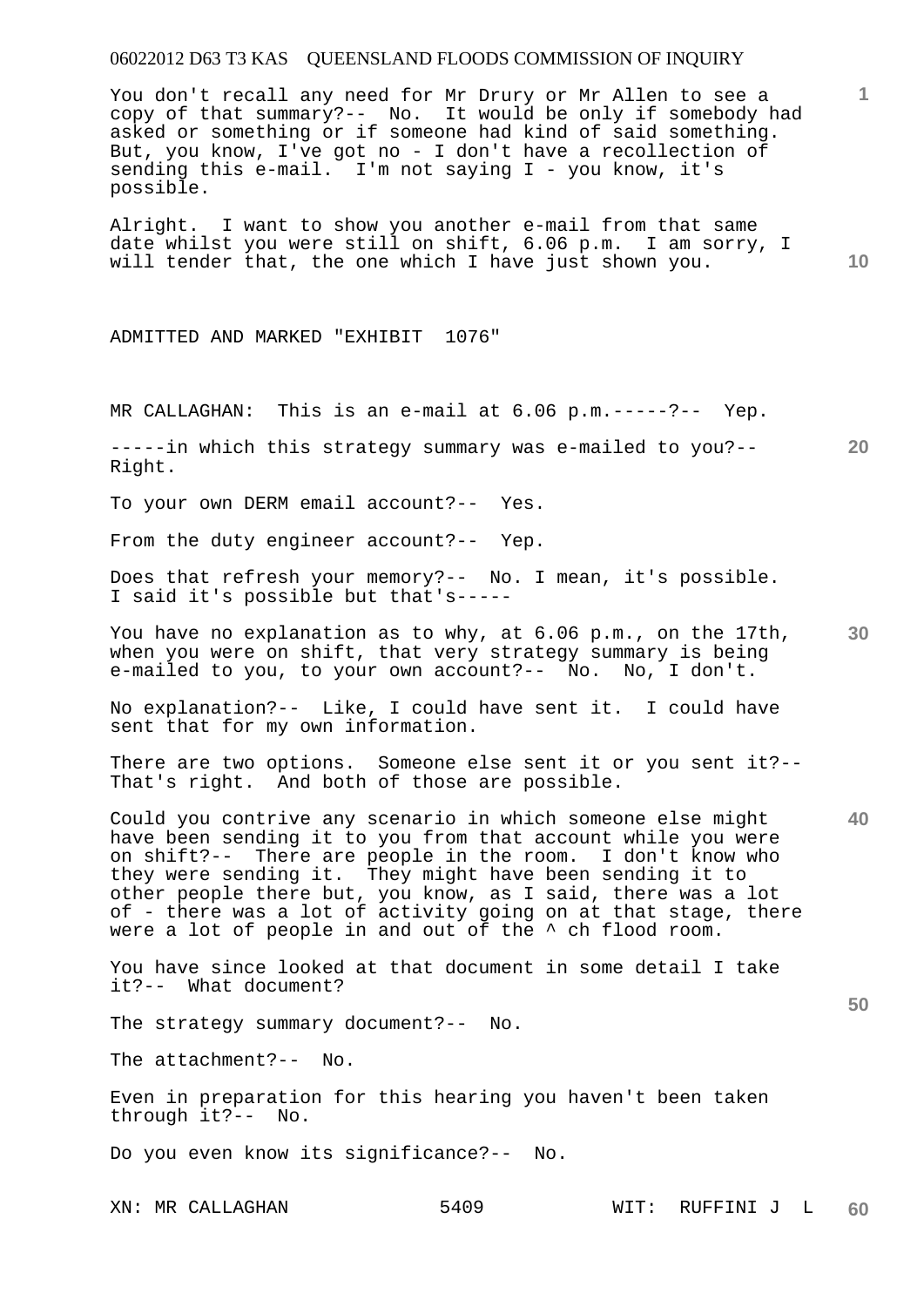You don't recall any need for Mr Drury or Mr Allen to see a copy of that summary?-- No. It would be only if somebody had asked or something or if someone had kind of said something. But, you know, I've got no - I don't have a recollection of sending this e-mail. I'm not saying I - you know, it's possible.

Alright. I want to show you another e-mail from that same date whilst you were still on shift, 6.06 p.m. I am sorry, I will tender that, the one which I have just shown you.

ADMITTED AND MARKED "EXHIBIT 1076"

MR CALLAGHAN: This is an e-mail at 6.06 p.m.-----?-- Yep.

-----in which this strategy summary was e-mailed to you?-- Right.

To your own DERM email account?-- Yes.

From the duty engineer account?-- Yep.

Does that refresh your memory?-- No. I mean, it's possible. I said it's possible but that's-----

You have no explanation as to why, at 6.06 p.m., on the 17th, when you were on shift, that very strategy summary is being e-mailed to you, to your own account?-- No. No, I don't.

No explanation?-- Like, I could have sent it. I could have sent that for my own information.

There are two options. Someone else sent it or you sent it?-- That's right. And both of those are possible.

Could you contrive any scenario in which someone else might have been sending it to you from that account while you were on shift?-- There are people in the room. I don't know who they were sending it. They might have been sending it to other people there but, you know, as I said, there was a lot of - there was a lot of activity going on at that stage, there were a lot of people in and out of the ^ ch flood room.

You have since looked at that document in some detail I take it?-- What document?

The strategy summary document?-- No.

The attachment?-- No.

Even in preparation for this hearing you haven't been taken through it?-- No.

Do you even know its significance?-- No.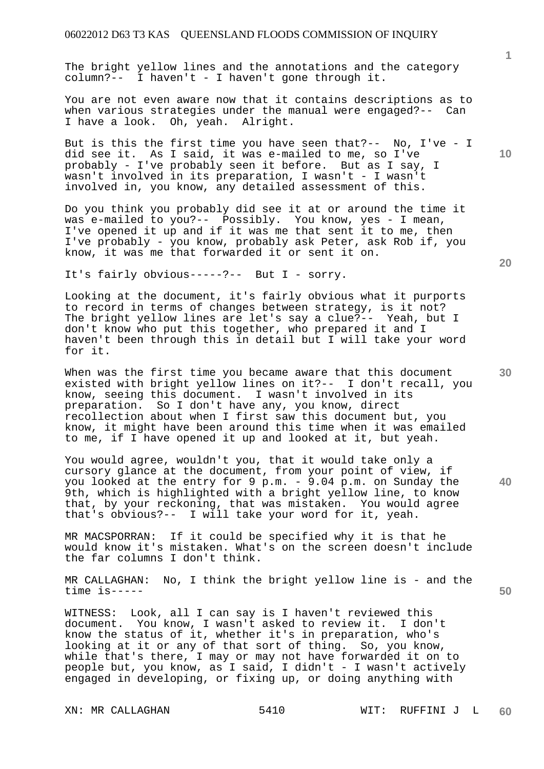The bright yellow lines and the annotations and the category column?-- I haven't - I haven't gone through it.

You are not even aware now that it contains descriptions as to when various strategies under the manual were engaged?-- Can I have a look. Oh, yeah. Alright.

But is this the first time you have seen that?-- No, I've - I did see it. As I said, it was e-mailed to me, so I've probably - I've probably seen it before. But as I say, I wasn't involved in its preparation, I wasn't - I wasn't involved in, you know, any detailed assessment of this.

Do you think you probably did see it at or around the time it was e-mailed to you?-- Possibly. You know, yes - I mean, I've opened it up and if it was me that sent it to me, then I've probably - you know, probably ask Peter, ask Rob if, you know, it was me that forwarded it or sent it on.

It's fairly obvious-----?-- But I - sorry.

Looking at the document, it's fairly obvious what it purports to record in terms of changes between strategy, is it not? The bright yellow lines are let's say a clue?-- Yeah, but I don't know who put this together, who prepared it and I haven't been through this in detail but I will take your word for it.

When was the first time you became aware that this document existed with bright yellow lines on it?-- I don't recall, you know, seeing this document. I wasn't involved in its preparation. So I don't have any, you know, direct recollection about when I first saw this document but, you know, it might have been around this time when it was emailed to me, if I have opened it up and looked at it, but yeah.

You would agree, wouldn't you, that it would take only a cursory glance at the document, from your point of view, if you looked at the entry for 9 p.m. - 9.04 p.m. on Sunday the 9th, which is highlighted with a bright yellow line, to know that, by your reckoning, that was mistaken. You would agree that's obvious?-- I will take your word for it, yeah.

MR MACSPORRAN: If it could be specified why it is that he would know it's mistaken. What's on the screen doesn't include the far columns I don't think.

MR CALLAGHAN: No, I think the bright yellow line is - and the time is-----

WITNESS: Look, all I can say is I haven't reviewed this document. You know, I wasn't asked to review it. I don't know the status of it, whether it's in preparation, who's looking at it or any of that sort of thing. So, you know, while that's there, I may or may not have forwarded it on to people but, you know, as I said, I didn't - I wasn't actively engaged in developing, or fixing up, or doing anything with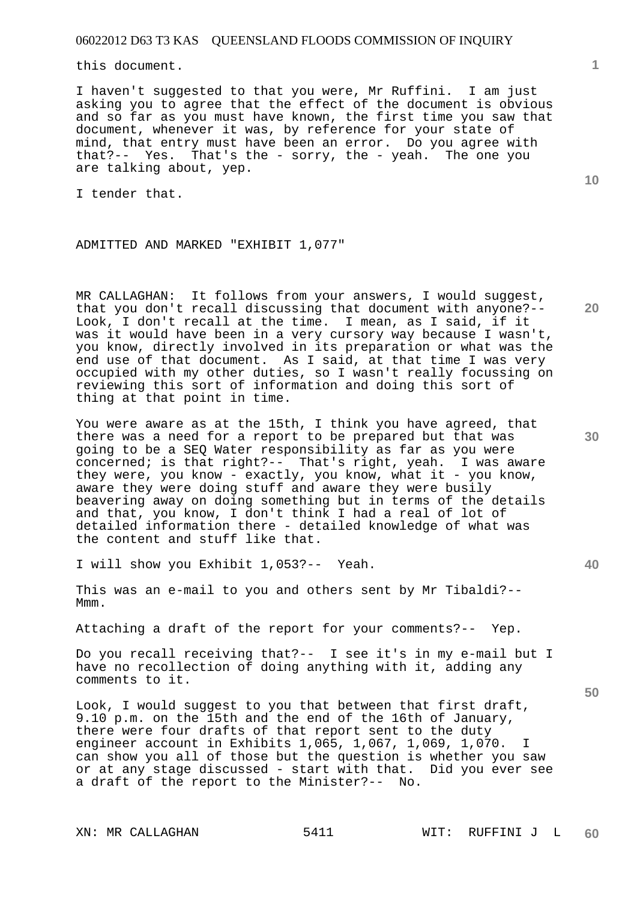this document.

I haven't suggested to that you were, Mr Ruffini. I am just asking you to agree that the effect of the document is obvious and so far as you must have known, the first time you saw that document, whenever it was, by reference for your state of mind, that entry must have been an error. Do you agree with that?-- Yes. That's the - sorry, the - yeah. The one you are talking about, yep.

I tender that.

ADMITTED AND MARKED "EXHIBIT 1,077"

MR CALLAGHAN: It follows from your answers, I would suggest, that you don't recall discussing that document with anyone?-- Look, I don't recall at the time. I mean, as I said, if it was it would have been in a very cursory way because I wasn't, you know, directly involved in its preparation or what was the end use of that document. As I said, at that time I was very occupied with my other duties, so I wasn't really focussing on reviewing this sort of information and doing this sort of thing at that point in time.

You were aware as at the 15th, I think you have agreed, that there was a need for a report to be prepared but that was going to be a SEQ Water responsibility as far as you were concerned; is that right?-- That's right, yeah. I was aware they were, you know - exactly, you know, what it - you know, aware they were doing stuff and aware they were busily beavering away on doing something but in terms of the details and that, you know, I don't think I had a real of lot of detailed information there - detailed knowledge of what was the content and stuff like that.

I will show you Exhibit 1,053?-- Yeah.

This was an e-mail to you and others sent by Mr Tibaldi?-- Mmm.

Attaching a draft of the report for your comments?-- Yep.

Do you recall receiving that?-- I see it's in my e-mail but I have no recollection of doing anything with it, adding any comments to it.

Look, I would suggest to you that between that first draft, 9.10 p.m. on the 15th and the end of the 16th of January, there were four drafts of that report sent to the duty engineer account in Exhibits 1,065, 1,067, 1,069, 1,070. I can show you all of those but the question is whether you saw or at any stage discussed - start with that. Did you ever see a draft of the report to the Minister?-- No.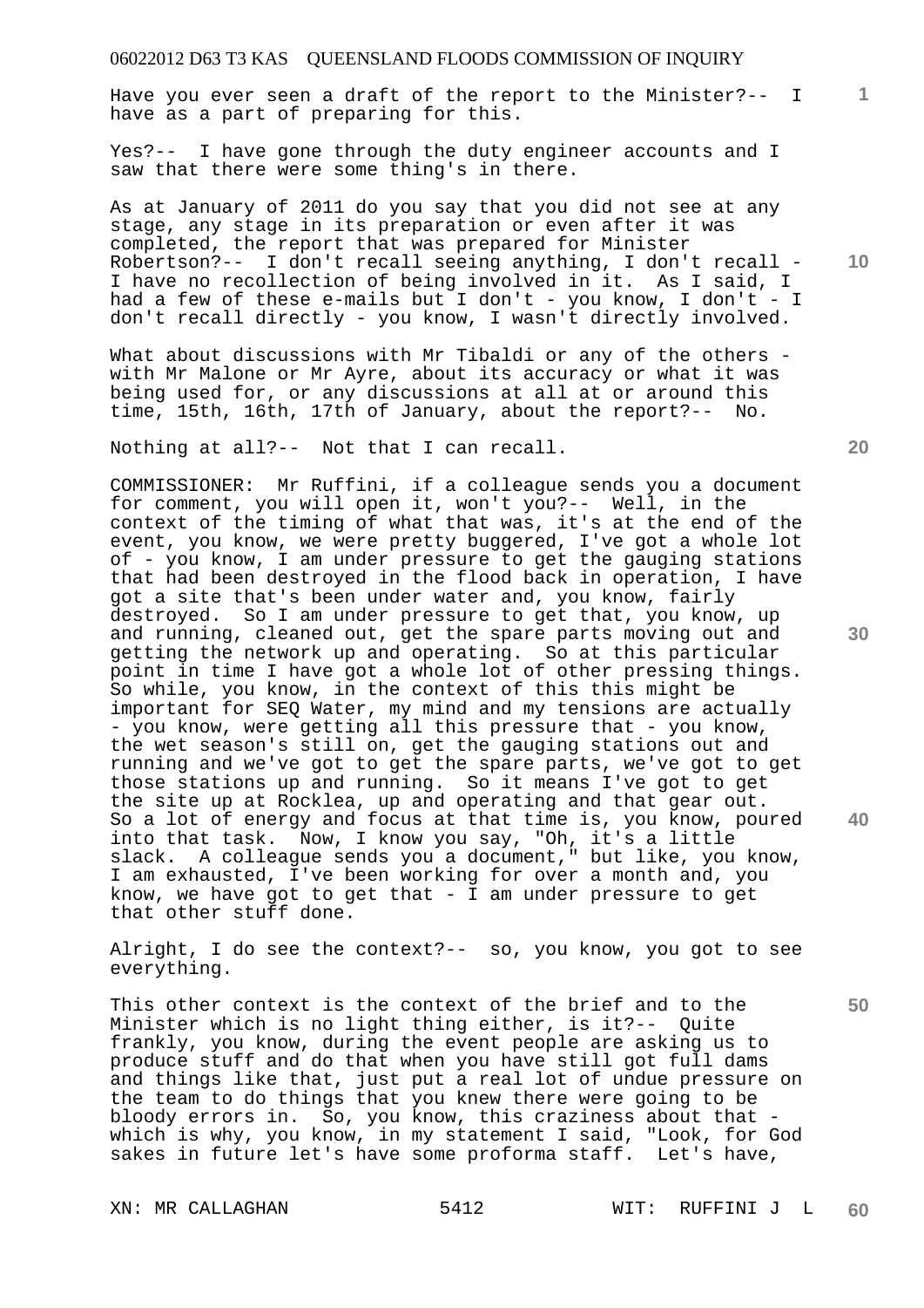Have you ever seen a draft of the report to the Minister?-- I have as a part of preparing for this.

Yes?-- I have gone through the duty engineer accounts and I saw that there were some thing's in there.

As at January of 2011 do you say that you did not see at any stage, any stage in its preparation or even after it was completed, the report that was prepared for Minister Robertson?-- I don't recall seeing anything, I don't recall - I have no recollection of being involved in it. As I said, I had a few of these e-mails but I don't - you know, I don't - I don't recall directly - you know, I wasn't directly involved.

What about discussions with Mr Tibaldi or any of the others - with Mr Malone or Mr Ayre, about its accuracy or what it was being used for, or any discussions at all at or around this time, 15th, 16th, 17th of January, about the report?-- No.

Nothing at all?-- Not that I can recall.

COMMISSIONER: Mr Ruffini, if a colleague sends you a document for comment, you will open it, won't you?-- Well, in the context of the timing of what that was, it's at the end of the event, you know, we were pretty buggered, I've got a whole lot of - you know, I am under pressure to get the gauging stations that had been destroyed in the flood back in operation, I have got a site that's been under water and, you know, fairly destroyed. So I am under pressure to get that, you know, up and running, cleaned out, get the spare parts moving out and getting the network up and operating. So at this particular point in time I have got a whole lot of other pressing things. So while, you know, in the context of this this might be important for SEQ Water, my mind and my tensions are actually - you know, were getting all this pressure that - you know, the wet season's still on, get the gauging stations out and running and we've got to get the spare parts, we've got to get those stations up and running. So it means I've got to get the site up at Rocklea, up and operating and that gear out. So a lot of energy and focus at that time is, you know, poured into that task. Now, I know you say, "Oh, it's a little slack. A colleague sends you a document," but like, you know, I am exhausted, I've been working for over a month and, you know, we have got to get that - I am under pressure to get that other stuff done.

Alright, I do see the context?-- so, you know, you got to see everything.

This other context is the context of the brief and to the Minister which is no light thing either, is it?-- Quite frankly, you know, during the event people are asking us to produce stuff and do that when you have still got full dams and things like that, just put a real lot of undue pressure on the team to do things that you knew there were going to be bloody errors in. So, you know, this craziness about that - which is why, you know, in my statement I said, "Look, for God sakes in future let's have some proforma staff. Let's have,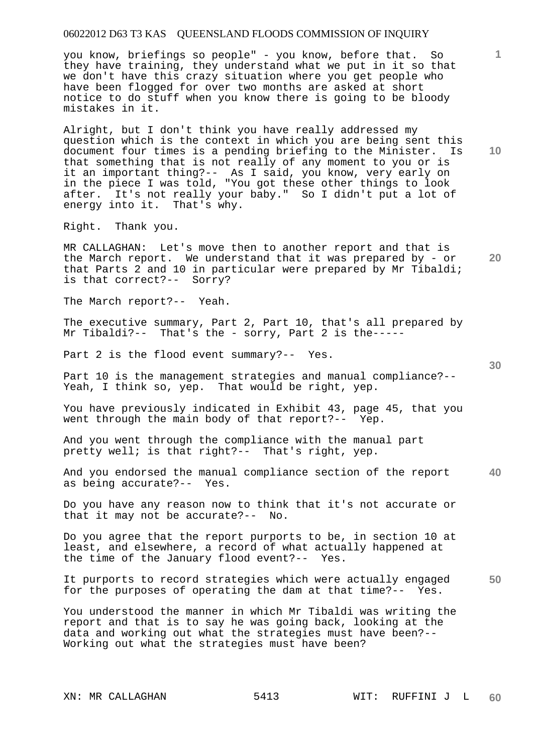you know, briefings so people" - you know, before that. So they have training, they understand what we put in it so that we don't have this crazy situation where you get people who have been flogged for over two months are asked at short notice to do stuff when you know there is going to be bloody mistakes in it.

Alright, but I don't think you have really addressed my question which is the context in which you are being sent this document four times is a pending briefing to the Minister. Is that something that is not really of any moment to you or is it an important thing?-- As I said, you know, very early on in the piece I was told, "You got these other things to look after. It's not really your baby." So I didn't put a lot of energy into it. That's why.

Right. Thank you.

MR CALLAGHAN: Let's move then to another report and that is the March report. We understand that it was prepared by - or that Parts 2 and 10 in particular were prepared by Mr Tibaldi; is that correct?-- Sorry?

The March report?-- Yeah.

The executive summary, Part 2, Part 10, that's all prepared by Mr Tibaldi?-- That's the - sorry, Part 2 is the-----

Part 2 is the flood event summary?-- Yes.

Part 10 is the management strategies and manual compliance?-- Yeah, I think so, yep. That would be right, yep.

You have previously indicated in Exhibit 43, page 45, that you went through the main body of that report?-- Yep.

And you went through the compliance with the manual part pretty well; is that right?-- That's right, yep.

And you endorsed the manual compliance section of the report as being accurate?-- Yes.

Do you have any reason now to think that it's not accurate or that it may not be accurate?-- No.

Do you agree that the report purports to be, in section 10 at least, and elsewhere, a record of what actually happened at the time of the January flood event?-- Yes.

It purports to record strategies which were actually engaged for the purposes of operating the dam at that time?-- Yes.

You understood the manner in which Mr Tibaldi was writing the report and that is to say he was going back, looking at the data and working out what the strategies must have been?-- Working out what the strategies must have been?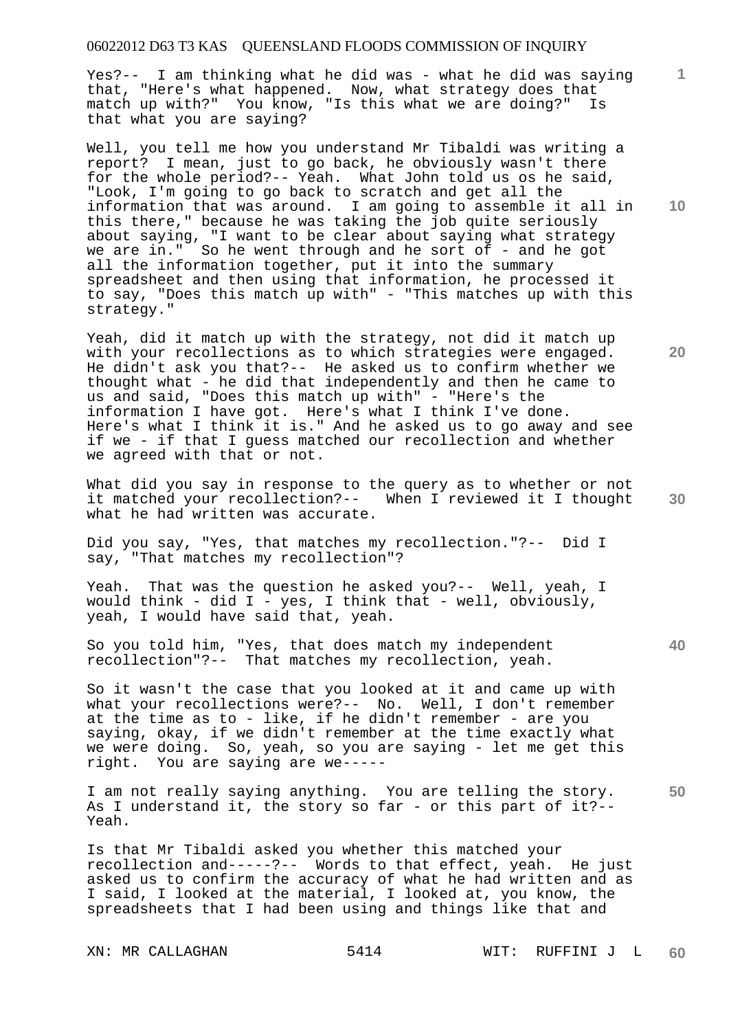Yes?-- I am thinking what he did was - what he did was saying that, "Here's what happened. Now, what strategy does that match up with?" You know, "Is this what we are doing?" Is that what you are saying?

Well, you tell me how you understand Mr Tibaldi was writing a report? I mean, just to go back, he obviously wasn't there for the whole period?-- Yeah. What John told us os he said, "Look, I'm going to go back to scratch and get all the information that was around. I am going to assemble it all in this there," because he was taking the job quite seriously about saying, "I want to be clear about saying what strategy we are in." So he went through and he sort of - and he got all the information together, put it into the summary spreadsheet and then using that information, he processed it to say, "Does this match up with" - "This matches up with this strategy."

Yeah, did it match up with the strategy, not did it match up with your recollections as to which strategies were engaged. He didn't ask you that?-- He asked us to confirm whether we thought what - he did that independently and then he came to us and said, "Does this match up with" - "Here's the information I have got. Here's what I think I've done. Here's what I think it is." And he asked us to go away and see if we - if that I guess matched our recollection and whether we agreed with that or not.

What did you say in response to the query as to whether or not it matched your recollection?-- When I reviewed it I thought what he had written was accurate.

Did you say, "Yes, that matches my recollection."?-- Did I say, "That matches my recollection"?

Yeah. That was the question he asked you?-- Well, yeah, I would think - did I - yes, I think that - well, obviously, yeah, I would have said that, yeah.

So you told him, "Yes, that does match my independent recollection"?-- That matches my recollection, yeah.

So it wasn't the case that you looked at it and came up with what your recollections were?-- No. Well, I don't remember at the time as to - like, if he didn't remember - are you saying, okay, if we didn't remember at the time exactly what we were doing. So, yeah, so you are saying - let me get this right. You are saying are we-----

I am not really saying anything. You are telling the story. As I understand it, the story so far - or this part of it?-- Yeah.

Is that Mr Tibaldi asked you whether this matched your recollection and-----?-- Words to that effect, yeah. He just asked us to confirm the accuracy of what he had written and as I said, I looked at the material, I looked at, you know, the spreadsheets that I had been using and things like that and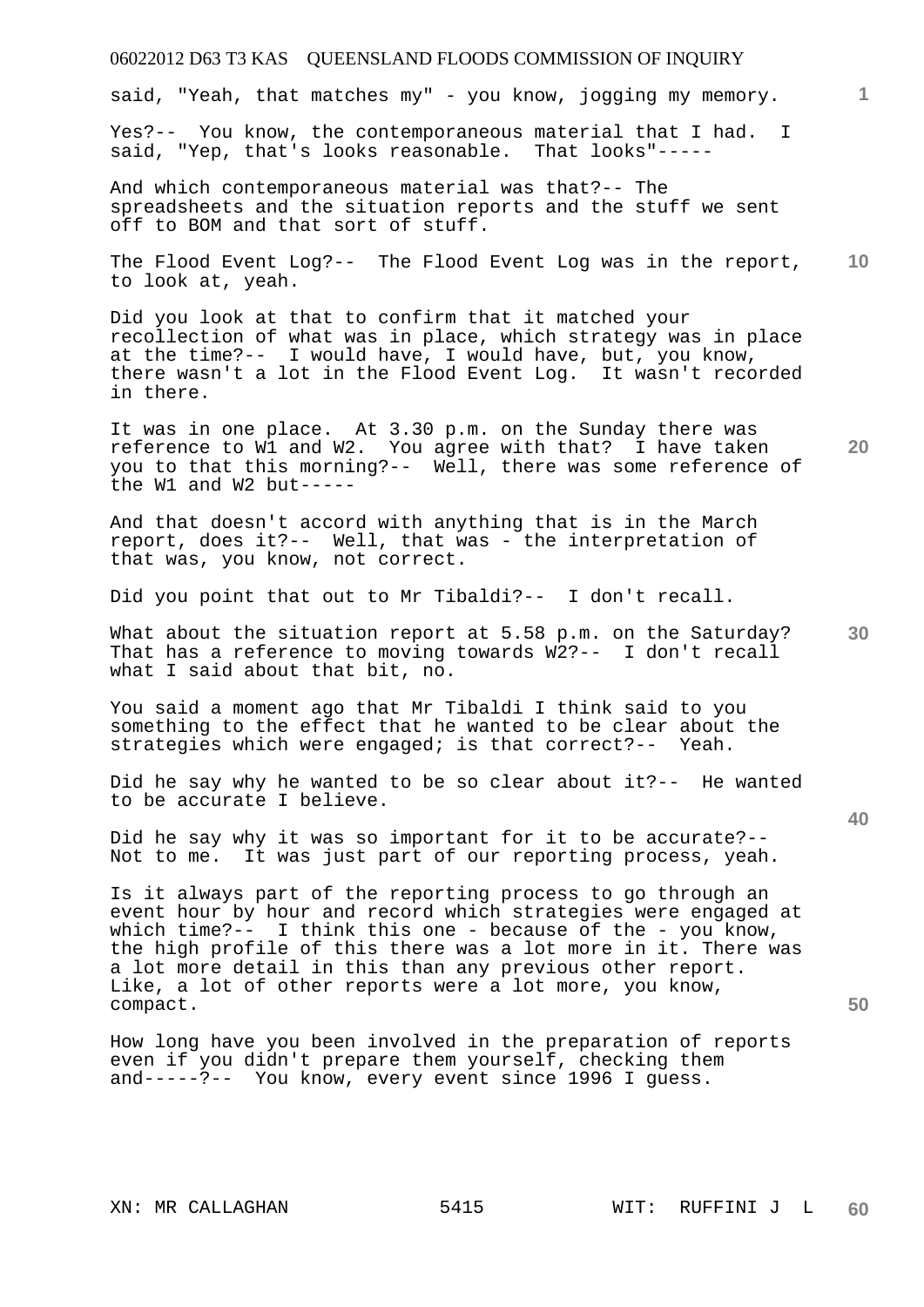said, "Yeah, that matches my" - you know, jogging my memory.

Yes?-- You know, the contemporaneous material that I had. I said, "Yep, that's looks reasonable. That looks"-----

And which contemporaneous material was that?-- The spreadsheets and the situation reports and the stuff we sent off to BOM and that sort of stuff.

The Flood Event Log?-- The Flood Event Log was in the report, to look at, yeah.

Did you look at that to confirm that it matched your recollection of what was in place, which strategy was in place at the time?-- I would have, I would have, but, you know, there wasn't a lot in the Flood Event Log. It wasn't recorded in there.

It was in one place. At 3.30 p.m. on the Sunday there was reference to W1 and W2. You agree with that? I have taken you to that this morning?-- Well, there was some reference of the W1 and W2 but-----

And that doesn't accord with anything that is in the March report, does it?-- Well, that was - the interpretation of that was, you know, not correct.

Did you point that out to Mr Tibaldi?-- I don't recall.

What about the situation report at 5.58 p.m. on the Saturday? That has a reference to moving towards W2?-- I don't recall what I said about that bit, no.

You said a moment ago that Mr Tibaldi I think said to you something to the effect that he wanted to be clear about the strategies which were engaged; is that correct?-- Yeah.

Did he say why he wanted to be so clear about it?-- He wanted to be accurate I believe.

Did he say why it was so important for it to be accurate?-- Not to me. It was just part of our reporting process, yeah.

Is it always part of the reporting process to go through an event hour by hour and record which strategies were engaged at which time?-- I think this one - because of the - you know, the high profile of this there was a lot more in it. There was a lot more detail in this than any previous other report. Like, a lot of other reports were a lot more, you know, compact.

How long have you been involved in the preparation of reports even if you didn't prepare them yourself, checking them and-----?-- You know, every event since 1996 I guess.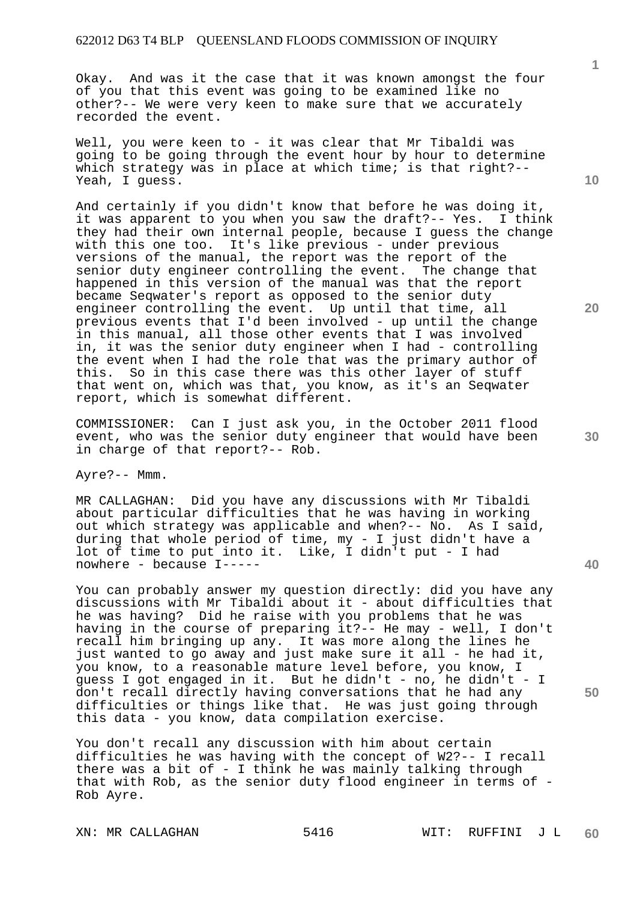Okay. And was it the case that it was known amongst the four of you that this event was going to be examined like no other?-- We were very keen to make sure that we accurately recorded the event.

Well, you were keen to - it was clear that Mr Tibaldi was going to be going through the event hour by hour to determine which strategy was in place at which time; is that right?-- Yeah, I guess.

And certainly if you didn't know that before he was doing it, it was apparent to you when you saw the draft?-- Yes. I think they had their own internal people, because I guess the change with this one too. It's like previous - under previous versions of the manual, the report was the report of the senior duty engineer controlling the event. The change that happened in this version of the manual was that the report became Seqwater's report as opposed to the senior duty engineer controlling the event. Up until that time, all previous events that I'd been involved - up until the change in this manual, all those other events that I was involved in, it was the senior duty engineer when I had - controlling the event when I had the role that was the primary author of this. So in this case there was this other layer of stuff that went on, which was that, you know, as it's an Seqwater report, which is somewhat different.

COMMISSIONER: Can I just ask you, in the October 2011 flood event, who was the senior duty engineer that would have been in charge of that report?-- Rob.

Ayre?-- Mmm.

MR CALLAGHAN: Did you have any discussions with Mr Tibaldi about particular difficulties that he was having in working out which strategy was applicable and when?-- No. As I said, during that whole period of time, my - I just didn't have a lot of time to put into it. Like, I didn't put - I had nowhere - because I-----

You can probably answer my question directly: did you have any discussions with Mr Tibaldi about it - about difficulties that he was having? Did he raise with you problems that he was having in the course of preparing it?-- He may - well, I don't recall him bringing up any. It was more along the lines he just wanted to go away and just make sure it all - he had it, you know, to a reasonable mature level before, you know, I guess I got engaged in it. But he didn't - no, he didn't - I don't recall directly having conversations that he had any difficulties or things like that. He was just going through this data - you know, data compilation exercise.

You don't recall any discussion with him about certain difficulties he was having with the concept of W2?-- I recall there was a bit of - I think he was mainly talking through that with Rob, as the senior duty flood engineer in terms of - Rob Ayre.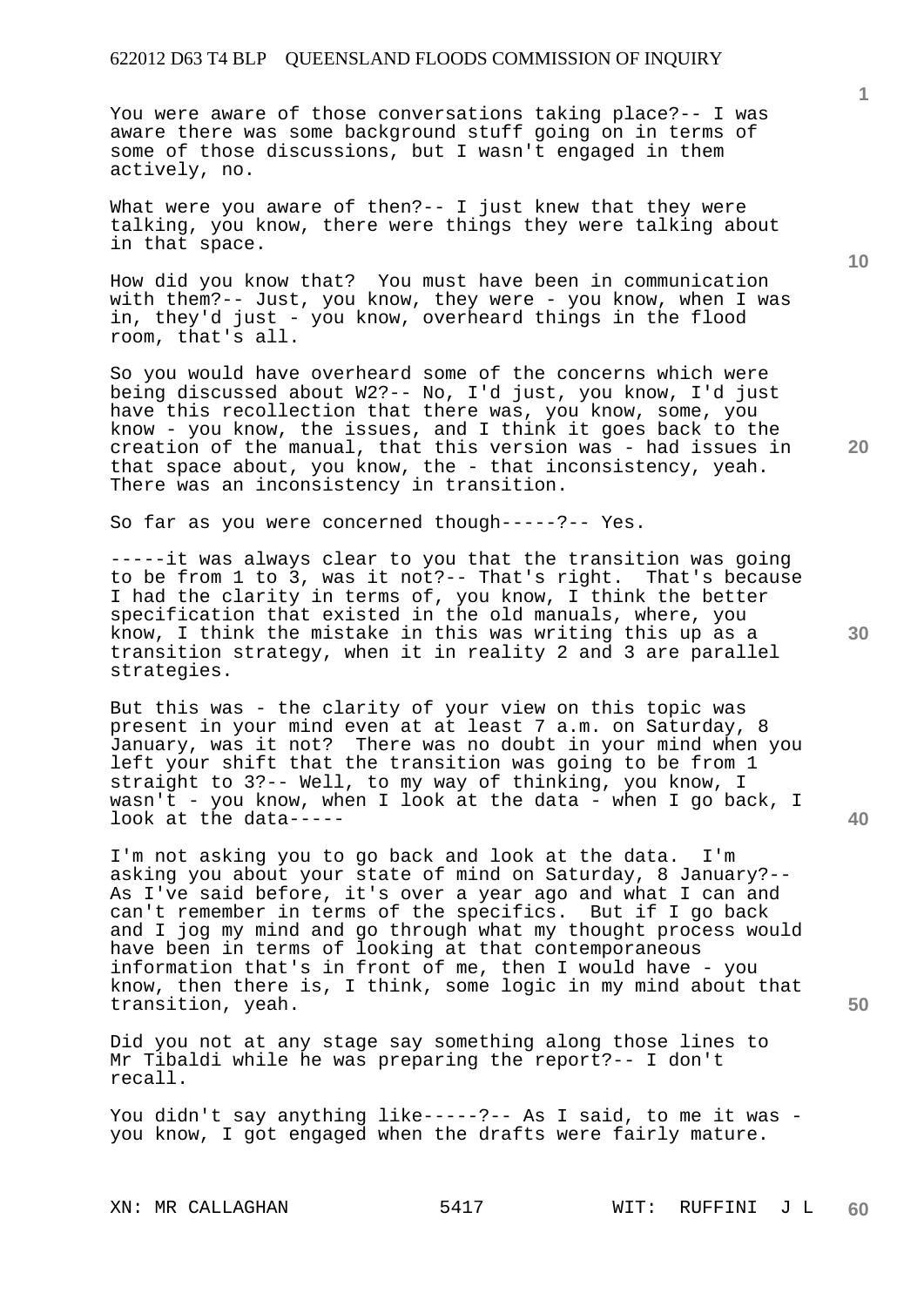You were aware of those conversations taking place?-- I was aware there was some background stuff going on in terms of some of those discussions, but I wasn't engaged in them actively, no.

What were you aware of then?-- I just knew that they were talking, you know, there were things they were talking about in that space.

How did you know that? You must have been in communication with them?-- Just, you know, they were - you know, when I was in, they'd just - you know, overheard things in the flood room, that's all.

So you would have overheard some of the concerns which were being discussed about W2?-- No, I'd just, you know, I'd just have this recollection that there was, you know, some, you know - you know, the issues, and I think it goes back to the creation of the manual, that this version was - had issues in that space about, you know, the - that inconsistency, yeah. There was an inconsistency in transition.

So far as you were concerned though-----?-- Yes.

-----it was always clear to you that the transition was going to be from 1 to 3, was it not?-- That's right. That's because I had the clarity in terms of, you know, I think the better specification that existed in the old manuals, where, you know, I think the mistake in this was writing this up as a transition strategy, when it in reality 2 and 3 are parallel strategies.

But this was - the clarity of your view on this topic was present in your mind even at at least 7 a.m. on Saturday, 8 January, was it not? There was no doubt in your mind when you left your shift that the transition was going to be from 1 straight to 3?-- Well, to my way of thinking, you know, I wasn't - you know, when I look at the data - when I go back, I look at the data-----

I'm not asking you to go back and look at the data. I'm asking you about your state of mind on Saturday, 8 January?-- As I've said before, it's over a year ago and what I can and can't remember in terms of the specifics. But if I go back and I jog my mind and go through what my thought process would have been in terms of looking at that contemporaneous information that's in front of me, then I would have - you know, then there is, I think, some logic in my mind about that transition, yeah.

Did you not at any stage say something along those lines to Mr Tibaldi while he was preparing the report?-- I don't recall.

You didn't say anything like-----?-- As I said, to me it was - you know, I got engaged when the drafts were fairly mature.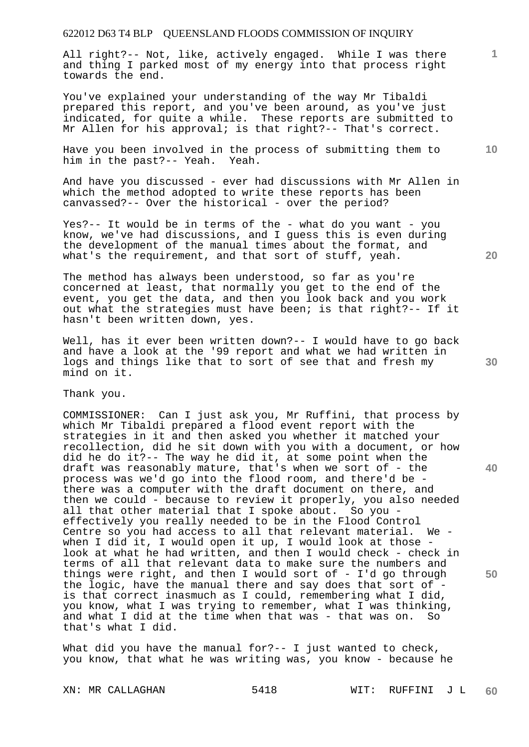All right?-- Not, like, actively engaged. While I was there and thing I parked most of my energy into that process right towards the end.

You've explained your understanding of the way Mr Tibaldi prepared this report, and you've been around, as you've just indicated, for quite a while. These reports are submitted to Mr Allen for his approval; is that right?-- That's correct.

Have you been involved in the process of submitting them to him in the past?-- Yeah. Yeah.

And have you discussed - ever had discussions with Mr Allen in which the method adopted to write these reports has been canvassed?-- Over the historical - over the period?

Yes?-- It would be in terms of the - what do you want - you know, we've had discussions, and I guess this is even during the development of the manual times about the format, and what's the requirement, and that sort of stuff, yeah.

The method has always been understood, so far as you're concerned at least, that normally you get to the end of the event, you get the data, and then you look back and you work out what the strategies must have been; is that right?-- If it hasn't been written down, yes.

Well, has it ever been written down?-- I would have to go back and have a look at the '99 report and what we had written in logs and things like that to sort of see that and fresh my mind on it.

Thank you.

COMMISSIONER: Can I just ask you, Mr Ruffini, that process by which Mr Tibaldi prepared a flood event report with the strategies in it and then asked you whether it matched your recollection, did he sit down with you with a document, or how did he do it?-- The way he did it, at some point when the draft was reasonably mature, that's when we sort of - the process was we'd go into the flood room, and there'd be - there was a computer with the draft document on there, and then we could - because to review it properly, you also needed all that other material that I spoke about. So you - effectively you really needed to be in the Flood Control Centre so you had access to all that relevant material. We - when I did it, I would open it up, I would look at those - look at what he had written, and then I would check - check in terms of all that relevant data to make sure the numbers and things were right, and then I would sort of - I'd go through the logic, have the manual there and say does that sort of - is that correct inasmuch as I could, remembering what I did, you know, what I was trying to remember, what I was thinking, and what I did at the time when that was - that was on. So that's what I did.

What did you have the manual for?-- I just wanted to check, you know, that what he was writing was, you know - because he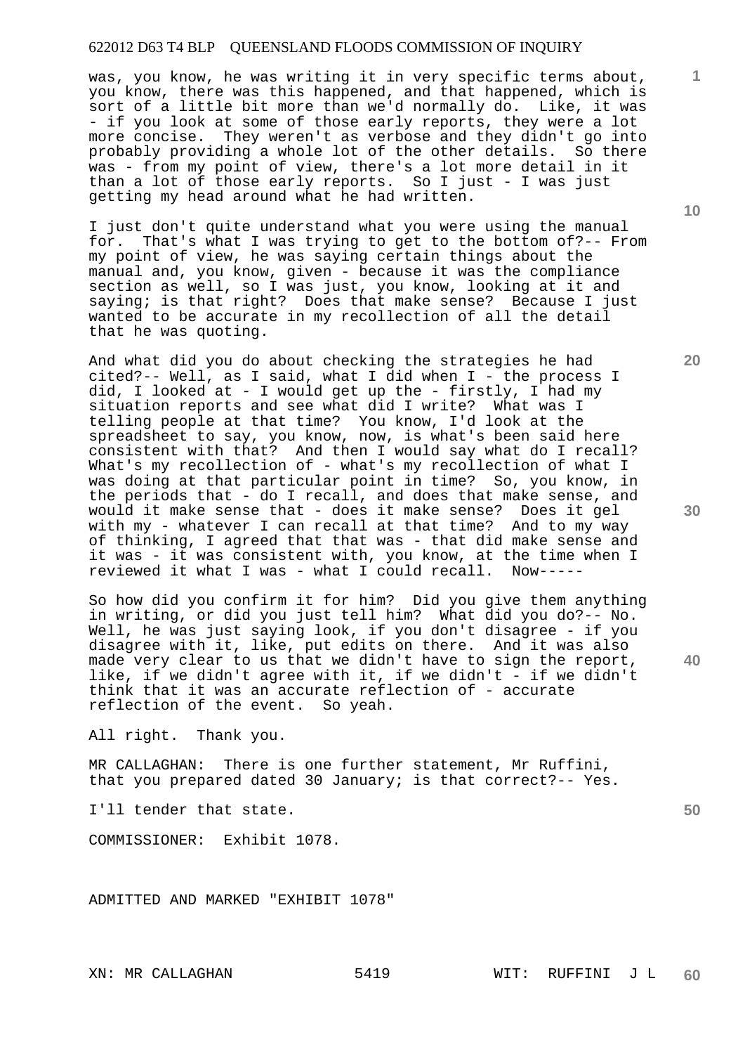was, you know, he was writing it in very specific terms about, you know, there was this happened, and that happened, which is sort of a little bit more than we'd normally do. Like, it was - if you look at some of those early reports, they were a lot more concise. They weren't as verbose and they didn't go into probably providing a whole lot of the other details. So there was - from my point of view, there's a lot more detail in it than a lot of those early reports. So I just - I was just getting my head around what he had written.

I just don't quite understand what you were using the manual for. That's what I was trying to get to the bottom of?-- From my point of view, he was saying certain things about the manual and, you know, given - because it was the compliance section as well, so I was just, you know, looking at it and saying; is that right? Does that make sense? Because I just wanted to be accurate in my recollection of all the detail that he was quoting.

And what did you do about checking the strategies he had cited?-- Well, as I said, what I did when I - the process I did, I looked at - I would get up the - firstly, I had my situation reports and see what did I write? What was I telling people at that time? You know, I'd look at the spreadsheet to say, you know, now, is what's been said here consistent with that? And then I would say what do I recall? What's my recollection of - what's my recollection of what I was doing at that particular point in time? So, you know, in the periods that - do I recall, and does that make sense, and would it make sense that - does it make sense? Does it gel with my - whatever I can recall at that time? And to my way of thinking, I agreed that that was - that did make sense and it was - it was consistent with, you know, at the time when I reviewed it what I was - what I could recall. Now-----

So how did you confirm it for him? Did you give them anything in writing, or did you just tell him? What did you do?-- No. Well, he was just saying look, if you don't disagree - if you disagree with it, like, put edits on there. And it was also made very clear to us that we didn't have to sign the report, like, if we didn't agree with it, if we didn't - if we didn't think that it was an accurate reflection of - accurate reflection of the event. So yeah.

All right. Thank you.

MR CALLAGHAN: There is one further statement, Mr Ruffini, that you prepared dated 30 January; is that correct?-- Yes.

I'll tender that state.

COMMISSIONER: Exhibit 1078.

ADMITTED AND MARKED "EXHIBIT 1078"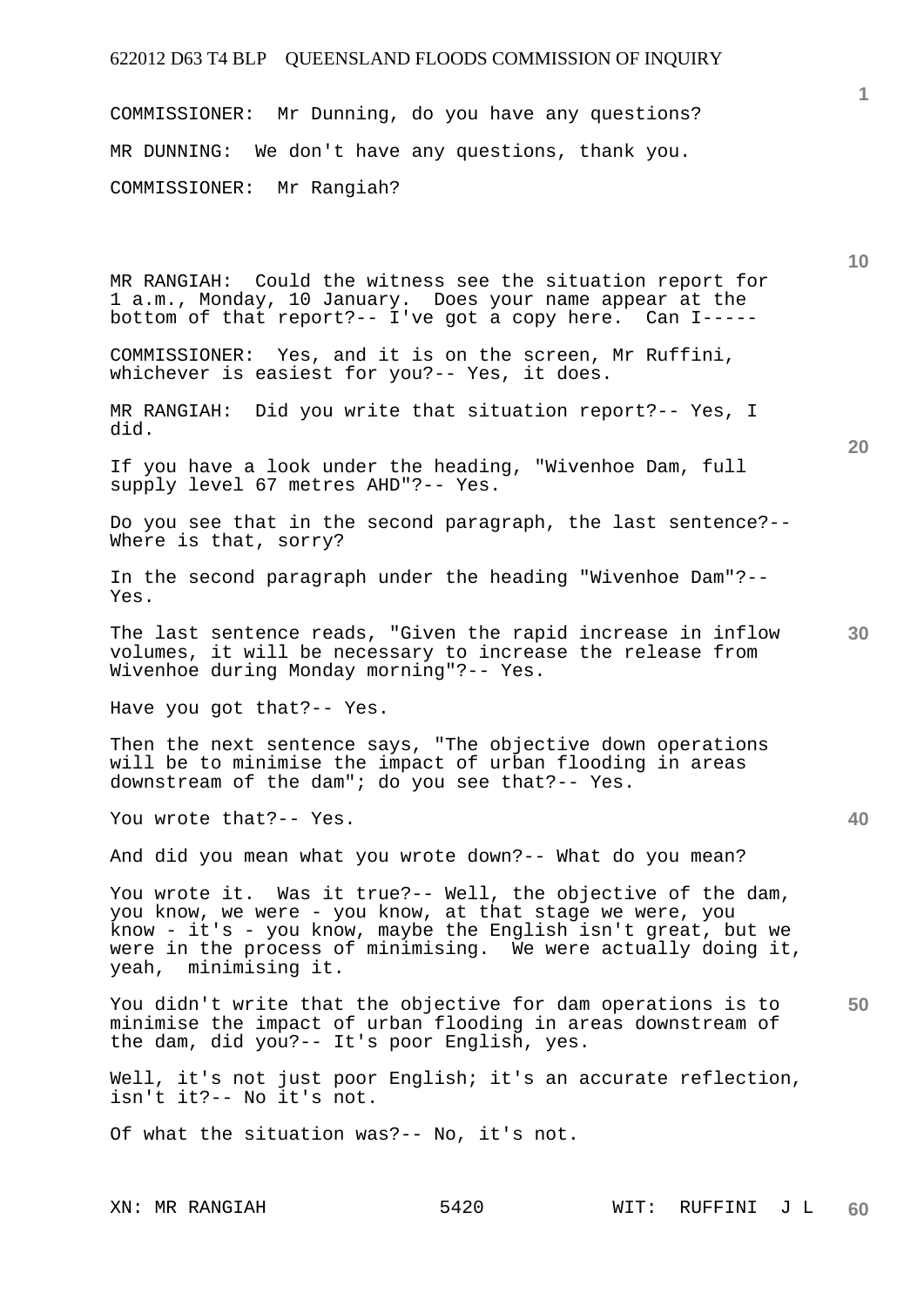COMMISSIONER: Mr Dunning, do you have any questions?

MR DUNNING: We don't have any questions, thank you.

COMMISSIONER: Mr Rangiah?

MR RANGIAH: Could the witness see the situation report for 1 a.m., Monday, 10 January. Does your name appear at the bottom of that report?-- I've got a copy here. Can I-----

COMMISSIONER: Yes, and it is on the screen, Mr Ruffini, whichever is easiest for you?-- Yes, it does.

MR RANGIAH: Did you write that situation report?-- Yes, I did.

If you have a look under the heading, "Wivenhoe Dam, full supply level 67 metres AHD"?-- Yes.

Do you see that in the second paragraph, the last sentence?-- Where is that, sorry?

In the second paragraph under the heading "Wivenhoe Dam"?-- Yes.

The last sentence reads, "Given the rapid increase in inflow volumes, it will be necessary to increase the release from Wivenhoe during Monday morning"?-- Yes.

Have you got that?-- Yes.

Then the next sentence says, "The objective down operations will be to minimise the impact of urban flooding in areas downstream of the dam"; do you see that?-- Yes.

You wrote that?-- Yes.

And did you mean what you wrote down?-- What do you mean?

You wrote it. Was it true?-- Well, the objective of the dam, you know, we were - you know, at that stage we were, you know - it's - you know, maybe the English isn't great, but we were in the process of minimising. We were actually doing it, yeah, minimising it.

You didn't write that the objective for dam operations is to minimise the impact of urban flooding in areas downstream of the dam, did you?-- It's poor English, yes.

Well, it's not just poor English; it's an accurate reflection, isn't it?-- No it's not.

Of what the situation was?-- No, it's not.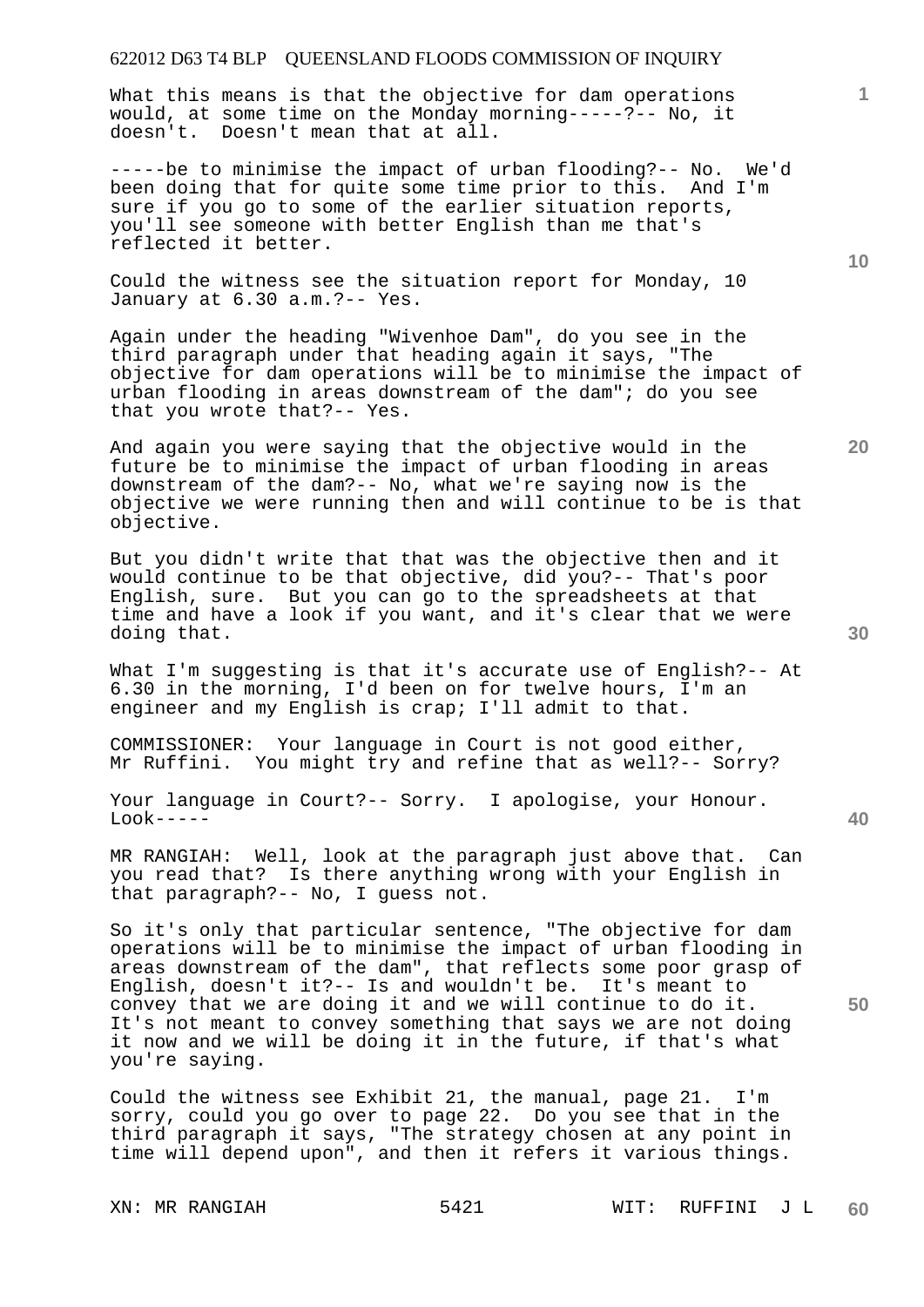What this means is that the objective for dam operations would, at some time on the Monday morning-----?-- No, it doesn't. Doesn't mean that at all.

-----be to minimise the impact of urban flooding?-- No. We'd been doing that for quite some time prior to this. And I'm sure if you go to some of the earlier situation reports, you'll see someone with better English than me that's reflected it better.

Could the witness see the situation report for Monday, 10 January at 6.30 a.m.?-- Yes.

Again under the heading "Wivenhoe Dam", do you see in the third paragraph under that heading again it says, "The objective for dam operations will be to minimise the impact of urban flooding in areas downstream of the dam"; do you see that you wrote that?-- Yes.

And again you were saying that the objective would in the future be to minimise the impact of urban flooding in areas downstream of the dam?-- No, what we're saying now is the objective we were running then and will continue to be is that objective.

But you didn't write that that was the objective then and it would continue to be that objective, did you?-- That's poor English, sure. But you can go to the spreadsheets at that time and have a look if you want, and it's clear that we were doing that.

What I'm suggesting is that it's accurate use of English?-- At 6.30 in the morning, I'd been on for twelve hours, I'm an engineer and my English is crap; I'll admit to that.

COMMISSIONER: Your language in Court is not good either, Mr Ruffini. You might try and refine that as well?-- Sorry?

Your language in Court?-- Sorry. I apologise, your Honour. Look-----

MR RANGIAH: Well, look at the paragraph just above that. Can you read that? Is there anything wrong with your English in that paragraph?-- No, I guess not.

So it's only that particular sentence, "The objective for dam operations will be to minimise the impact of urban flooding in areas downstream of the dam", that reflects some poor grasp of English, doesn't it?-- Is and wouldn't be. It's meant to convey that we are doing it and we will continue to do it. It's not meant to convey something that says we are not doing it now and we will be doing it in the future, if that's what you're saying.

Could the witness see Exhibit 21, the manual, page 21. I'm sorry, could you go over to page 22. Do you see that in the third paragraph it says, "The strategy chosen at any point in time will depend upon", and then it refers it various things.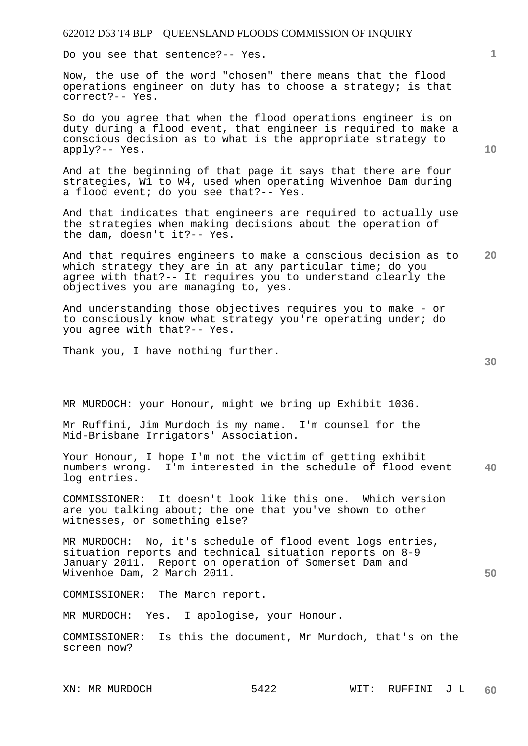Do you see that sentence?-- Yes.

Now, the use of the word "chosen" there means that the flood operations engineer on duty has to choose a strategy; is that correct?-- Yes.

So do you agree that when the flood operations engineer is on duty during a flood event, that engineer is required to make a conscious decision as to what is the appropriate strategy to apply?-- Yes.

And at the beginning of that page it says that there are four strategies, W1 to W4, used when operating Wivenhoe Dam during a flood event; do you see that?-- Yes.

And that indicates that engineers are required to actually use the strategies when making decisions about the operation of the dam, doesn't it?-- Yes.

And that requires engineers to make a conscious decision as to which strategy they are in at any particular time; do you agree with that?-- It requires you to understand clearly the objectives you are managing to, yes.

And understanding those objectives requires you to make - or to consciously know what strategy you're operating under; do you agree with that?-- Yes.

Thank you, I have nothing further.

MR MURDOCH: your Honour, might we bring up Exhibit 1036.

Mr Ruffini, Jim Murdoch is my name. I'm counsel for the Mid-Brisbane Irrigators' Association.

Your Honour, I hope I'm not the victim of getting exhibit numbers wrong. I'm interested in the schedule of flood event log entries.

COMMISSIONER: It doesn't look like this one. Which version are you talking about; the one that you've shown to other witnesses, or something else?

MR MURDOCH: No, it's schedule of flood event logs entries, situation reports and technical situation reports on 8-9 January 2011. Report on operation of Somerset Dam and Wivenhoe Dam, 2 March 2011.

COMMISSIONER: The March report.

MR MURDOCH: Yes. I apologise, your Honour.

COMMISSIONER: Is this the document, Mr Murdoch, that's on the screen now?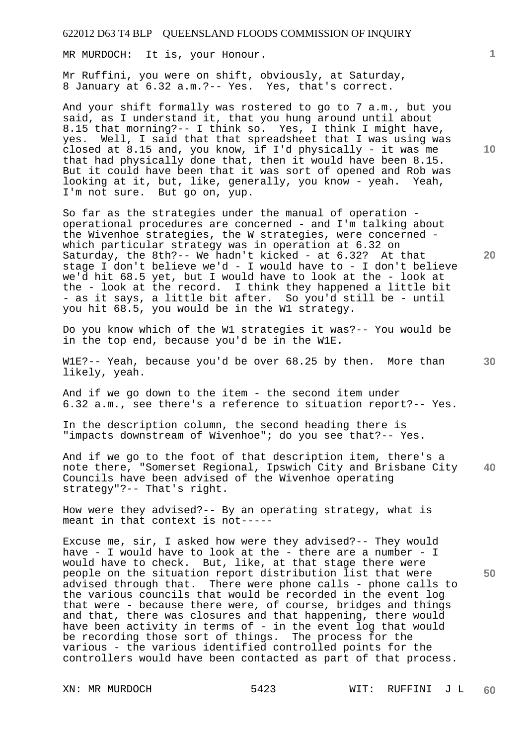MR MURDOCH: It is, your Honour.

Mr Ruffini, you were on shift, obviously, at Saturday, 8 January at 6.32 a.m.?-- Yes. Yes, that's correct.

And your shift formally was rostered to go to 7 a.m., but you said, as I understand it, that you hung around until about 8.15 that morning?-- I think so. Yes, I think I might have, yes. Well, I said that that spreadsheet that I was using was closed at 8.15 and, you know, if I'd physically - it was me that had physically done that, then it would have been 8.15. But it could have been that it was sort of opened and Rob was looking at it, but, like, generally, you know - yeah. Yeah, I'm not sure. But go on, yup.

So far as the strategies under the manual of operation - operational procedures are concerned - and I'm talking about the Wivenhoe strategies, the W strategies, were concerned - which particular strategy was in operation at 6.32 on Saturday, the 8th?-- We hadn't kicked - at 6.32? At that stage I don't believe we'd - I would have to - I don't believe we'd hit 68.5 yet, but I would have to look at the - look at the - look at the record. I think they happened a little bit - as it says, a little bit after. So you'd still be - until you hit 68.5, you would be in the W1 strategy.

Do you know which of the W1 strategies it was?-- You would be in the top end, because you'd be in the W1E.

W1E?-- Yeah, because you'd be over 68.25 by then. More than likely, yeah.

And if we go down to the item - the second item under 6.32 a.m., see there's a reference to situation report?-- Yes.

In the description column, the second heading there is "impacts downstream of Wivenhoe"; do you see that?-- Yes.

And if we go to the foot of that description item, there's a note there, "Somerset Regional, Ipswich City and Brisbane City Councils have been advised of the Wivenhoe operating strategy"?-- That's right.

How were they advised?-- By an operating strategy, what is meant in that context is not-----

Excuse me, sir, I asked how were they advised?-- They would have - I would have to look at the - there are a number - I would have to check. But, like, at that stage there were people on the situation report distribution list that were advised through that. There were phone calls - phone calls to the various councils that would be recorded in the event log that were - because there were, of course, bridges and things and that, there was closures and that happening, there would have been activity in terms of - in the event log that would be recording those sort of things. The process for the various - the various identified controlled points for the controllers would have been contacted as part of that process.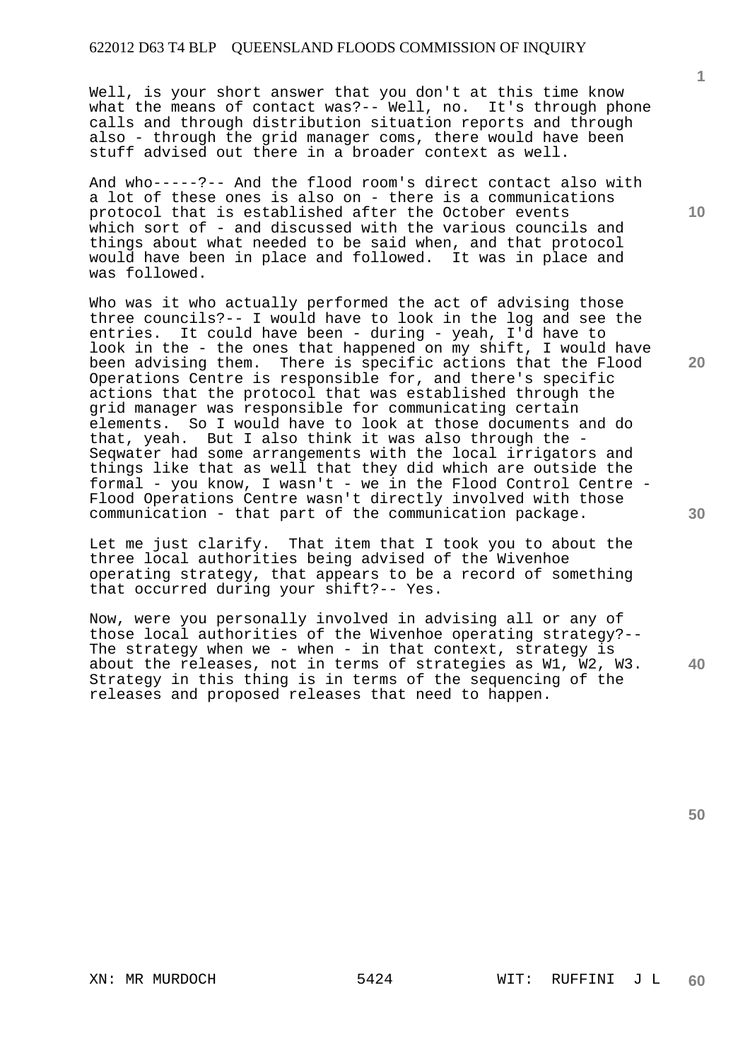Well, is your short answer that you don't at this time know what the means of contact was?-- Well, no. It's through phone calls and through distribution situation reports and through also - through the grid manager coms, there would have been stuff advised out there in a broader context as well.

And who-----?-- And the flood room's direct contact also with a lot of these ones is also on - there is a communications protocol that is established after the October events which sort of - and discussed with the various councils and things about what needed to be said when, and that protocol would have been in place and followed. It was in place and was followed.

Who was it who actually performed the act of advising those three councils?-- I would have to look in the log and see the entries. It could have been - during - yeah, I'd have to look in the - the ones that happened on my shift, I would have been advising them. There is specific actions that the Flood Operations Centre is responsible for, and there's specific actions that the protocol that was established through the grid manager was responsible for communicating certain elements. So I would have to look at those documents and do that, yeah. But I also think it was also through the - Seqwater had some arrangements with the local irrigators and things like that as well that they did which are outside the formal - you know, I wasn't - we in the Flood Control Centre - Flood Operations Centre wasn't directly involved with those communication - that part of the communication package.

Let me just clarify. That item that I took you to about the three local authorities being advised of the Wivenhoe operating strategy, that appears to be a record of something that occurred during your shift?-- Yes.

Now, were you personally involved in advising all or any of those local authorities of the Wivenhoe operating strategy?-- The strategy when we - when - in that context, strategy is about the releases, not in terms of strategies as W1, W2, W3. Strategy in this thing is in terms of the sequencing of the releases and proposed releases that need to happen.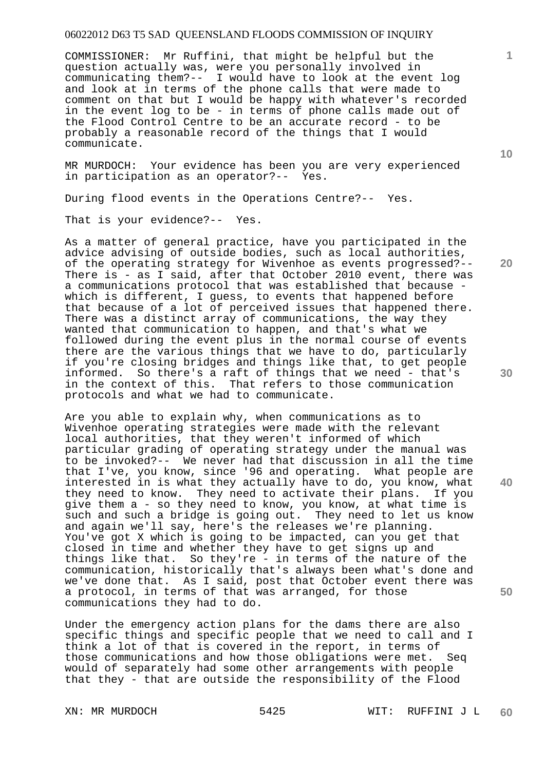COMMISSIONER: Mr Ruffini, that might be helpful but the question actually was, were you personally involved in communicating them?-- I would have to look at the event log and look at in terms of the phone calls that were made to comment on that but I would be happy with whatever's recorded in the event log to be - in terms of phone calls made out of the Flood Control Centre to be an accurate record - to be probably a reasonable record of the things that I would communicate.

MR MURDOCH: Your evidence has been you are very experienced in participation as an operator?-- Yes.

During flood events in the Operations Centre?-- Yes.

That is your evidence?-- Yes.

As a matter of general practice, have you participated in the advice advising of outside bodies, such as local authorities, of the operating strategy for Wivenhoe as events progressed?-- There is - as I said, after that October 2010 event, there was a communications protocol that was established that because - which is different, I guess, to events that happened before that because of a lot of perceived issues that happened there. There was a distinct array of communications, the way they wanted that communication to happen, and that's what we followed during the event plus in the normal course of events there are the various things that we have to do, particularly if you're closing bridges and things like that, to get people informed. So there's a raft of things that we need - that's in the context of this. That refers to those communication protocols and what we had to communicate.

Are you able to explain why, when communications as to Wivenhoe operating strategies were made with the relevant local authorities, that they weren't informed of which particular grading of operating strategy under the manual was to be invoked?-- We never had that discussion in all the time that I've, you know, since '96 and operating. What people are interested in is what they actually have to do, you know, what they need to know. They need to activate their plans. If you give them a - so they need to know, you know, at what time is such and such a bridge is going out. They need to let us know and again we'll say, here's the releases we're planning. You've got X which is going to be impacted, can you get that closed in time and whether they have to get signs up and things like that. So they're - in terms of the nature of the communication, historically that's always been what's done and we've done that. As I said, post that October event there was a protocol, in terms of that was arranged, for those communications they had to do.

Under the emergency action plans for the dams there are also specific things and specific people that we need to call and I think a lot of that is covered in the report, in terms of those communications and how those obligations were met. Seq would of separately had some other arrangements with people that they - that are outside the responsibility of the Flood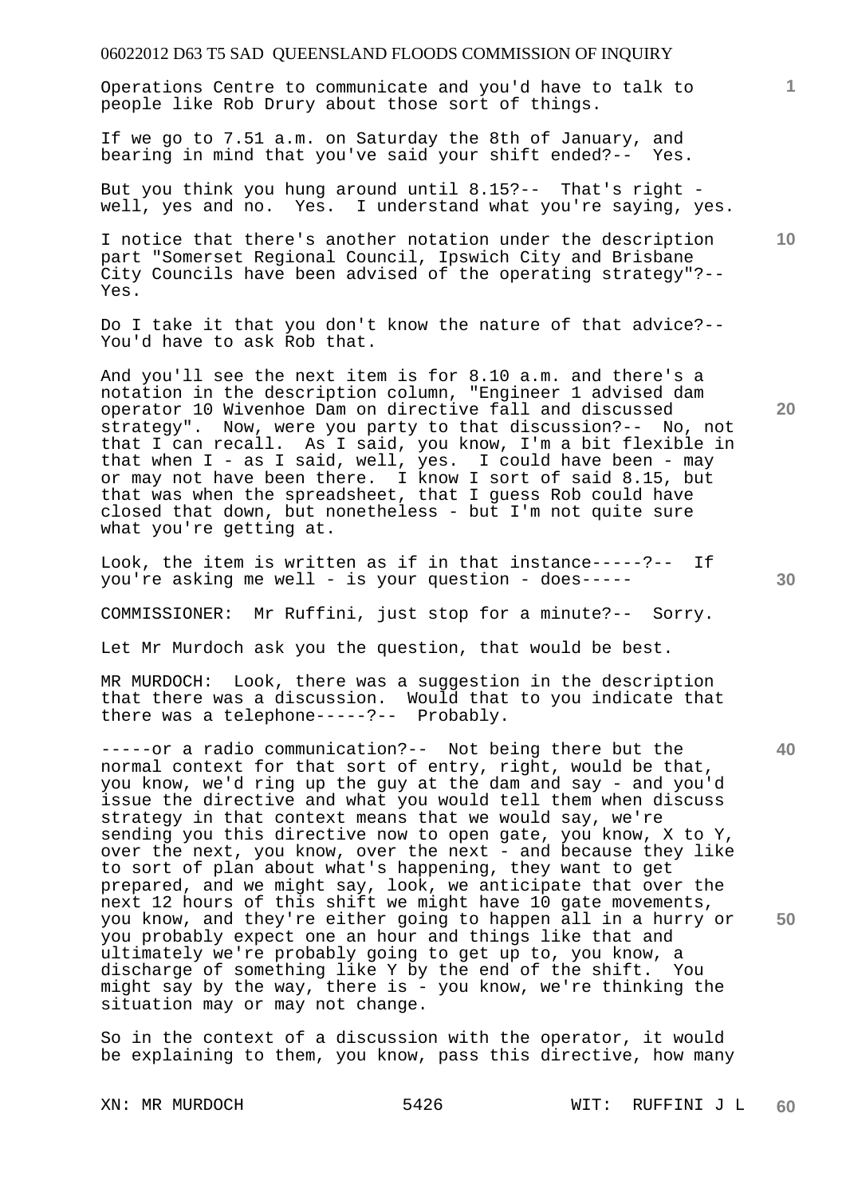Operations Centre to communicate and you'd have to talk to people like Rob Drury about those sort of things.

If we go to 7.51 a.m. on Saturday the 8th of January, and bearing in mind that you've said your shift ended?-- Yes.

But you think you hung around until 8.15?-- That's right - well, yes and no. Yes. I understand what you're saying, yes.

I notice that there's another notation under the description part "Somerset Regional Council, Ipswich City and Brisbane City Councils have been advised of the operating strategy"?-- Yes.

Do I take it that you don't know the nature of that advice?-- You'd have to ask Rob that.

And you'll see the next item is for 8.10 a.m. and there's a notation in the description column, "Engineer 1 advised dam operator 10 Wivenhoe Dam on directive fall and discussed strategy". Now, were you party to that discussion?-- No, not that I can recall. As I said, you know, I'm a bit flexible in that when I - as I said, well, yes. I could have been - may or may not have been there. I know I sort of said 8.15, but that was when the spreadsheet, that I guess Rob could have closed that down, but nonetheless - but I'm not quite sure what you're getting at.

Look, the item is written as if in that instance-----?-- If you're asking me well - is your question - does-----

COMMISSIONER: Mr Ruffini, just stop for a minute?-- Sorry.

Let Mr Murdoch ask you the question, that would be best.

MR MURDOCH: Look, there was a suggestion in the description that there was a discussion. Would that to you indicate that there was a telephone-----?-- Probably.

-----or a radio communication?-- Not being there but the normal context for that sort of entry, right, would be that, you know, we'd ring up the guy at the dam and say - and you'd issue the directive and what you would tell them when discuss strategy in that context means that we would say, we're sending you this directive now to open gate, you know, X to Y, over the next, you know, over the next - and because they like to sort of plan about what's happening, they want to get prepared, and we might say, look, we anticipate that over the next 12 hours of this shift we might have 10 gate movements, you know, and they're either going to happen all in a hurry or you probably expect one an hour and things like that and ultimately we're probably going to get up to, you know, a discharge of something like Y by the end of the shift. You might say by the way, there is - you know, we're thinking the situation may or may not change.

So in the context of a discussion with the operator, it would be explaining to them, you know, pass this directive, how many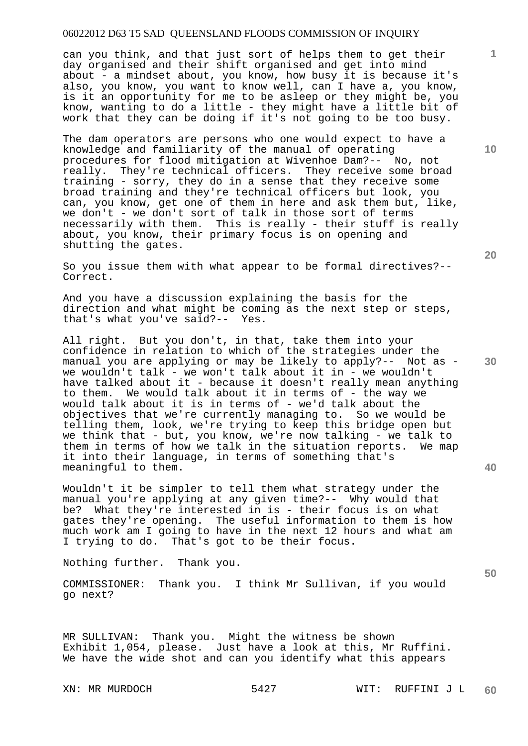can you think, and that just sort of helps them to get their day organised and their shift organised and get into mind about - a mindset about, you know, how busy it is because it's also, you know, you want to know well, can I have a, you know, is it an opportunity for me to be asleep or they might be, you know, wanting to do a little - they might have a little bit of work that they can be doing if it's not going to be too busy.

The dam operators are persons who one would expect to have a knowledge and familiarity of the manual of operating procedures for flood mitigation at Wivenhoe Dam?-- No, not really. They're technical officers. They receive some broad training - sorry, they do in a sense that they receive some broad training and they're technical officers but look, you can, you know, get one of them in here and ask them but, like, we don't - we don't sort of talk in those sort of terms necessarily with them. This is really - their stuff is really about, you know, their primary focus is on opening and shutting the gates.

So you issue them with what appear to be formal directives?-- Correct.

And you have a discussion explaining the basis for the direction and what might be coming as the next step or steps, that's what you've said?-- Yes.

All right. But you don't, in that, take them into your confidence in relation to which of the strategies under the manual you are applying or may be likely to apply?-- Not as - we wouldn't talk - we won't talk about it in - we wouldn't have talked about it - because it doesn't really mean anything to them. We would talk about it in terms of - the way we would talk about it is in terms of - we'd talk about the objectives that we're currently managing to. So we would be telling them, look, we're trying to keep this bridge open but we think that - but, you know, we're now talking - we talk to them in terms of how we talk in the situation reports. We map it into their language, in terms of something that's meaningful to them.

Wouldn't it be simpler to tell them what strategy under the manual you're applying at any given time?-- Why would that be? What they're interested in is - their focus is on what gates they're opening. The useful information to them is how much work am I going to have in the next 12 hours and what am I trying to do. That's got to be their focus.

Nothing further. Thank you.

COMMISSIONER: Thank you. I think Mr Sullivan, if you would go next?

MR SULLIVAN: Thank you. Might the witness be shown Exhibit 1,054, please. Just have a look at this, Mr Ruffini. We have the wide shot and can you identify what this appears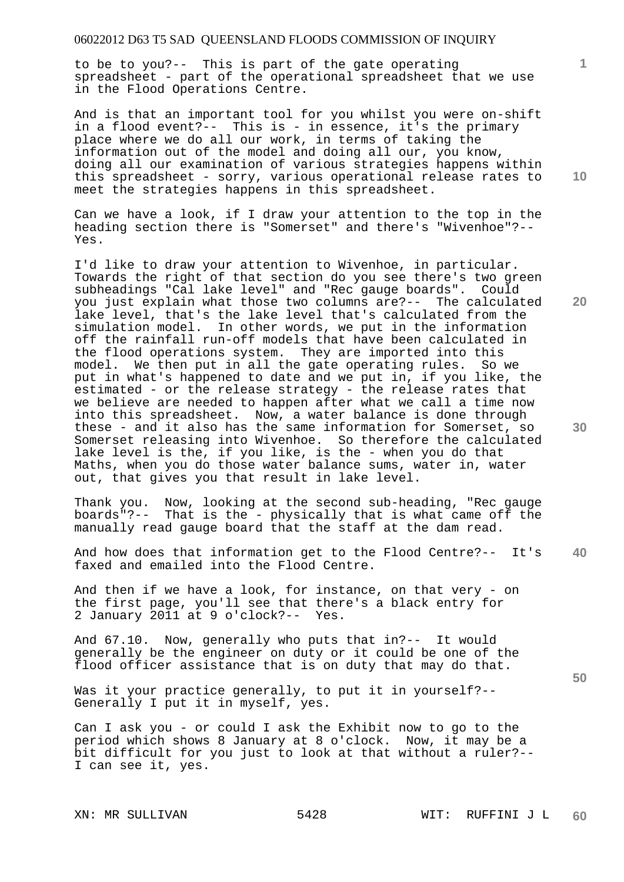to be to you?-- This is part of the gate operating spreadsheet - part of the operational spreadsheet that we use in the Flood Operations Centre.

And is that an important tool for you whilst you were on-shift in a flood event?-- This is - in essence, it's the primary place where we do all our work, in terms of taking the information out of the model and doing all our, you know, doing all our examination of various strategies happens within this spreadsheet - sorry, various operational release rates to meet the strategies happens in this spreadsheet.

Can we have a look, if I draw your attention to the top in the heading section there is "Somerset" and there's "Wivenhoe"?-- Yes.

I'd like to draw your attention to Wivenhoe, in particular. Towards the right of that section do you see there's two green subheadings "Cal lake level" and "Rec gauge boards". Could you just explain what those two columns are?-- The calculated lake level, that's the lake level that's calculated from the simulation model. In other words, we put in the information off the rainfall run-off models that have been calculated in the flood operations system. They are imported into this model. We then put in all the gate operating rules. So we put in what's happened to date and we put in, if you like, the estimated - or the release strategy - the release rates that we believe are needed to happen after what we call a time now into this spreadsheet. Now, a water balance is done through these - and it also has the same information for Somerset, so Somerset releasing into Wivenhoe. So therefore the calculated lake level is the, if you like, is the - when you do that Maths, when you do those water balance sums, water in, water out, that gives you that result in lake level.

Thank you. Now, looking at the second sub-heading, "Rec gauge boards"?-- That is the - physically that is what came off the manually read gauge board that the staff at the dam read.

And how does that information get to the Flood Centre?-- It's faxed and emailed into the Flood Centre.

And then if we have a look, for instance, on that very - on the first page, you'll see that there's a black entry for 2 January 2011 at 9 o'clock?-- Yes.

And 67.10. Now, generally who puts that in?-- It would generally be the engineer on duty or it could be one of the flood officer assistance that is on duty that may do that.

Was it your practice generally, to put it in yourself?-- Generally I put it in myself, yes.

Can I ask you - or could I ask the Exhibit now to go to the period which shows 8 January at 8 o'clock. Now, it may be a bit difficult for you just to look at that without a ruler?-- I can see it, yes.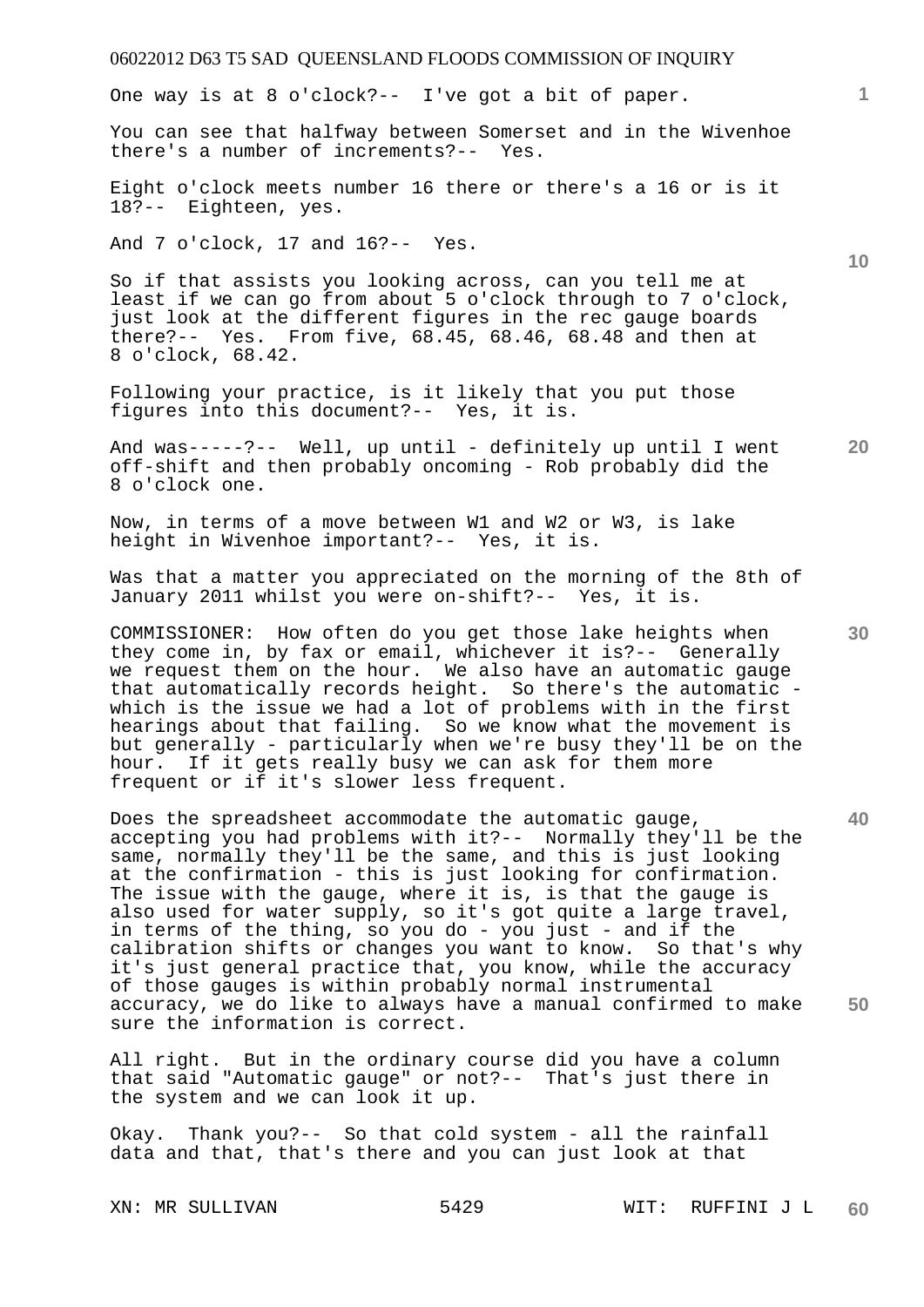One way is at 8 o'clock?-- I've got a bit of paper.

You can see that halfway between Somerset and in the Wivenhoe there's a number of increments?-- Yes.

Eight o'clock meets number 16 there or there's a 16 or is it 18?-- Eighteen, yes.

And 7 o'clock, 17 and 16?-- Yes.

So if that assists you looking across, can you tell me at least if we can go from about 5 o'clock through to 7 o'clock, just look at the different figures in the rec gauge boards there?-- Yes. From five, 68.45, 68.46, 68.48 and then at 8 o'clock, 68.42.

Following your practice, is it likely that you put those figures into this document?-- Yes, it is.

And was-----?-- Well, up until - definitely up until I went off-shift and then probably oncoming - Rob probably did the 8 o'clock one.

Now, in terms of a move between W1 and W2 or W3, is lake height in Wivenhoe important?-- Yes, it is.

Was that a matter you appreciated on the morning of the 8th of January 2011 whilst you were on-shift?-- Yes, it is.

COMMISSIONER: How often do you get those lake heights when they come in, by fax or email, whichever it is?-- Generally we request them on the hour. We also have an automatic gauge that automatically records height. So there's the automatic - which is the issue we had a lot of problems with in the first hearings about that failing. So we know what the movement is but generally - particularly when we're busy they'll be on the hour. If it gets really busy we can ask for them more frequent or if it's slower less frequent.

Does the spreadsheet accommodate the automatic gauge, accepting you had problems with it?-- Normally they'll be the same, normally they'll be the same, and this is just looking at the confirmation - this is just looking for confirmation. The issue with the gauge, where it is, is that the gauge is also used for water supply, so it's got quite a large travel, in terms of the thing, so you do - you just - and if the calibration shifts or changes you want to know. So that's why it's just general practice that, you know, while the accuracy of those gauges is within probably normal instrumental accuracy, we do like to always have a manual confirmed to make sure the information is correct.

All right. But in the ordinary course did you have a column that said "Automatic gauge" or not?-- That's just there in the system and we can look it up.

Okay. Thank you?-- So that cold system - all the rainfall data and that, that's there and you can just look at that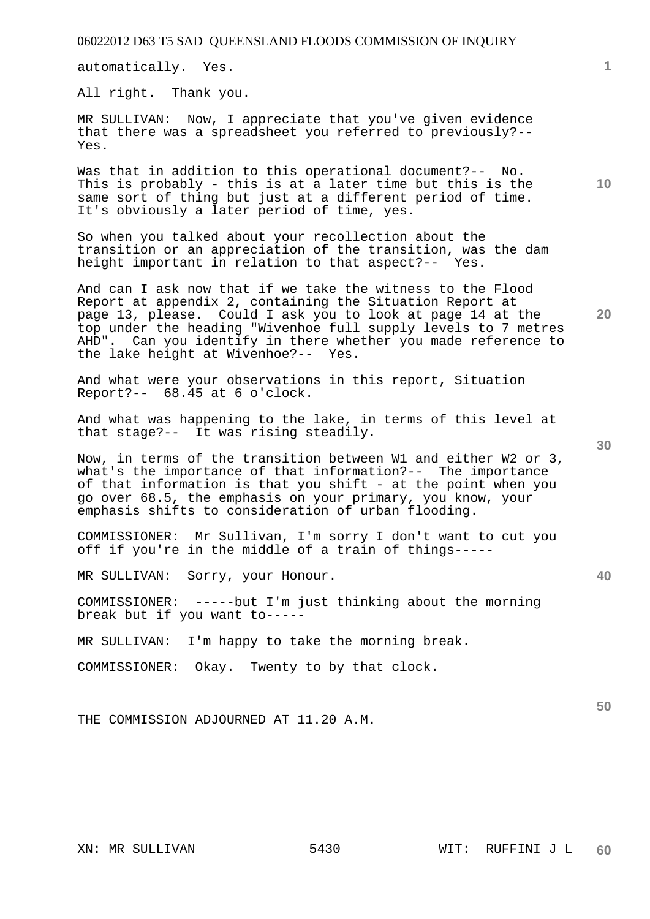automatically. Yes.

All right. Thank you.

MR SULLIVAN: Now, I appreciate that you've given evidence that there was a spreadsheet you referred to previously?-- Yes.

Was that in addition to this operational document?-- No. This is probably - this is at a later time but this is the same sort of thing but just at a different period of time. It's obviously a later period of time, yes.

So when you talked about your recollection about the transition or an appreciation of the transition, was the dam height important in relation to that aspect?-- Yes.

And can I ask now that if we take the witness to the Flood Report at appendix 2, containing the Situation Report at page 13, please. Could I ask you to look at page 14 at the top under the heading "Wivenhoe full supply levels to 7 metres AHD". Can you identify in there whether you made reference to the lake height at Wivenhoe?-- Yes.

And what were your observations in this report, Situation Report?-- 68.45 at 6 o'clock.

And what was happening to the lake, in terms of this level at that stage?-- It was rising steadily.

Now, in terms of the transition between W1 and either W2 or 3, what's the importance of that information?-- The importance of that information is that you shift - at the point when you go over 68.5, the emphasis on your primary, you know, your emphasis shifts to consideration of urban flooding.

COMMISSIONER: Mr Sullivan, I'm sorry I don't want to cut you off if you're in the middle of a train of things-----

MR SULLIVAN: Sorry, your Honour.

COMMISSIONER: -----but I'm just thinking about the morning break but if you want to-----

MR SULLIVAN: I'm happy to take the morning break.

COMMISSIONER: Okay. Twenty to by that clock.

THE COMMISSION ADJOURNED AT 11.20 A.M.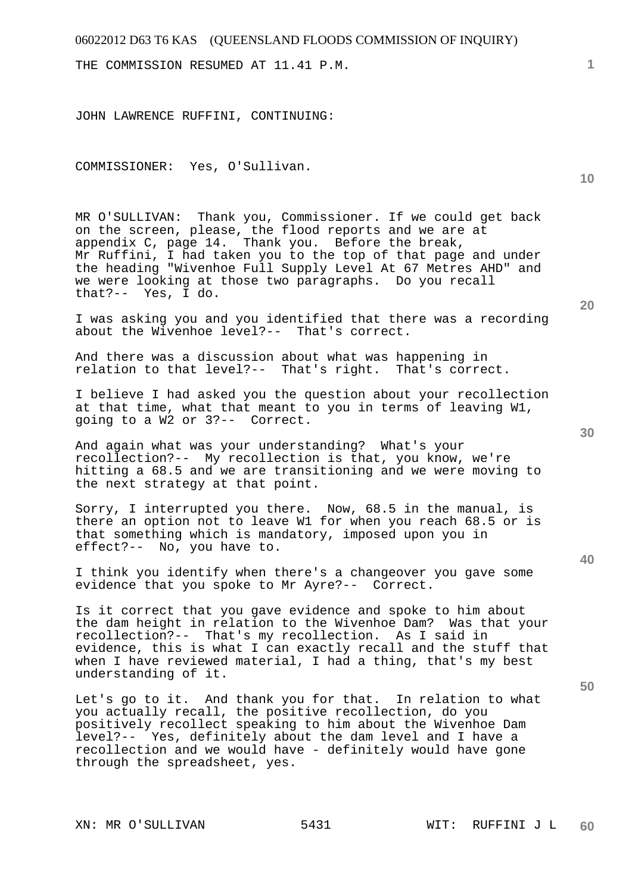THE COMMISSION RESUMED AT 11.41 P.M.

JOHN LAWRENCE RUFFINI, CONTINUING:

COMMISSIONER: Yes, O'Sullivan.

MR O'SULLIVAN: Thank you, Commissioner. If we could get back on the screen, please, the flood reports and we are at appendix C, page 14. Thank you. Before the break, Mr Ruffini, I had taken you to the top of that page and under the heading "Wivenhoe Full Supply Level At 67 Metres AHD" and we were looking at those two paragraphs. Do you recall that?-- Yes, I do.

I was asking you and you identified that there was a recording about the Wivenhoe level?-- That's correct.

And there was a discussion about what was happening in relation to that level?-- That's right. That's correct.

I believe I had asked you the question about your recollection at that time, what that meant to you in terms of leaving W1, going to a W2 or 3?-- Correct.

And again what was your understanding? What's your recollection?-- My recollection is that, you know, we're hitting a 68.5 and we are transitioning and we were moving to the next strategy at that point.

Sorry, I interrupted you there. Now, 68.5 in the manual, is there an option not to leave W1 for when you reach 68.5 or is that something which is mandatory, imposed upon you in effect?-- No, you have to.

I think you identify when there's a changeover you gave some evidence that you spoke to Mr Ayre?-- Correct.

Is it correct that you gave evidence and spoke to him about the dam height in relation to the Wivenhoe Dam? Was that your recollection?-- That's my recollection. As I said in evidence, this is what I can exactly recall and the stuff that when I have reviewed material, I had a thing, that's my best understanding of it.

Let's go to it. And thank you for that. In relation to what you actually recall, the positive recollection, do you positively recollect speaking to him about the Wivenhoe Dam level?-- Yes, definitely about the dam level and I have a recollection and we would have - definitely would have gone through the spreadsheet, yes.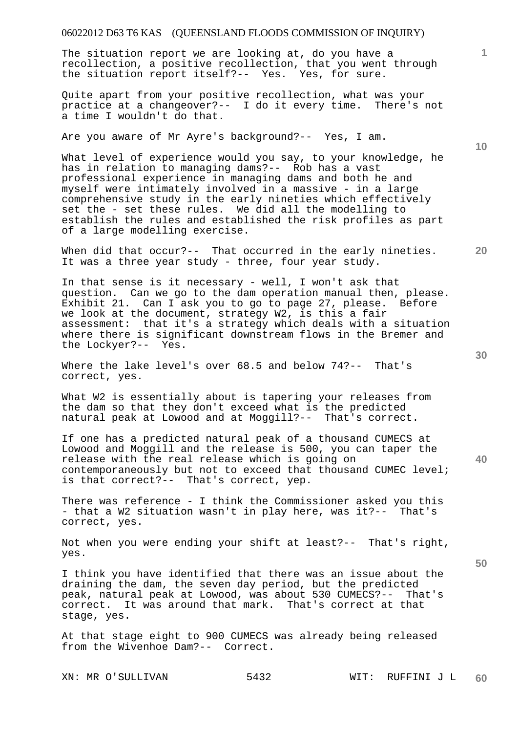The situation report we are looking at, do you have a recollection, a positive recollection, that you went through the situation report itself?-- Yes. Yes, for sure.

Quite apart from your positive recollection, what was your practice at a changeover?-- I do it every time. There's not a time I wouldn't do that.

Are you aware of Mr Ayre's background?-- Yes, I am.

What level of experience would you say, to your knowledge, he has in relation to managing dams?-- Rob has a vast professional experience in managing dams and both he and myself were intimately involved in a massive - in a large comprehensive study in the early nineties which effectively set the - set these rules. We did all the modelling to establish the rules and established the risk profiles as part of a large modelling exercise.

When did that occur?-- That occurred in the early nineties. It was a three year study - three, four year study.

In that sense is it necessary - well, I won't ask that question. Can we go to the dam operation manual then, please. Exhibit 21. Can I ask you to go to page 27, please. Before we look at the document, strategy W2, is this a fair assessment: that it's a strategy which deals with a situation where there is significant downstream flows in the Bremer and the Lockyer?-- Yes.

Where the lake level's over 68.5 and below 74?-- That's correct, yes.

What W2 is essentially about is tapering your releases from the dam so that they don't exceed what is the predicted natural peak at Lowood and at Moggill?-- That's correct.

If one has a predicted natural peak of a thousand CUMECS at Lowood and Moggill and the release is 500, you can taper the release with the real release which is going on contemporaneously but not to exceed that thousand CUMEC level; is that correct?-- That's correct, yep.

There was reference - I think the Commissioner asked you this - that a W2 situation wasn't in play here, was it?-- That's correct, yes.

Not when you were ending your shift at least?-- That's right, yes.

I think you have identified that there was an issue about the draining the dam, the seven day period, but the predicted peak, natural peak at Lowood, was about 530 CUMECS?-- That's correct. It was around that mark. That's correct at that stage, yes.

At that stage eight to 900 CUMECS was already being released from the Wivenhoe Dam?-- Correct.

XN: MR O'SULLIVAN WIT: RUFFINI J L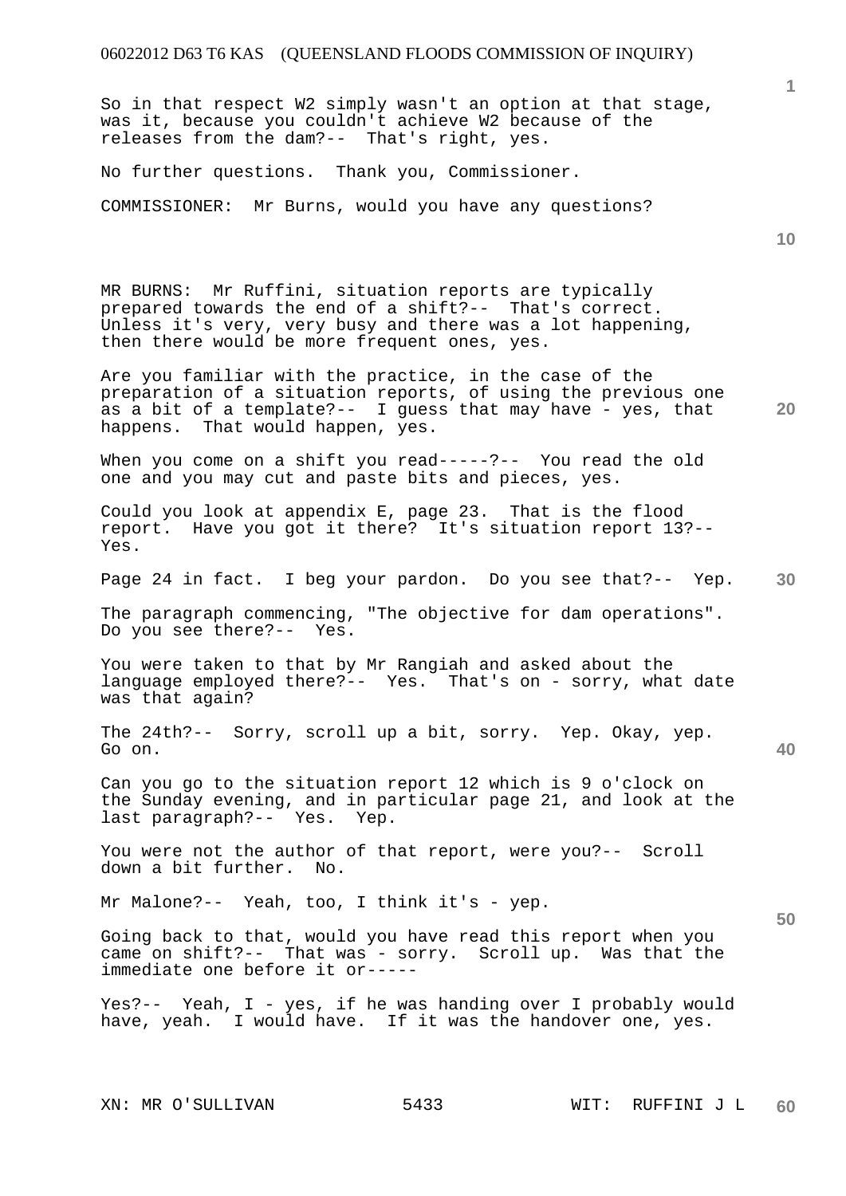So in that respect W2 simply wasn't an option at that stage, was it, because you couldn't achieve W2 because of the releases from the dam?-- That's right, yes.

No further questions. Thank you, Commissioner.

COMMISSIONER: Mr Burns, would you have any questions?

MR BURNS: Mr Ruffini, situation reports are typically prepared towards the end of a shift?-- That's correct. Unless it's very, very busy and there was a lot happening, then there would be more frequent ones, yes.

Are you familiar with the practice, in the case of the preparation of a situation reports, of using the previous one as a bit of a template?-- I guess that may have - yes, that happens. That would happen, yes.

When you come on a shift you read-----?-- You read the old one and you may cut and paste bits and pieces, yes.

Could you look at appendix E, page 23. That is the flood report. Have you got it there? It's situation report 13?-- Yes.

Page 24 in fact. I beg your pardon. Do you see that?-- Yep.

The paragraph commencing, "The objective for dam operations". Do you see there?-- Yes.

You were taken to that by Mr Rangiah and asked about the language employed there?-- Yes. That's on - sorry, what date was that again?

The 24th?-- Sorry, scroll up a bit, sorry. Yep. Okay, yep. Go on.

Can you go to the situation report 12 which is 9 o'clock on the Sunday evening, and in particular page 21, and look at the last paragraph?-- Yes. Yep.

You were not the author of that report, were you?-- Scroll down a bit further. No.

Mr Malone?-- Yeah, too, I think it's - yep.

Going back to that, would you have read this report when you came on shift?-- That was - sorry. Scroll up. Was that the immediate one before it or-----

Yes?-- Yeah, I - yes, if he was handing over I probably would have, yeah. I would have. If it was the handover one, yes.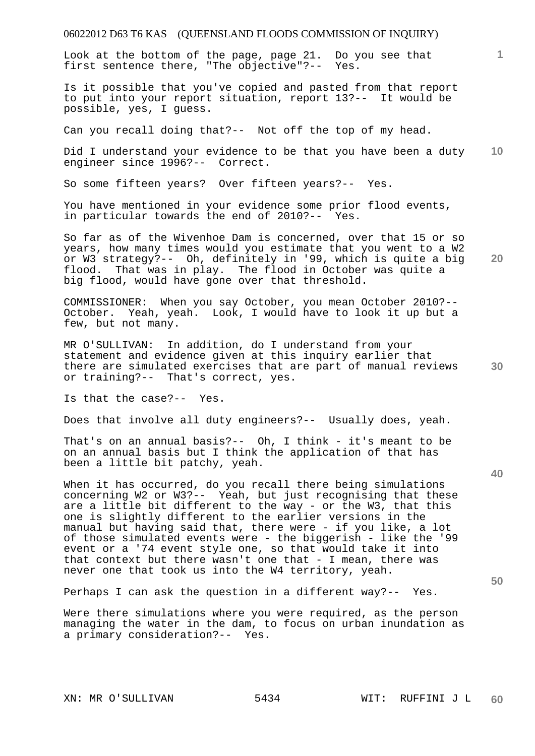Look at the bottom of the page, page 21. Do you see that first sentence there, "The objective"?-- Yes.

Is it possible that you've copied and pasted from that report to put into your report situation, report 13?-- It would be possible, yes, I guess.

Can you recall doing that?-- Not off the top of my head.

Did I understand your evidence to be that you have been a duty engineer since 1996?-- Correct.

So some fifteen years? Over fifteen years?-- Yes.

You have mentioned in your evidence some prior flood events, in particular towards the end of 2010?-- Yes.

So far as of the Wivenhoe Dam is concerned, over that 15 or so years, how many times would you estimate that you went to a W2 or W3 strategy?-- Oh, definitely in '99, which is quite a big flood. That was in play. The flood in October was quite a big flood, would have gone over that threshold.

COMMISSIONER: When you say October, you mean October 2010?-- October. Yeah, yeah. Look, I would have to look it up but a few, but not many.

MR O'SULLIVAN: In addition, do I understand from your statement and evidence given at this inquiry earlier that there are simulated exercises that are part of manual reviews or training?-- That's correct, yes.

Is that the case?-- Yes.

Does that involve all duty engineers?-- Usually does, yeah.

That's on an annual basis?-- Oh, I think - it's meant to be on an annual basis but I think the application of that has been a little bit patchy, yeah.

When it has occurred, do you recall there being simulations concerning W2 or W3?-- Yeah, but just recognising that these are a little bit different to the way - or the W3, that this one is slightly different to the earlier versions in the manual but having said that, there were - if you like, a lot of those simulated events were - the biggerish - like the '99 event or a '74 event style one, so that would take it into that context but there wasn't one that - I mean, there was never one that took us into the W4 territory, yeah.

Perhaps I can ask the question in a different way?-- Yes.

Were there simulations where you were required, as the person managing the water in the dam, to focus on urban inundation as a primary consideration?-- Yes.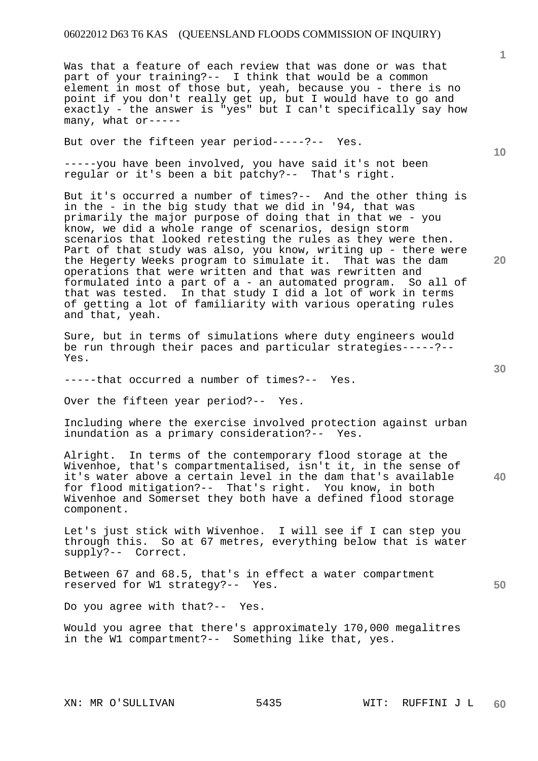Was that a feature of each review that was done or was that part of your training?-- I think that would be a common element in most of those but, yeah, because you - there is no point if you don't really get up, but I would have to go and exactly - the answer is "yes" but I can't specifically say how many, what or-----

But over the fifteen year period-----?-- Yes.

-----you have been involved, you have said it's not been regular or it's been a bit patchy?-- That's right.

But it's occurred a number of times?-- And the other thing is in the - in the big study that we did in '94, that was primarily the major purpose of doing that in that we - you know, we did a whole range of scenarios, design storm scenarios that looked retesting the rules as they were then. Part of that study was also, you know, writing up - there were the Hegerty Weeks program to simulate it. That was the dam operations that were written and that was rewritten and formulated into a part of a - an automated program. So all of that was tested. In that study I did a lot of work in terms of getting a lot of familiarity with various operating rules and that, yeah.

Sure, but in terms of simulations where duty engineers would be run through their paces and particular strategies-----?-- Yes.

-----that occurred a number of times?-- Yes.

Over the fifteen year period?-- Yes.

Including where the exercise involved protection against urban inundation as a primary consideration?-- Yes.

Alright. In terms of the contemporary flood storage at the Wivenhoe, that's compartmentalised, isn't it, in the sense of it's water above a certain level in the dam that's available for flood mitigation?-- That's right. You know, in both Wivenhoe and Somerset they both have a defined flood storage component.

Let's just stick with Wivenhoe. I will see if I can step you through this. So at 67 metres, everything below that is water supply?-- Correct.

Between 67 and 68.5, that's in effect a water compartment reserved for W1 strategy?-- Yes.

Do you agree with that?-- Yes.

Would you agree that there's approximately 170,000 megalitres in the W1 compartment?-- Something like that, yes.

XN: MR O'SULLIVAN WIT: RUFFINI J L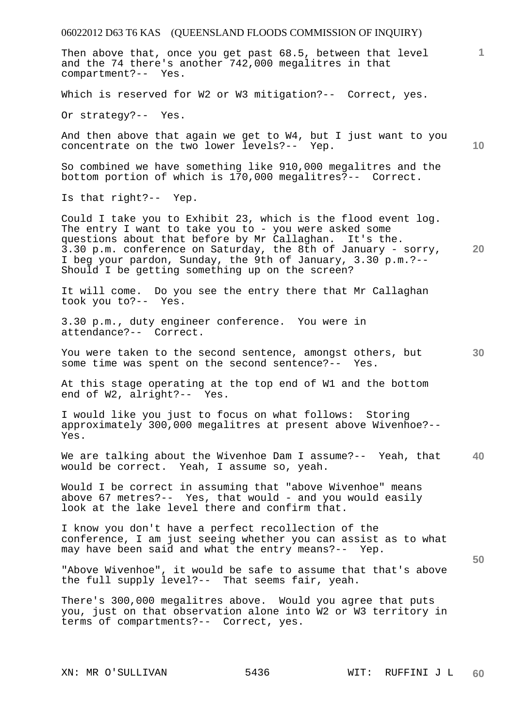Then above that, once you get past 68.5, between that level and the 74 there's another 742,000 megalitres in that compartment?-- Yes.

Which is reserved for W2 or W3 mitigation?-- Correct, yes.

Or strategy?-- Yes.

And then above that again we get to W4, but I just want to you concentrate on the two lower levels?-- Yep.

So combined we have something like 910,000 megalitres and the bottom portion of which is 170,000 megalitres?-- Correct.

Is that right?-- Yep.

Could I take you to Exhibit 23, which is the flood event log. The entry I want to take you to - you were asked some questions about that before by Mr Callaghan. It's the. 3.30 p.m. conference on Saturday, the 8th of January - sorry, I beg your pardon, Sunday, the 9th of January, 3.30 p.m.?-- Should I be getting something up on the screen?

It will come. Do you see the entry there that Mr Callaghan took you to?-- Yes.

3.30 p.m., duty engineer conference. You were in attendance?-- Correct.

You were taken to the second sentence, amongst others, but some time was spent on the second sentence?-- Yes.

At this stage operating at the top end of W1 and the bottom end of W2, alright?-- Yes.

I would like you just to focus on what follows: Storing approximately 300,000 megalitres at present above Wivenhoe?-- Yes.

We are talking about the Wivenhoe Dam I assume?-- Yeah, that would be correct. Yeah, I assume so, yeah.

Would I be correct in assuming that "above Wivenhoe" means above 67 metres?-- Yes, that would - and you would easily look at the lake level there and confirm that.

I know you don't have a perfect recollection of the conference, I am just seeing whether you can assist as to what may have been said and what the entry means?-- Yep.

"Above Wivenhoe", it would be safe to assume that that's above the full supply level?-- That seems fair, yeah.

There's 300,000 megalitres above. Would you agree that puts you, just on that observation alone into W2 or W3 territory in terms of compartments?-- Correct, yes.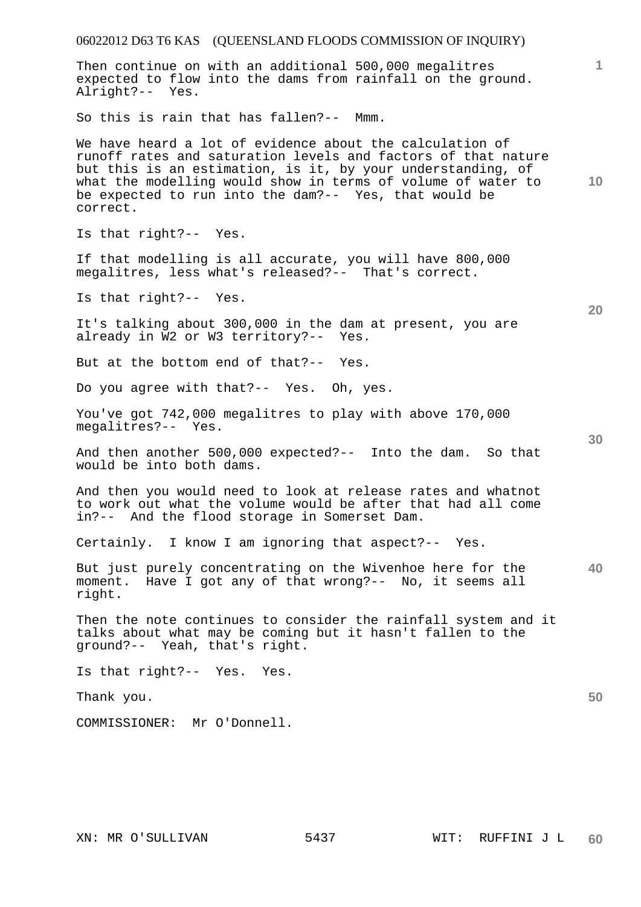Then continue on with an additional 500,000 megalitres expected to flow into the dams from rainfall on the ground. Alright?-- Yes.

So this is rain that has fallen?-- Mmm.

We have heard a lot of evidence about the calculation of runoff rates and saturation levels and factors of that nature but this is an estimation, is it, by your understanding, of what the modelling would show in terms of volume of water to be expected to run into the dam?-- Yes, that would be correct.

Is that right?-- Yes.

If that modelling is all accurate, you will have 800,000 megalitres, less what's released?-- That's correct.

Is that right?-- Yes.

It's talking about 300,000 in the dam at present, you are already in W2 or W3 territory?-- Yes.

But at the bottom end of that?-- Yes.

Do you agree with that?-- Yes. Oh, yes.

You've got 742,000 megalitres to play with above 170,000 megalitres?-- Yes.

And then another 500,000 expected?-- Into the dam. So that would be into both dams.

And then you would need to look at release rates and whatnot to work out what the volume would be after that had all come in?-- And the flood storage in Somerset Dam.

Certainly. I know I am ignoring that aspect?-- Yes.

But just purely concentrating on the Wivenhoe here for the moment. Have I got any of that wrong?-- No, it seems all right.

Then the note continues to consider the rainfall system and it talks about what may be coming but it hasn't fallen to the ground?-- Yeah, that's right.

Is that right?-- Yes. Yes.

Thank you.

COMMISSIONER: Mr O'Donnell.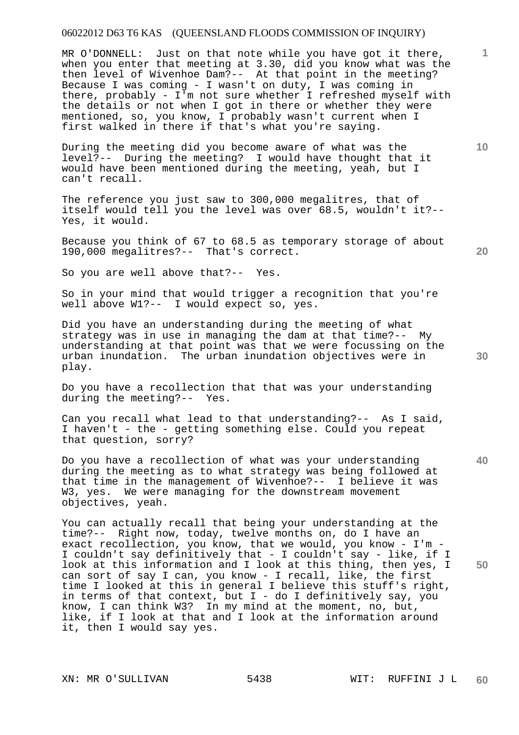MR O'DONNELL: Just on that note while you have got it there, when you enter that meeting at 3.30, did you know what was the then level of Wivenhoe Dam?-- At that point in the meeting? Because I was coming - I wasn't on duty, I was coming in there, probably - I'm not sure whether I refreshed myself with the details or not when I got in there or whether they were mentioned, so, you know, I probably wasn't current when I first walked in there if that's what you're saying.

During the meeting did you become aware of what was the level?-- During the meeting? I would have thought that it would have been mentioned during the meeting, yeah, but I can't recall.

The reference you just saw to 300,000 megalitres, that of itself would tell you the level was over 68.5, wouldn't it?-- Yes, it would.

Because you think of 67 to 68.5 as temporary storage of about 190,000 megalitres?-- That's correct.

So you are well above that?-- Yes.

So in your mind that would trigger a recognition that you're well above W1?-- I would expect so, yes.

Did you have an understanding during the meeting of what strategy was in use in managing the dam at that time?-- My understanding at that point was that we were focussing on the urban inundation. The urban inundation objectives were in play.

Do you have a recollection that that was your understanding during the meeting?-- Yes.

Can you recall what lead to that understanding?-- As I said, I haven't - the - getting something else. Could you repeat that question, sorry?

Do you have a recollection of what was your understanding during the meeting as to what strategy was being followed at that time in the management of Wivenhoe?-- I believe it was W3, yes. We were managing for the downstream movement objectives, yeah.

You can actually recall that being your understanding at the time?-- Right now, today, twelve months on, do I have an exact recollection, you know, that we would, you know - I'm - I couldn't say definitively that - I couldn't say - like, if I look at this information and I look at this thing, then yes, I can sort of say I can, you know - I recall, like, the first time I looked at this in general I believe this stuff's right, in terms of that context, but I - do I definitively say, you know, I can think W3? In my mind at the moment, no, but, like, if I look at that and I look at the information around it, then I would say yes.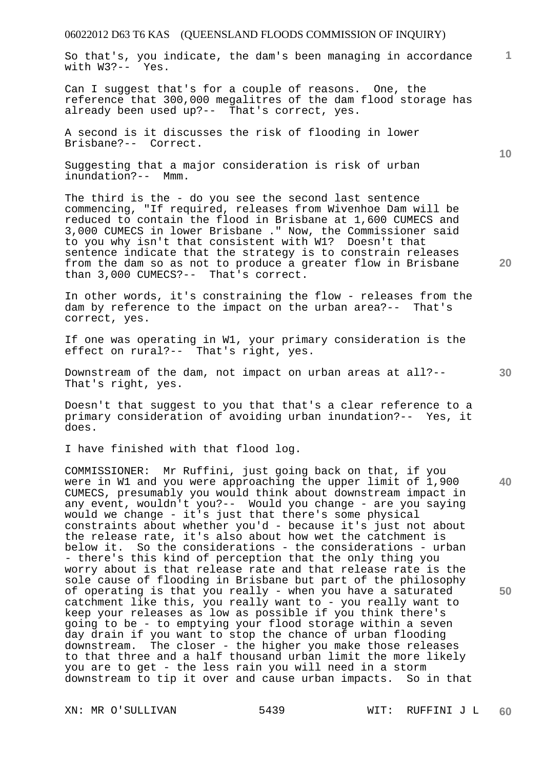So that's, you indicate, the dam's been managing in accordance with W3?-- Yes.

Can I suggest that's for a couple of reasons. One, the reference that 300,000 megalitres of the dam flood storage has already been used up?-- That's correct, yes.

A second is it discusses the risk of flooding in lower Brisbane?-- Correct.

Suggesting that a major consideration is risk of urban inundation?-- Mmm.

The third is the - do you see the second last sentence commencing, "If required, releases from Wivenhoe Dam will be reduced to contain the flood in Brisbane at 1,600 CUMECS and 3,000 CUMECS in lower Brisbane ." Now, the Commissioner said to you why isn't that consistent with W1? Doesn't that sentence indicate that the strategy is to constrain releases from the dam so as not to produce a greater flow in Brisbane than 3,000 CUMECS?-- That's correct.

In other words, it's constraining the flow - releases from the dam by reference to the impact on the urban area?-- That's correct, yes.

If one was operating in W1, your primary consideration is the effect on rural?-- That's right, yes.

Downstream of the dam, not impact on urban areas at all?-- That's right, yes.

Doesn't that suggest to you that that's a clear reference to a primary consideration of avoiding urban inundation?-- Yes, it does.

I have finished with that flood log.

COMMISSIONER: Mr Ruffini, just going back on that, if you were in W1 and you were approaching the upper limit of 1,900 CUMECS, presumably you would think about downstream impact in any event, wouldn't you?-- Would you change - are you saying would we change - it's just that there's some physical constraints about whether you'd - because it's just not about the release rate, it's also about how wet the catchment is below it. So the considerations - the considerations - urban - there's this kind of perception that the only thing you worry about is that release rate and that release rate is the sole cause of flooding in Brisbane but part of the philosophy of operating is that you really - when you have a saturated catchment like this, you really want to - you really want to keep your releases as low as possible if you think there's going to be - to emptying your flood storage within a seven day drain if you want to stop the chance of urban flooding downstream. The closer - the higher you make those releases to that three and a half thousand urban limit the more likely you are to get - the less rain you will need in a storm downstream to tip it over and cause urban impacts. So in that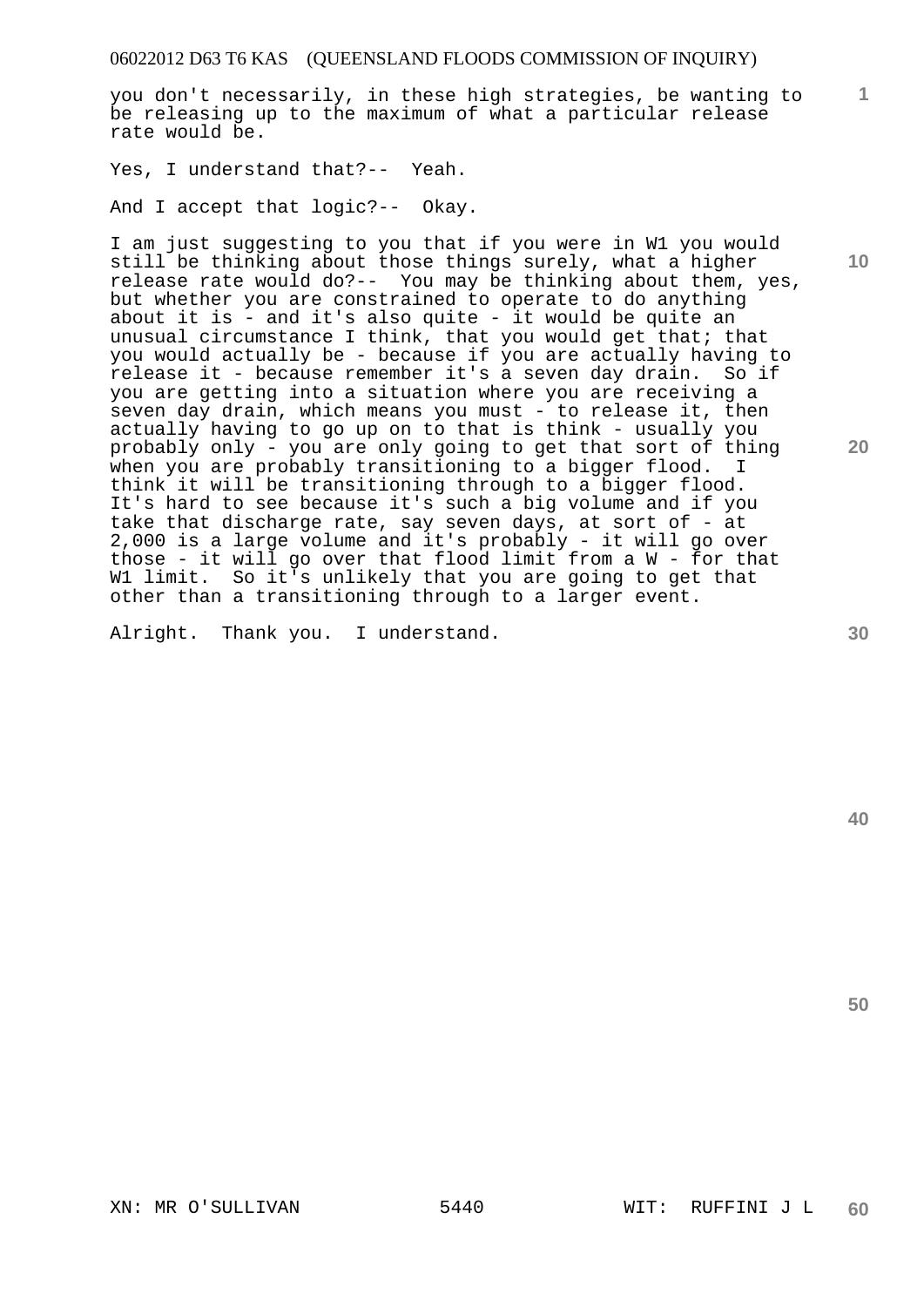you don't necessarily, in these high strategies, be wanting to be releasing up to the maximum of what a particular release rate would be.

Yes, I understand that?-- Yeah.

And I accept that logic?-- Okay.

I am just suggesting to you that if you were in W1 you would still be thinking about those things surely, what a higher release rate would do?-- You may be thinking about them, yes, but whether you are constrained to operate to do anything about it is - and it's also quite - it would be quite an unusual circumstance I think, that you would get that; that you would actually be - because if you are actually having to release it - because remember it's a seven day drain. So if you are getting into a situation where you are receiving a seven day drain, which means you must - to release it, then actually having to go up on to that is think - usually you probably only - you are only going to get that sort of thing when you are probably transitioning to a bigger flood. I think it will be transitioning through to a bigger flood. It's hard to see because it's such a big volume and if you take that discharge rate, say seven days, at sort of - at 2,000 is a large volume and it's probably - it will go over those - it will go over that flood limit from a W - for that W1 limit. So it's unlikely that you are going to get that other than a transitioning through to a larger event.

Alright. Thank you. I understand.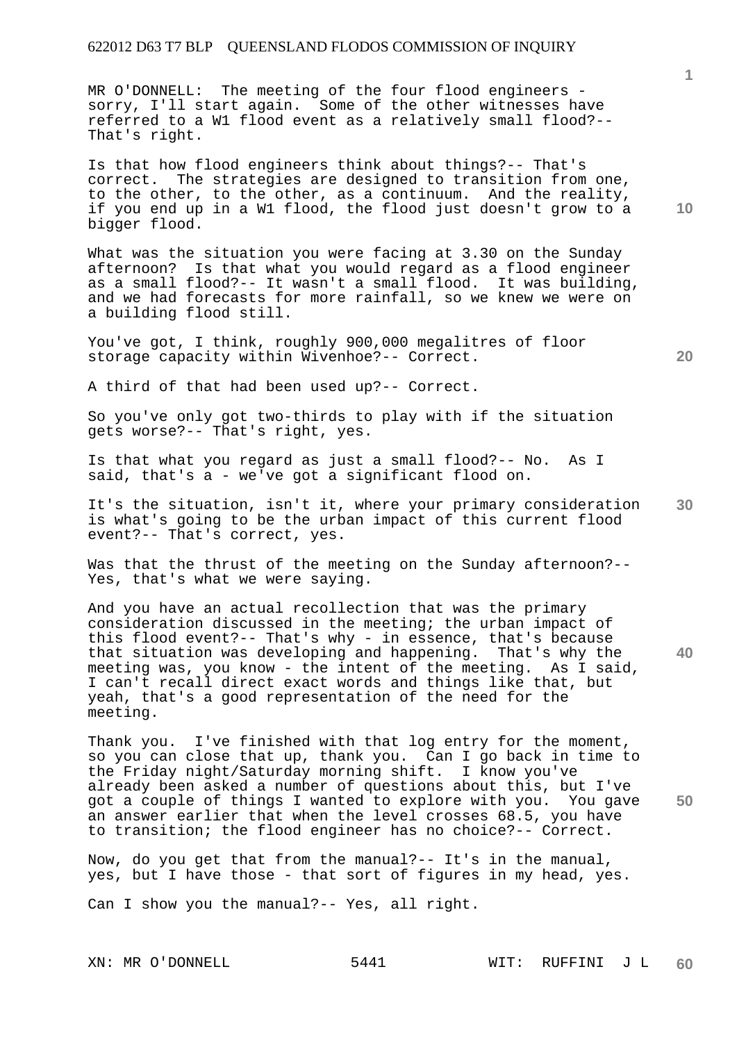MR O'DONNELL: The meeting of the four flood engineers - sorry, I'll start again. Some of the other witnesses have referred to a W1 flood event as a relatively small flood?-- That's right.

Is that how flood engineers think about things?-- That's correct. The strategies are designed to transition from one, to the other, to the other, as a continuum. And the reality, if you end up in a W1 flood, the flood just doesn't grow to a bigger flood.

What was the situation you were facing at 3.30 on the Sunday afternoon? Is that what you would regard as a flood engineer as a small flood?-- It wasn't a small flood. It was building, and we had forecasts for more rainfall, so we knew we were on a building flood still.

You've got, I think, roughly 900,000 megalitres of floor storage capacity within Wivenhoe?-- Correct.

A third of that had been used up?-- Correct.

So you've only got two-thirds to play with if the situation gets worse?-- That's right, yes.

Is that what you regard as just a small flood?-- No. As I said, that's a - we've got a significant flood on.

It's the situation, isn't it, where your primary consideration is what's going to be the urban impact of this current flood event?-- That's correct, yes.

Was that the thrust of the meeting on the Sunday afternoon?-- Yes, that's what we were saying.

And you have an actual recollection that was the primary consideration discussed in the meeting; the urban impact of this flood event?-- That's why - in essence, that's because that situation was developing and happening. That's why the meeting was, you know - the intent of the meeting. As I said, I can't recall direct exact words and things like that, but yeah, that's a good representation of the need for the meeting.

Thank you. I've finished with that log entry for the moment, so you can close that up, thank you. Can I go back in time to the Friday night/Saturday morning shift. I know you've already been asked a number of questions about this, but I've got a couple of things I wanted to explore with you. You gave an answer earlier that when the level crosses 68.5, you have to transition; the flood engineer has no choice?-- Correct.

Now, do you get that from the manual?-- It's in the manual, yes, but I have those - that sort of figures in my head, yes.

Can I show you the manual?-- Yes, all right.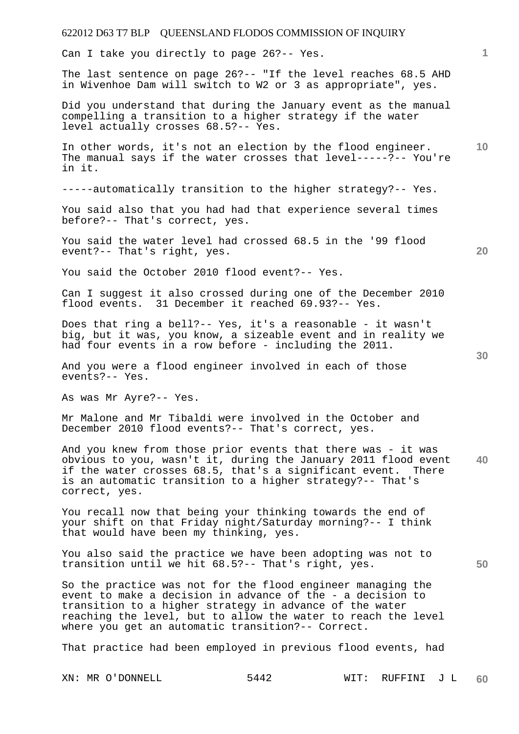Can I take you directly to page 26?-- Yes.

The last sentence on page 26?-- "If the level reaches 68.5 AHD in Wivenhoe Dam will switch to W2 or 3 as appropriate", yes.

Did you understand that during the January event as the manual compelling a transition to a higher strategy if the water level actually crosses 68.5?-- Yes.

In other words, it's not an election by the flood engineer. The manual says if the water crosses that level-----?-- You're in it.

-----automatically transition to the higher strategy?-- Yes.

You said also that you had had that experience several times before?-- That's correct, yes.

You said the water level had crossed 68.5 in the '99 flood event?-- That's right, yes.

You said the October 2010 flood event?-- Yes.

Can I suggest it also crossed during one of the December 2010 flood events. 31 December it reached 69.93?-- Yes.

Does that ring a bell?-- Yes, it's a reasonable - it wasn't big, but it was, you know, a sizeable event and in reality we had four events in a row before - including the 2011.

And you were a flood engineer involved in each of those events?-- Yes.

As was Mr Ayre?-- Yes.

Mr Malone and Mr Tibaldi were involved in the October and December 2010 flood events?-- That's correct, yes.

And you knew from those prior events that there was - it was obvious to you, wasn't it, during the January 2011 flood event if the water crosses 68.5, that's a significant event. There is an automatic transition to a higher strategy?-- That's correct, yes.

You recall now that being your thinking towards the end of your shift on that Friday night/Saturday morning?-- I think that would have been my thinking, yes.

You also said the practice we have been adopting was not to transition until we hit 68.5?-- That's right, yes.

So the practice was not for the flood engineer managing the event to make a decision in advance of the - a decision to transition to a higher strategy in advance of the water reaching the level, but to allow the water to reach the level where you get an automatic transition?-- Correct.

That practice had been employed in previous flood events, had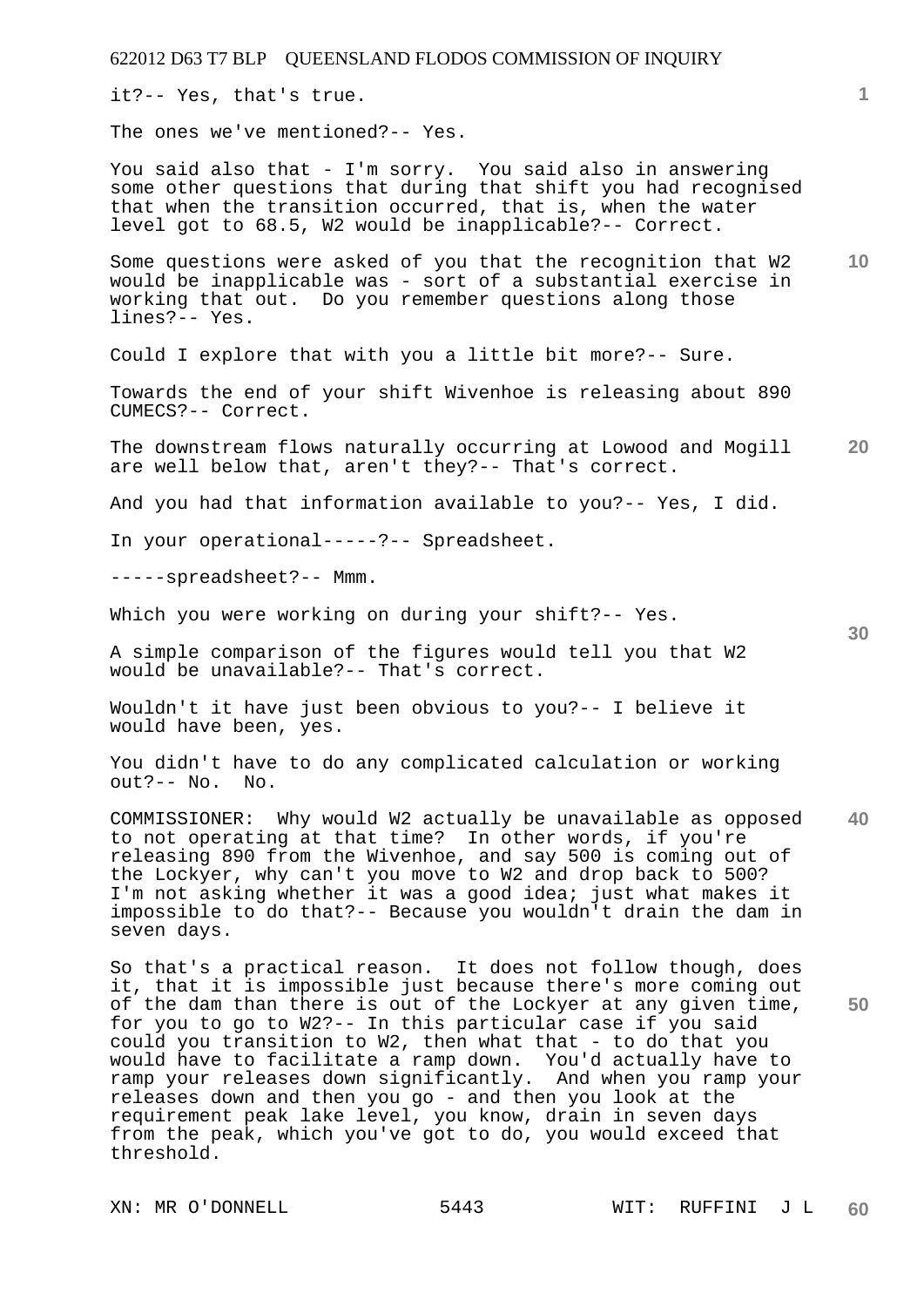it?-- Yes, that's true.

The ones we've mentioned?-- Yes.

You said also that - I'm sorry. You said also in answering some other questions that during that shift you had recognised that when the transition occurred, that is, when the water level got to 68.5, W2 would be inapplicable?-- Correct.

Some questions were asked of you that the recognition that W2 would be inapplicable was - sort of a substantial exercise in working that out. Do you remember questions along those lines?-- Yes.

Could I explore that with you a little bit more?-- Sure.

Towards the end of your shift Wivenhoe is releasing about 890 CUMECS?-- Correct.

The downstream flows naturally occurring at Lowood and Mogill are well below that, aren't they?-- That's correct.

And you had that information available to you?-- Yes, I did.

In your operational-----?-- Spreadsheet.

-----spreadsheet?-- Mmm.

Which you were working on during your shift?-- Yes.

A simple comparison of the figures would tell you that W2 would be unavailable?-- That's correct.

Wouldn't it have just been obvious to you?-- I believe it would have been, yes.

You didn't have to do any complicated calculation or working out?-- No. No.

COMMISSIONER: Why would W2 actually be unavailable as opposed to not operating at that time? In other words, if you're releasing 890 from the Wivenhoe, and say 500 is coming out of the Lockyer, why can't you move to W2 and drop back to 500? I'm not asking whether it was a good idea; just what makes it impossible to do that?-- Because you wouldn't drain the dam in seven days.

So that's a practical reason. It does not follow though, does it, that it is impossible just because there's more coming out of the dam than there is out of the Lockyer at any given time, for you to go to W2?-- In this particular case if you said could you transition to W2, then what that - to do that you would have to facilitate a ramp down. You'd actually have to ramp your releases down significantly. And when you ramp your releases down and then you go - and then you look at the requirement peak lake level, you know, drain in seven days from the peak, which you've got to do, you would exceed that threshold.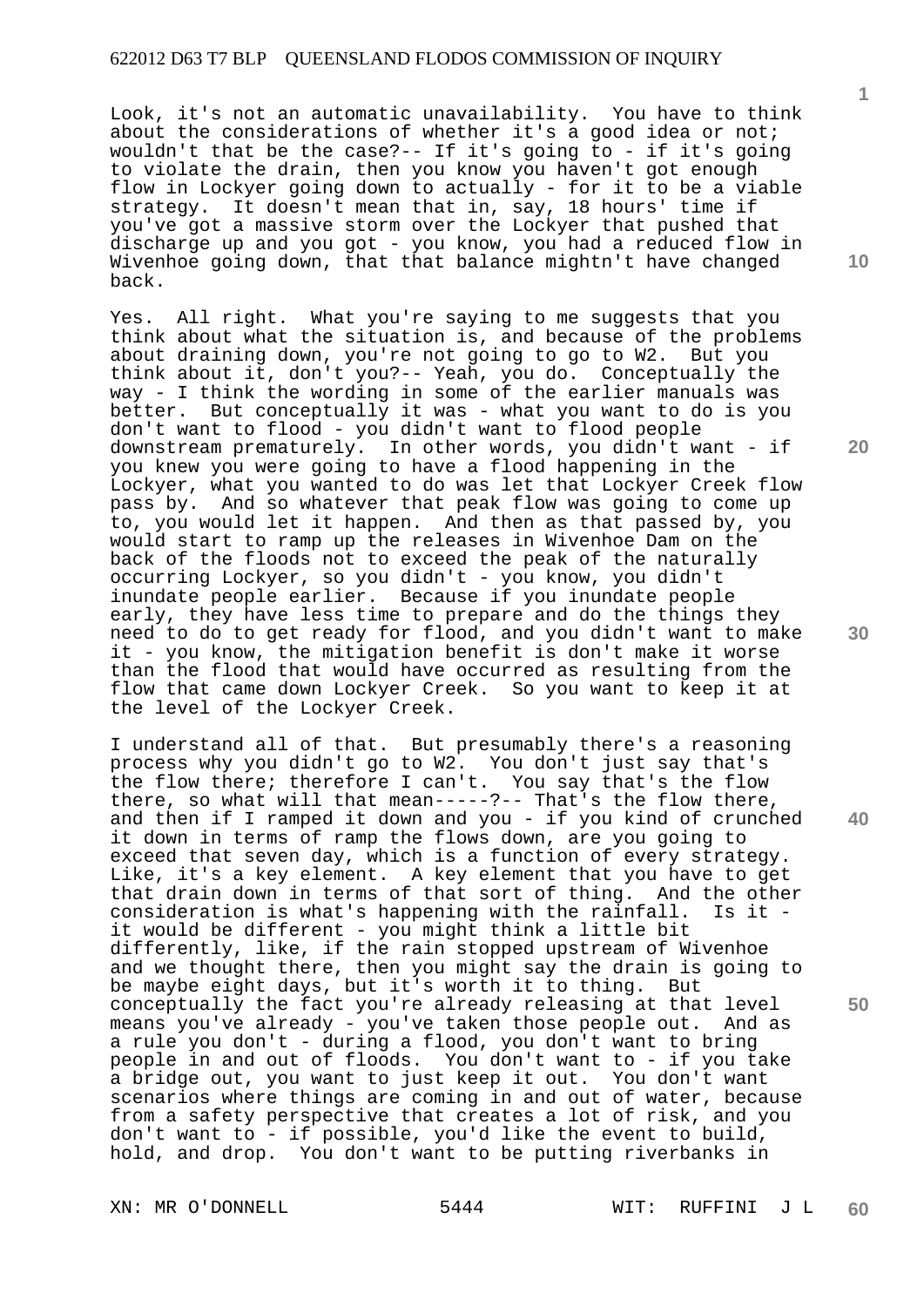Look, it's not an automatic unavailability. You have to think about the considerations of whether it's a good idea or not; wouldn't that be the case?-- If it's going to - if it's going to violate the drain, then you know you haven't got enough flow in Lockyer going down to actually - for it to be a viable strategy. It doesn't mean that in, say, 18 hours' time if you've got a massive storm over the Lockyer that pushed that discharge up and you got - you know, you had a reduced flow in Wivenhoe going down, that that balance mightn't have changed back.

Yes. All right. What you're saying to me suggests that you think about what the situation is, and because of the problems about draining down, you're not going to go to W2. But you think about it, don't you?-- Yeah, you do. Conceptually the way - I think the wording in some of the earlier manuals was better. But conceptually it was - what you want to do is you don't want to flood - you didn't want to flood people downstream prematurely. In other words, you didn't want - if you knew you were going to have a flood happening in the Lockyer, what you wanted to do was let that Lockyer Creek flow pass by. And so whatever that peak flow was going to come up to, you would let it happen. And then as that passed by, you would start to ramp up the releases in Wivenhoe Dam on the back of the floods not to exceed the peak of the naturally occurring Lockyer, so you didn't - you know, you didn't inundate people earlier. Because if you inundate people early, they have less time to prepare and do the things they need to do to get ready for flood, and you didn't want to make it - you know, the mitigation benefit is don't make it worse than the flood that would have occurred as resulting from the flow that came down Lockyer Creek. So you want to keep it at the level of the Lockyer Creek.

I understand all of that. But presumably there's a reasoning process why you didn't go to W2. You don't just say that's the flow there; therefore I can't. You say that's the flow there, so what will that mean-----?-- That's the flow there, and then if I ramped it down and you - if you kind of crunched it down in terms of ramp the flows down, are you going to exceed that seven day, which is a function of every strategy. Like, it's a key element. A key element that you have to get that drain down in terms of that sort of thing. And the other consideration is what's happening with the rainfall. Is it - it would be different - you might think a little bit differently, like, if the rain stopped upstream of Wivenhoe and we thought there, then you might say the drain is going to be maybe eight days, but it's worth it to thing. But conceptually the fact you're already releasing at that level means you've already - you've taken those people out. And as a rule you don't - during a flood, you don't want to bring people in and out of floods. You don't want to - if you take a bridge out, you want to just keep it out. You don't want scenarios where things are coming in and out of water, because from a safety perspective that creates a lot of risk, and you don't want to - if possible, you'd like the event to build, hold, and drop. You don't want to be putting riverbanks in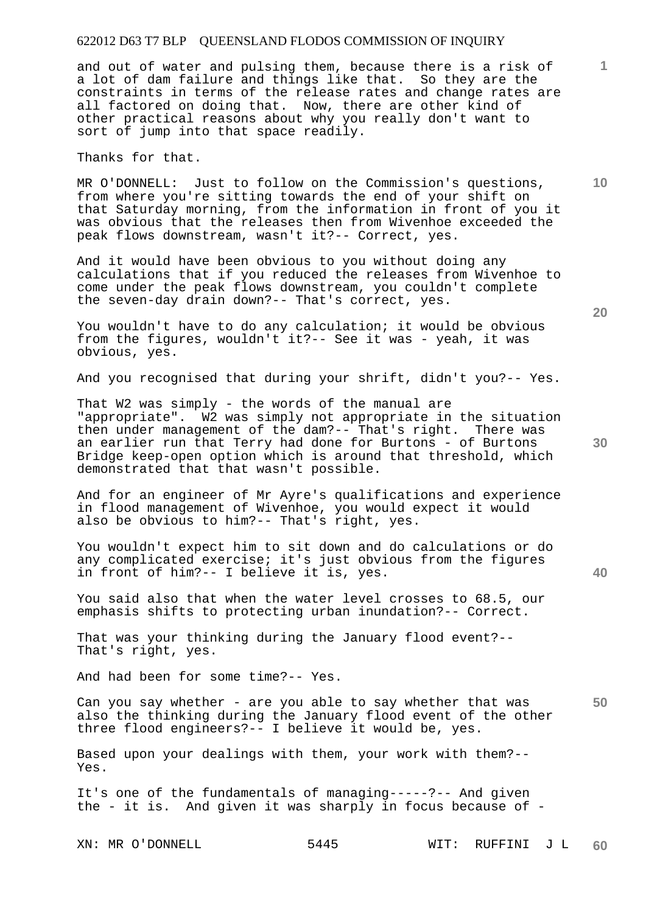and out of water and pulsing them, because there is a risk of a lot of dam failure and things like that. So they are the constraints in terms of the release rates and change rates are all factored on doing that. Now, there are other kind of other practical reasons about why you really don't want to sort of jump into that space readily.

Thanks for that.

MR O'DONNELL: Just to follow on the Commission's questions, from where you're sitting towards the end of your shift on that Saturday morning, from the information in front of you it was obvious that the releases then from Wivenhoe exceeded the peak flows downstream, wasn't it?-- Correct, yes.

And it would have been obvious to you without doing any calculations that if you reduced the releases from Wivenhoe to come under the peak flows downstream, you couldn't complete the seven-day drain down?-- That's correct, yes.

You wouldn't have to do any calculation; it would be obvious from the figures, wouldn't it?-- See it was - yeah, it was obvious, yes.

And you recognised that during your shrift, didn't you?-- Yes.

That W2 was simply - the words of the manual are "appropriate". W2 was simply not appropriate in the situation then under management of the dam?-- That's right. There was an earlier run that Terry had done for Burtons - of Burtons Bridge keep-open option which is around that threshold, which demonstrated that that wasn't possible.

And for an engineer of Mr Ayre's qualifications and experience in flood management of Wivenhoe, you would expect it would also be obvious to him?-- That's right, yes.

You wouldn't expect him to sit down and do calculations or do any complicated exercise; it's just obvious from the figures in front of him?-- I believe it is, yes.

You said also that when the water level crosses to 68.5, our emphasis shifts to protecting urban inundation?-- Correct.

That was your thinking during the January flood event?-- That's right, yes.

And had been for some time?-- Yes.

Can you say whether - are you able to say whether that was also the thinking during the January flood event of the other three flood engineers?-- I believe it would be, yes.

Based upon your dealings with them, your work with them?-- Yes.

It's one of the fundamentals of managing-----?-- And given the - it is. And given it was sharply in focus because of -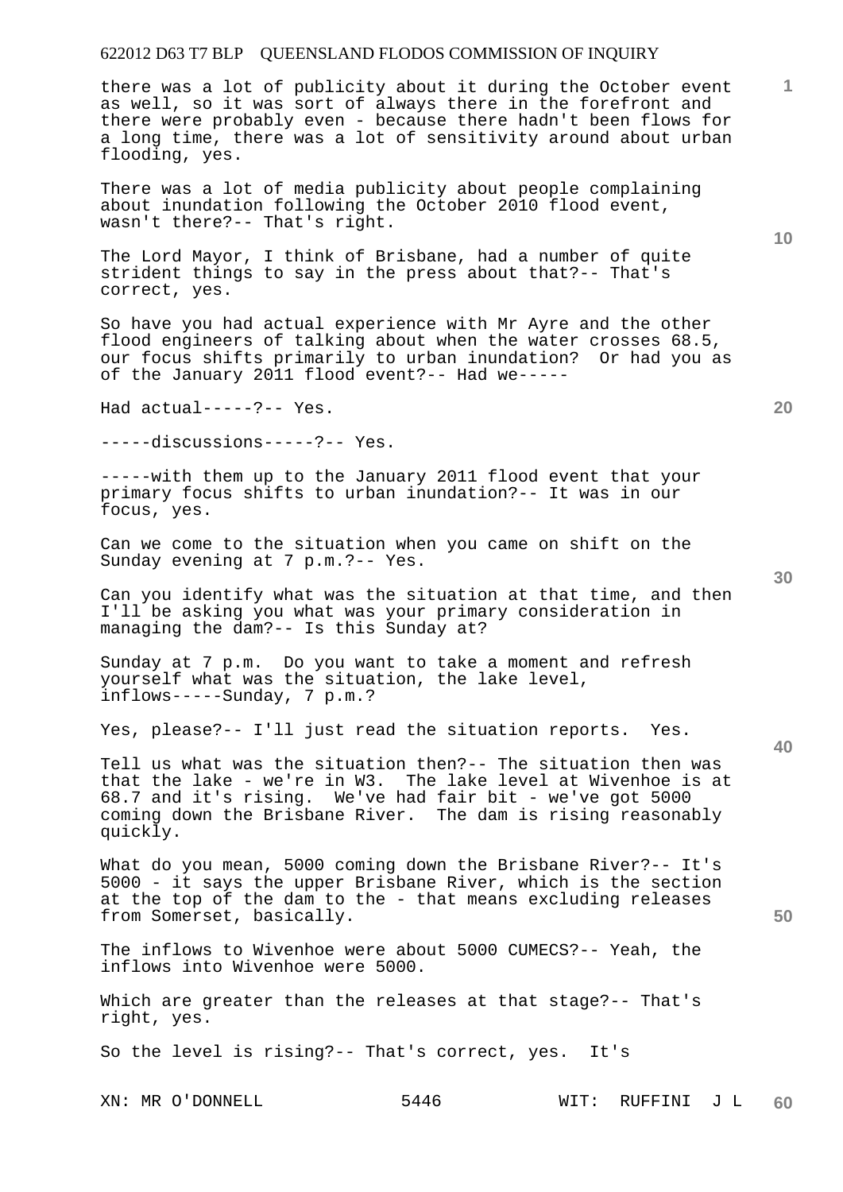there was a lot of publicity about it during the October event as well, so it was sort of always there in the forefront and there were probably even - because there hadn't been flows for a long time, there was a lot of sensitivity around about urban flooding, yes.

There was a lot of media publicity about people complaining about inundation following the October 2010 flood event, wasn't there?-- That's right.

The Lord Mayor, I think of Brisbane, had a number of quite strident things to say in the press about that?-- That's correct, yes.

So have you had actual experience with Mr Ayre and the other flood engineers of talking about when the water crosses 68.5, our focus shifts primarily to urban inundation? Or had you as of the January 2011 flood event?-- Had we-----

Had actual-----?-- Yes.

-----discussions-----?-- Yes.

-----with them up to the January 2011 flood event that your primary focus shifts to urban inundation?-- It was in our focus, yes.

Can we come to the situation when you came on shift on the Sunday evening at 7 p.m.?-- Yes.

Can you identify what was the situation at that time, and then I'll be asking you what was your primary consideration in managing the dam?-- Is this Sunday at?

Sunday at 7 p.m. Do you want to take a moment and refresh yourself what was the situation, the lake level, inflows-----Sunday, 7 p.m.?

Yes, please?-- I'll just read the situation reports. Yes.

Tell us what was the situation then?-- The situation then was that the lake - we're in W3. The lake level at Wivenhoe is at 68.7 and it's rising. We've had fair bit - we've got 5000 coming down the Brisbane River. The dam is rising reasonably quickly.

What do you mean, 5000 coming down the Brisbane River?-- It's 5000 - it says the upper Brisbane River, which is the section at the top of the dam to the - that means excluding releases from Somerset, basically.

The inflows to Wivenhoe were about 5000 CUMECS?-- Yeah, the inflows into Wivenhoe were 5000.

Which are greater than the releases at that stage?-- That's right, yes.

So the level is rising?-- That's correct, yes. It's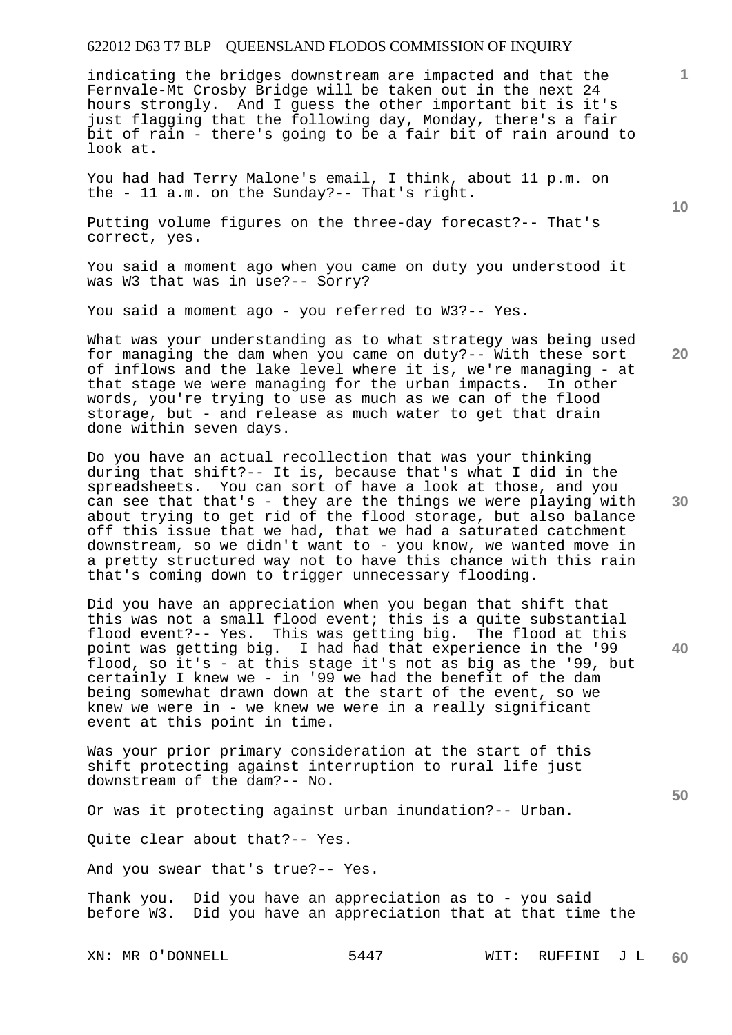indicating the bridges downstream are impacted and that the Fernvale-Mt Crosby Bridge will be taken out in the next 24 hours strongly. And I guess the other important bit is it's just flagging that the following day, Monday, there's a fair bit of rain - there's going to be a fair bit of rain around to look at.

You had had Terry Malone's email, I think, about 11 p.m. on the - 11 a.m. on the Sunday?-- That's right.

Putting volume figures on the three-day forecast?-- That's correct, yes.

You said a moment ago when you came on duty you understood it was W3 that was in use?-- Sorry?

You said a moment ago - you referred to W3?-- Yes.

What was your understanding as to what strategy was being used for managing the dam when you came on duty?-- With these sort of inflows and the lake level where it is, we're managing - at that stage we were managing for the urban impacts. In other words, you're trying to use as much as we can of the flood storage, but - and release as much water to get that drain done within seven days.

Do you have an actual recollection that was your thinking during that shift?-- It is, because that's what I did in the spreadsheets. You can sort of have a look at those, and you can see that that's - they are the things we were playing with about trying to get rid of the flood storage, but also balance off this issue that we had, that we had a saturated catchment downstream, so we didn't want to - you know, we wanted move in a pretty structured way not to have this chance with this rain that's coming down to trigger unnecessary flooding.

Did you have an appreciation when you began that shift that this was not a small flood event; this is a quite substantial flood event?-- Yes. This was getting big. The flood at this point was getting big. I had had that experience in the '99 flood, so it's - at this stage it's not as big as the '99, but certainly I knew we - in '99 we had the benefit of the dam being somewhat drawn down at the start of the event, so we knew we were in - we knew we were in a really significant event at this point in time.

Was your prior primary consideration at the start of this shift protecting against interruption to rural life just downstream of the dam?-- No.

Or was it protecting against urban inundation?-- Urban.

Quite clear about that?-- Yes.

And you swear that's true?-- Yes.

Thank you. Did you have an appreciation as to - you said before W3. Did you have an appreciation that at that time the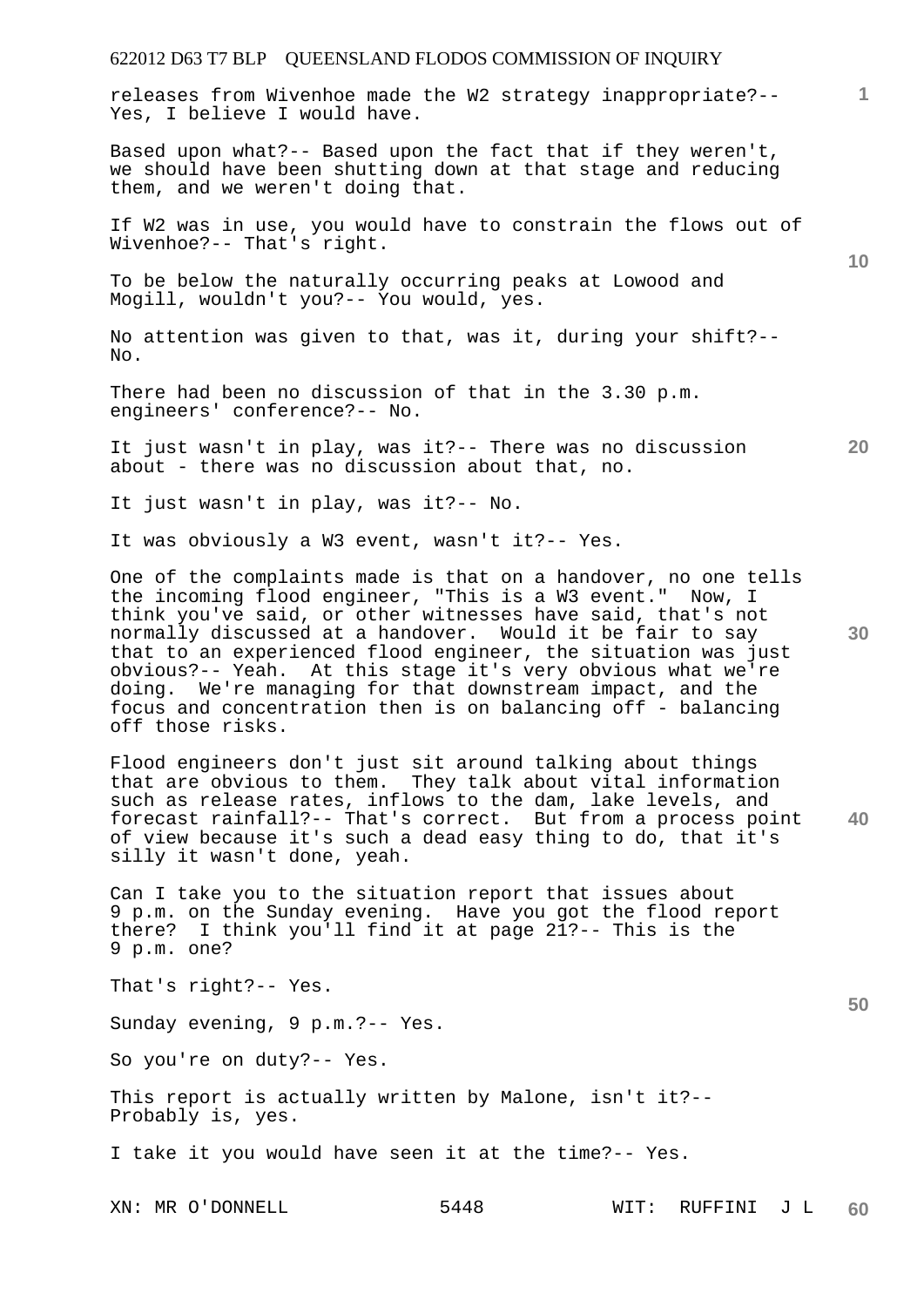releases from Wivenhoe made the W2 strategy inappropriate?-- Yes, I believe I would have.

Based upon what?-- Based upon the fact that if they weren't, we should have been shutting down at that stage and reducing them, and we weren't doing that.

If W2 was in use, you would have to constrain the flows out of Wivenhoe?-- That's right.

To be below the naturally occurring peaks at Lowood and Mogill, wouldn't you?-- You would, yes.

No attention was given to that, was it, during your shift?-- No.

There had been no discussion of that in the 3.30 p.m. engineers' conference?-- No.

It just wasn't in play, was it?-- There was no discussion about - there was no discussion about that, no.

It just wasn't in play, was it?-- No.

It was obviously a W3 event, wasn't it?-- Yes.

One of the complaints made is that on a handover, no one tells the incoming flood engineer, "This is a W3 event." Now, I think you've said, or other witnesses have said, that's not normally discussed at a handover. Would it be fair to say that to an experienced flood engineer, the situation was just obvious?-- Yeah. At this stage it's very obvious what we're doing. We're managing for that downstream impact, and the focus and concentration then is on balancing off - balancing off those risks.

Flood engineers don't just sit around talking about things that are obvious to them. They talk about vital information such as release rates, inflows to the dam, lake levels, and forecast rainfall?-- That's correct. But from a process point of view because it's such a dead easy thing to do, that it's silly it wasn't done, yeah.

Can I take you to the situation report that issues about 9 p.m. on the Sunday evening. Have you got the flood report there? I think you'll find it at page 21?-- This is the 9 p.m. one?

That's right?-- Yes.

Sunday evening, 9 p.m.?-- Yes.

So you're on duty?-- Yes.

This report is actually written by Malone, isn't it?-- Probably is, yes.

I take it you would have seen it at the time?-- Yes.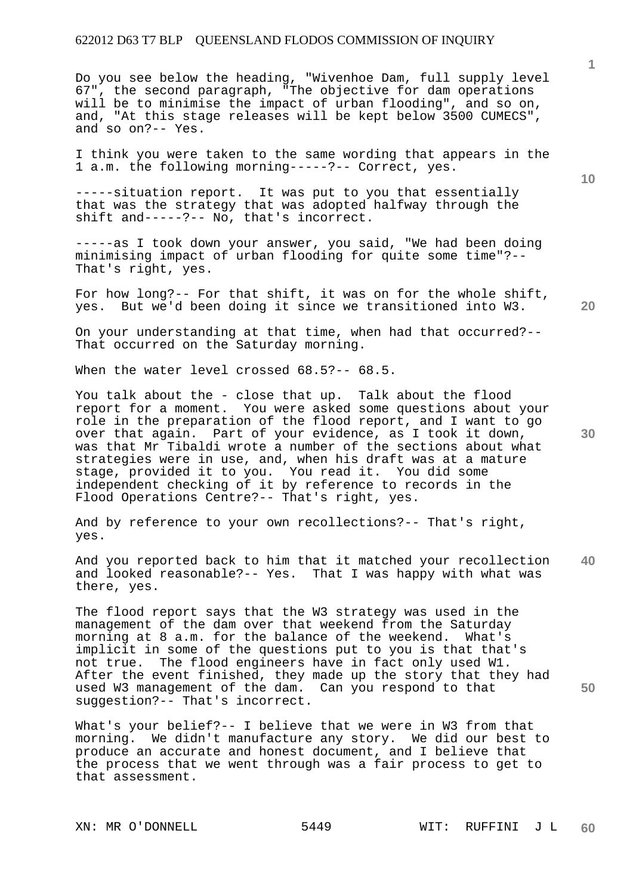Do you see below the heading, "Wivenhoe Dam, full supply level 67", the second paragraph, "The objective for dam operations will be to minimise the impact of urban flooding", and so on, and, "At this stage releases will be kept below 3500 CUMECS", and so on?-- Yes.

I think you were taken to the same wording that appears in the 1 a.m. the following morning-----?-- Correct, yes.

-----situation report. It was put to you that essentially that was the strategy that was adopted halfway through the shift and-----?-- No, that's incorrect.

-----as I took down your answer, you said, "We had been doing minimising impact of urban flooding for quite some time"?-- That's right, yes.

For how long?-- For that shift, it was on for the whole shift, yes. But we'd been doing it since we transitioned into W3.

On your understanding at that time, when had that occurred?-- That occurred on the Saturday morning.

When the water level crossed 68.5?-- 68.5.

You talk about the - close that up. Talk about the flood report for a moment. You were asked some questions about your role in the preparation of the flood report, and I want to go over that again. Part of your evidence, as I took it down, was that Mr Tibaldi wrote a number of the sections about what strategies were in use, and, when his draft was at a mature stage, provided it to you. You read it. You did some independent checking of it by reference to records in the Flood Operations Centre?-- That's right, yes.

And by reference to your own recollections?-- That's right, yes.

And you reported back to him that it matched your recollection and looked reasonable?-- Yes. That I was happy with what was there, yes.

The flood report says that the W3 strategy was used in the management of the dam over that weekend from the Saturday morning at 8 a.m. for the balance of the weekend. What's implicit in some of the questions put to you is that that's not true. The flood engineers have in fact only used W1. After the event finished, they made up the story that they had used W3 management of the dam. Can you respond to that suggestion?-- That's incorrect.

What's your belief?-- I believe that we were in W3 from that morning. We didn't manufacture any story. We did our best to produce an accurate and honest document, and I believe that the process that we went through was a fair process to get to that assessment.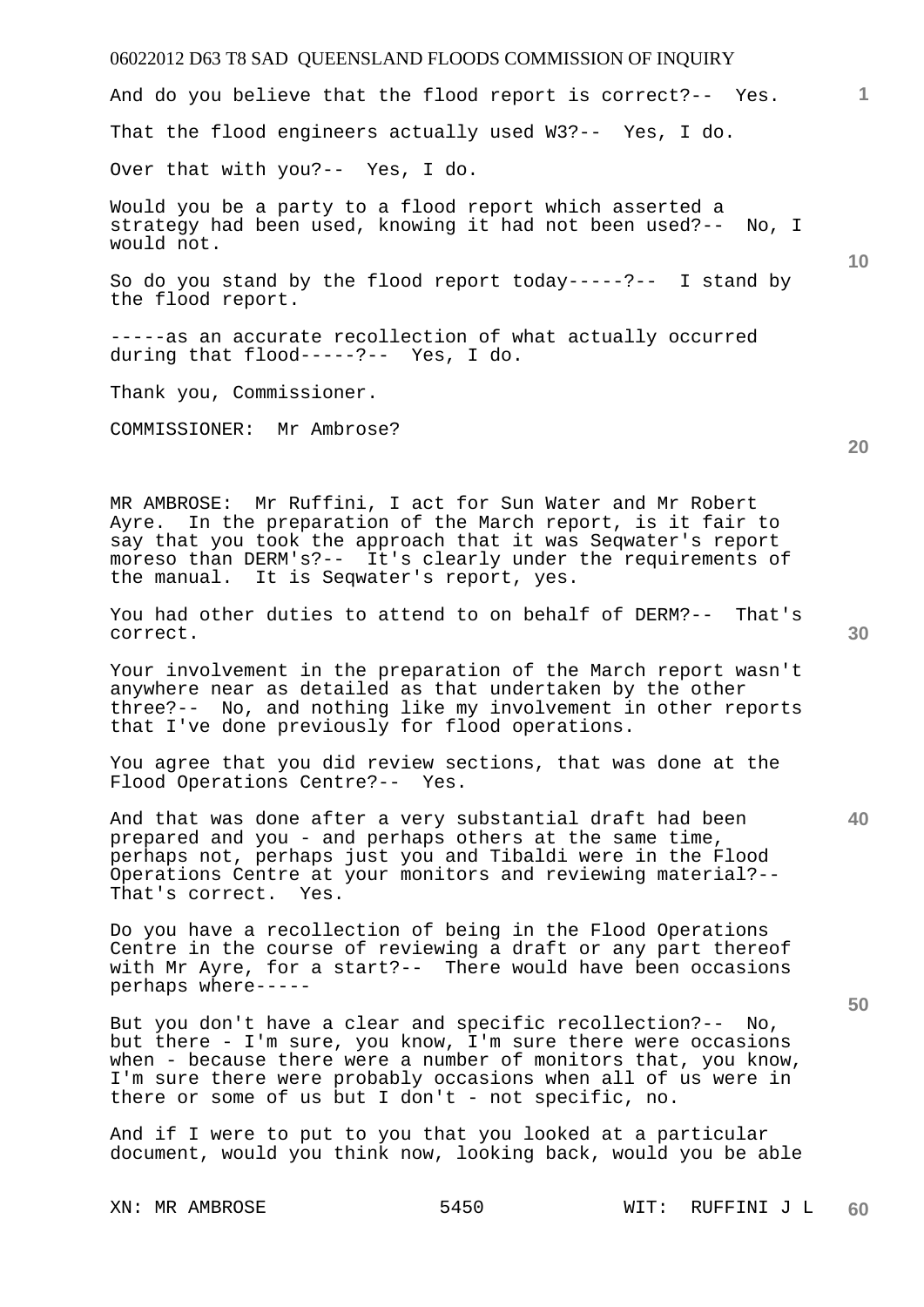And do you believe that the flood report is correct?-- Yes.

That the flood engineers actually used W3?-- Yes, I do.

Over that with you?-- Yes, I do.

Would you be a party to a flood report which asserted a strategy had been used, knowing it had not been used?-- No, I would not.

So do you stand by the flood report today-----?-- I stand by the flood report.

-----as an accurate recollection of what actually occurred during that flood-----?-- Yes, I do.

Thank you, Commissioner.

COMMISSIONER: Mr Ambrose?

MR AMBROSE: Mr Ruffini, I act for Sun Water and Mr Robert Ayre. In the preparation of the March report, is it fair to say that you took the approach that it was Seqwater's report moreso than DERM's?-- It's clearly under the requirements of the manual. It is Seqwater's report, yes.

You had other duties to attend to on behalf of DERM?-- That's correct.

Your involvement in the preparation of the March report wasn't anywhere near as detailed as that undertaken by the other three?-- No, and nothing like my involvement in other reports that I've done previously for flood operations.

You agree that you did review sections, that was done at the Flood Operations Centre?-- Yes.

And that was done after a very substantial draft had been prepared and you - and perhaps others at the same time, perhaps not, perhaps just you and Tibaldi were in the Flood Operations Centre at your monitors and reviewing material?-- That's correct. Yes.

Do you have a recollection of being in the Flood Operations Centre in the course of reviewing a draft or any part thereof with Mr Ayre, for a start?-- There would have been occasions perhaps where-----

But you don't have a clear and specific recollection?-- No, but there - I'm sure, you know, I'm sure there were occasions when - because there were a number of monitors that, you know, I'm sure there were probably occasions when all of us were in there or some of us but I don't - not specific, no.

And if I were to put to you that you looked at a particular document, would you think now, looking back, would you be able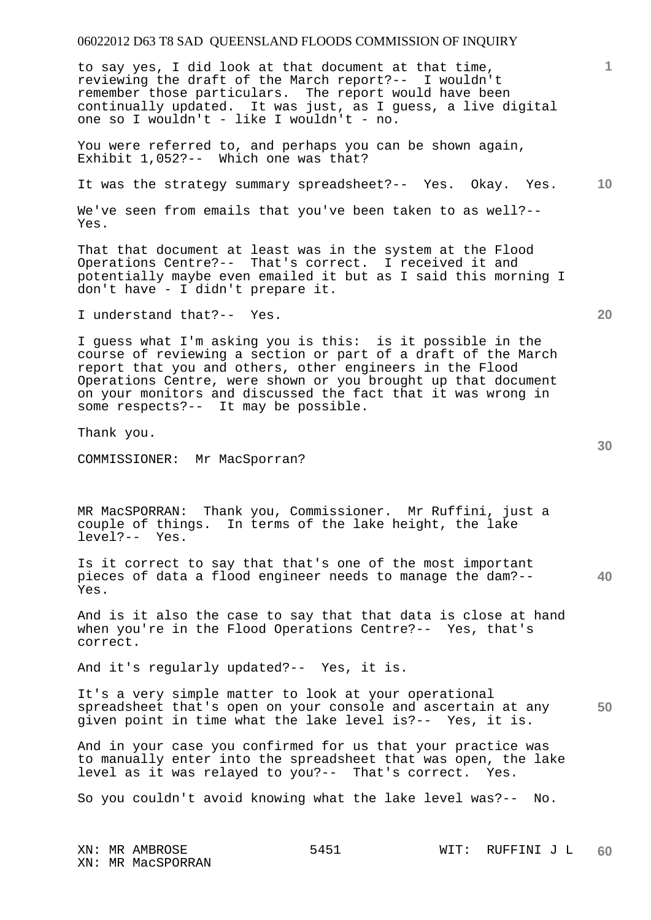to say yes, I did look at that document at that time, reviewing the draft of the March report?-- I wouldn't remember those particulars. The report would have been continually updated. It was just, as I guess, a live digital one so I wouldn't - like I wouldn't - no.

You were referred to, and perhaps you can be shown again, Exhibit 1,052?-- Which one was that?

It was the strategy summary spreadsheet?-- Yes. Okay. Yes.

We've seen from emails that you've been taken to as well?-- Yes.

That that document at least was in the system at the Flood Operations Centre?-- That's correct. I received it and potentially maybe even emailed it but as I said this morning I don't have - I didn't prepare it.

I understand that?-- Yes.

I guess what I'm asking you is this: is it possible in the course of reviewing a section or part of a draft of the March report that you and others, other engineers in the Flood Operations Centre, were shown or you brought up that document on your monitors and discussed the fact that it was wrong in some respects?-- It may be possible.

Thank you.

COMMISSIONER: Mr MacSporran?

MR MacSPORRAN: Thank you, Commissioner. Mr Ruffini, just a couple of things. In terms of the lake height, the lake level?-- Yes.

Is it correct to say that that's one of the most important pieces of data a flood engineer needs to manage the dam?-- Yes.

And is it also the case to say that that data is close at hand when you're in the Flood Operations Centre?-- Yes, that's correct.

And it's regularly updated?-- Yes, it is.

It's a very simple matter to look at your operational spreadsheet that's open on your console and ascertain at any given point in time what the lake level is?-- Yes, it is.

And in your case you confirmed for us that your practice was to manually enter into the spreadsheet that was open, the lake level as it was relayed to you?-- That's correct. Yes.

So you couldn't avoid knowing what the lake level was?-- No.

XN: MR AMBROSE
XN: MR MacSPORRAN
WIT: RUFFINI J L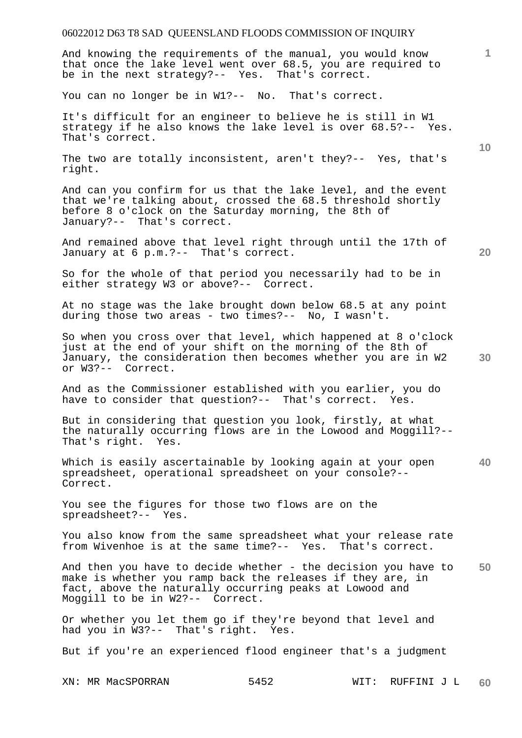And knowing the requirements of the manual, you would know that once the lake level went over 68.5, you are required to be in the next strategy?-- Yes. That's correct.

You can no longer be in W1?-- No. That's correct.

It's difficult for an engineer to believe he is still in W1 strategy if he also knows the lake level is over 68.5?-- Yes. That's correct.

The two are totally inconsistent, aren't they?-- Yes, that's right.

And can you confirm for us that the lake level, and the event that we're talking about, crossed the 68.5 threshold shortly before 8 o'clock on the Saturday morning, the 8th of January?-- That's correct.

And remained above that level right through until the 17th of January at 6 p.m.?-- That's correct.

So for the whole of that period you necessarily had to be in either strategy W3 or above?-- Correct.

At no stage was the lake brought down below 68.5 at any point during those two areas - two times?-- No, I wasn't.

So when you cross over that level, which happened at 8 o'clock just at the end of your shift on the morning of the 8th of January, the consideration then becomes whether you are in W2 or W3?-- Correct.

And as the Commissioner established with you earlier, you do have to consider that question?-- That's correct. Yes.

But in considering that question you look, firstly, at what the naturally occurring flows are in the Lowood and Moggill?-- That's right. Yes.

Which is easily ascertainable by looking again at your open spreadsheet, operational spreadsheet on your console?-- Correct.

You see the figures for those two flows are on the spreadsheet?-- Yes.

You also know from the same spreadsheet what your release rate from Wivenhoe is at the same time?-- Yes. That's correct.

And then you have to decide whether - the decision you have to make is whether you ramp back the releases if they are, in fact, above the naturally occurring peaks at Lowood and Moggill to be in W2?-- Correct.

Or whether you let them go if they're beyond that level and had you in W3?-- That's right. Yes.

But if you're an experienced flood engineer that's a judgment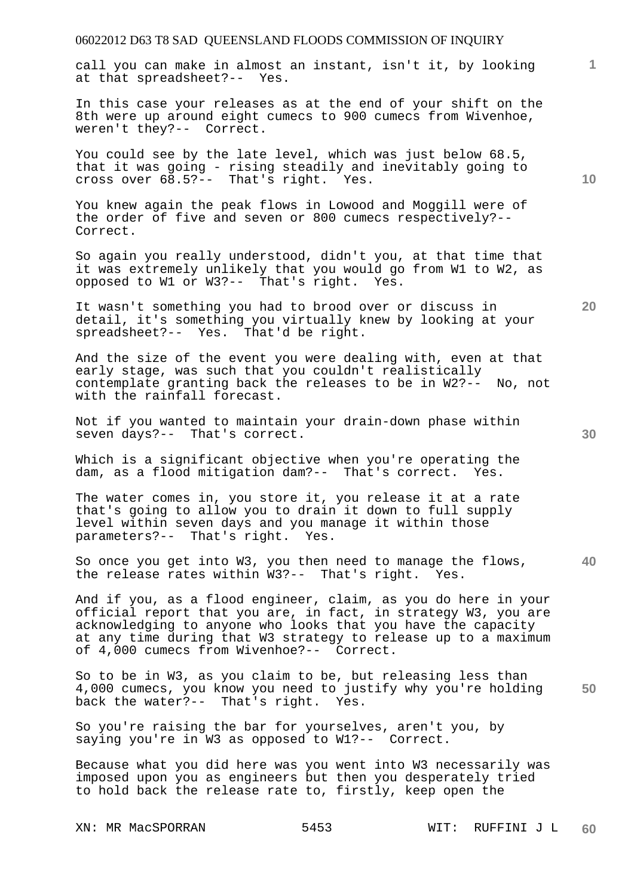call you can make in almost an instant, isn't it, by looking at that spreadsheet?-- Yes.

In this case your releases as at the end of your shift on the 8th were up around eight cumecs to 900 cumecs from Wivenhoe, weren't they?-- Correct.

You could see by the late level, which was just below 68.5, that it was going - rising steadily and inevitably going to cross over 68.5?-- That's right. Yes.

You knew again the peak flows in Lowood and Moggill were of the order of five and seven or 800 cumecs respectively?-- Correct.

So again you really understood, didn't you, at that time that it was extremely unlikely that you would go from W1 to W2, as opposed to W1 or W3?-- That's right. Yes.

It wasn't something you had to brood over or discuss in detail, it's something you virtually knew by looking at your spreadsheet?-- Yes. That'd be right.

And the size of the event you were dealing with, even at that early stage, was such that you couldn't realistically contemplate granting back the releases to be in W2?-- No, not with the rainfall forecast.

Not if you wanted to maintain your drain-down phase within seven days?-- That's correct.

Which is a significant objective when you're operating the dam, as a flood mitigation dam?-- That's correct. Yes.

The water comes in, you store it, you release it at a rate that's going to allow you to drain it down to full supply level within seven days and you manage it within those parameters?-- That's right. Yes.

So once you get into W3, you then need to manage the flows, the release rates within W3?-- That's right. Yes.

And if you, as a flood engineer, claim, as you do here in your official report that you are, in fact, in strategy W3, you are acknowledging to anyone who looks that you have the capacity at any time during that W3 strategy to release up to a maximum of 4,000 cumecs from Wivenhoe?-- Correct.

So to be in W3, as you claim to be, but releasing less than 4,000 cumecs, you know you need to justify why you're holding back the water?-- That's right. Yes.

So you're raising the bar for yourselves, aren't you, by saying you're in W3 as opposed to W1?-- Correct.

Because what you did here was you went into W3 necessarily was imposed upon you as engineers but then you desperately tried to hold back the release rate to, firstly, keep open the

XN: MR MacSPORRAN 5453 WIT: RUFFINI J L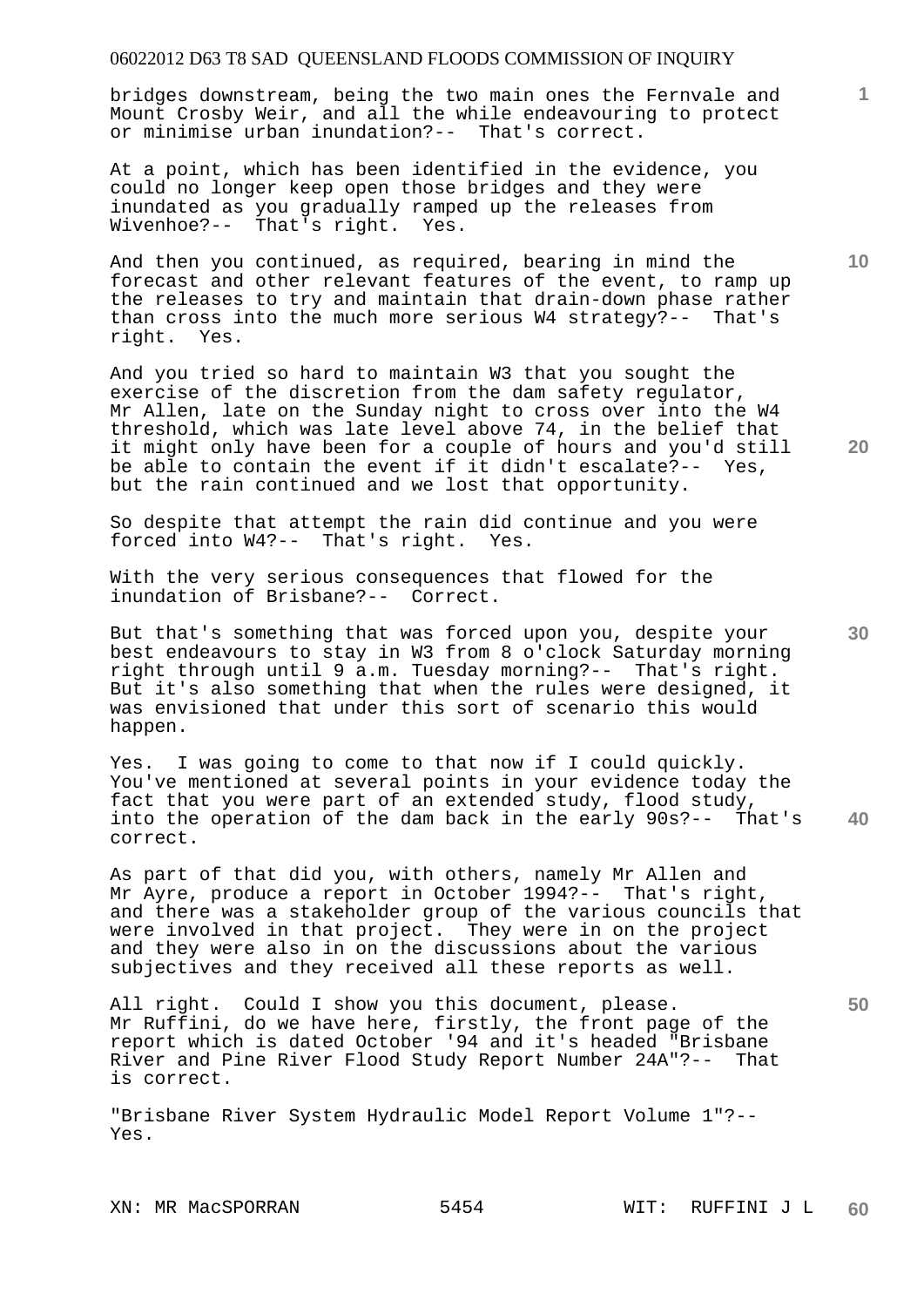bridges downstream, being the two main ones the Fernvale and Mount Crosby Weir, and all the while endeavouring to protect or minimise urban inundation?-- That's correct.

At a point, which has been identified in the evidence, you could no longer keep open those bridges and they were inundated as you gradually ramped up the releases from Wivenhoe?-- That's right. Yes.

And then you continued, as required, bearing in mind the forecast and other relevant features of the event, to ramp up the releases to try and maintain that drain-down phase rather than cross into the much more serious W4 strategy?-- That's right. Yes.

And you tried so hard to maintain W3 that you sought the exercise of the discretion from the dam safety regulator, Mr Allen, late on the Sunday night to cross over into the W4 threshold, which was late level above 74, in the belief that it might only have been for a couple of hours and you'd still be able to contain the event if it didn't escalate?-- Yes, but the rain continued and we lost that opportunity.

So despite that attempt the rain did continue and you were forced into W4?-- That's right. Yes.

With the very serious consequences that flowed for the inundation of Brisbane?-- Correct.

But that's something that was forced upon you, despite your best endeavours to stay in W3 from 8 o'clock Saturday morning right through until 9 a.m. Tuesday morning?-- That's right. But it's also something that when the rules were designed, it was envisioned that under this sort of scenario this would happen.

Yes. I was going to come to that now if I could quickly. You've mentioned at several points in your evidence today the fact that you were part of an extended study, flood study, into the operation of the dam back in the early 90s?-- That's correct.

As part of that did you, with others, namely Mr Allen and Mr Ayre, produce a report in October 1994?-- That's right, and there was a stakeholder group of the various councils that were involved in that project. They were in on the project and they were also in on the discussions about the various subjectives and they received all these reports as well.

All right. Could I show you this document, please. Mr Ruffini, do we have here, firstly, the front page of the report which is dated October '94 and it's headed "Brisbane River and Pine River Flood Study Report Number 24A"?-- That is correct.

"Brisbane River System Hydraulic Model Report Volume 1"?-- Yes.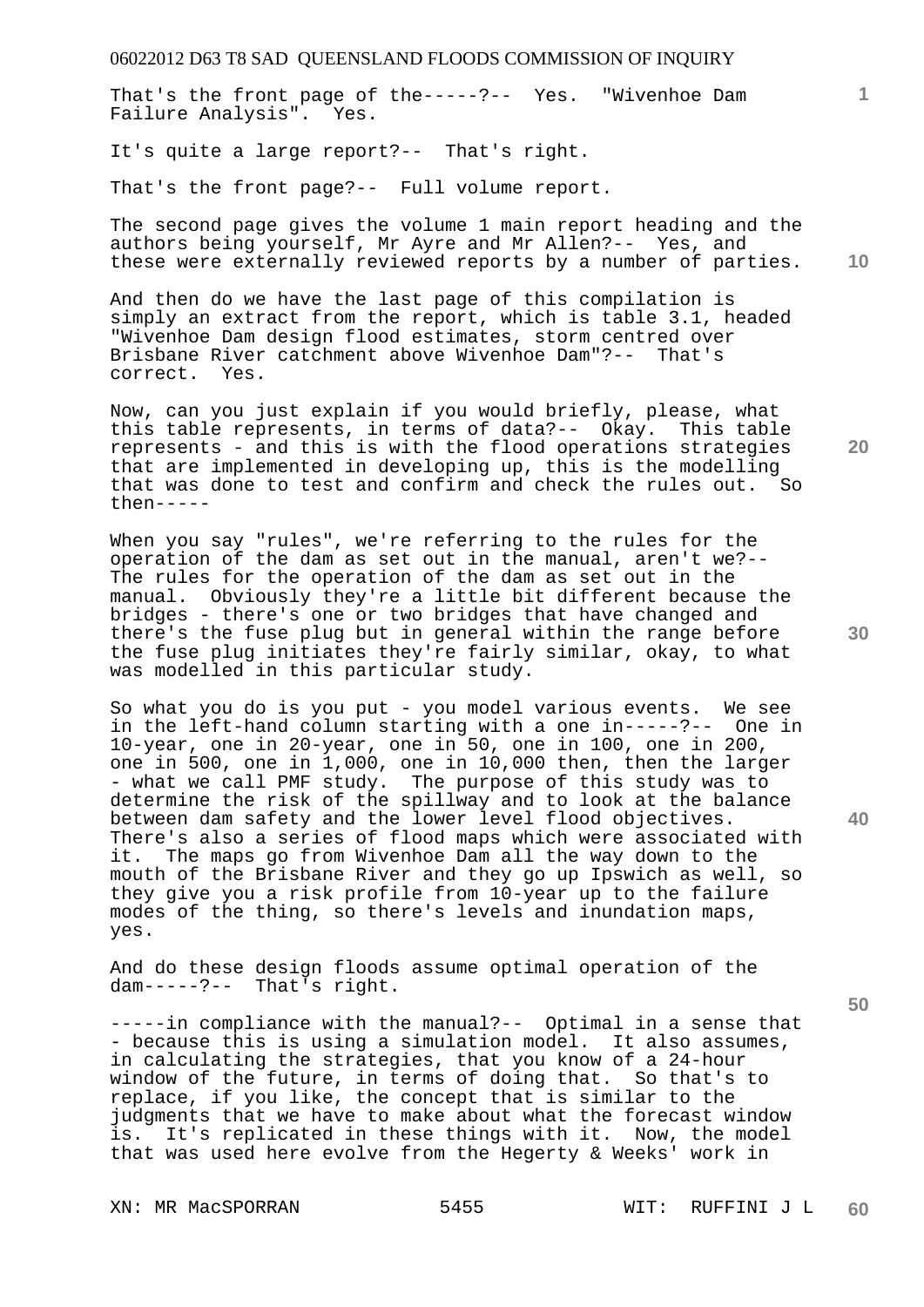That's the front page of the-----?-- Yes. "Wivenhoe Dam Failure Analysis". Yes.

It's quite a large report?-- That's right.

That's the front page?-- Full volume report.

The second page gives the volume 1 main report heading and the authors being yourself, Mr Ayre and Mr Allen?-- Yes, and these were externally reviewed reports by a number of parties.

And then do we have the last page of this compilation is simply an extract from the report, which is table 3.1, headed "Wivenhoe Dam design flood estimates, storm centred over Brisbane River catchment above Wivenhoe Dam"?-- That's correct. Yes.

Now, can you just explain if you would briefly, please, what this table represents, in terms of data?-- Okay. This table represents - and this is with the flood operations strategies that are implemented in developing up, this is the modelling that was done to test and confirm and check the rules out. So then-----

When you say "rules", we're referring to the rules for the operation of the dam as set out in the manual, aren't we?-- The rules for the operation of the dam as set out in the manual. Obviously they're a little bit different because the bridges - there's one or two bridges that have changed and there's the fuse plug but in general within the range before the fuse plug initiates they're fairly similar, okay, to what was modelled in this particular study.

So what you do is you put - you model various events. We see in the left-hand column starting with a one in-----?-- One in 10-year, one in 20-year, one in 50, one in 100, one in 200, one in 500, one in 1,000, one in 10,000 then, then the larger - what we call PMF study. The purpose of this study was to determine the risk of the spillway and to look at the balance between dam safety and the lower level flood objectives. There's also a series of flood maps which were associated with it. The maps go from Wivenhoe Dam all the way down to the mouth of the Brisbane River and they go up Ipswich as well, so they give you a risk profile from 10-year up to the failure modes of the thing, so there's levels and inundation maps, yes.

And do these design floods assume optimal operation of the dam-----?-- That's right.

-----in compliance with the manual?-- Optimal in a sense that - because this is using a simulation model. It also assumes, in calculating the strategies, that you know of a 24-hour window of the future, in terms of doing that. So that's to replace, if you like, the concept that is similar to the judgments that we have to make about what the forecast window is. It's replicated in these things with it. Now, the model that was used here evolve from the Hegerty & Weeks' work in

XN: MR MacSPORRAN    5455    WIT: RUFFINI J L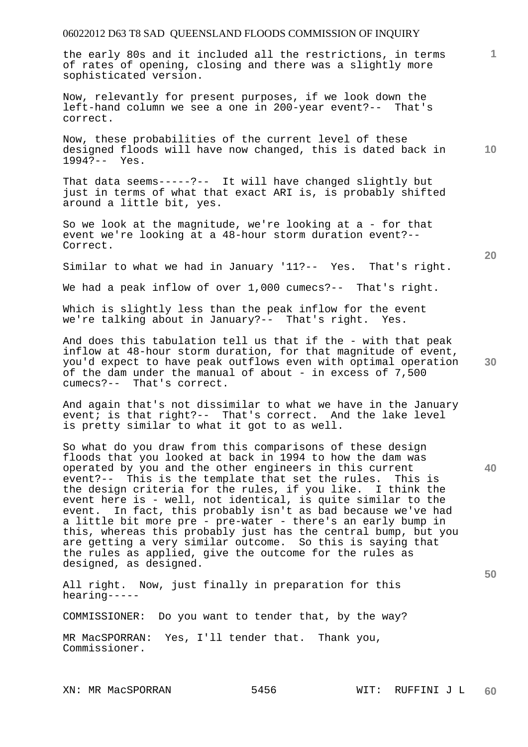the early 80s and it included all the restrictions, in terms of rates of opening, closing and there was a slightly more sophisticated version.

Now, relevantly for present purposes, if we look down the left-hand column we see a one in 200-year event?-- That's correct.

Now, these probabilities of the current level of these designed floods will have now changed, this is dated back in 1994?-- Yes.

That data seems-----?-- It will have changed slightly but just in terms of what that exact ARI is, is probably shifted around a little bit, yes.

So we look at the magnitude, we're looking at a - for that event we're looking at a 48-hour storm duration event?-- Correct.

Similar to what we had in January '11?-- Yes. That's right.

We had a peak inflow of over 1,000 cumecs?-- That's right.

Which is slightly less than the peak inflow for the event we're talking about in January?-- That's right. Yes.

And does this tabulation tell us that if the - with that peak inflow at 48-hour storm duration, for that magnitude of event, you'd expect to have peak outflows even with optimal operation of the dam under the manual of about - in excess of 7,500 cumecs?-- That's correct.

And again that's not dissimilar to what we have in the January event; is that right?-- That's correct. And the lake level is pretty similar to what it got to as well.

So what do you draw from this comparisons of these design floods that you looked at back in 1994 to how the dam was operated by you and the other engineers in this current event?-- This is the template that set the rules. This is the design criteria for the rules, if you like. I think the event here is - well, not identical, is quite similar to the event. In fact, this probably isn't as bad because we've had a little bit more pre - pre-water - there's an early bump in this, whereas this probably just has the central bump, but you are getting a very similar outcome. So this is saying that the rules as applied, give the outcome for the rules as designed, as designed.

All right. Now, just finally in preparation for this hearing-----

COMMISSIONER: Do you want to tender that, by the way?

MR MacSPORRAN: Yes, I'll tender that. Thank you, Commissioner.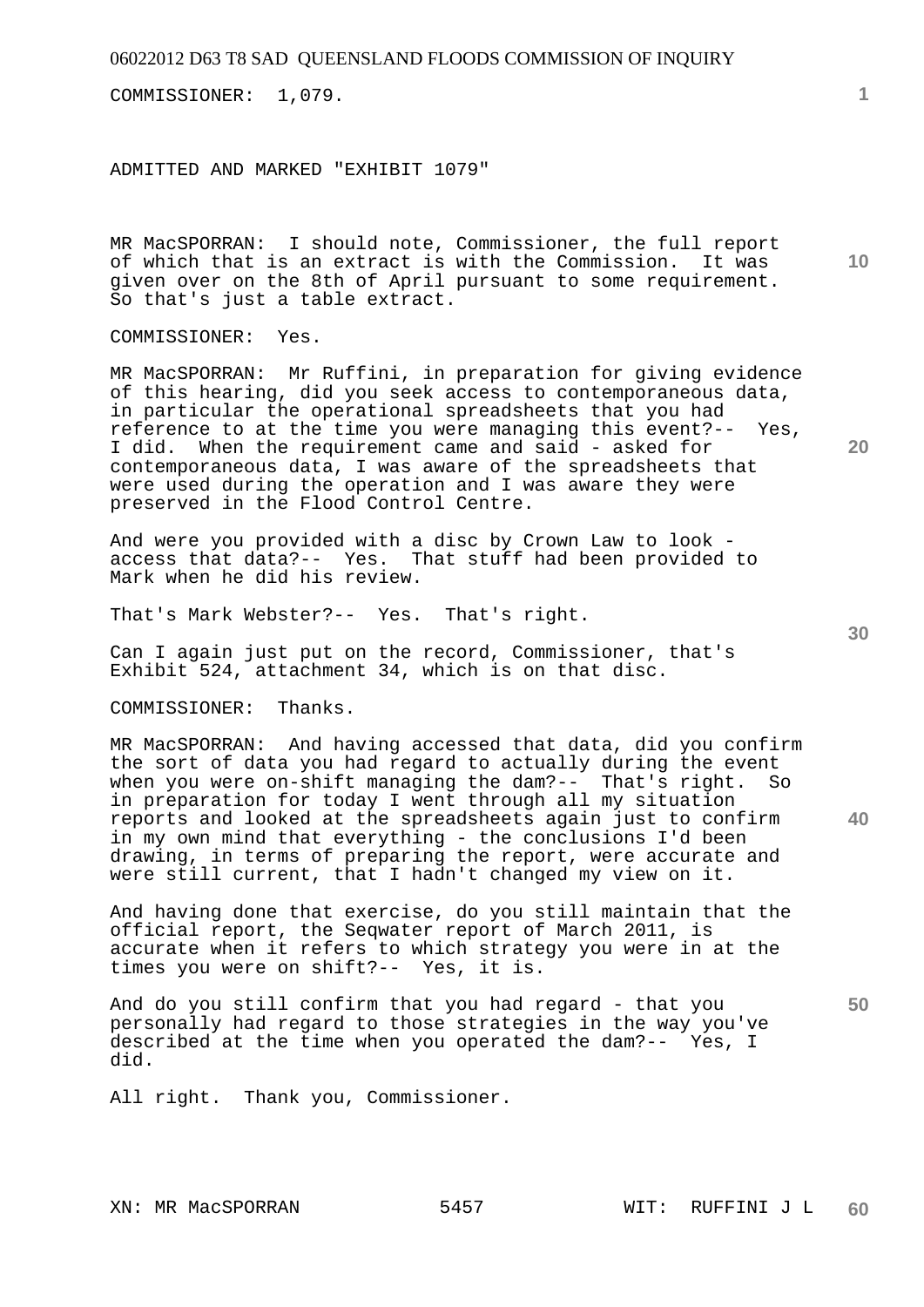COMMISSIONER: 1,079.

ADMITTED AND MARKED "EXHIBIT 1079"

MR MacSPORRAN: I should note, Commissioner, the full report of which that is an extract is with the Commission. It was given over on the 8th of April pursuant to some requirement. So that's just a table extract.

COMMISSIONER: Yes.

MR MacSPORRAN: Mr Ruffini, in preparation for giving evidence of this hearing, did you seek access to contemporaneous data, in particular the operational spreadsheets that you had reference to at the time you were managing this event?-- Yes, I did. When the requirement came and said - asked for contemporaneous data, I was aware of the spreadsheets that were used during the operation and I was aware they were preserved in the Flood Control Centre.

And were you provided with a disc by Crown Law to look - access that data?-- Yes. That stuff had been provided to Mark when he did his review.

That's Mark Webster?-- Yes. That's right.

Can I again just put on the record, Commissioner, that's Exhibit 524, attachment 34, which is on that disc.

COMMISSIONER: Thanks.

MR MacSPORRAN: And having accessed that data, did you confirm the sort of data you had regard to actually during the event when you were on-shift managing the dam?-- That's right. So in preparation for today I went through all my situation reports and looked at the spreadsheets again just to confirm in my own mind that everything - the conclusions I'd been drawing, in terms of preparing the report, were accurate and were still current, that I hadn't changed my view on it.

And having done that exercise, do you still maintain that the official report, the Seqwater report of March 2011, is accurate when it refers to which strategy you were in at the times you were on shift?-- Yes, it is.

And do you still confirm that you had regard - that you personally had regard to those strategies in the way you've described at the time when you operated the dam?-- Yes, I did.

All right. Thank you, Commissioner.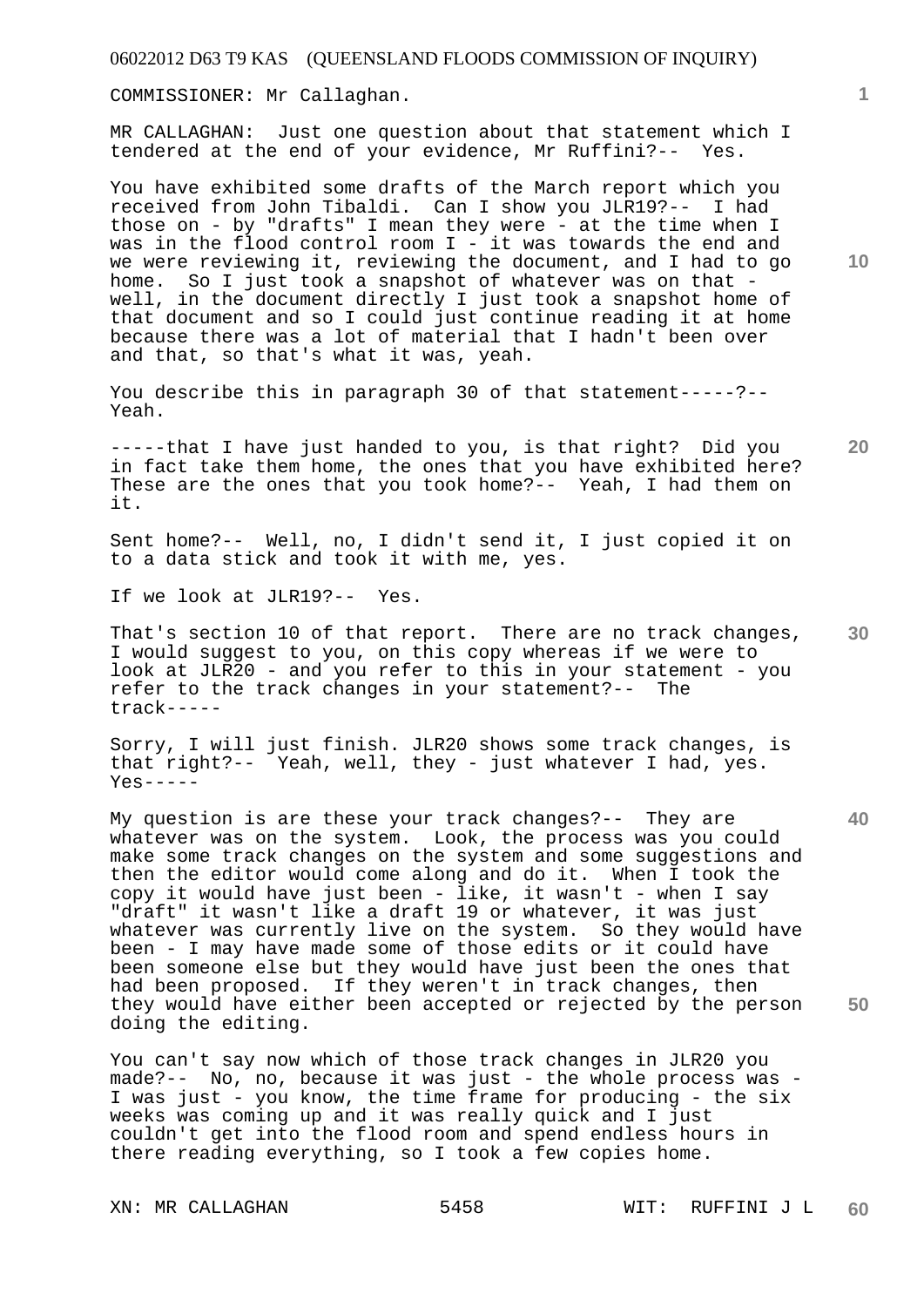COMMISSIONER: Mr Callaghan.

MR CALLAGHAN: Just one question about that statement which I tendered at the end of your evidence, Mr Ruffini?-- Yes.

You have exhibited some drafts of the March report which you received from John Tibaldi. Can I show you JLR19?-- I had those on - by "drafts" I mean they were - at the time when I was in the flood control room I - it was towards the end and we were reviewing it, reviewing the document, and I had to go home. So I just took a snapshot of whatever was on that - well, in the document directly I just took a snapshot home of that document and so I could just continue reading it at home because there was a lot of material that I hadn't been over and that, so that's what it was, yeah.

You describe this in paragraph 30 of that statement-----?-- Yeah.

-----that I have just handed to you, is that right? Did you in fact take them home, the ones that you have exhibited here? These are the ones that you took home?-- Yeah, I had them on it.

Sent home?-- Well, no, I didn't send it, I just copied it on to a data stick and took it with me, yes.

If we look at JLR19?-- Yes.

That's section 10 of that report. There are no track changes, I would suggest to you, on this copy whereas if we were to look at JLR20 - and you refer to this in your statement - you refer to the track changes in your statement?-- The track-----

Sorry, I will just finish. JLR20 shows some track changes, is that right?-- Yeah, well, they - just whatever I had, yes. Yes-----

My question is are these your track changes?-- They are whatever was on the system. Look, the process was you could make some track changes on the system and some suggestions and then the editor would come along and do it. When I took the copy it would have just been - like, it wasn't - when I say "draft" it wasn't like a draft 19 or whatever, it was just whatever was currently live on the system. So they would have been - I may have made some of those edits or it could have been someone else but they would have just been the ones that had been proposed. If they weren't in track changes, then they would have either been accepted or rejected by the person doing the editing.

You can't say now which of those track changes in JLR20 you made?-- No, no, because it was just - the whole process was - I was just - you know, the time frame for producing - the six weeks was coming up and it was really quick and I just couldn't get into the flood room and spend endless hours in there reading everything, so I took a few copies home.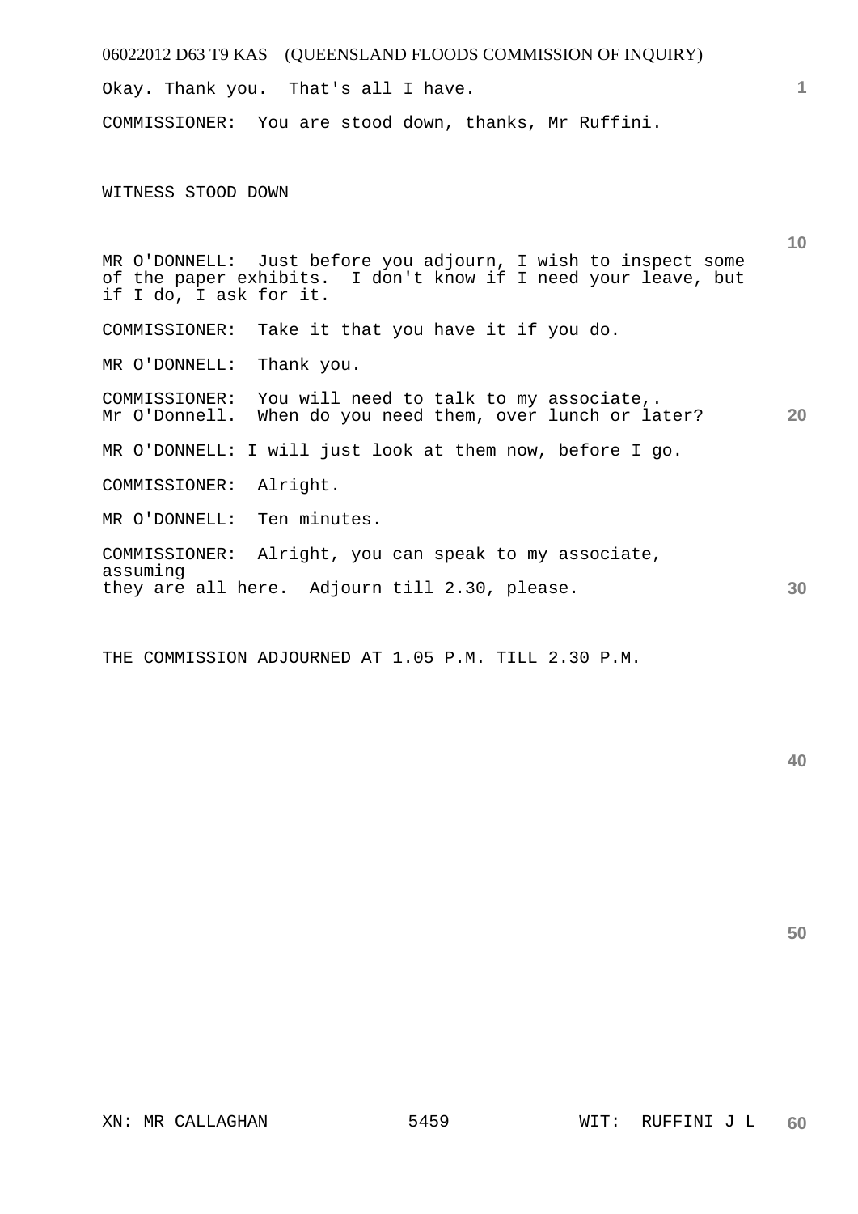Okay. Thank you. That's all I have.

COMMISSIONER: You are stood down, thanks, Mr Ruffini.

WITNESS STOOD DOWN

MR O'DONNELL: Just before you adjourn, I wish to inspect some of the paper exhibits. I don't know if I need your leave, but if I do, I ask for it.

COMMISSIONER: Take it that you have it if you do.

MR O'DONNELL: Thank you.

COMMISSIONER: You will need to talk to my associate,. Mr O'Donnell. When do you need them, over lunch or later?

MR O'DONNELL: I will just look at them now, before I go.

COMMISSIONER: Alright.

MR O'DONNELL: Ten minutes.

COMMISSIONER: Alright, you can speak to my associate, assuming they are all here. Adjourn till 2.30, please.

THE COMMISSION ADJOURNED AT 1.05 P.M. TILL 2.30 P.M.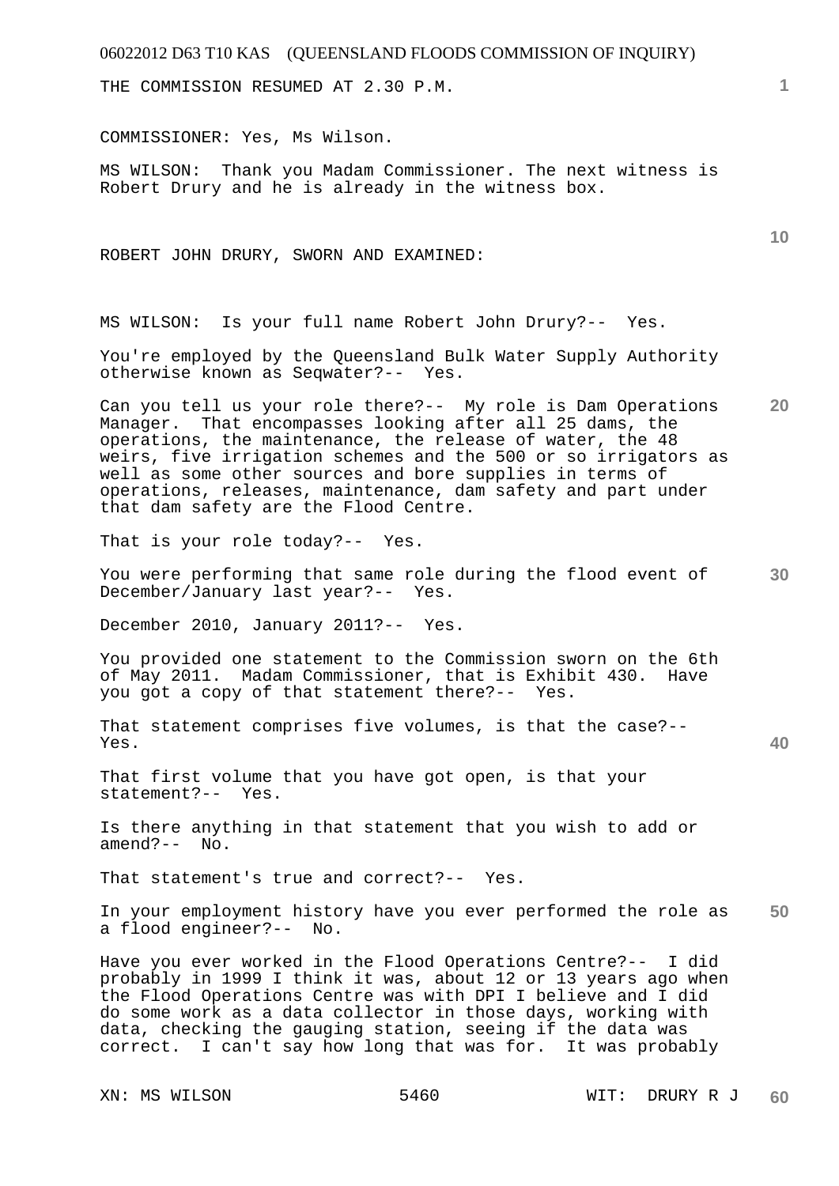THE COMMISSION RESUMED AT 2.30 P.M.

COMMISSIONER: Yes, Ms Wilson.

MS WILSON: Thank you Madam Commissioner. The next witness is Robert Drury and he is already in the witness box.

ROBERT JOHN DRURY, SWORN AND EXAMINED:

MS WILSON: Is your full name Robert John Drury?-- Yes.

You're employed by the Queensland Bulk Water Supply Authority otherwise known as Seqwater?-- Yes.

Can you tell us your role there?-- My role is Dam Operations Manager. That encompasses looking after all 25 dams, the operations, the maintenance, the release of water, the 48 weirs, five irrigation schemes and the 500 or so irrigators as well as some other sources and bore supplies in terms of operations, releases, maintenance, dam safety and part under that dam safety are the Flood Centre.

That is your role today?-- Yes.

You were performing that same role during the flood event of December/January last year?-- Yes.

December 2010, January 2011?-- Yes.

You provided one statement to the Commission sworn on the 6th of May 2011. Madam Commissioner, that is Exhibit 430. Have you got a copy of that statement there?-- Yes.

That statement comprises five volumes, is that the case?-- Yes.

That first volume that you have got open, is that your statement?-- Yes.

Is there anything in that statement that you wish to add or amend?-- No.

That statement's true and correct?-- Yes.

In your employment history have you ever performed the role as a flood engineer?-- No.

Have you ever worked in the Flood Operations Centre?-- I did probably in 1999 I think it was, about 12 or 13 years ago when the Flood Operations Centre was with DPI I believe and I did do some work as a data collector in those days, working with data, checking the gauging station, seeing if the data was correct. I can't say how long that was for. It was probably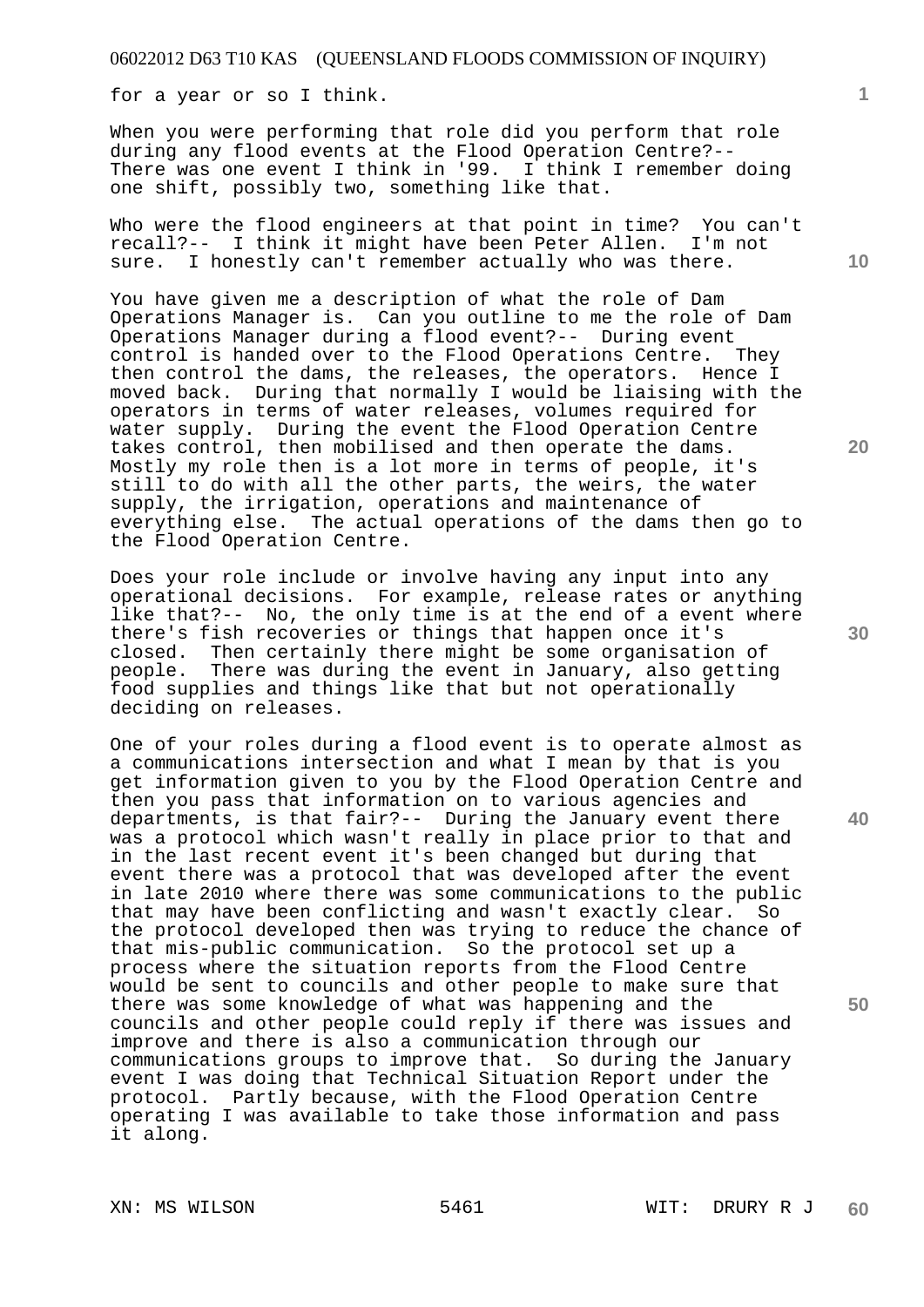for a year or so I think.

When you were performing that role did you perform that role during any flood events at the Flood Operation Centre?-- There was one event I think in '99. I think I remember doing one shift, possibly two, something like that.

Who were the flood engineers at that point in time? You can't recall?-- I think it might have been Peter Allen. I'm not sure. I honestly can't remember actually who was there.

You have given me a description of what the role of Dam Operations Manager is. Can you outline to me the role of Dam Operations Manager during a flood event?-- During event control is handed over to the Flood Operations Centre. They then control the dams, the releases, the operators. Hence I moved back. During that normally I would be liaising with the operators in terms of water releases, volumes required for water supply. During the event the Flood Operation Centre takes control, then mobilised and then operate the dams. Mostly my role then is a lot more in terms of people, it's still to do with all the other parts, the weirs, the water supply, the irrigation, operations and maintenance of everything else. The actual operations of the dams then go to the Flood Operation Centre.

Does your role include or involve having any input into any operational decisions. For example, release rates or anything like that?-- No, the only time is at the end of a event where there's fish recoveries or things that happen once it's closed. Then certainly there might be some organisation of people. There was during the event in January, also getting food supplies and things like that but not operationally deciding on releases.

One of your roles during a flood event is to operate almost as a communications intersection and what I mean by that is you get information given to you by the Flood Operation Centre and then you pass that information on to various agencies and departments, is that fair?-- During the January event there was a protocol which wasn't really in place prior to that and in the last recent event it's been changed but during that event there was a protocol that was developed after the event in late 2010 where there was some communications to the public that may have been conflicting and wasn't exactly clear. So the protocol developed then was trying to reduce the chance of that mis-public communication. So the protocol set up a process where the situation reports from the Flood Centre would be sent to councils and other people to make sure that there was some knowledge of what was happening and the councils and other people could reply if there was issues and improve and there is also a communication through our communications groups to improve that. So during the January event I was doing that Technical Situation Report under the protocol. Partly because, with the Flood Operation Centre operating I was available to take those information and pass it along.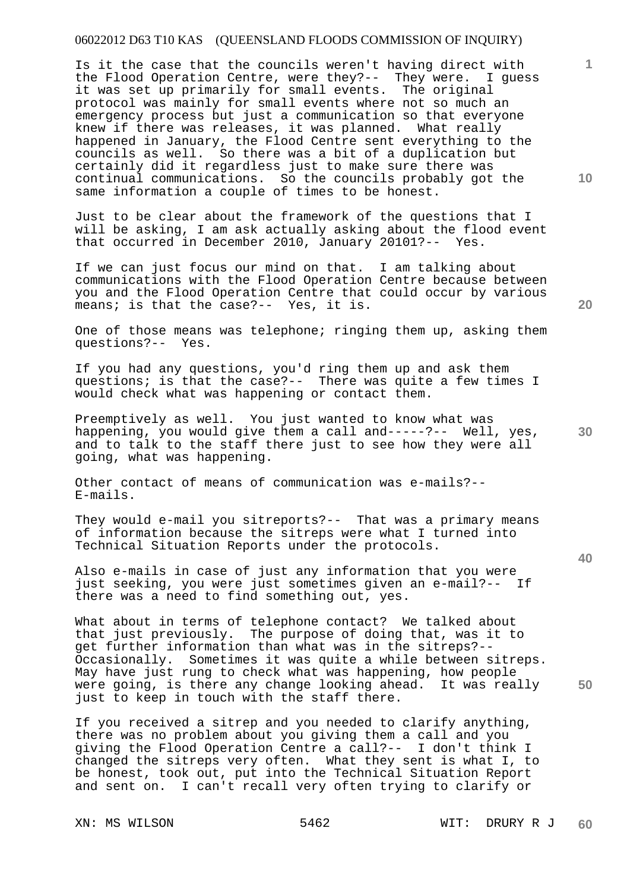Is it the case that the councils weren't having direct with the Flood Operation Centre, were they?-- They were. I guess it was set up primarily for small events. The original protocol was mainly for small events where not so much an emergency process but just a communication so that everyone knew if there was releases, it was planned. What really happened in January, the Flood Centre sent everything to the councils as well. So there was a bit of a duplication but certainly did it regardless just to make sure there was continual communications. So the councils probably got the same information a couple of times to be honest.

Just to be clear about the framework of the questions that I will be asking, I am ask actually asking about the flood event that occurred in December 2010, January 20101?-- Yes.

If we can just focus our mind on that. I am talking about communications with the Flood Operation Centre because between you and the Flood Operation Centre that could occur by various means; is that the case?-- Yes, it is.

One of those means was telephone; ringing them up, asking them questions?-- Yes.

If you had any questions, you'd ring them up and ask them questions; is that the case?-- There was quite a few times I would check what was happening or contact them.

Preemptively as well. You just wanted to know what was happening, you would give them a call and-----?-- Well, yes, and to talk to the staff there just to see how they were all going, what was happening.

Other contact of means of communication was e-mails?-- E-mails.

They would e-mail you sitreports?-- That was a primary means of information because the sitreps were what I turned into Technical Situation Reports under the protocols.

Also e-mails in case of just any information that you were just seeking, you were just sometimes given an e-mail?-- If there was a need to find something out, yes.

What about in terms of telephone contact? We talked about that just previously. The purpose of doing that, was it to get further information than what was in the sitreps?-- Occasionally. Sometimes it was quite a while between sitreps. May have just rung to check what was happening, how people were going, is there any change looking ahead. It was really just to keep in touch with the staff there.

If you received a sitrep and you needed to clarify anything, there was no problem about you giving them a call and you giving the Flood Operation Centre a call?-- I don't think I changed the sitreps very often. What they sent is what I, to be honest, took out, put into the Technical Situation Report and sent on. I can't recall very often trying to clarify or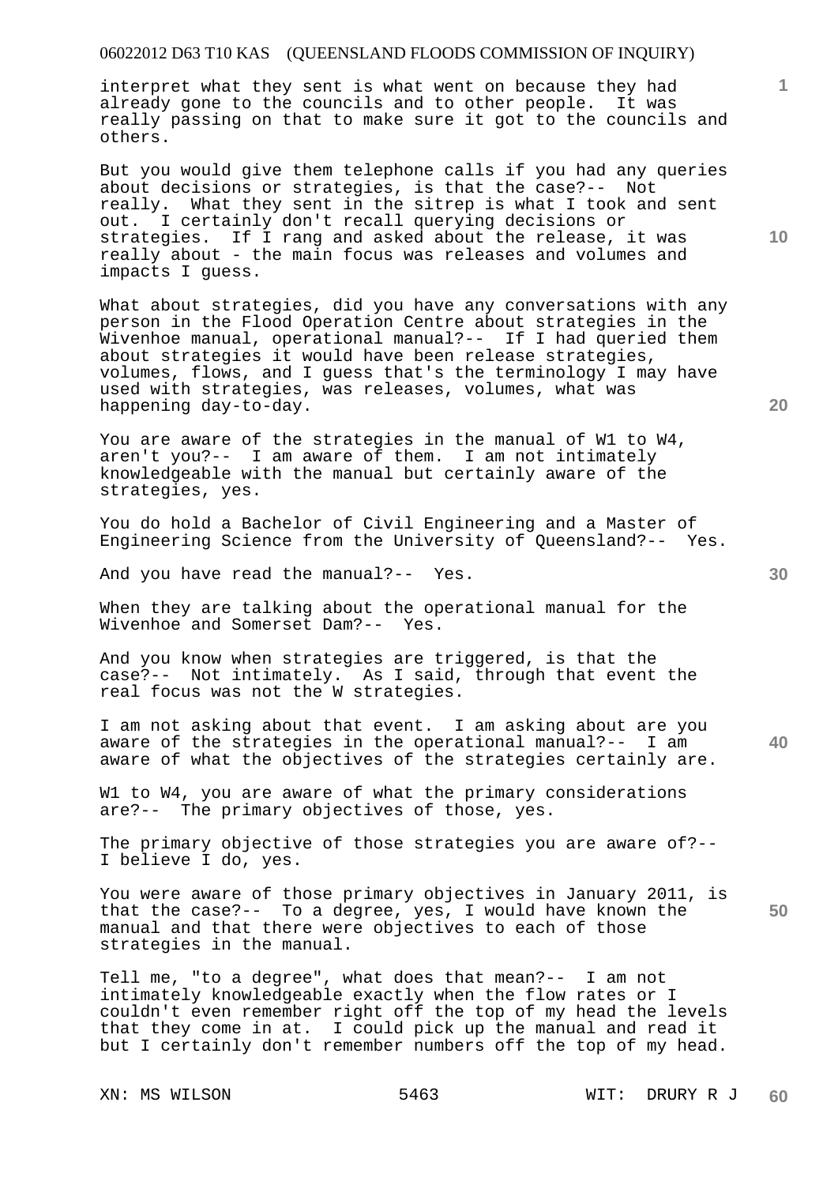interpret what they sent is what went on because they had already gone to the councils and to other people. It was really passing on that to make sure it got to the councils and others.

But you would give them telephone calls if you had any queries about decisions or strategies, is that the case?-- Not really. What they sent in the sitrep is what I took and sent out. I certainly don't recall querying decisions or strategies. If I rang and asked about the release, it was really about - the main focus was releases and volumes and impacts I guess.

What about strategies, did you have any conversations with any person in the Flood Operation Centre about strategies in the Wivenhoe manual, operational manual?-- If I had queried them about strategies it would have been release strategies, volumes, flows, and I guess that's the terminology I may have used with strategies, was releases, volumes, what was happening day-to-day.

You are aware of the strategies in the manual of W1 to W4, aren't you?-- I am aware of them. I am not intimately knowledgeable with the manual but certainly aware of the strategies, yes.

You do hold a Bachelor of Civil Engineering and a Master of Engineering Science from the University of Queensland?-- Yes.

And you have read the manual?-- Yes.

When they are talking about the operational manual for the Wivenhoe and Somerset Dam?-- Yes.

And you know when strategies are triggered, is that the case?-- Not intimately. As I said, through that event the real focus was not the W strategies.

I am not asking about that event. I am asking about are you aware of the strategies in the operational manual?-- I am aware of what the objectives of the strategies certainly are.

W1 to W4, you are aware of what the primary considerations are?-- The primary objectives of those, yes.

The primary objective of those strategies you are aware of?-- I believe I do, yes.

You were aware of those primary objectives in January 2011, is that the case?-- To a degree, yes, I would have known the manual and that there were objectives to each of those strategies in the manual.

Tell me, "to a degree", what does that mean?-- I am not intimately knowledgeable exactly when the flow rates or I couldn't even remember right off the top of my head the levels that they come in at. I could pick up the manual and read it but I certainly don't remember numbers off the top of my head.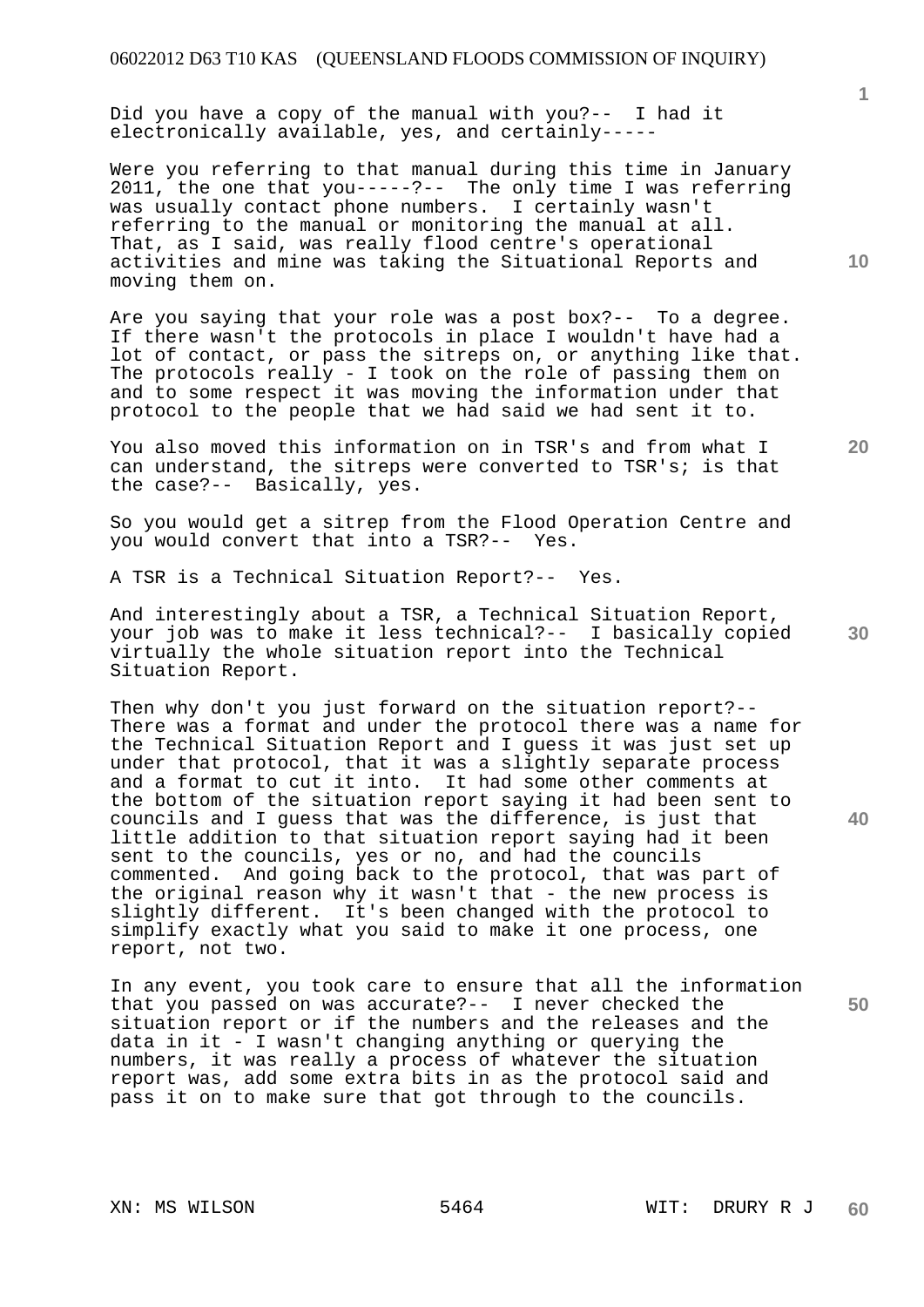Did you have a copy of the manual with you?-- I had it electronically available, yes, and certainly-----

Were you referring to that manual during this time in January 2011, the one that you-----?-- The only time I was referring was usually contact phone numbers. I certainly wasn't referring to the manual or monitoring the manual at all. That, as I said, was really flood centre's operational activities and mine was taking the Situational Reports and moving them on.

Are you saying that your role was a post box?-- To a degree. If there wasn't the protocols in place I wouldn't have had a lot of contact, or pass the sitreps on, or anything like that. The protocols really - I took on the role of passing them on and to some respect it was moving the information under that protocol to the people that we had said we had sent it to.

You also moved this information on in TSR's and from what I can understand, the sitreps were converted to TSR's; is that the case?-- Basically, yes.

So you would get a sitrep from the Flood Operation Centre and you would convert that into a TSR?-- Yes.

A TSR is a Technical Situation Report?-- Yes.

And interestingly about a TSR, a Technical Situation Report, your job was to make it less technical?-- I basically copied virtually the whole situation report into the Technical Situation Report.

Then why don't you just forward on the situation report?-- There was a format and under the protocol there was a name for the Technical Situation Report and I guess it was just set up under that protocol, that it was a slightly separate process and a format to cut it into. It had some other comments at the bottom of the situation report saying it had been sent to councils and I guess that was the difference, is just that little addition to that situation report saying had it been sent to the councils, yes or no, and had the councils commented. And going back to the protocol, that was part of the original reason why it wasn't that - the new process is slightly different. It's been changed with the protocol to simplify exactly what you said to make it one process, one report, not two.

In any event, you took care to ensure that all the information that you passed on was accurate?-- I never checked the situation report or if the numbers and the releases and the data in it - I wasn't changing anything or querying the numbers, it was really a process of whatever the situation report was, add some extra bits in as the protocol said and pass it on to make sure that got through to the councils.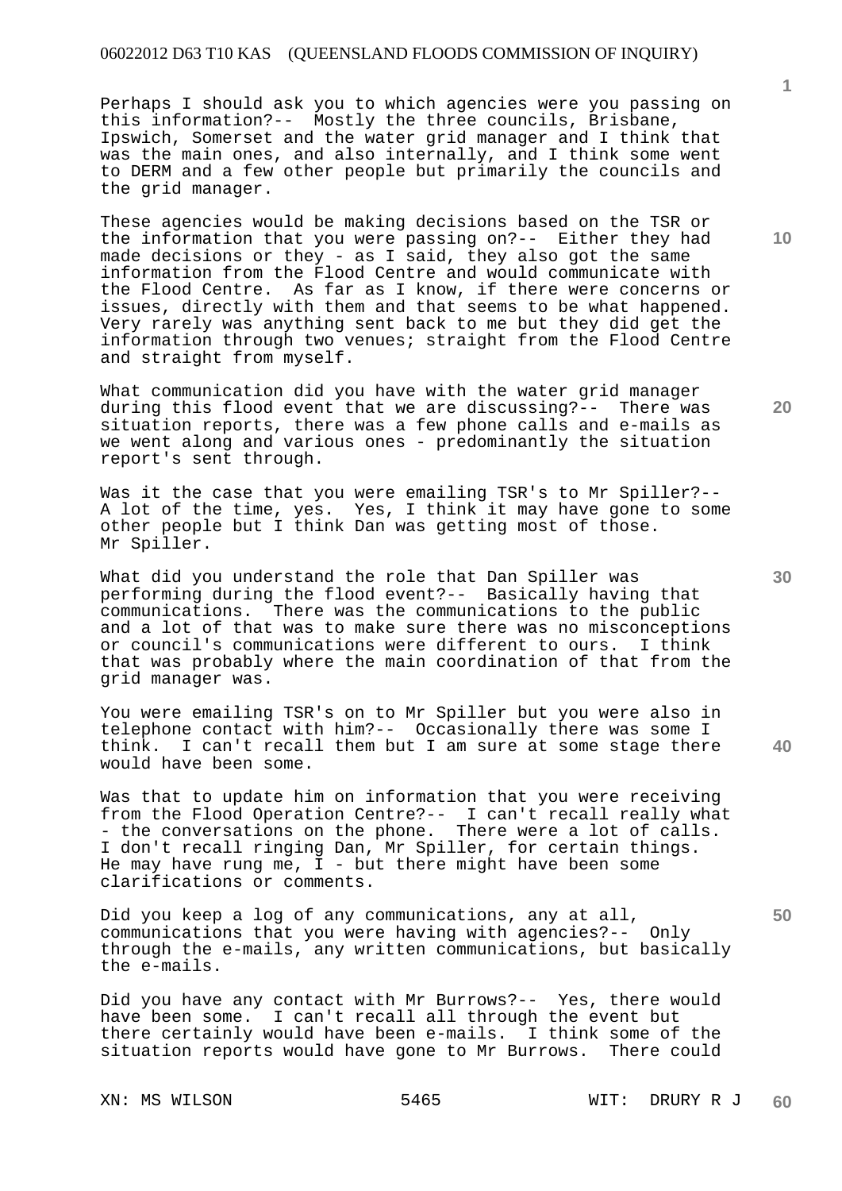Perhaps I should ask you to which agencies were you passing on this information?-- Mostly the three councils, Brisbane, Ipswich, Somerset and the water grid manager and I think that was the main ones, and also internally, and I think some went to DERM and a few other people but primarily the councils and the grid manager.

These agencies would be making decisions based on the TSR or the information that you were passing on?-- Either they had made decisions or they - as I said, they also got the same information from the Flood Centre and would communicate with the Flood Centre. As far as I know, if there were concerns or issues, directly with them and that seems to be what happened. Very rarely was anything sent back to me but they did get the information through two venues; straight from the Flood Centre and straight from myself.

What communication did you have with the water grid manager during this flood event that we are discussing?-- There was situation reports, there was a few phone calls and e-mails as we went along and various ones - predominantly the situation report's sent through.

Was it the case that you were emailing TSR's to Mr Spiller?-- A lot of the time, yes. Yes, I think it may have gone to some other people but I think Dan was getting most of those. Mr Spiller.

What did you understand the role that Dan Spiller was performing during the flood event?-- Basically having that communications. There was the communications to the public and a lot of that was to make sure there was no misconceptions or council's communications were different to ours. I think that was probably where the main coordination of that from the grid manager was.

You were emailing TSR's on to Mr Spiller but you were also in telephone contact with him?-- Occasionally there was some I think. I can't recall them but I am sure at some stage there would have been some.

Was that to update him on information that you were receiving from the Flood Operation Centre?-- I can't recall really what - the conversations on the phone. There were a lot of calls. I don't recall ringing Dan, Mr Spiller, for certain things. He may have rung me, I - but there might have been some clarifications or comments.

Did you keep a log of any communications, any at all, communications that you were having with agencies?-- Only through the e-mails, any written communications, but basically the e-mails.

Did you have any contact with Mr Burrows?-- Yes, there would have been some. I can't recall all through the event but there certainly would have been e-mails. I think some of the situation reports would have gone to Mr Burrows. There could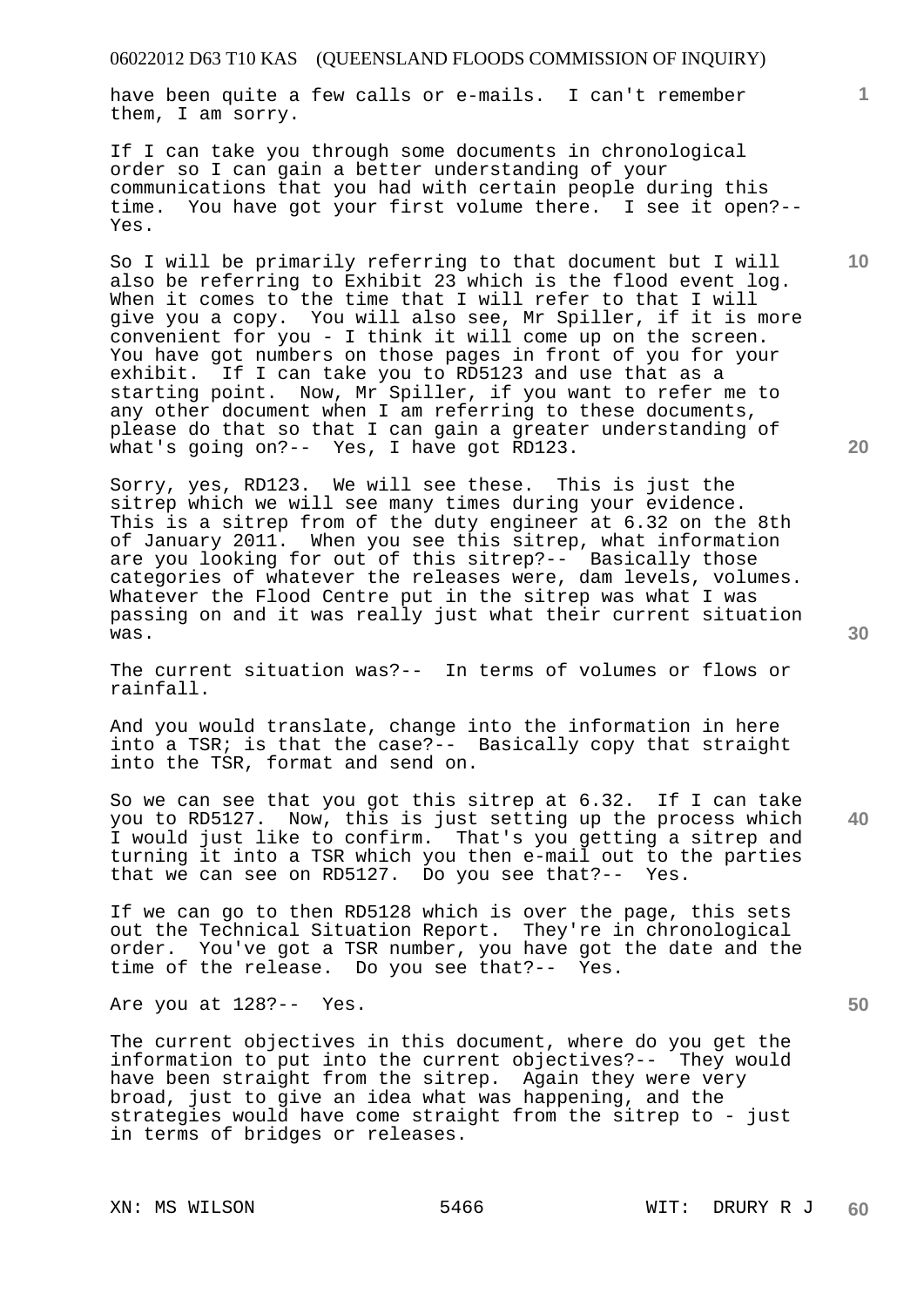have been quite a few calls or e-mails. I can't remember them, I am sorry.

If I can take you through some documents in chronological order so I can gain a better understanding of your communications that you had with certain people during this time. You have got your first volume there. I see it open?-- Yes.

So I will be primarily referring to that document but I will also be referring to Exhibit 23 which is the flood event log. When it comes to the time that I will refer to that I will give you a copy. You will also see, Mr Spiller, if it is more convenient for you - I think it will come up on the screen. You have got numbers on those pages in front of you for your exhibit. If I can take you to RD5123 and use that as a starting point. Now, Mr Spiller, if you want to refer me to any other document when I am referring to these documents, please do that so that I can gain a greater understanding of what's going on?-- Yes, I have got RD123.

Sorry, yes, RD123. We will see these. This is just the sitrep which we will see many times during your evidence. This is a sitrep from of the duty engineer at 6.32 on the 8th of January 2011. When you see this sitrep, what information are you looking for out of this sitrep?-- Basically those categories of whatever the releases were, dam levels, volumes. Whatever the Flood Centre put in the sitrep was what I was passing on and it was really just what their current situation was.

The current situation was?-- In terms of volumes or flows or rainfall.

And you would translate, change into the information in here into a TSR; is that the case?-- Basically copy that straight into the TSR, format and send on.

So we can see that you got this sitrep at 6.32. If I can take you to RD5127. Now, this is just setting up the process which I would just like to confirm. That's you getting a sitrep and turning it into a TSR which you then e-mail out to the parties that we can see on RD5127. Do you see that?-- Yes.

If we can go to then RD5128 which is over the page, this sets out the Technical Situation Report. They're in chronological order. You've got a TSR number, you have got the date and the time of the release. Do you see that?-- Yes.

Are you at 128?-- Yes.

The current objectives in this document, where do you get the information to put into the current objectives?-- They would have been straight from the sitrep. Again they were very broad, just to give an idea what was happening, and the strategies would have come straight from the sitrep to - just in terms of bridges or releases.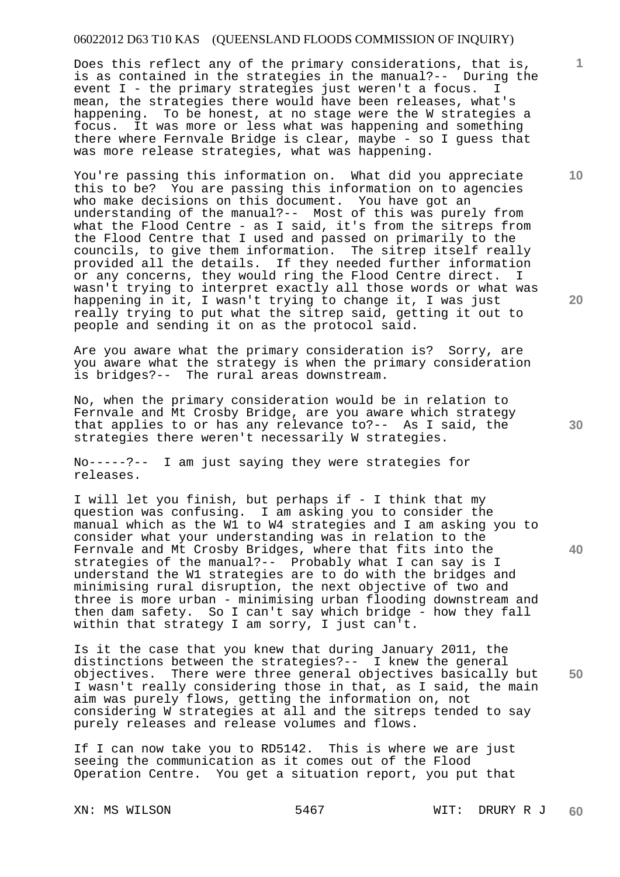Does this reflect any of the primary considerations, that is, is as contained in the strategies in the manual?-- During the event I - the primary strategies just weren't a focus. I mean, the strategies there would have been releases, what's happening. To be honest, at no stage were the W strategies a focus. It was more or less what was happening and something there where Fernvale Bridge is clear, maybe - so I guess that was more release strategies, what was happening.

You're passing this information on. What did you appreciate this to be? You are passing this information on to agencies who make decisions on this document. You have got an understanding of the manual?-- Most of this was purely from what the Flood Centre - as I said, it's from the sitreps from the Flood Centre that I used and passed on primarily to the councils, to give them information. The sitrep itself really provided all the details. If they needed further information or any concerns, they would ring the Flood Centre direct. I wasn't trying to interpret exactly all those words or what was happening in it, I wasn't trying to change it, I was just really trying to put what the sitrep said, getting it out to people and sending it on as the protocol said.

Are you aware what the primary consideration is? Sorry, are you aware what the strategy is when the primary consideration is bridges?-- The rural areas downstream.

No, when the primary consideration would be in relation to Fernvale and Mt Crosby Bridge, are you aware which strategy that applies to or has any relevance to?-- As I said, the strategies there weren't necessarily W strategies.

No-----?-- I am just saying they were strategies for releases.

I will let you finish, but perhaps if - I think that my question was confusing. I am asking you to consider the manual which as the W1 to W4 strategies and I am asking you to consider what your understanding was in relation to the Fernvale and Mt Crosby Bridges, where that fits into the strategies of the manual?-- Probably what I can say is I understand the W1 strategies are to do with the bridges and minimising rural disruption, the next objective of two and three is more urban - minimising urban flooding downstream and then dam safety. So I can't say which bridge - how they fall within that strategy I am sorry, I just can't.

Is it the case that you knew that during January 2011, the distinctions between the strategies?-- I knew the general objectives. There were three general objectives basically but I wasn't really considering those in that, as I said, the main aim was purely flows, getting the information on, not considering W strategies at all and the sitreps tended to say purely releases and release volumes and flows.

If I can now take you to RD5142. This is where we are just seeing the communication as it comes out of the Flood Operation Centre. You get a situation report, you put that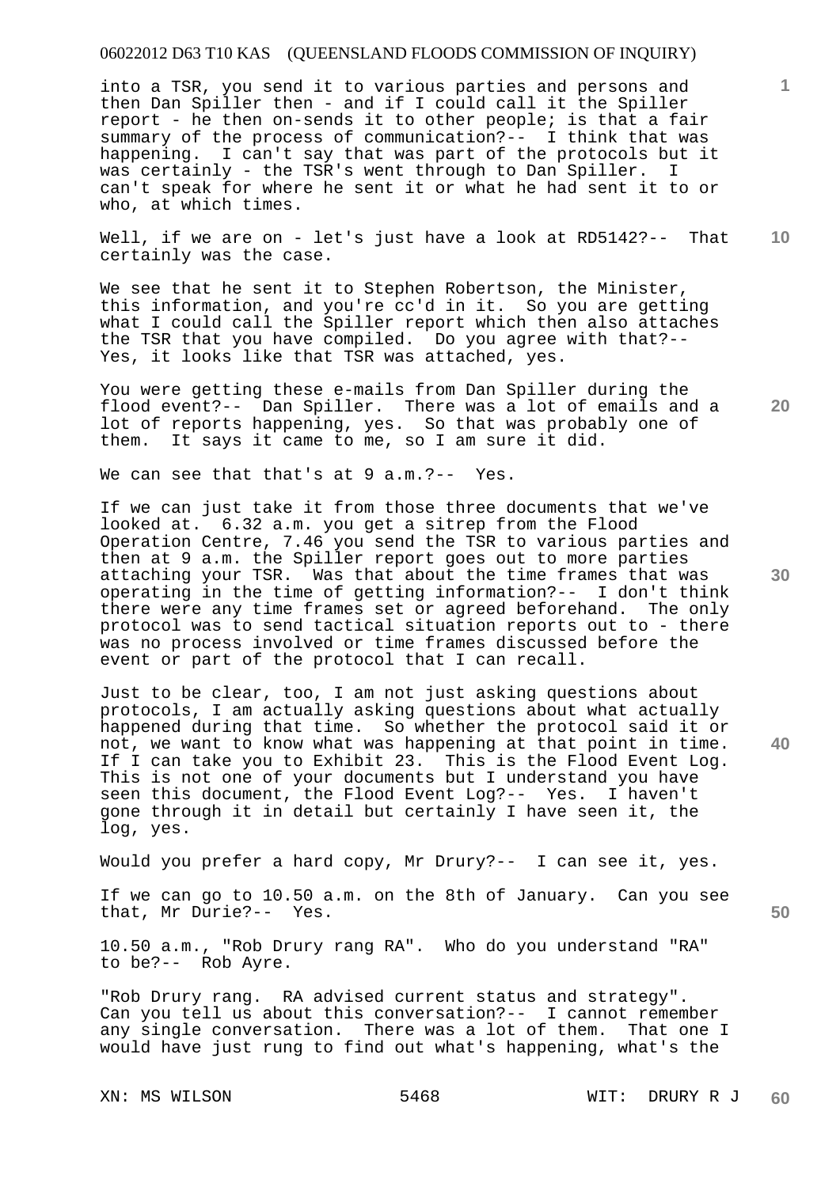into a TSR, you send it to various parties and persons and then Dan Spiller then - and if I could call it the Spiller report - he then on-sends it to other people; is that a fair summary of the process of communication?-- I think that was happening. I can't say that was part of the protocols but it was certainly - the TSR's went through to Dan Spiller. I can't speak for where he sent it or what he had sent it to or who, at which times.

Well, if we are on - let's just have a look at RD5142?-- That certainly was the case.

We see that he sent it to Stephen Robertson, the Minister, this information, and you're cc'd in it. So you are getting what I could call the Spiller report which then also attaches the TSR that you have compiled. Do you agree with that?-- Yes, it looks like that TSR was attached, yes.

You were getting these e-mails from Dan Spiller during the flood event?-- Dan Spiller. There was a lot of emails and a lot of reports happening, yes. So that was probably one of them. It says it came to me, so I am sure it did.

We can see that that's at 9 a.m.?-- Yes.

If we can just take it from those three documents that we've looked at. 6.32 a.m. you get a sitrep from the Flood Operation Centre, 7.46 you send the TSR to various parties and then at 9 a.m. the Spiller report goes out to more parties attaching your TSR. Was that about the time frames that was operating in the time of getting information?-- I don't think there were any time frames set or agreed beforehand. The only protocol was to send tactical situation reports out to - there was no process involved or time frames discussed before the event or part of the protocol that I can recall.

Just to be clear, too, I am not just asking questions about protocols, I am actually asking questions about what actually happened during that time. So whether the protocol said it or not, we want to know what was happening at that point in time. If I can take you to Exhibit 23. This is the Flood Event Log. This is not one of your documents but I understand you have seen this document, the Flood Event Log?-- Yes. I haven't gone through it in detail but certainly I have seen it, the log, yes.

Would you prefer a hard copy, Mr Drury?-- I can see it, yes.

If we can go to 10.50 a.m. on the 8th of January. Can you see that, Mr Durie?-- Yes.

10.50 a.m., "Rob Drury rang RA". Who do you understand "RA" to be?-- Rob Ayre.

"Rob Drury rang. RA advised current status and strategy". Can you tell us about this conversation?-- I cannot remember any single conversation. There was a lot of them. That one I would have just rung to find out what's happening, what's the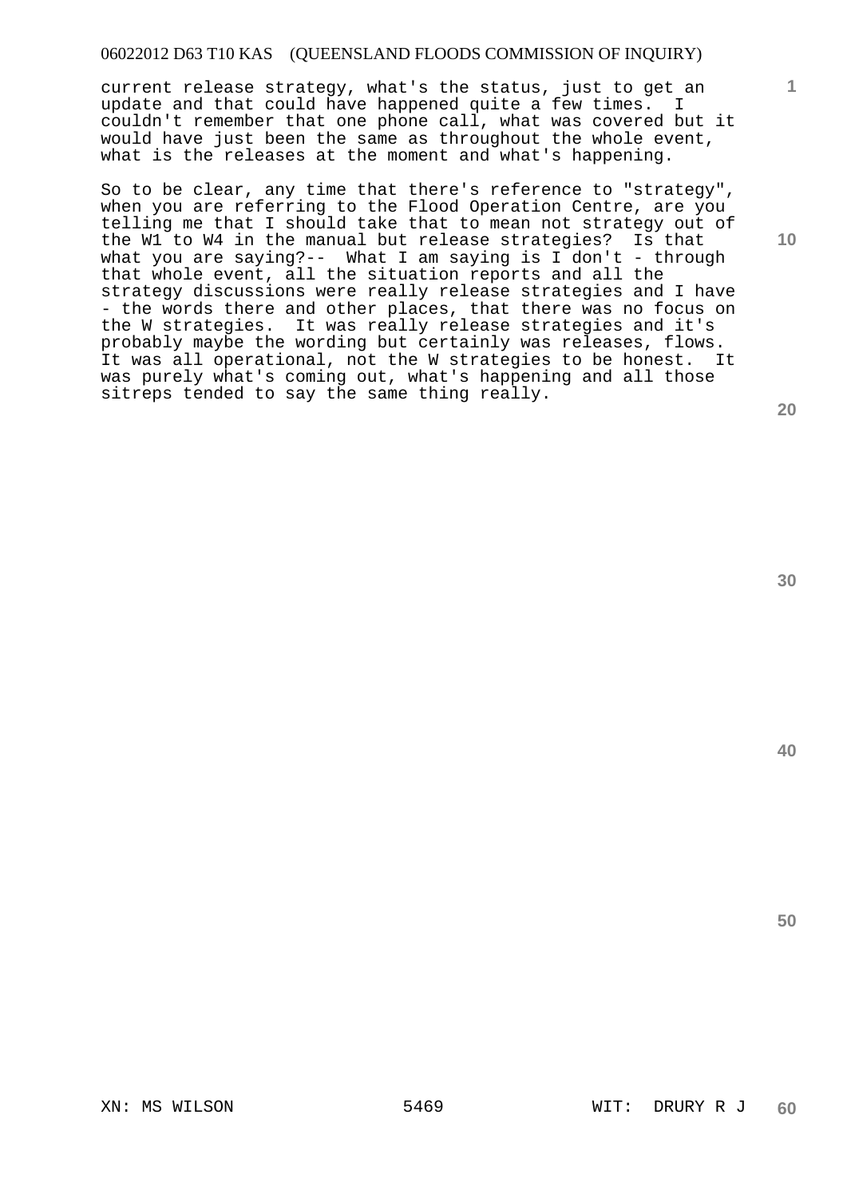current release strategy, what's the status, just to get an update and that could have happened quite a few times. I couldn't remember that one phone call, what was covered but it would have just been the same as throughout the whole event, what is the releases at the moment and what's happening.

So to be clear, any time that there's reference to "strategy", when you are referring to the Flood Operation Centre, are you telling me that I should take that to mean not strategy out of the W1 to W4 in the manual but release strategies? Is that what you are saying?-- What I am saying is I don't - through that whole event, all the situation reports and all the strategy discussions were really release strategies and I have - the words there and other places, that there was no focus on the W strategies. It was really release strategies and it's probably maybe the wording but certainly was releases, flows. It was all operational, not the W strategies to be honest. It was purely what's coming out, what's happening and all those sitreps tended to say the same thing really.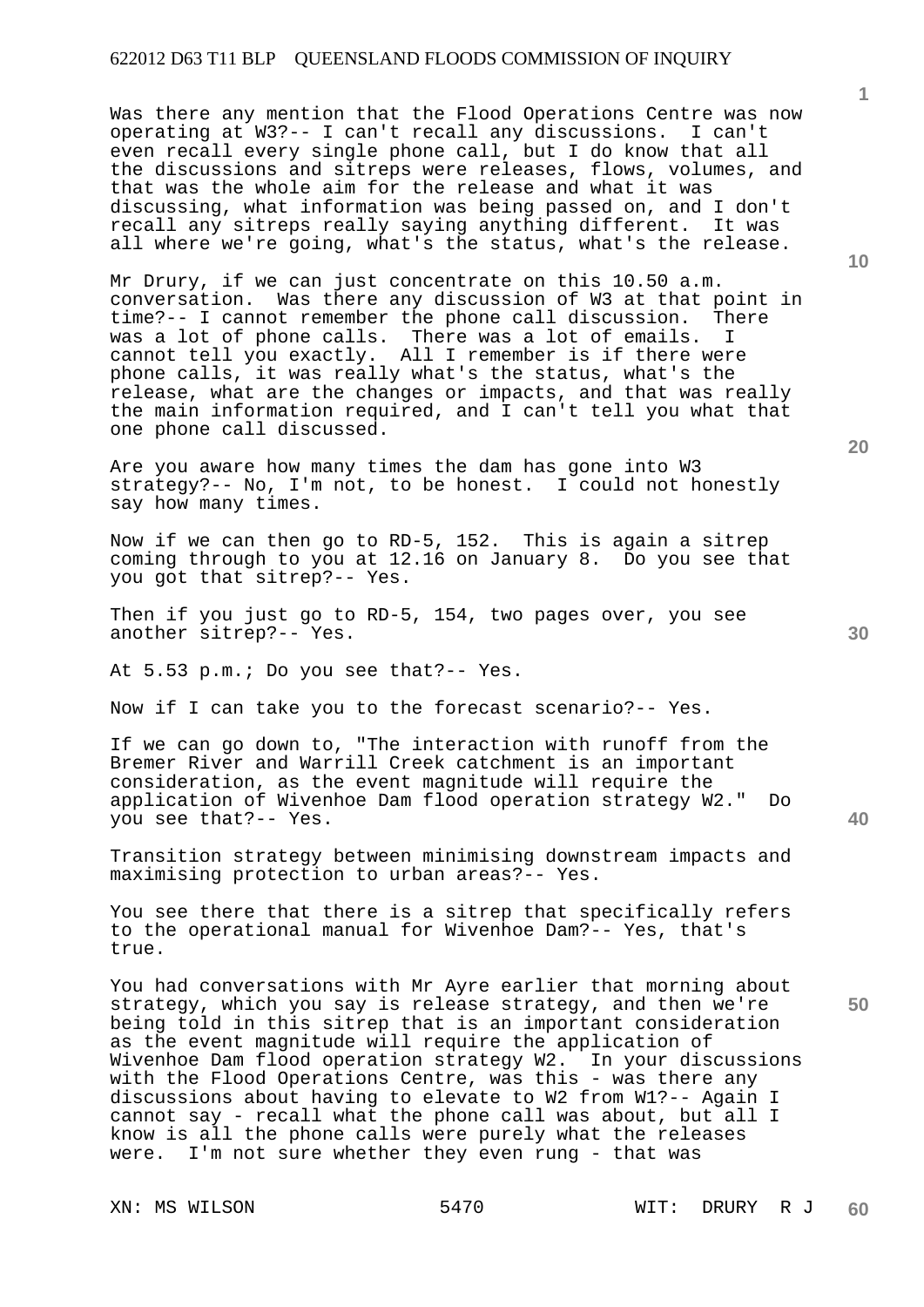Was there any mention that the Flood Operations Centre was now operating at W3?-- I can't recall any discussions. I can't even recall every single phone call, but I do know that all the discussions and sitreps were releases, flows, volumes, and that was the whole aim for the release and what it was discussing, what information was being passed on, and I don't recall any sitreps really saying anything different. It was all where we're going, what's the status, what's the release.

Mr Drury, if we can just concentrate on this 10.50 a.m. conversation. Was there any discussion of W3 at that point in time?-- I cannot remember the phone call discussion. There was a lot of phone calls. There was a lot of emails. I cannot tell you exactly. All I remember is if there were phone calls, it was really what's the status, what's the release, what are the changes or impacts, and that was really the main information required, and I can't tell you what that one phone call discussed.

Are you aware how many times the dam has gone into W3 strategy?-- No, I'm not, to be honest. I could not honestly say how many times.

Now if we can then go to RD-5, 152. This is again a sitrep coming through to you at 12.16 on January 8. Do you see that you got that sitrep?-- Yes.

Then if you just go to RD-5, 154, two pages over, you see another sitrep?-- Yes.

At 5.53 p.m.; Do you see that?-- Yes.

Now if I can take you to the forecast scenario?-- Yes.

If we can go down to, "The interaction with runoff from the Bremer River and Warrill Creek catchment is an important consideration, as the event magnitude will require the application of Wivenhoe Dam flood operation strategy W2." Do you see that?-- Yes.

Transition strategy between minimising downstream impacts and maximising protection to urban areas?-- Yes.

You see there that there is a sitrep that specifically refers to the operational manual for Wivenhoe Dam?-- Yes, that's true.

You had conversations with Mr Ayre earlier that morning about strategy, which you say is release strategy, and then we're being told in this sitrep that is an important consideration as the event magnitude will require the application of Wivenhoe Dam flood operation strategy W2. In your discussions with the Flood Operations Centre, was this - was there any discussions about having to elevate to W2 from W1?-- Again I cannot say - recall what the phone call was about, but all I know is all the phone calls were purely what the releases were. I'm not sure whether they even rung - that was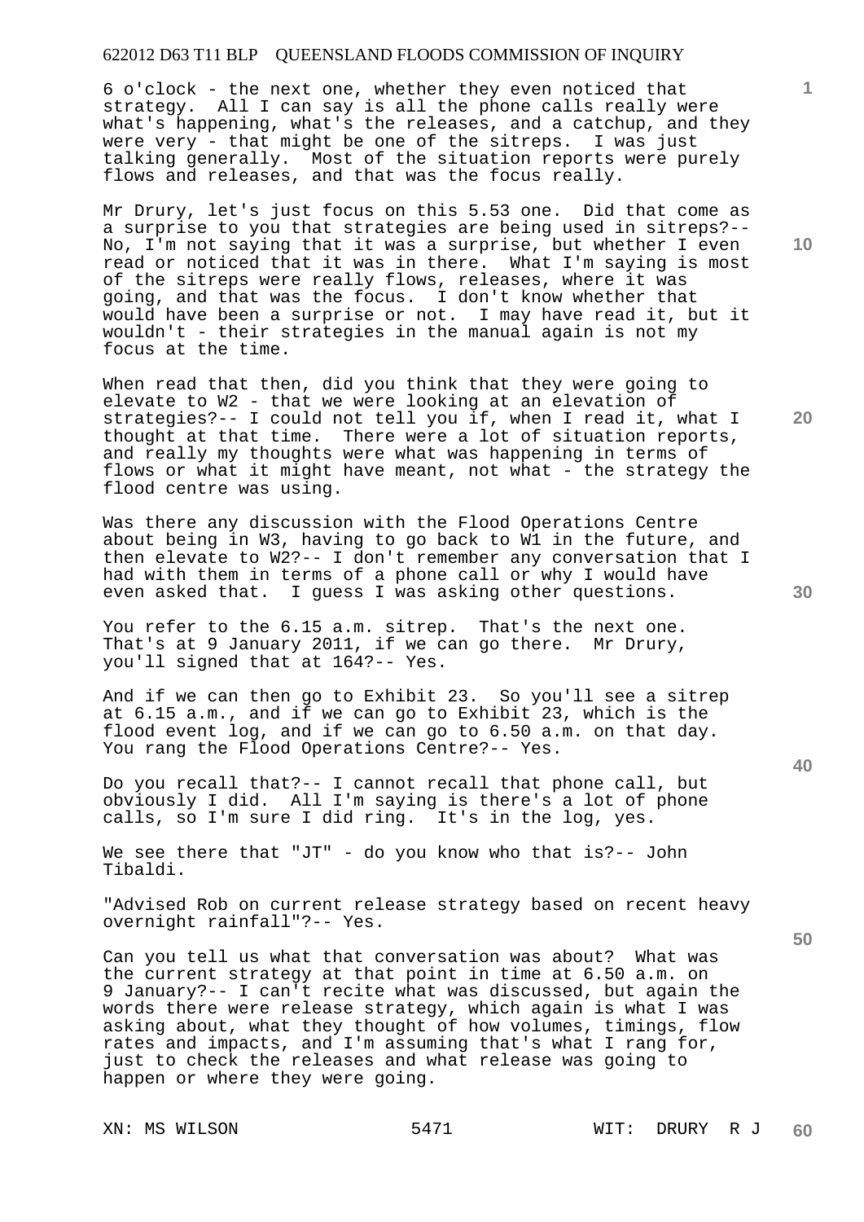6 o'clock - the next one, whether they even noticed that strategy. All I can say is all the phone calls really were what's happening, what's the releases, and a catchup, and they were very - that might be one of the sitreps. I was just talking generally. Most of the situation reports were purely flows and releases, and that was the focus really.

Mr Drury, let's just focus on this 5.53 one. Did that come as a surprise to you that strategies are being used in sitreps?-- No, I'm not saying that it was a surprise, but whether I even read or noticed that it was in there. What I'm saying is most of the sitreps were really flows, releases, where it was going, and that was the focus. I don't know whether that would have been a surprise or not. I may have read it, but it wouldn't - their strategies in the manual again is not my focus at the time.

When read that then, did you think that they were going to elevate to W2 - that we were looking at an elevation of strategies?-- I could not tell you if, when I read it, what I thought at that time. There were a lot of situation reports, and really my thoughts were what was happening in terms of flows or what it might have meant, not what - the strategy the flood centre was using.

Was there any discussion with the Flood Operations Centre about being in W3, having to go back to W1 in the future, and then elevate to W2?-- I don't remember any conversation that I had with them in terms of a phone call or why I would have even asked that. I guess I was asking other questions.

You refer to the 6.15 a.m. sitrep. That's the next one. That's at 9 January 2011, if we can go there. Mr Drury, you'll signed that at 164?-- Yes.

And if we can then go to Exhibit 23. So you'll see a sitrep at 6.15 a.m., and if we can go to Exhibit 23, which is the flood event log, and if we can go to 6.50 a.m. on that day. You rang the Flood Operations Centre?-- Yes.

Do you recall that?-- I cannot recall that phone call, but obviously I did. All I'm saying is there's a lot of phone calls, so I'm sure I did ring. It's in the log, yes.

We see there that "JT" - do you know who that is?-- John Tibaldi.

"Advised Rob on current release strategy based on recent heavy overnight rainfall"?-- Yes.

Can you tell us what that conversation was about? What was the current strategy at that point in time at 6.50 a.m. on 9 January?-- I can't recite what was discussed, but again the words there were release strategy, which again is what I was asking about, what they thought of how volumes, timings, flow rates and impacts, and I'm assuming that's what I rang for, just to check the releases and what release was going to happen or where they were going.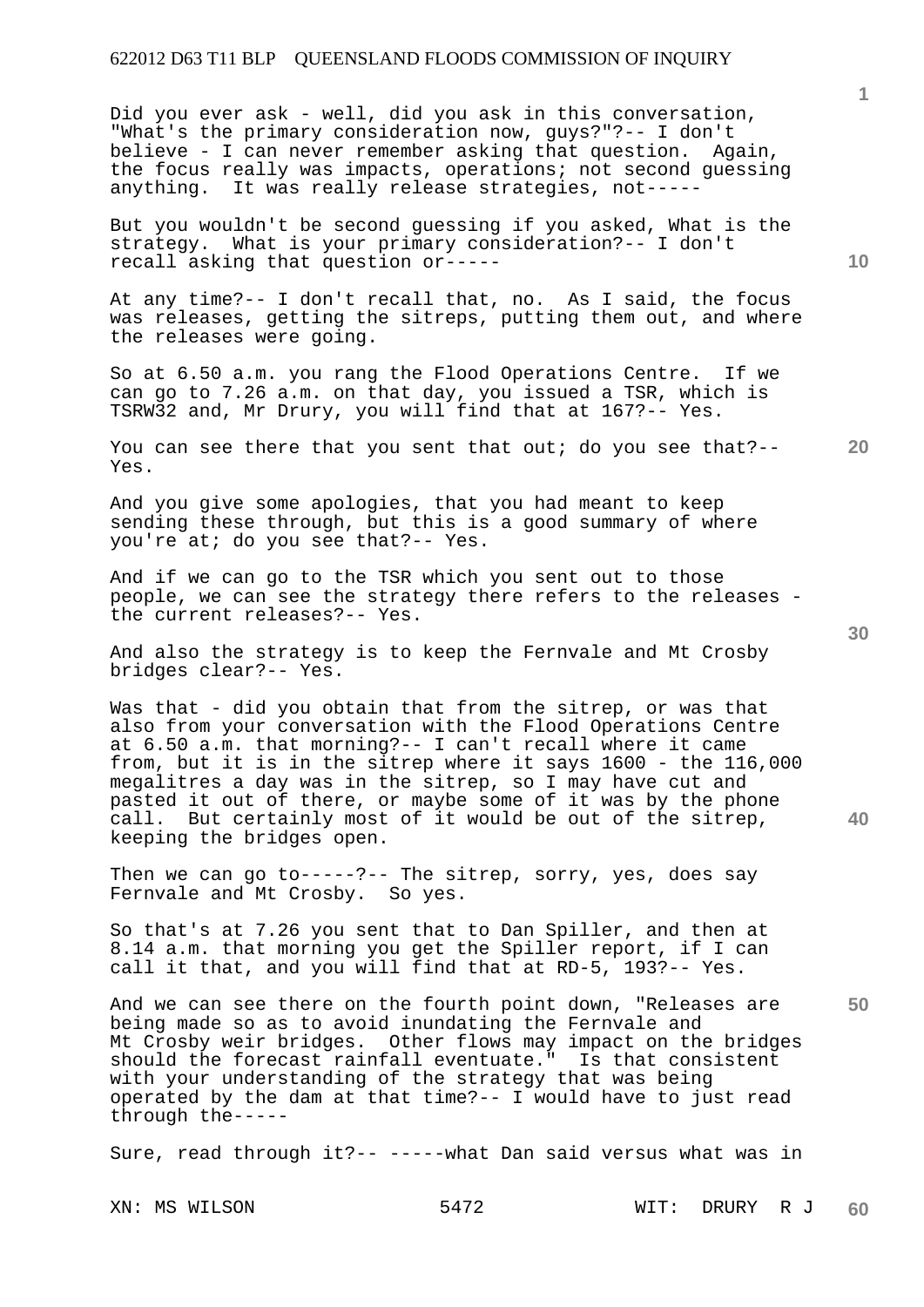Did you ever ask - well, did you ask in this conversation, "What's the primary consideration now, guys?"?-- I don't believe - I can never remember asking that question. Again, the focus really was impacts, operations; not second guessing anything. It was really release strategies, not-----

But you wouldn't be second guessing if you asked, What is the strategy. What is your primary consideration?-- I don't recall asking that question or-----

At any time?-- I don't recall that, no. As I said, the focus was releases, getting the sitreps, putting them out, and where the releases were going.

So at 6.50 a.m. you rang the Flood Operations Centre. If we can go to 7.26 a.m. on that day, you issued a TSR, which is TSRW32 and, Mr Drury, you will find that at 167?-- Yes.

You can see there that you sent that out; do you see that?-- Yes.

And you give some apologies, that you had meant to keep sending these through, but this is a good summary of where you're at; do you see that?-- Yes.

And if we can go to the TSR which you sent out to those people, we can see the strategy there refers to the releases - the current releases?-- Yes.

And also the strategy is to keep the Fernvale and Mt Crosby bridges clear?-- Yes.

Was that - did you obtain that from the sitrep, or was that also from your conversation with the Flood Operations Centre at 6.50 a.m. that morning?-- I can't recall where it came from, but it is in the sitrep where it says 1600 - the 116,000 megalitres a day was in the sitrep, so I may have cut and pasted it out of there, or maybe some of it was by the phone call. But certainly most of it would be out of the sitrep, keeping the bridges open.

Then we can go to-----?-- The sitrep, sorry, yes, does say Fernvale and Mt Crosby. So yes.

So that's at 7.26 you sent that to Dan Spiller, and then at 8.14 a.m. that morning you get the Spiller report, if I can call it that, and you will find that at RD-5, 193?-- Yes.

And we can see there on the fourth point down, "Releases are being made so as to avoid inundating the Fernvale and Mt Crosby weir bridges. Other flows may impact on the bridges should the forecast rainfall eventuate." Is that consistent with your understanding of the strategy that was being operated by the dam at that time?-- I would have to just read through the-----

Sure, read through it?-- -----what Dan said versus what was in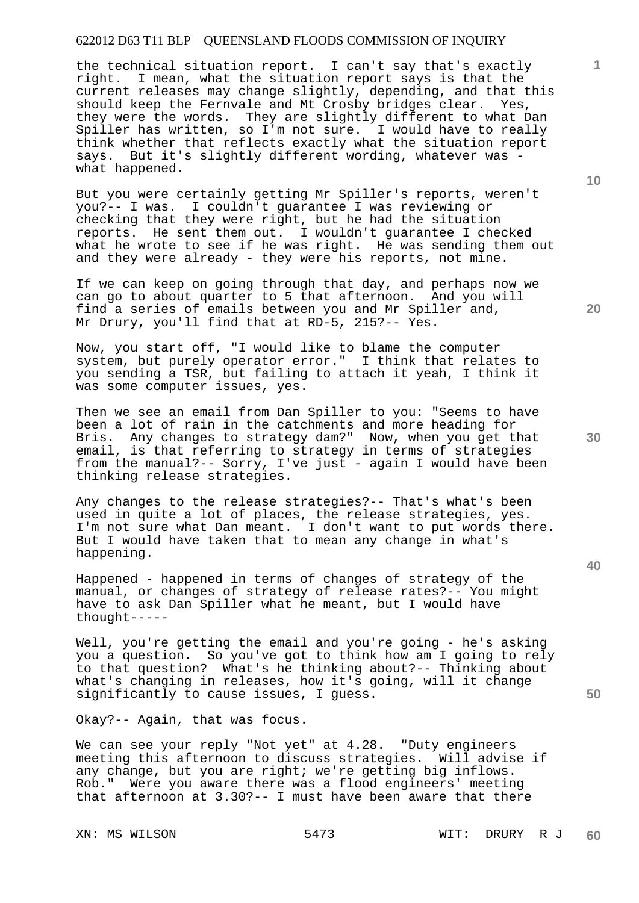the technical situation report. I can't say that's exactly right. I mean, what the situation report says is that the current releases may change slightly, depending, and that this should keep the Fernvale and Mt Crosby bridges clear. Yes, they were the words. They are slightly different to what Dan Spiller has written, so I'm not sure. I would have to really think whether that reflects exactly what the situation report says. But it's slightly different wording, whatever was - what happened.

But you were certainly getting Mr Spiller's reports, weren't you?-- I was. I couldn't guarantee I was reviewing or checking that they were right, but he had the situation reports. He sent them out. I wouldn't guarantee I checked what he wrote to see if he was right. He was sending them out and they were already - they were his reports, not mine.

If we can keep on going through that day, and perhaps now we can go to about quarter to 5 that afternoon. And you will find a series of emails between you and Mr Spiller and, Mr Drury, you'll find that at RD-5, 215?-- Yes.

Now, you start off, "I would like to blame the computer system, but purely operator error." I think that relates to you sending a TSR, but failing to attach it yeah, I think it was some computer issues, yes.

Then we see an email from Dan Spiller to you: "Seems to have been a lot of rain in the catchments and more heading for Bris. Any changes to strategy dam?" Now, when you get that email, is that referring to strategy in terms of strategies from the manual?-- Sorry, I've just - again I would have been thinking release strategies.

Any changes to the release strategies?-- That's what's been used in quite a lot of places, the release strategies, yes. I'm not sure what Dan meant. I don't want to put words there. But I would have taken that to mean any change in what's happening.

Happened - happened in terms of changes of strategy of the manual, or changes of strategy of release rates?-- You might have to ask Dan Spiller what he meant, but I would have thought-----

Well, you're getting the email and you're going - he's asking you a question. So you've got to think how am I going to rely to that question? What's he thinking about?-- Thinking about what's changing in releases, how it's going, will it change significantly to cause issues, I guess.

Okay?-- Again, that was focus.

We can see your reply "Not yet" at 4.28. "Duty engineers meeting this afternoon to discuss strategies. Will advise if any change, but you are right; we're getting big inflows. Rob." Were you aware there was a flood engineers' meeting that afternoon at 3.30?-- I must have been aware that there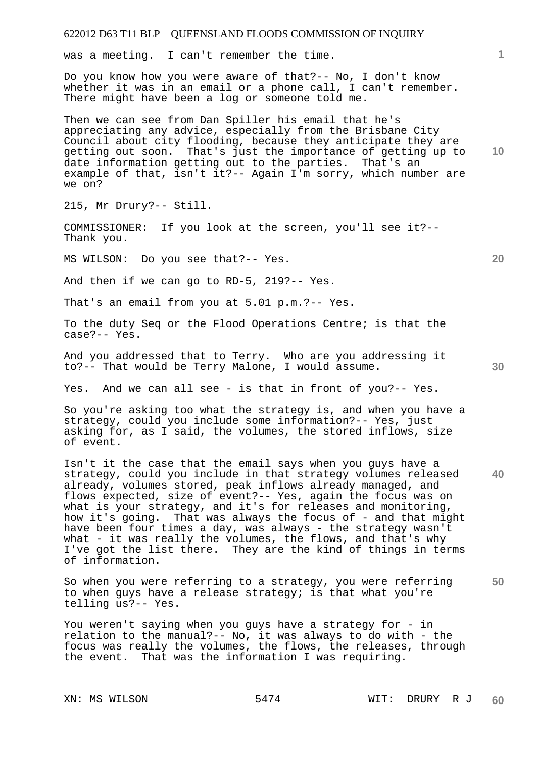was a meeting. I can't remember the time.

Do you know how you were aware of that?-- No, I don't know whether it was in an email or a phone call, I can't remember. There might have been a log or someone told me.

Then we can see from Dan Spiller his email that he's appreciating any advice, especially from the Brisbane City Council about city flooding, because they anticipate they are getting out soon. That's just the importance of getting up to date information getting out to the parties. That's an example of that, isn't it?-- Again I'm sorry, which number are we on?

215, Mr Drury?-- Still.

COMMISSIONER: If you look at the screen, you'll see it?-- Thank you.

MS WILSON: Do you see that?-- Yes.

And then if we can go to RD-5, 219?-- Yes.

That's an email from you at 5.01 p.m.?-- Yes.

To the duty Seq or the Flood Operations Centre; is that the case?-- Yes.

And you addressed that to Terry. Who are you addressing it to?-- That would be Terry Malone, I would assume.

Yes. And we can all see - is that in front of you?-- Yes.

So you're asking too what the strategy is, and when you have a strategy, could you include some information?-- Yes, just asking for, as I said, the volumes, the stored inflows, size of event.

Isn't it the case that the email says when you guys have a strategy, could you include in that strategy volumes released already, volumes stored, peak inflows already managed, and flows expected, size of event?-- Yes, again the focus was on what is your strategy, and it's for releases and monitoring, how it's going. That was always the focus of - and that might have been four times a day, was always - the strategy wasn't what - it was really the volumes, the flows, and that's why I've got the list there. They are the kind of things in terms of information.

So when you were referring to a strategy, you were referring to when guys have a release strategy; is that what you're telling us?-- Yes.

You weren't saying when you guys have a strategy for - in relation to the manual?-- No, it was always to do with - the focus was really the volumes, the flows, the releases, through the event. That was the information I was requiring.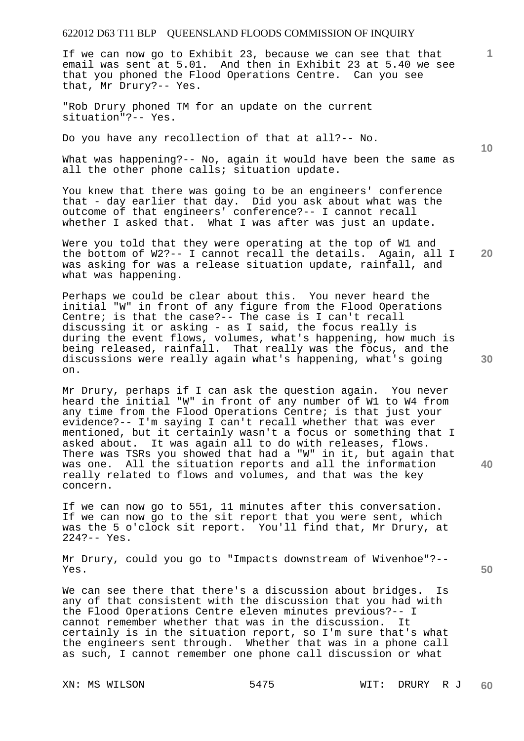If we can now go to Exhibit 23, because we can see that that email was sent at 5.01. And then in Exhibit 23 at 5.40 we see that you phoned the Flood Operations Centre. Can you see that, Mr Drury?-- Yes.

"Rob Drury phoned TM for an update on the current situation"?-- Yes.

Do you have any recollection of that at all?-- No.

What was happening?-- No, again it would have been the same as all the other phone calls; situation update.

You knew that there was going to be an engineers' conference that - day earlier that day. Did you ask about what was the outcome of that engineers' conference?-- I cannot recall whether I asked that. What I was after was just an update.

Were you told that they were operating at the top of W1 and the bottom of W2?-- I cannot recall the details. Again, all I was asking for was a release situation update, rainfall, and what was happening.

Perhaps we could be clear about this. You never heard the initial "W" in front of any figure from the Flood Operations Centre; is that the case?-- The case is I can't recall discussing it or asking - as I said, the focus really is during the event flows, volumes, what's happening, how much is being released, rainfall. That really was the focus, and the discussions were really again what's happening, what's going on.

Mr Drury, perhaps if I can ask the question again. You never heard the initial "W" in front of any number of W1 to W4 from any time from the Flood Operations Centre; is that just your evidence?-- I'm saying I can't recall whether that was ever mentioned, but it certainly wasn't a focus or something that I asked about. It was again all to do with releases, flows. There was TSRs you showed that had a "W" in it, but again that was one. All the situation reports and all the information really related to flows and volumes, and that was the key concern.

If we can now go to 551, 11 minutes after this conversation. If we can now go to the sit report that you were sent, which was the 5 o'clock sit report. You'll find that, Mr Drury, at 224?-- Yes.

Mr Drury, could you go to "Impacts downstream of Wivenhoe"?-- Yes.

We can see there that there's a discussion about bridges. Is any of that consistent with the discussion that you had with the Flood Operations Centre eleven minutes previous?-- I cannot remember whether that was in the discussion. It certainly is in the situation report, so I'm sure that's what the engineers sent through. Whether that was in a phone call as such, I cannot remember one phone call discussion or what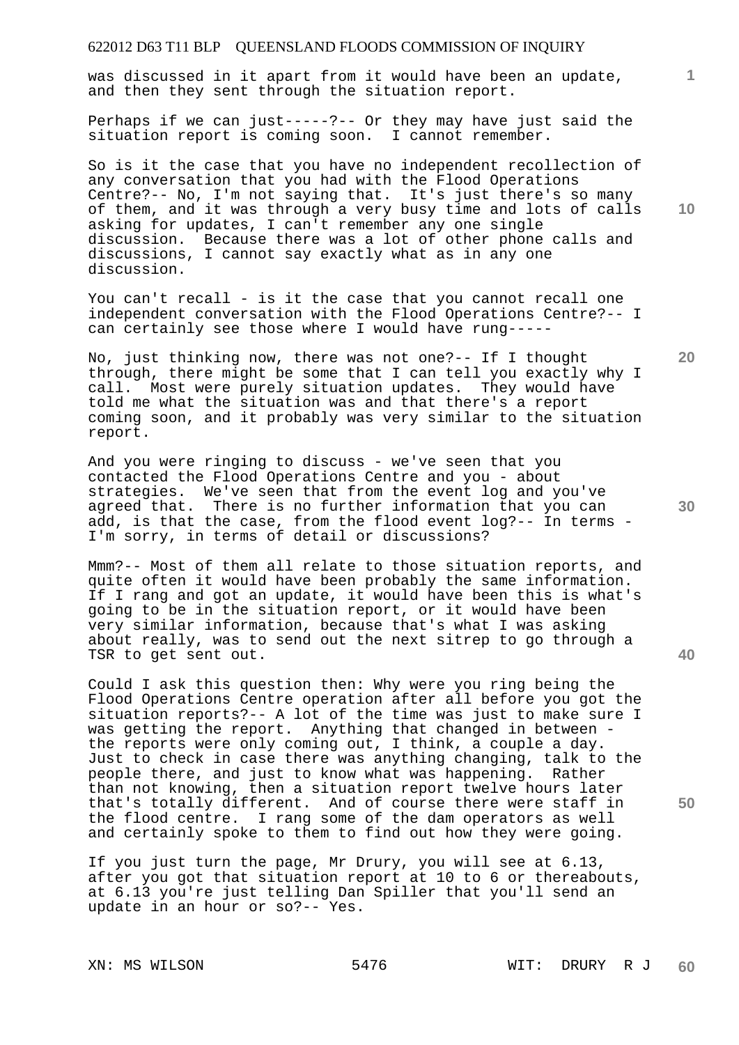was discussed in it apart from it would have been an update, and then they sent through the situation report.

Perhaps if we can just-----?-- Or they may have just said the situation report is coming soon. I cannot remember.

So is it the case that you have no independent recollection of any conversation that you had with the Flood Operations Centre?-- No, I'm not saying that. It's just there's so many of them, and it was through a very busy time and lots of calls asking for updates, I can't remember any one single discussion. Because there was a lot of other phone calls and discussions, I cannot say exactly what as in any one discussion.

You can't recall - is it the case that you cannot recall one independent conversation with the Flood Operations Centre?-- I can certainly see those where I would have rung-----

No, just thinking now, there was not one?-- If I thought through, there might be some that I can tell you exactly why I call. Most were purely situation updates. They would have told me what the situation was and that there's a report coming soon, and it probably was very similar to the situation report.

And you were ringing to discuss - we've seen that you contacted the Flood Operations Centre and you - about strategies. We've seen that from the event log and you've agreed that. There is no further information that you can add, is that the case, from the flood event log?-- In terms - I'm sorry, in terms of detail or discussions?

Mmm?-- Most of them all relate to those situation reports, and quite often it would have been probably the same information. If I rang and got an update, it would have been this is what's going to be in the situation report, or it would have been very similar information, because that's what I was asking about really, was to send out the next sitrep to go through a TSR to get sent out.

Could I ask this question then: Why were you ring being the Flood Operations Centre operation after all before you got the situation reports?-- A lot of the time was just to make sure I was getting the report. Anything that changed in between - the reports were only coming out, I think, a couple a day. Just to check in case there was anything changing, talk to the people there, and just to know what was happening. Rather than not knowing, then a situation report twelve hours later that's totally different. And of course there were staff in the flood centre. I rang some of the dam operators as well and certainly spoke to them to find out how they were going.

If you just turn the page, Mr Drury, you will see at 6.13, after you got that situation report at 10 to 6 or thereabouts, at 6.13 you're just telling Dan Spiller that you'll send an update in an hour or so?-- Yes.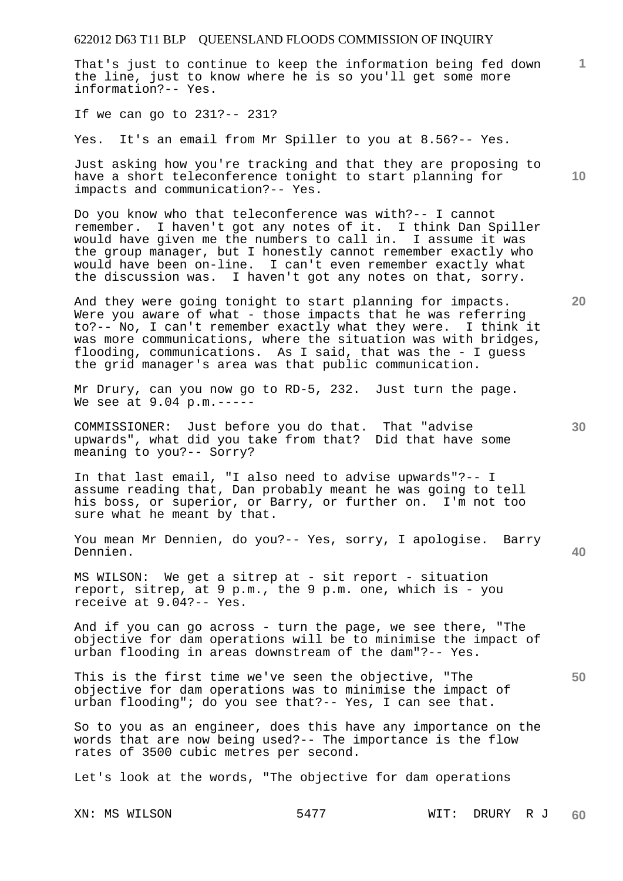That's just to continue to keep the information being fed down the line, just to know where he is so you'll get some more information?-- Yes.

If we can go to 231?-- 231?

Yes. It's an email from Mr Spiller to you at 8.56?-- Yes.

Just asking how you're tracking and that they are proposing to have a short teleconference tonight to start planning for impacts and communication?-- Yes.

Do you know who that teleconference was with?-- I cannot remember. I haven't got any notes of it. I think Dan Spiller would have given me the numbers to call in. I assume it was the group manager, but I honestly cannot remember exactly who would have been on-line. I can't even remember exactly what the discussion was. I haven't got any notes on that, sorry.

And they were going tonight to start planning for impacts. Were you aware of what - those impacts that he was referring to?-- No, I can't remember exactly what they were. I think it was more communications, where the situation was with bridges, flooding, communications. As I said, that was the - I guess the grid manager's area was that public communication.

Mr Drury, can you now go to RD-5, 232. Just turn the page. We see at 9.04 p.m.-----

COMMISSIONER: Just before you do that. That "advise upwards", what did you take from that? Did that have some meaning to you?-- Sorry?

In that last email, "I also need to advise upwards"?-- I assume reading that, Dan probably meant he was going to tell his boss, or superior, or Barry, or further on. I'm not too sure what he meant by that.

You mean Mr Dennien, do you?-- Yes, sorry, I apologise. Barry Dennien.

MS WILSON: We get a sitrep at - sit report - situation report, sitrep, at 9 p.m., the 9 p.m. one, which is - you receive at 9.04?-- Yes.

And if you can go across - turn the page, we see there, "The objective for dam operations will be to minimise the impact of urban flooding in areas downstream of the dam"?-- Yes.

This is the first time we've seen the objective, "The objective for dam operations was to minimise the impact of urban flooding"; do you see that?-- Yes, I can see that.

So to you as an engineer, does this have any importance on the words that are now being used?-- The importance is the flow rates of 3500 cubic metres per second.

Let's look at the words, "The objective for dam operations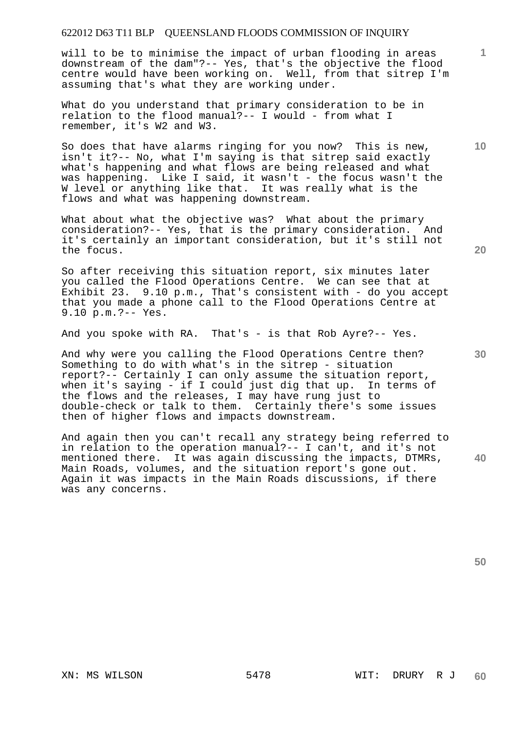will to be to minimise the impact of urban flooding in areas downstream of the dam"?-- Yes, that's the objective the flood centre would have been working on. Well, from that sitrep I'm assuming that's what they are working under.

What do you understand that primary consideration to be in relation to the flood manual?-- I would - from what I remember, it's W2 and W3.

So does that have alarms ringing for you now? This is new, isn't it?-- No, what I'm saying is that sitrep said exactly what's happening and what flows are being released and what was happening. Like I said, it wasn't - the focus wasn't the W level or anything like that. It was really what is the flows and what was happening downstream.

What about what the objective was? What about the primary consideration?-- Yes, that is the primary consideration. And it's certainly an important consideration, but it's still not the focus.

So after receiving this situation report, six minutes later you called the Flood Operations Centre. We can see that at Exhibit 23. 9.10 p.m., That's consistent with - do you accept that you made a phone call to the Flood Operations Centre at 9.10 p.m.?-- Yes.

And you spoke with RA. That's - is that Rob Ayre?-- Yes.

And why were you calling the Flood Operations Centre then? Something to do with what's in the sitrep - situation report?-- Certainly I can only assume the situation report, when it's saying - if I could just dig that up. In terms of the flows and the releases, I may have rung just to double-check or talk to them. Certainly there's some issues then of higher flows and impacts downstream.

And again then you can't recall any strategy being referred to in relation to the operation manual?-- I can't, and it's not mentioned there. It was again discussing the impacts, DTMRs, Main Roads, volumes, and the situation report's gone out. Again it was impacts in the Main Roads discussions, if there was any concerns.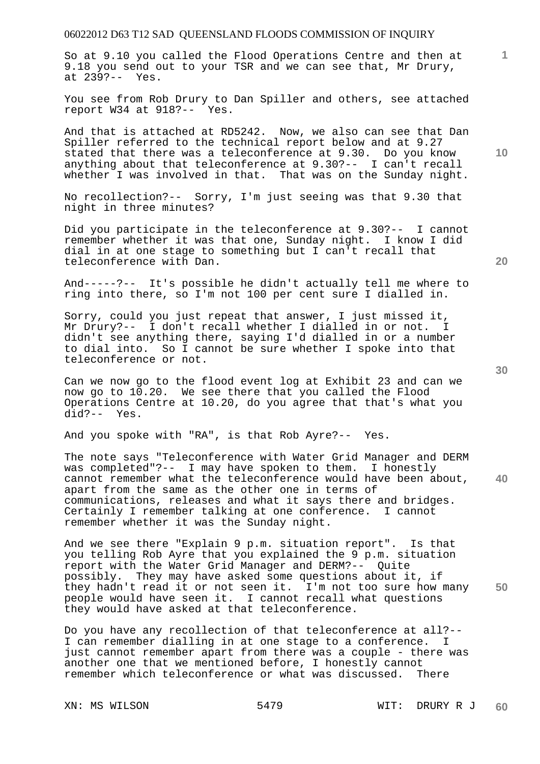So at 9.10 you called the Flood Operations Centre and then at 9.18 you send out to your TSR and we can see that, Mr Drury, at 239?-- Yes.

You see from Rob Drury to Dan Spiller and others, see attached report W34 at 918?-- Yes.

And that is attached at RD5242. Now, we also can see that Dan Spiller referred to the technical report below and at 9.27 stated that there was a teleconference at 9.30. Do you know anything about that teleconference at 9.30?-- I can't recall whether I was involved in that. That was on the Sunday night.

No recollection?-- Sorry, I'm just seeing was that 9.30 that night in three minutes?

Did you participate in the teleconference at 9.30?-- I cannot remember whether it was that one, Sunday night. I know I did dial in at one stage to something but I can't recall that teleconference with Dan.

And-----?-- It's possible he didn't actually tell me where to ring into there, so I'm not 100 per cent sure I dialled in.

Sorry, could you just repeat that answer, I just missed it, Mr Drury?-- I don't recall whether I dialled in or not. I didn't see anything there, saying I'd dialled in or a number to dial into. So I cannot be sure whether I spoke into that teleconference or not.

Can we now go to the flood event log at Exhibit 23 and can we now go to 10.20. We see there that you called the Flood Operations Centre at 10.20, do you agree that that's what you did?-- Yes.

And you spoke with "RA", is that Rob Ayre?-- Yes.

The note says "Teleconference with Water Grid Manager and DERM was completed"?-- I may have spoken to them. I honestly cannot remember what the teleconference would have been about, apart from the same as the other one in terms of communications, releases and what it says there and bridges. Certainly I remember talking at one conference. I cannot remember whether it was the Sunday night.

And we see there "Explain 9 p.m. situation report". Is that you telling Rob Ayre that you explained the 9 p.m. situation report with the Water Grid Manager and DERM?-- Quite possibly. They may have asked some questions about it, if they hadn't read it or not seen it. I'm not too sure how many people would have seen it. I cannot recall what questions they would have asked at that teleconference.

Do you have any recollection of that teleconference at all?-- I can remember dialling in at one stage to a conference. I just cannot remember apart from there was a couple - there was another one that we mentioned before, I honestly cannot remember which teleconference or what was discussed. There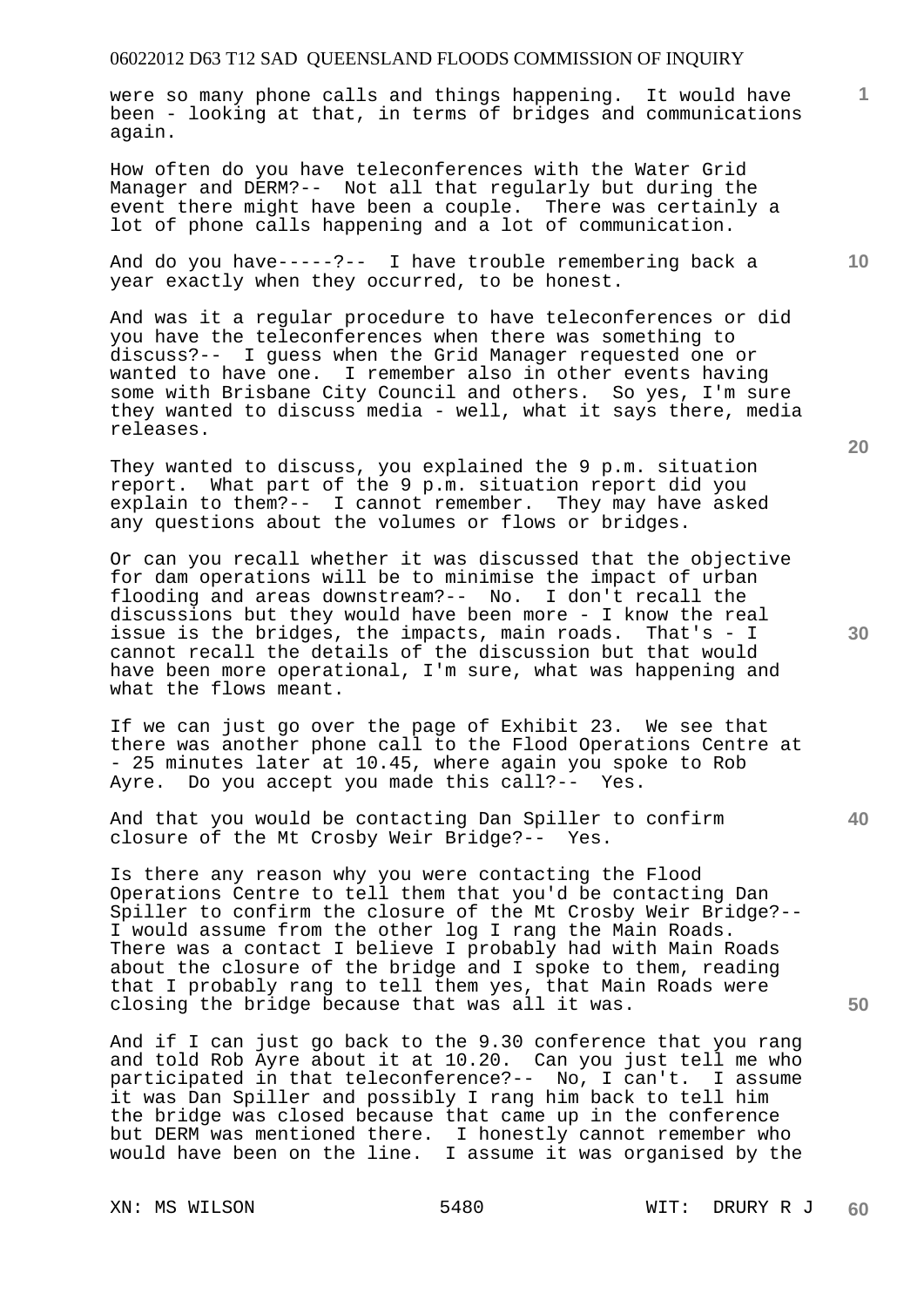were so many phone calls and things happening. It would have been - looking at that, in terms of bridges and communications again.

How often do you have teleconferences with the Water Grid Manager and DERM?-- Not all that regularly but during the event there might have been a couple. There was certainly a lot of phone calls happening and a lot of communication.

And do you have-----?-- I have trouble remembering back a year exactly when they occurred, to be honest.

And was it a regular procedure to have teleconferences or did you have the teleconferences when there was something to discuss?-- I guess when the Grid Manager requested one or wanted to have one. I remember also in other events having some with Brisbane City Council and others. So yes, I'm sure they wanted to discuss media - well, what it says there, media releases.

They wanted to discuss, you explained the 9 p.m. situation report. What part of the 9 p.m. situation report did you explain to them?-- I cannot remember. They may have asked any questions about the volumes or flows or bridges.

Or can you recall whether it was discussed that the objective for dam operations will be to minimise the impact of urban flooding and areas downstream?-- No. I don't recall the discussions but they would have been more - I know the real issue is the bridges, the impacts, main roads. That's - I cannot recall the details of the discussion but that would have been more operational, I'm sure, what was happening and what the flows meant.

If we can just go over the page of Exhibit 23. We see that there was another phone call to the Flood Operations Centre at - 25 minutes later at 10.45, where again you spoke to Rob Ayre. Do you accept you made this call?-- Yes.

And that you would be contacting Dan Spiller to confirm closure of the Mt Crosby Weir Bridge?-- Yes.

Is there any reason why you were contacting the Flood Operations Centre to tell them that you'd be contacting Dan Spiller to confirm the closure of the Mt Crosby Weir Bridge?-- I would assume from the other log I rang the Main Roads. There was a contact I believe I probably had with Main Roads about the closure of the bridge and I spoke to them, reading that I probably rang to tell them yes, that Main Roads were closing the bridge because that was all it was.

And if I can just go back to the 9.30 conference that you rang and told Rob Ayre about it at 10.20. Can you just tell me who participated in that teleconference?-- No, I can't. I assume it was Dan Spiller and possibly I rang him back to tell him the bridge was closed because that came up in the conference but DERM was mentioned there. I honestly cannot remember who would have been on the line. I assume it was organised by the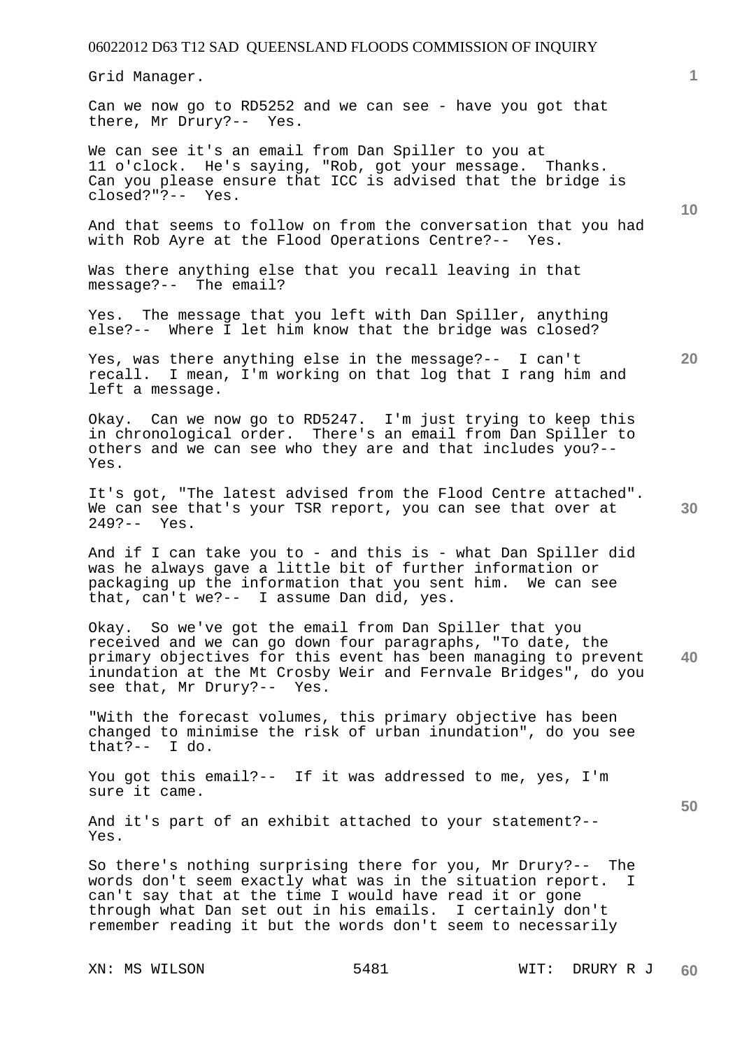Grid Manager.

Can we now go to RD5252 and we can see - have you got that there, Mr Drury?-- Yes.

We can see it's an email from Dan Spiller to you at 11 o'clock. He's saying, "Rob, got your message. Thanks. Can you please ensure that ICC is advised that the bridge is closed?"?-- Yes.

And that seems to follow on from the conversation that you had with Rob Ayre at the Flood Operations Centre?-- Yes.

Was there anything else that you recall leaving in that message?-- The email?

Yes. The message that you left with Dan Spiller, anything else?-- Where I let him know that the bridge was closed?

Yes, was there anything else in the message?-- I can't recall. I mean, I'm working on that log that I rang him and left a message.

Okay. Can we now go to RD5247. I'm just trying to keep this in chronological order. There's an email from Dan Spiller to others and we can see who they are and that includes you?-- Yes.

It's got, "The latest advised from the Flood Centre attached". We can see that's your TSR report, you can see that over at 249?-- Yes.

And if I can take you to - and this is - what Dan Spiller did was he always gave a little bit of further information or packaging up the information that you sent him. We can see that, can't we?-- I assume Dan did, yes.

Okay. So we've got the email from Dan Spiller that you received and we can go down four paragraphs, "To date, the primary objectives for this event has been managing to prevent inundation at the Mt Crosby Weir and Fernvale Bridges", do you see that, Mr Drury?-- Yes.

"With the forecast volumes, this primary objective has been changed to minimise the risk of urban inundation", do you see that?-- I do.

You got this email?-- If it was addressed to me, yes, I'm sure it came.

And it's part of an exhibit attached to your statement?-- Yes.

So there's nothing surprising there for you, Mr Drury?-- The words don't seem exactly what was in the situation report. I can't say that at the time I would have read it or gone through what Dan set out in his emails. I certainly don't remember reading it but the words don't seem to necessarily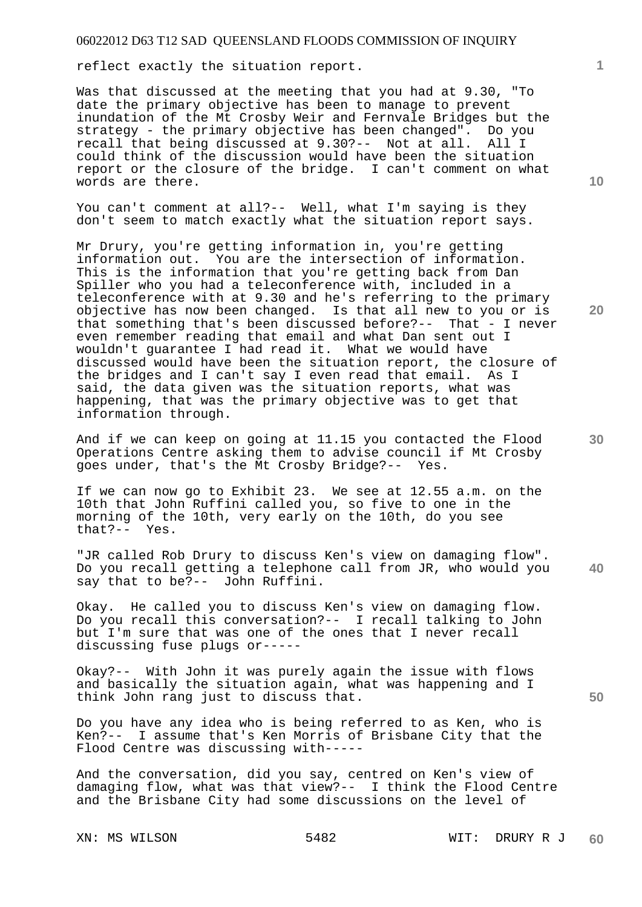reflect exactly the situation report.

Was that discussed at the meeting that you had at 9.30, "To date the primary objective has been to manage to prevent inundation of the Mt Crosby Weir and Fernvale Bridges but the strategy - the primary objective has been changed". Do you recall that being discussed at 9.30?-- Not at all. All I could think of the discussion would have been the situation report or the closure of the bridge. I can't comment on what words are there.

You can't comment at all?-- Well, what I'm saying is they don't seem to match exactly what the situation report says.

Mr Drury, you're getting information in, you're getting information out. You are the intersection of information. This is the information that you're getting back from Dan Spiller who you had a teleconference with, included in a teleconference with at 9.30 and he's referring to the primary objective has now been changed. Is that all new to you or is that something that's been discussed before?-- That - I never even remember reading that email and what Dan sent out I wouldn't guarantee I had read it. What we would have discussed would have been the situation report, the closure of the bridges and I can't say I even read that email. As I said, the data given was the situation reports, what was happening, that was the primary objective was to get that information through.

And if we can keep on going at 11.15 you contacted the Flood Operations Centre asking them to advise council if Mt Crosby goes under, that's the Mt Crosby Bridge?-- Yes.

If we can now go to Exhibit 23. We see at 12.55 a.m. on the 10th that John Ruffini called you, so five to one in the morning of the 10th, very early on the 10th, do you see that?-- Yes.

"JR called Rob Drury to discuss Ken's view on damaging flow". Do you recall getting a telephone call from JR, who would you say that to be?-- John Ruffini.

Okay. He called you to discuss Ken's view on damaging flow. Do you recall this conversation?-- I recall talking to John but I'm sure that was one of the ones that I never recall discussing fuse plugs or-----

Okay?-- With John it was purely again the issue with flows and basically the situation again, what was happening and I think John rang just to discuss that.

Do you have any idea who is being referred to as Ken, who is Ken?-- I assume that's Ken Morris of Brisbane City that the Flood Centre was discussing with-----

And the conversation, did you say, centred on Ken's view of damaging flow, what was that view?-- I think the Flood Centre and the Brisbane City had some discussions on the level of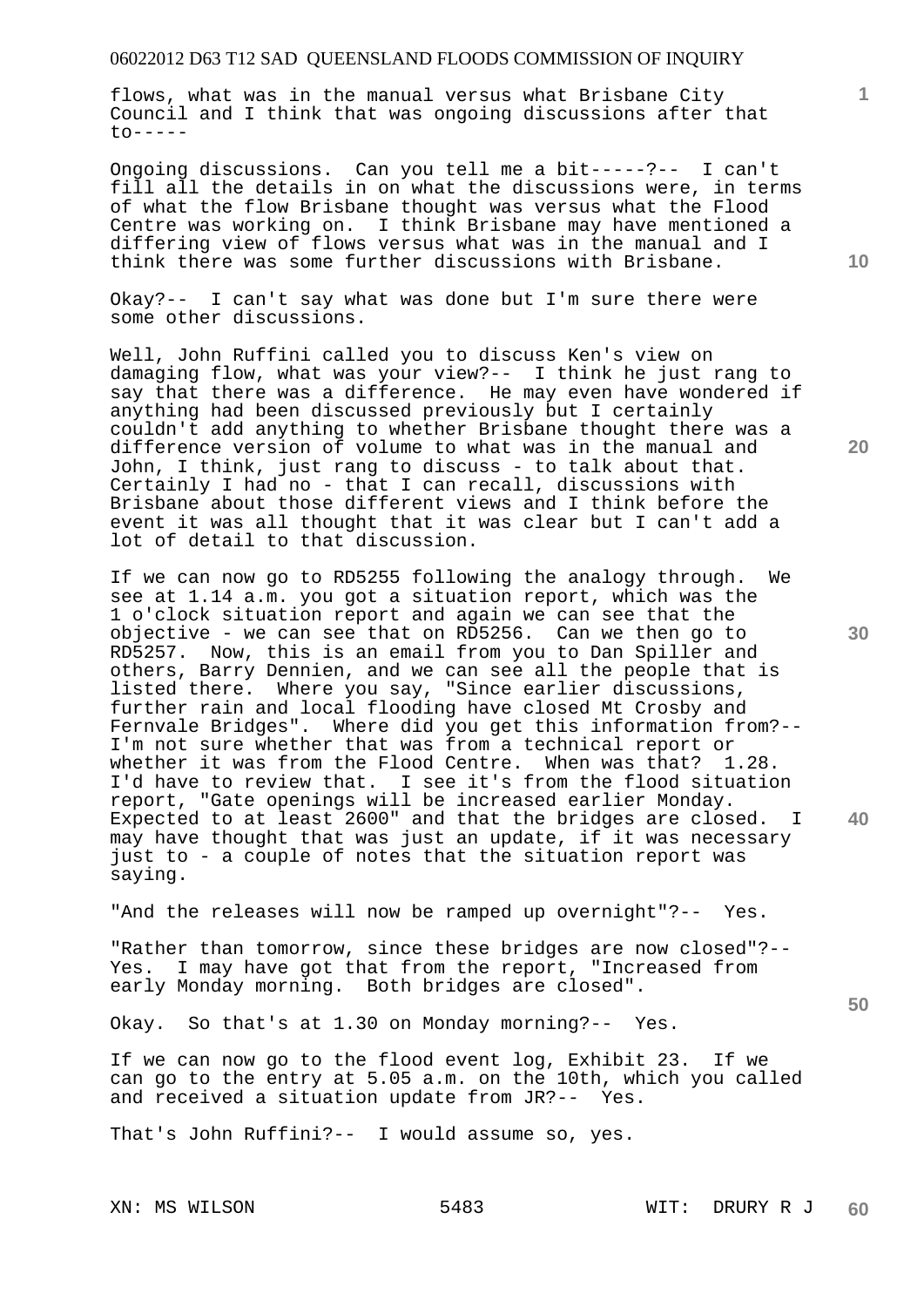flows, what was in the manual versus what Brisbane City Council and I think that was ongoing discussions after that to-----

Ongoing discussions. Can you tell me a bit-----?-- I can't fill all the details in on what the discussions were, in terms of what the flow Brisbane thought was versus what the Flood Centre was working on. I think Brisbane may have mentioned a differing view of flows versus what was in the manual and I think there was some further discussions with Brisbane.

Okay?-- I can't say what was done but I'm sure there were some other discussions.

Well, John Ruffini called you to discuss Ken's view on damaging flow, what was your view?-- I think he just rang to say that there was a difference. He may even have wondered if anything had been discussed previously but I certainly couldn't add anything to whether Brisbane thought there was a difference version of volume to what was in the manual and John, I think, just rang to discuss - to talk about that. Certainly I had no - that I can recall, discussions with Brisbane about those different views and I think before the event it was all thought that it was clear but I can't add a lot of detail to that discussion.

If we can now go to RD5255 following the analogy through. We see at 1.14 a.m. you got a situation report, which was the 1 o'clock situation report and again we can see that the objective - we can see that on RD5256. Can we then go to RD5257. Now, this is an email from you to Dan Spiller and others, Barry Dennien, and we can see all the people that is listed there. Where you say, "Since earlier discussions, further rain and local flooding have closed Mt Crosby and Fernvale Bridges". Where did you get this information from?-- I'm not sure whether that was from a technical report or whether it was from the Flood Centre. When was that? 1.28. I'd have to review that. I see it's from the flood situation report, "Gate openings will be increased earlier Monday. Expected to at least 2600" and that the bridges are closed. I may have thought that was just an update, if it was necessary just to - a couple of notes that the situation report was saying.

"And the releases will now be ramped up overnight"?-- Yes.

"Rather than tomorrow, since these bridges are now closed"?-- Yes. I may have got that from the report, "Increased from early Monday morning. Both bridges are closed".

Okay. So that's at 1.30 on Monday morning?-- Yes.

If we can now go to the flood event log, Exhibit 23. If we can go to the entry at 5.05 a.m. on the 10th, which you called and received a situation update from JR?-- Yes.

That's John Ruffini?-- I would assume so, yes.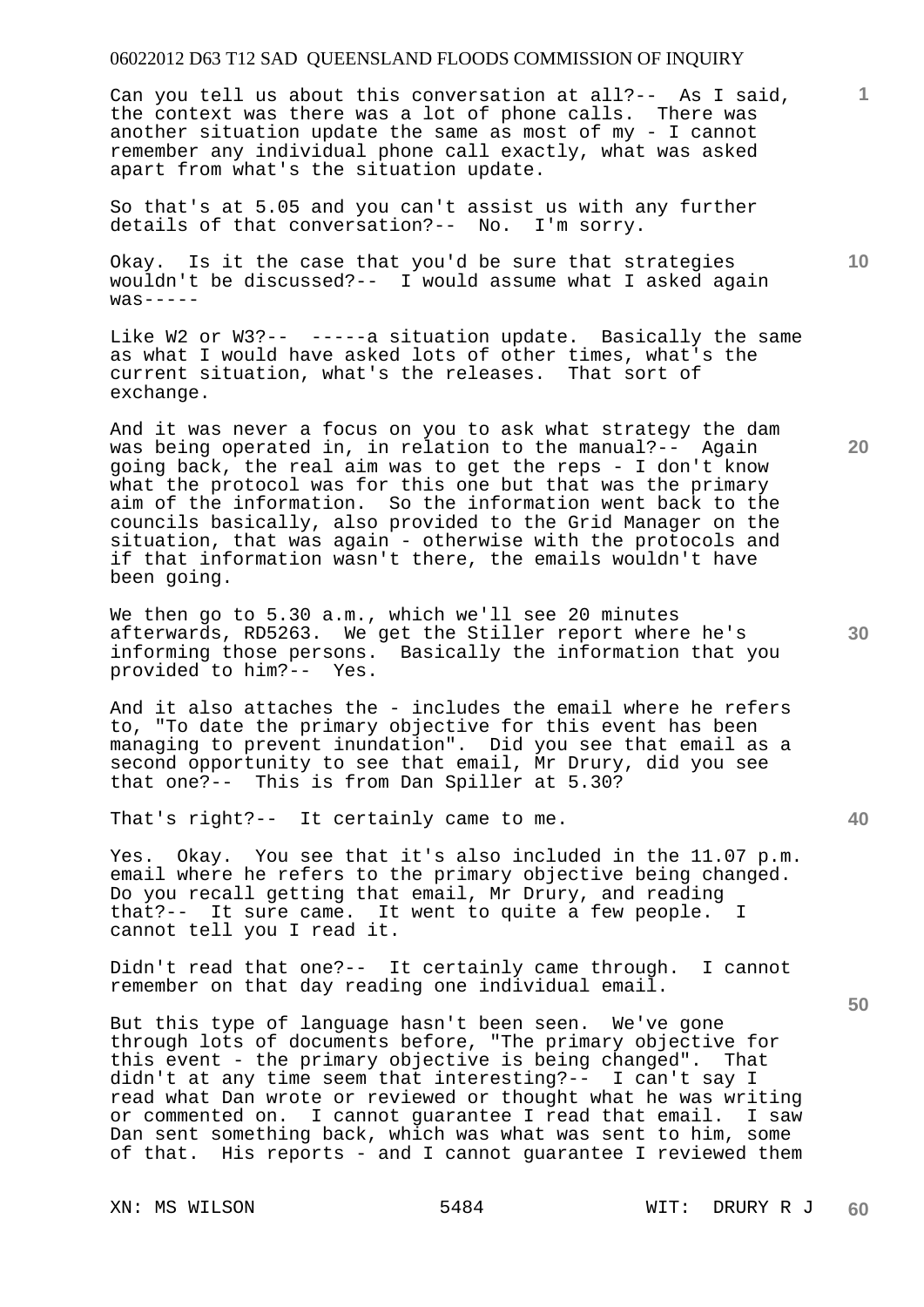Can you tell us about this conversation at all?-- As I said, the context was there was a lot of phone calls. There was another situation update the same as most of my - I cannot remember any individual phone call exactly, what was asked apart from what's the situation update.

So that's at 5.05 and you can't assist us with any further details of that conversation?-- No. I'm sorry.

Okay. Is it the case that you'd be sure that strategies wouldn't be discussed?-- I would assume what I asked again was-----

Like W2 or W3?-- -----a situation update. Basically the same as what I would have asked lots of other times, what's the current situation, what's the releases. That sort of exchange.

And it was never a focus on you to ask what strategy the dam was being operated in, in relation to the manual?-- Again going back, the real aim was to get the reps - I don't know what the protocol was for this one but that was the primary aim of the information. So the information went back to the councils basically, also provided to the Grid Manager on the situation, that was again - otherwise with the protocols and if that information wasn't there, the emails wouldn't have been going.

We then go to 5.30 a.m., which we'll see 20 minutes afterwards, RD5263. We get the Stiller report where he's informing those persons. Basically the information that you provided to him?-- Yes.

And it also attaches the - includes the email where he refers to, "To date the primary objective for this event has been managing to prevent inundation". Did you see that email as a second opportunity to see that email, Mr Drury, did you see that one?-- This is from Dan Spiller at 5.30?

That's right?-- It certainly came to me.

Yes. Okay. You see that it's also included in the 11.07 p.m. email where he refers to the primary objective being changed. Do you recall getting that email, Mr Drury, and reading that?-- It sure came. It went to quite a few people. I cannot tell you I read it.

Didn't read that one?-- It certainly came through. I cannot remember on that day reading one individual email.

But this type of language hasn't been seen. We've gone through lots of documents before, "The primary objective for this event - the primary objective is being changed". That didn't at any time seem that interesting?-- I can't say I read what Dan wrote or reviewed or thought what he was writing or commented on. I cannot guarantee I read that email. I saw Dan sent something back, which was what was sent to him, some of that. His reports - and I cannot guarantee I reviewed them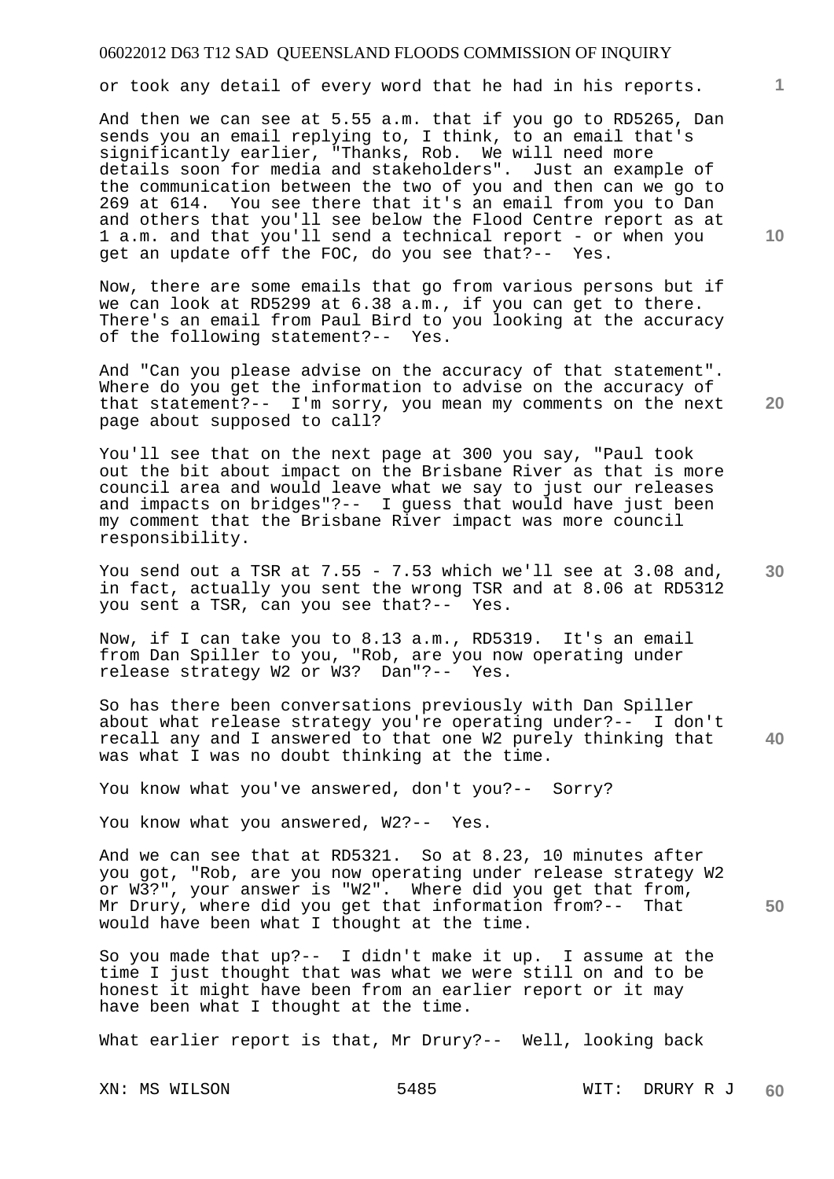or took any detail of every word that he had in his reports.

And then we can see at 5.55 a.m. that if you go to RD5265, Dan sends you an email replying to, I think, to an email that's significantly earlier, "Thanks, Rob. We will need more details soon for media and stakeholders". Just an example of the communication between the two of you and then can we go to 269 at 614. You see there that it's an email from you to Dan and others that you'll see below the Flood Centre report as at 1 a.m. and that you'll send a technical report - or when you get an update off the FOC, do you see that?-- Yes.

Now, there are some emails that go from various persons but if we can look at RD5299 at 6.38 a.m., if you can get to there. There's an email from Paul Bird to you looking at the accuracy of the following statement?-- Yes.

And "Can you please advise on the accuracy of that statement". Where do you get the information to advise on the accuracy of that statement?-- I'm sorry, you mean my comments on the next page about supposed to call?

You'll see that on the next page at 300 you say, "Paul took out the bit about impact on the Brisbane River as that is more council area and would leave what we say to just our releases and impacts on bridges"?-- I guess that would have just been my comment that the Brisbane River impact was more council responsibility.

You send out a TSR at 7.55 - 7.53 which we'll see at 3.08 and, in fact, actually you sent the wrong TSR and at 8.06 at RD5312 you sent a TSR, can you see that?-- Yes.

Now, if I can take you to 8.13 a.m., RD5319. It's an email from Dan Spiller to you, "Rob, are you now operating under release strategy W2 or W3? Dan"?-- Yes.

So has there been conversations previously with Dan Spiller about what release strategy you're operating under?-- I don't recall any and I answered to that one W2 purely thinking that was what I was no doubt thinking at the time.

You know what you've answered, don't you?-- Sorry?

You know what you answered, W2?-- Yes.

And we can see that at RD5321. So at 8.23, 10 minutes after you got, "Rob, are you now operating under release strategy W2 or W3?", your answer is "W2". Where did you get that from, Mr Drury, where did you get that information from?-- That would have been what I thought at the time.

So you made that up?-- I didn't make it up. I assume at the time I just thought that was what we were still on and to be honest it might have been from an earlier report or it may have been what I thought at the time.

What earlier report is that, Mr Drury?-- Well, looking back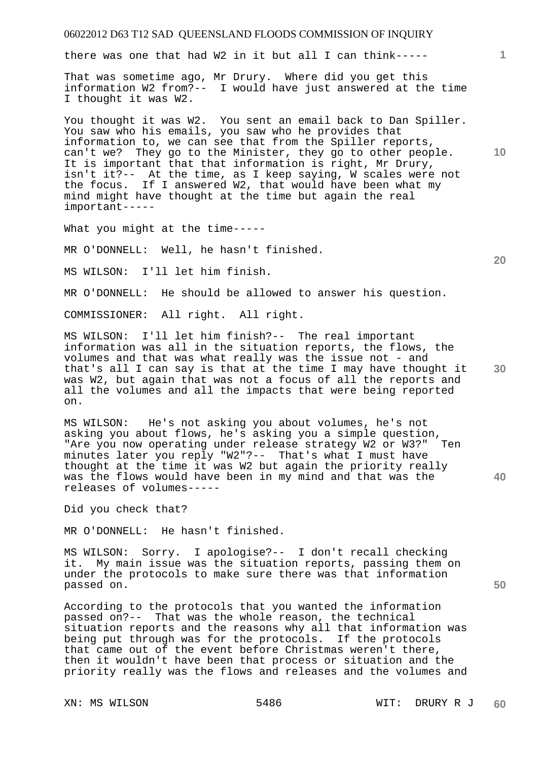there was one that had W2 in it but all I can think-----

That was sometime ago, Mr Drury. Where did you get this information W2 from?-- I would have just answered at the time I thought it was W2.

You thought it was W2. You sent an email back to Dan Spiller. You saw who his emails, you saw who he provides that information to, we can see that from the Spiller reports, can't we? They go to the Minister, they go to other people. It is important that that information is right, Mr Drury, isn't it?-- At the time, as I keep saying, W scales were not the focus. If I answered W2, that would have been what my mind might have thought at the time but again the real important-----

What you might at the time-----

MR O'DONNELL: Well, he hasn't finished.

MS WILSON: I'll let him finish.

MR O'DONNELL: He should be allowed to answer his question.

COMMISSIONER: All right. All right.

MS WILSON: I'll let him finish?-- The real important information was all in the situation reports, the flows, the volumes and that was what really was the issue not - and that's all I can say is that at the time I may have thought it was W2, but again that was not a focus of all the reports and all the volumes and all the impacts that were being reported on.

MS WILSON: He's not asking you about volumes, he's not asking you about flows, he's asking you a simple question, "Are you now operating under release strategy W2 or W3?" Ten minutes later you reply "W2"?-- That's what I must have thought at the time it was W2 but again the priority really was the flows would have been in my mind and that was the releases of volumes-----

Did you check that?

MR O'DONNELL: He hasn't finished.

MS WILSON: Sorry. I apologise?-- I don't recall checking it. My main issue was the situation reports, passing them on under the protocols to make sure there was that information passed on.

According to the protocols that you wanted the information passed on?-- That was the whole reason, the technical situation reports and the reasons why all that information was being put through was for the protocols. If the protocols that came out of the event before Christmas weren't there, then it wouldn't have been that process or situation and the priority really was the flows and releases and the volumes and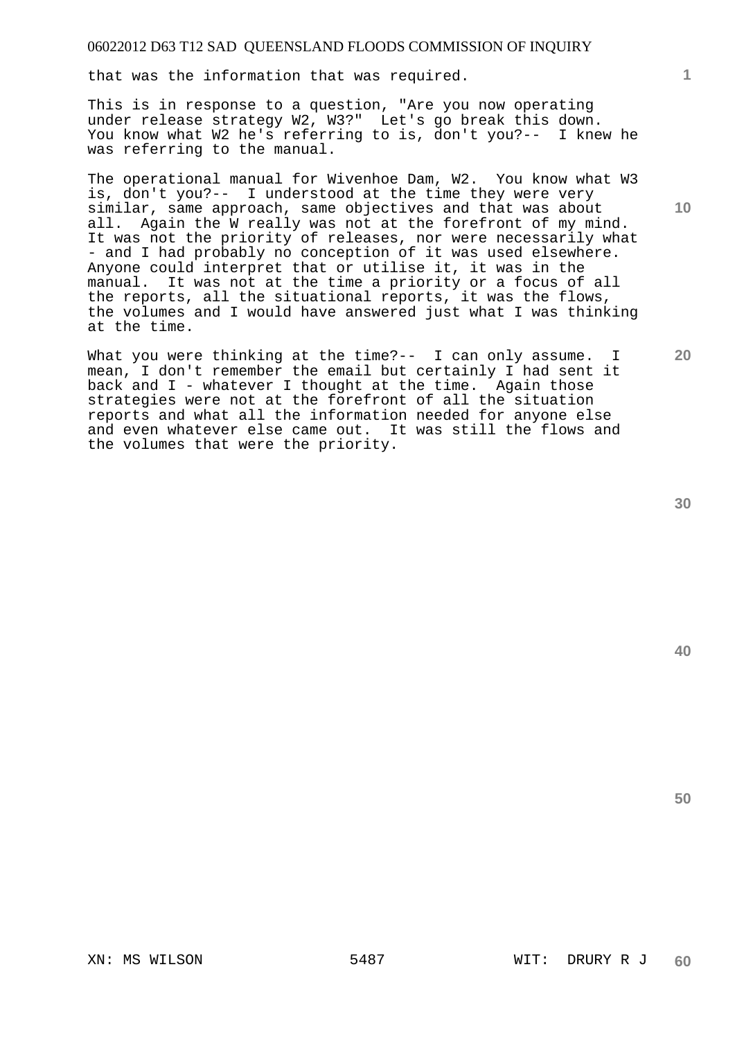that was the information that was required.

This is in response to a question, "Are you now operating under release strategy W2, W3?" Let's go break this down. You know what W2 he's referring to is, don't you?-- I knew he was referring to the manual.

The operational manual for Wivenhoe Dam, W2. You know what W3 is, don't you?-- I understood at the time they were very similar, same approach, same objectives and that was about all. Again the W really was not at the forefront of my mind. It was not the priority of releases, nor were necessarily what - and I had probably no conception of it was used elsewhere. Anyone could interpret that or utilise it, it was in the manual. It was not at the time a priority or a focus of all the reports, all the situational reports, it was the flows, the volumes and I would have answered just what I was thinking at the time.

What you were thinking at the time?-- I can only assume. I mean, I don't remember the email but certainly I had sent it back and I - whatever I thought at the time. Again those strategies were not at the forefront of all the situation reports and what all the information needed for anyone else and even whatever else came out. It was still the flows and the volumes that were the priority.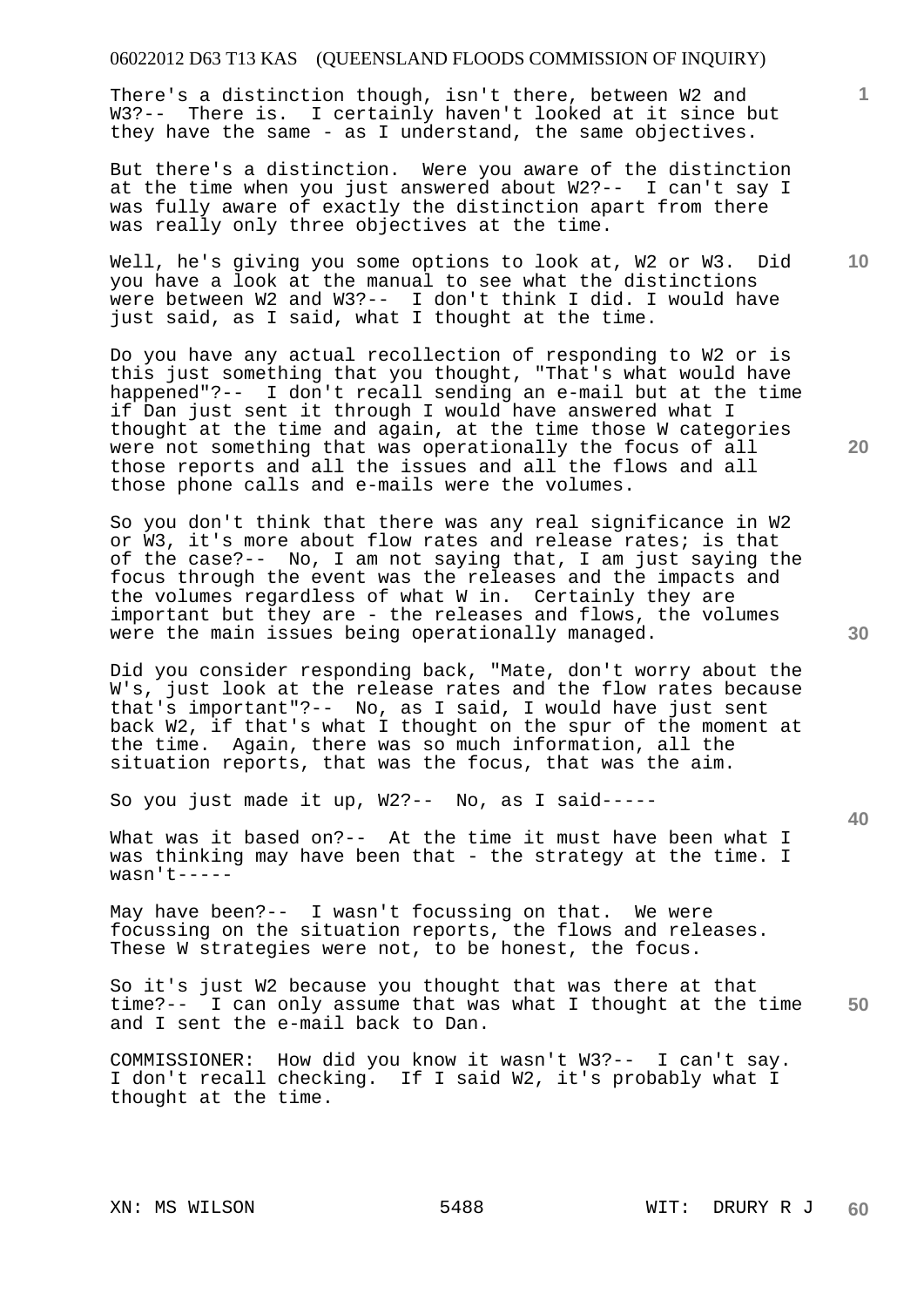There's a distinction though, isn't there, between W2 and W3?-- There is. I certainly haven't looked at it since but they have the same - as I understand, the same objectives.

But there's a distinction. Were you aware of the distinction at the time when you just answered about W2?-- I can't say I was fully aware of exactly the distinction apart from there was really only three objectives at the time.

Well, he's giving you some options to look at, W2 or W3. Did you have a look at the manual to see what the distinctions were between W2 and W3?-- I don't think I did. I would have just said, as I said, what I thought at the time.

Do you have any actual recollection of responding to W2 or is this just something that you thought, "That's what would have happened"?-- I don't recall sending an e-mail but at the time if Dan just sent it through I would have answered what I thought at the time and again, at the time those W categories were not something that was operationally the focus of all those reports and all the issues and all the flows and all those phone calls and e-mails were the volumes.

So you don't think that there was any real significance in W2 or W3, it's more about flow rates and release rates; is that of the case?-- No, I am not saying that, I am just saying the focus through the event was the releases and the impacts and the volumes regardless of what W in. Certainly they are important but they are - the releases and flows, the volumes were the main issues being operationally managed.

Did you consider responding back, "Mate, don't worry about the W's, just look at the release rates and the flow rates because that's important"?-- No, as I said, I would have just sent back W2, if that's what I thought on the spur of the moment at the time. Again, there was so much information, all the situation reports, that was the focus, that was the aim.

So you just made it up, W2?-- No, as I said-----

What was it based on?-- At the time it must have been what I was thinking may have been that - the strategy at the time. I wasn't-----

May have been?-- I wasn't focussing on that. We were focussing on the situation reports, the flows and releases. These W strategies were not, to be honest, the focus.

So it's just W2 because you thought that was there at that time?-- I can only assume that was what I thought at the time and I sent the e-mail back to Dan.

COMMISSIONER: How did you know it wasn't W3?-- I can't say. I don't recall checking. If I said W2, it's probably what I thought at the time.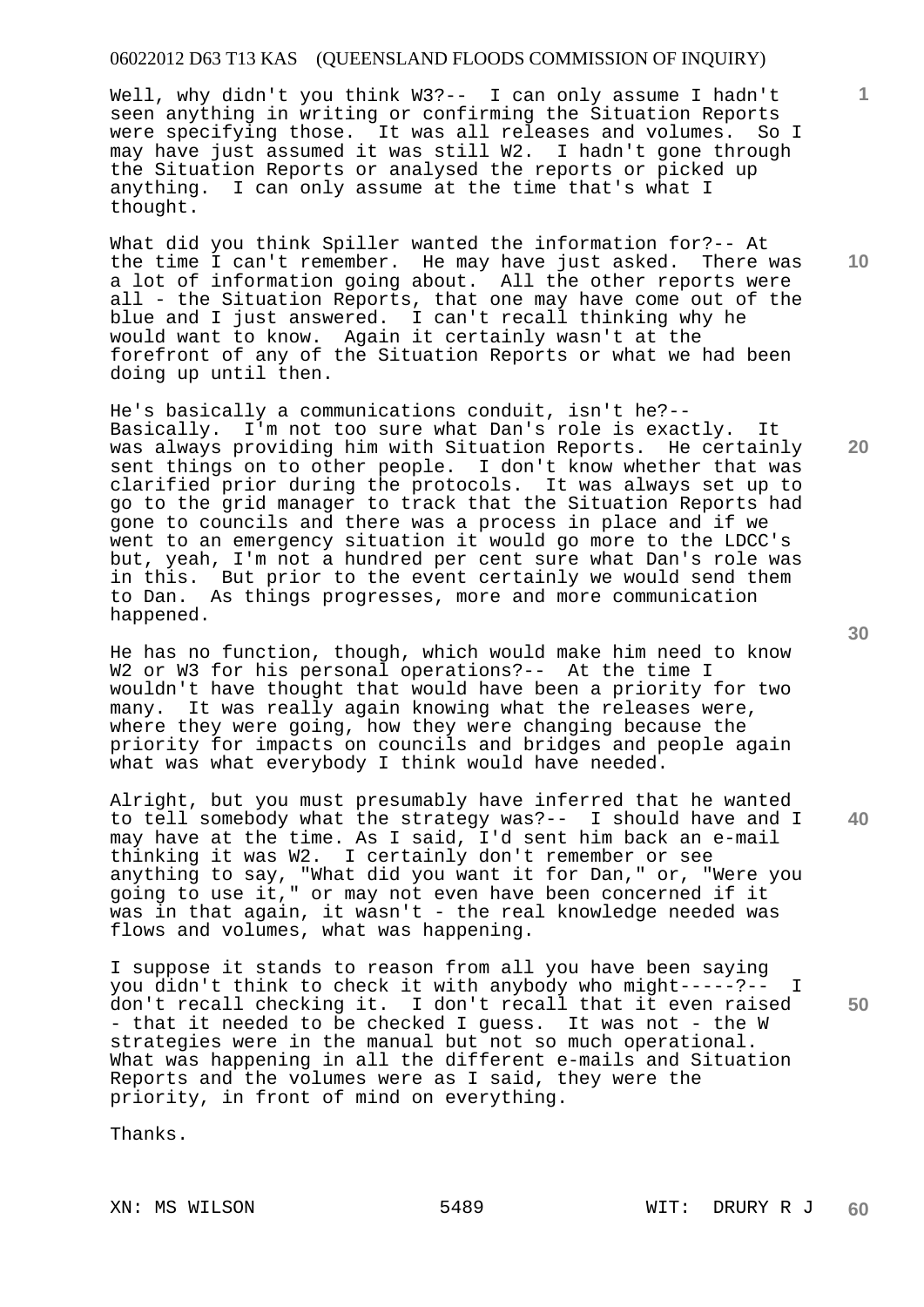Well, why didn't you think W3?-- I can only assume I hadn't seen anything in writing or confirming the Situation Reports were specifying those. It was all releases and volumes. So I may have just assumed it was still W2. I hadn't gone through the Situation Reports or analysed the reports or picked up anything. I can only assume at the time that's what I thought.

What did you think Spiller wanted the information for?-- At the time I can't remember. He may have just asked. There was a lot of information going about. All the other reports were all - the Situation Reports, that one may have come out of the blue and I just answered. I can't recall thinking why he would want to know. Again it certainly wasn't at the forefront of any of the Situation Reports or what we had been doing up until then.

He's basically a communications conduit, isn't he?-- Basically. I'm not too sure what Dan's role is exactly. It was always providing him with Situation Reports. He certainly sent things on to other people. I don't know whether that was clarified prior during the protocols. It was always set up to go to the grid manager to track that the Situation Reports had gone to councils and there was a process in place and if we went to an emergency situation it would go more to the LDCC's but, yeah, I'm not a hundred per cent sure what Dan's role was in this. But prior to the event certainly we would send them to Dan. As things progresses, more and more communication happened.

He has no function, though, which would make him need to know W2 or W3 for his personal operations?-- At the time I wouldn't have thought that would have been a priority for two many. It was really again knowing what the releases were, where they were going, how they were changing because the priority for impacts on councils and bridges and people again what was what everybody I think would have needed.

Alright, but you must presumably have inferred that he wanted to tell somebody what the strategy was?-- I should have and I may have at the time. As I said, I'd sent him back an e-mail thinking it was W2. I certainly don't remember or see anything to say, "What did you want it for Dan," or, "Were you going to use it," or may not even have been concerned if it was in that again, it wasn't - the real knowledge needed was flows and volumes, what was happening.

I suppose it stands to reason from all you have been saying you didn't think to check it with anybody who might-----?-- I don't recall checking it. I don't recall that it even raised - that it needed to be checked I guess. It was not - the W strategies were in the manual but not so much operational. What was happening in all the different e-mails and Situation Reports and the volumes were as I said, they were the priority, in front of mind on everything.

Thanks.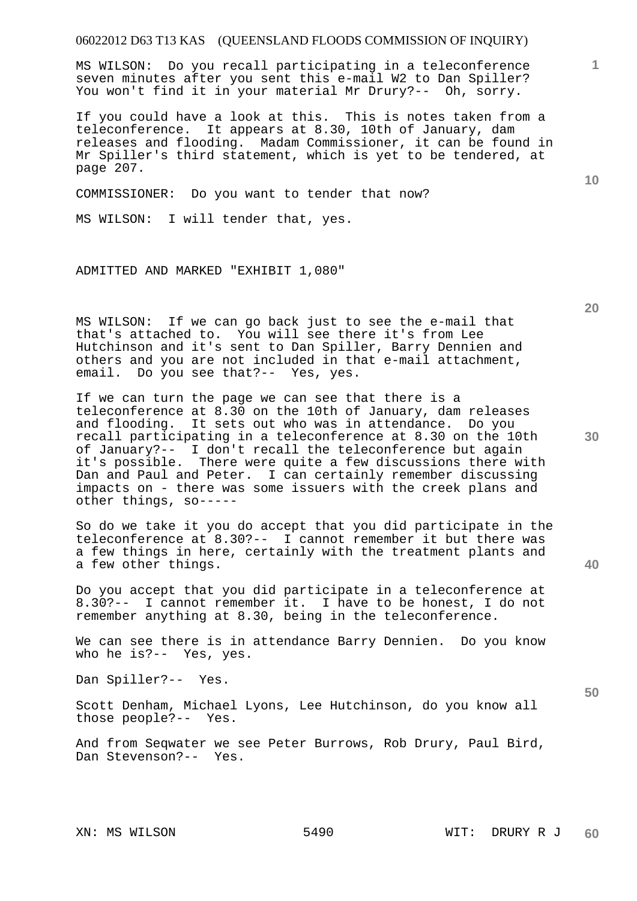MS WILSON: Do you recall participating in a teleconference seven minutes after you sent this e-mail W2 to Dan Spiller? You won't find it in your material Mr Drury?-- Oh, sorry.

If you could have a look at this. This is notes taken from a teleconference. It appears at 8.30, 10th of January, dam releases and flooding. Madam Commissioner, it can be found in Mr Spiller's third statement, which is yet to be tendered, at page 207.

COMMISSIONER: Do you want to tender that now?

MS WILSON: I will tender that, yes.

ADMITTED AND MARKED "EXHIBIT 1,080"

MS WILSON: If we can go back just to see the e-mail that that's attached to. You will see there it's from Lee Hutchinson and it's sent to Dan Spiller, Barry Dennien and others and you are not included in that e-mail attachment, email. Do you see that?-- Yes, yes.

If we can turn the page we can see that there is a teleconference at 8.30 on the 10th of January, dam releases and flooding. It sets out who was in attendance. Do you recall participating in a teleconference at 8.30 on the 10th of January?-- I don't recall the teleconference but again it's possible. There were quite a few discussions there with Dan and Paul and Peter. I can certainly remember discussing impacts on - there was some issuers with the creek plans and other things, so-----

So do we take it you do accept that you did participate in the teleconference at 8.30?-- I cannot remember it but there was a few things in here, certainly with the treatment plants and a few other things.

Do you accept that you did participate in a teleconference at 8.30?-- I cannot remember it. I have to be honest, I do not remember anything at 8.30, being in the teleconference.

We can see there is in attendance Barry Dennien. Do you know who he is?-- Yes, yes.

Dan Spiller?-- Yes.

Scott Denham, Michael Lyons, Lee Hutchinson, do you know all those people?-- Yes.

And from Seqwater we see Peter Burrows, Rob Drury, Paul Bird, Dan Stevenson?-- Yes.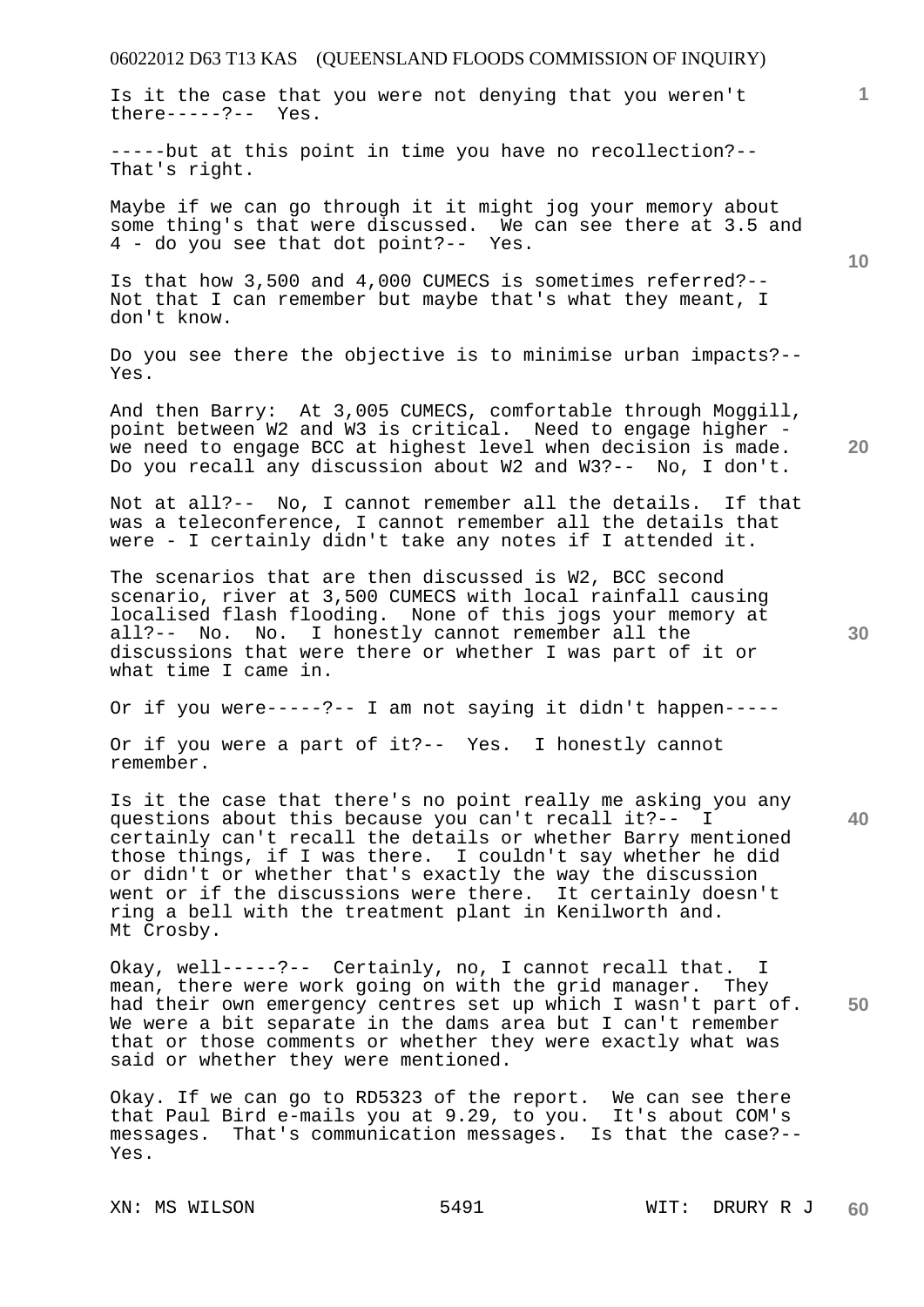Is it the case that you were not denying that you weren't there-----?-- Yes.

-----but at this point in time you have no recollection?-- That's right.

Maybe if we can go through it it might jog your memory about some thing's that were discussed. We can see there at 3.5 and 4 - do you see that dot point?-- Yes.

Is that how 3,500 and 4,000 CUMECS is sometimes referred?-- Not that I can remember but maybe that's what they meant, I don't know.

Do you see there the objective is to minimise urban impacts?-- Yes.

And then Barry: At 3,005 CUMECS, comfortable through Moggill, point between W2 and W3 is critical. Need to engage higher - we need to engage BCC at highest level when decision is made. Do you recall any discussion about W2 and W3?-- No, I don't.

Not at all?-- No, I cannot remember all the details. If that was a teleconference, I cannot remember all the details that were - I certainly didn't take any notes if I attended it.

The scenarios that are then discussed is W2, BCC second scenario, river at 3,500 CUMECS with local rainfall causing localised flash flooding. None of this jogs your memory at all?-- No. No. I honestly cannot remember all the discussions that were there or whether I was part of it or what time I came in.

Or if you were-----?-- I am not saying it didn't happen-----

Or if you were a part of it?-- Yes. I honestly cannot remember.

Is it the case that there's no point really me asking you any questions about this because you can't recall it?-- I certainly can't recall the details or whether Barry mentioned those things, if I was there. I couldn't say whether he did or didn't or whether that's exactly the way the discussion went or if the discussions were there. It certainly doesn't ring a bell with the treatment plant in Kenilworth and. Mt Crosby.

Okay, well-----?-- Certainly, no, I cannot recall that. I mean, there were work going on with the grid manager. They had their own emergency centres set up which I wasn't part of. We were a bit separate in the dams area but I can't remember that or those comments or whether they were exactly what was said or whether they were mentioned.

Okay. If we can go to RD5323 of the report. We can see there that Paul Bird e-mails you at 9.29, to you. It's about COM's messages. That's communication messages. Is that the case?-- Yes.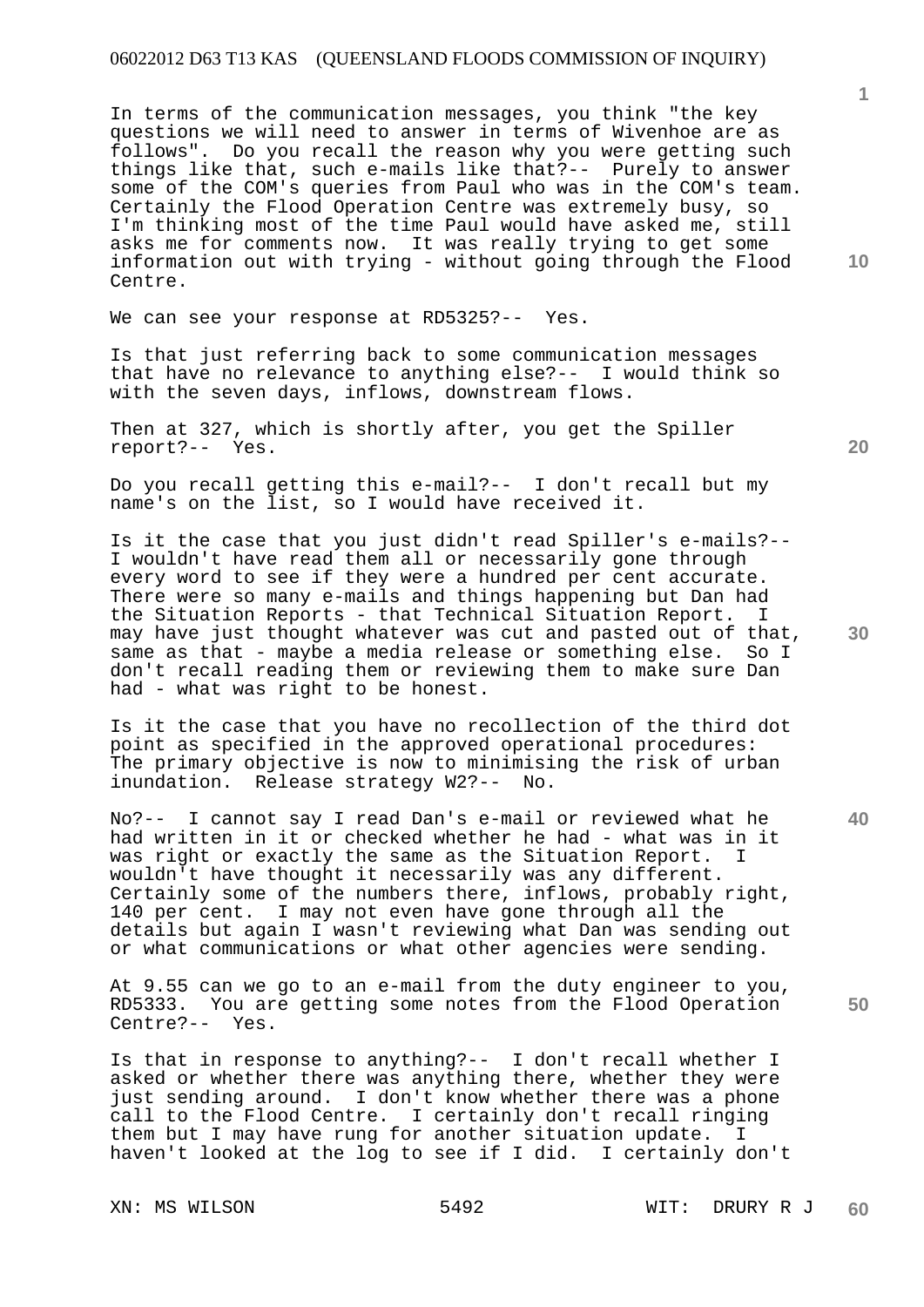In terms of the communication messages, you think "the key questions we will need to answer in terms of Wivenhoe are as follows". Do you recall the reason why you were getting such things like that, such e-mails like that?-- Purely to answer some of the COM's queries from Paul who was in the COM's team. Certainly the Flood Operation Centre was extremely busy, so I'm thinking most of the time Paul would have asked me, still asks me for comments now. It was really trying to get some information out with trying - without going through the Flood Centre.

We can see your response at RD5325?-- Yes.

Is that just referring back to some communication messages that have no relevance to anything else?-- I would think so with the seven days, inflows, downstream flows.

Then at 327, which is shortly after, you get the Spiller report?-- Yes.

Do you recall getting this e-mail?-- I don't recall but my name's on the list, so I would have received it.

Is it the case that you just didn't read Spiller's e-mails?-- I wouldn't have read them all or necessarily gone through every word to see if they were a hundred per cent accurate. There were so many e-mails and things happening but Dan had the Situation Reports - that Technical Situation Report. I may have just thought whatever was cut and pasted out of that, same as that - maybe a media release or something else. So I don't recall reading them or reviewing them to make sure Dan had - what was right to be honest.

Is it the case that you have no recollection of the third dot point as specified in the approved operational procedures: The primary objective is now to minimising the risk of urban inundation. Release strategy W2?-- No.

No?-- I cannot say I read Dan's e-mail or reviewed what he had written in it or checked whether he had - what was in it was right or exactly the same as the Situation Report. I wouldn't have thought it necessarily was any different. Certainly some of the numbers there, inflows, probably right, 140 per cent. I may not even have gone through all the details but again I wasn't reviewing what Dan was sending out or what communications or what other agencies were sending.

At 9.55 can we go to an e-mail from the duty engineer to you, RD5333. You are getting some notes from the Flood Operation Centre?-- Yes.

Is that in response to anything?-- I don't recall whether I asked or whether there was anything there, whether they were just sending around. I don't know whether there was a phone call to the Flood Centre. I certainly don't recall ringing them but I may have rung for another situation update. I haven't looked at the log to see if I did. I certainly don't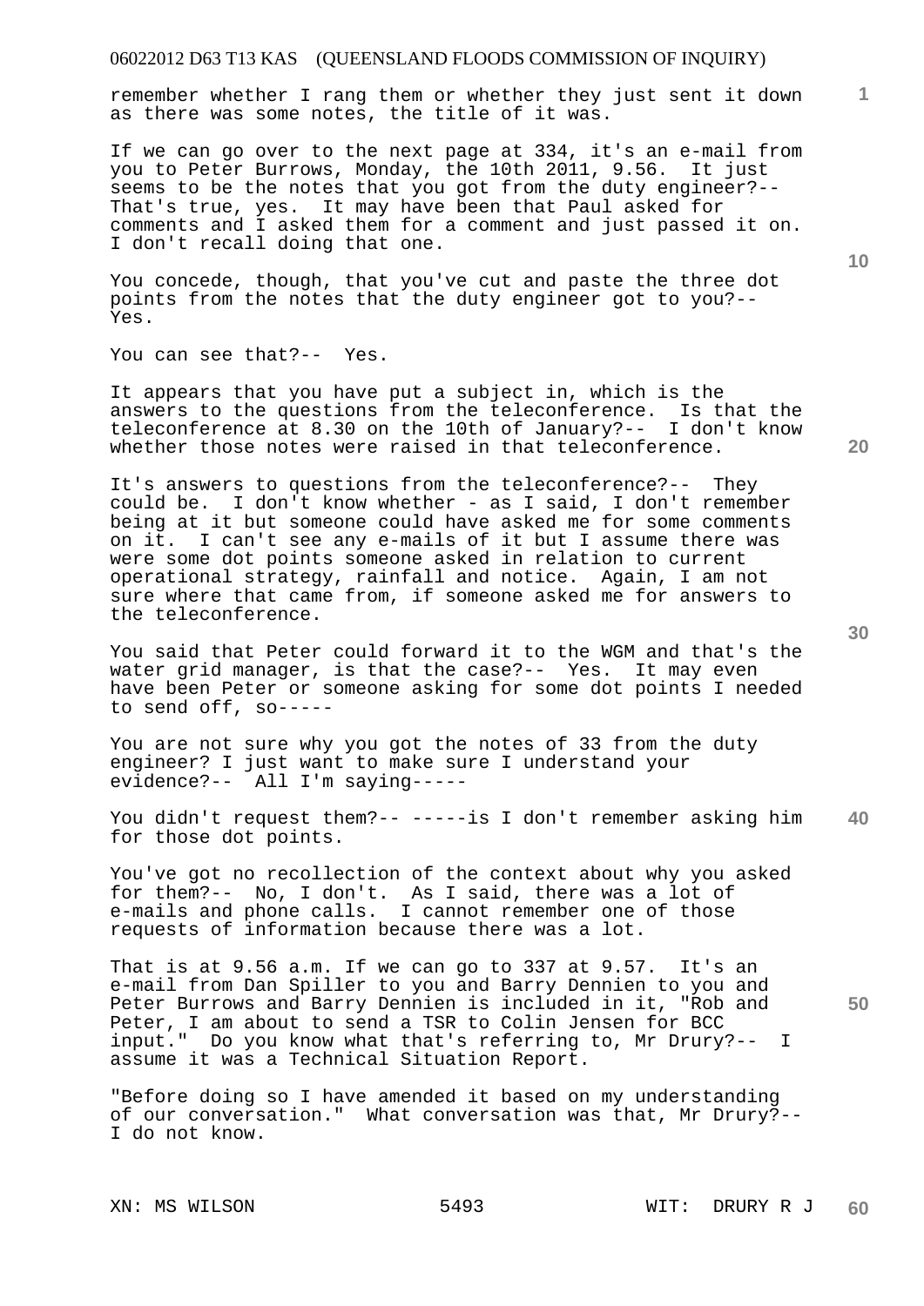remember whether I rang them or whether they just sent it down as there was some notes, the title of it was.

If we can go over to the next page at 334, it's an e-mail from you to Peter Burrows, Monday, the 10th 2011, 9.56. It just seems to be the notes that you got from the duty engineer?-- That's true, yes. It may have been that Paul asked for comments and I asked them for a comment and just passed it on. I don't recall doing that one.

You concede, though, that you've cut and paste the three dot points from the notes that the duty engineer got to you?-- Yes.

You can see that?-- Yes.

It appears that you have put a subject in, which is the answers to the questions from the teleconference. Is that the teleconference at 8.30 on the 10th of January?-- I don't know whether those notes were raised in that teleconference.

It's answers to questions from the teleconference?-- They could be. I don't know whether - as I said, I don't remember being at it but someone could have asked me for some comments on it. I can't see any e-mails of it but I assume there was were some dot points someone asked in relation to current operational strategy, rainfall and notice. Again, I am not sure where that came from, if someone asked me for answers to the teleconference.

You said that Peter could forward it to the WGM and that's the water grid manager, is that the case?-- Yes. It may even have been Peter or someone asking for some dot points I needed to send off, so-----

You are not sure why you got the notes of 33 from the duty engineer? I just want to make sure I understand your evidence?-- All I'm saying-----

You didn't request them?-- -----is I don't remember asking him for those dot points.

You've got no recollection of the context about why you asked for them?-- No, I don't. As I said, there was a lot of e-mails and phone calls. I cannot remember one of those requests of information because there was a lot.

That is at 9.56 a.m. If we can go to 337 at 9.57. It's an e-mail from Dan Spiller to you and Barry Dennien to you and Peter Burrows and Barry Dennien is included in it, "Rob and Peter, I am about to send a TSR to Colin Jensen for BCC input." Do you know what that's referring to, Mr Drury?-- I assume it was a Technical Situation Report.

"Before doing so I have amended it based on my understanding of our conversation." What conversation was that, Mr Drury?-- I do not know.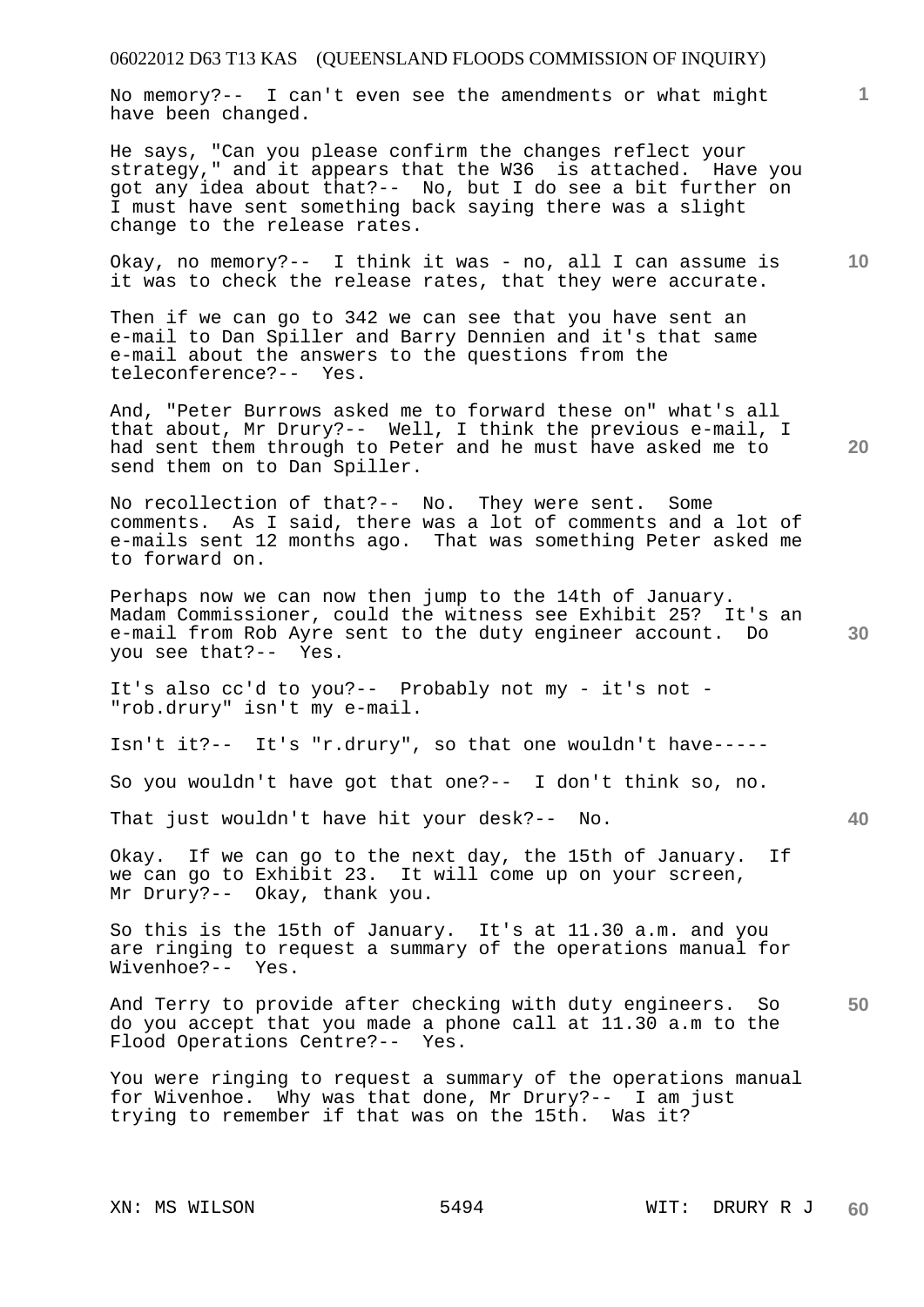No memory?-- I can't even see the amendments or what might have been changed.

He says, "Can you please confirm the changes reflect your strategy," and it appears that the W36 is attached. Have you got any idea about that?-- No, but I do see a bit further on I must have sent something back saying there was a slight change to the release rates.

Okay, no memory?-- I think it was - no, all I can assume is it was to check the release rates, that they were accurate.

Then if we can go to 342 we can see that you have sent an e-mail to Dan Spiller and Barry Dennien and it's that same e-mail about the answers to the questions from the teleconference?-- Yes.

And, "Peter Burrows asked me to forward these on" what's all that about, Mr Drury?-- Well, I think the previous e-mail, I had sent them through to Peter and he must have asked me to send them on to Dan Spiller.

No recollection of that?-- No. They were sent. Some comments. As I said, there was a lot of comments and a lot of e-mails sent 12 months ago. That was something Peter asked me to forward on.

Perhaps now we can now then jump to the 14th of January. Madam Commissioner, could the witness see Exhibit 25? It's an e-mail from Rob Ayre sent to the duty engineer account. Do you see that?-- Yes.

It's also cc'd to you?-- Probably not my - it's not - "rob.drury" isn't my e-mail.

Isn't it?-- It's "r.drury", so that one wouldn't have-----

So you wouldn't have got that one?-- I don't think so, no.

That just wouldn't have hit your desk?-- No.

Okay. If we can go to the next day, the 15th of January. If we can go to Exhibit 23. It will come up on your screen, Mr Drury?-- Okay, thank you.

So this is the 15th of January. It's at 11.30 a.m. and you are ringing to request a summary of the operations manual for Wivenhoe?-- Yes.

And Terry to provide after checking with duty engineers. So do you accept that you made a phone call at 11.30 a.m to the Flood Operations Centre?-- Yes.

You were ringing to request a summary of the operations manual for Wivenhoe. Why was that done, Mr Drury?-- I am just trying to remember if that was on the 15th. Was it?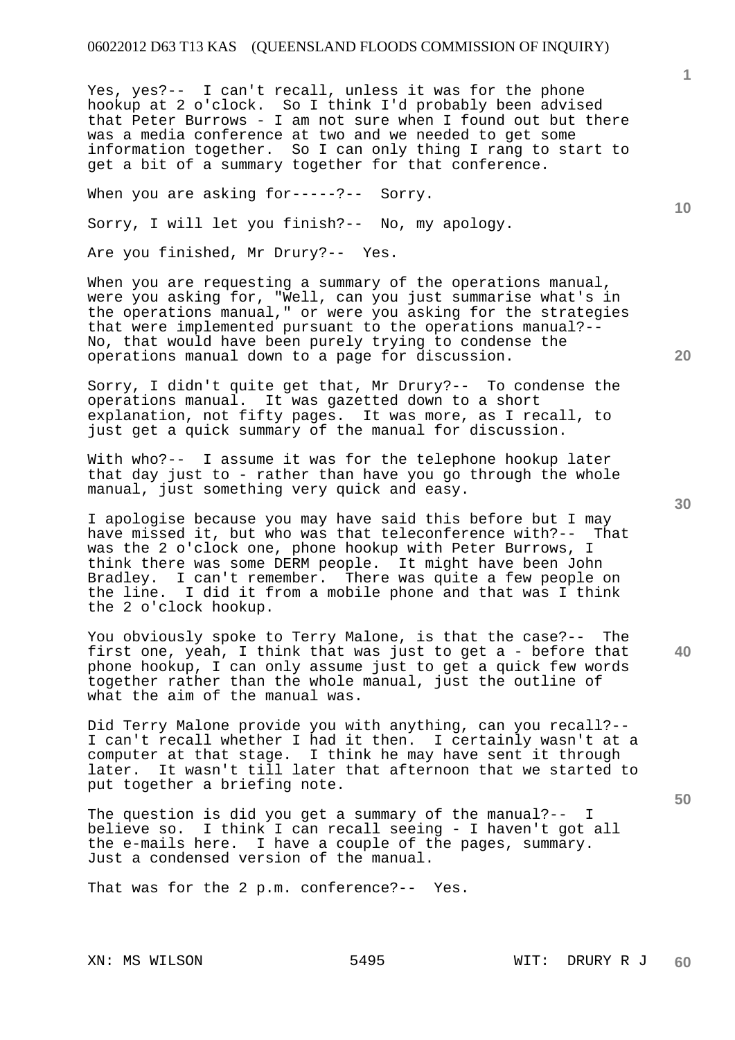Yes, yes?-- I can't recall, unless it was for the phone hookup at 2 o'clock. So I think I'd probably been advised that Peter Burrows - I am not sure when I found out but there was a media conference at two and we needed to get some information together. So I can only thing I rang to start to get a bit of a summary together for that conference.

When you are asking for-----?-- Sorry.

Sorry, I will let you finish?-- No, my apology.

Are you finished, Mr Drury?-- Yes.

When you are requesting a summary of the operations manual, were you asking for, "Well, can you just summarise what's in the operations manual," or were you asking for the strategies that were implemented pursuant to the operations manual?-- No, that would have been purely trying to condense the operations manual down to a page for discussion.

Sorry, I didn't quite get that, Mr Drury?-- To condense the operations manual. It was gazetted down to a short explanation, not fifty pages. It was more, as I recall, to just get a quick summary of the manual for discussion.

With who?-- I assume it was for the telephone hookup later that day just to - rather than have you go through the whole manual, just something very quick and easy.

I apologise because you may have said this before but I may have missed it, but who was that teleconference with?-- That was the 2 o'clock one, phone hookup with Peter Burrows, I think there was some DERM people. It might have been John Bradley. I can't remember. There was quite a few people on the line. I did it from a mobile phone and that was I think the 2 o'clock hookup.

You obviously spoke to Terry Malone, is that the case?-- The first one, yeah, I think that was just to get a - before that phone hookup, I can only assume just to get a quick few words together rather than the whole manual, just the outline of what the aim of the manual was.

Did Terry Malone provide you with anything, can you recall?-- I can't recall whether I had it then. I certainly wasn't at a computer at that stage. I think he may have sent it through later. It wasn't till later that afternoon that we started to put together a briefing note.

The question is did you get a summary of the manual?-- I believe so. I think I can recall seeing - I haven't got all the e-mails here. I have a couple of the pages, summary. Just a condensed version of the manual.

That was for the 2 p.m. conference?-- Yes.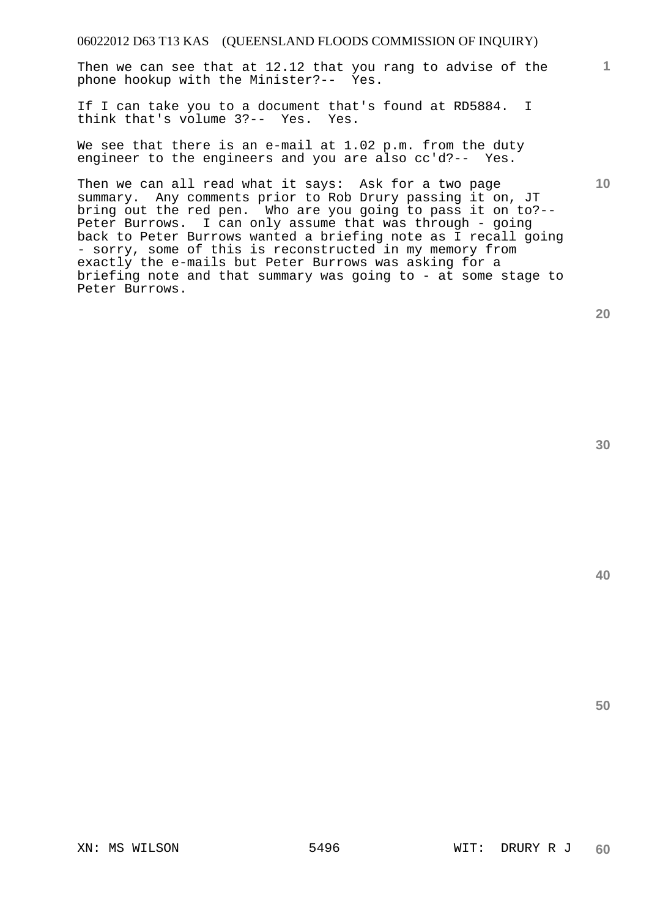Then we can see that at 12.12 that you rang to advise of the phone hookup with the Minister?-- Yes.

If I can take you to a document that's found at RD5884. I think that's volume 3?-- Yes. Yes.

We see that there is an e-mail at 1.02 p.m. from the duty engineer to the engineers and you are also cc'd?-- Yes.

Then we can all read what it says: Ask for a two page summary. Any comments prior to Rob Drury passing it on, JT bring out the red pen. Who are you going to pass it on to?-- Peter Burrows. I can only assume that was through - going back to Peter Burrows wanted a briefing note as I recall going - sorry, some of this is reconstructed in my memory from exactly the e-mails but Peter Burrows was asking for a briefing note and that summary was going to - at some stage to Peter Burrows.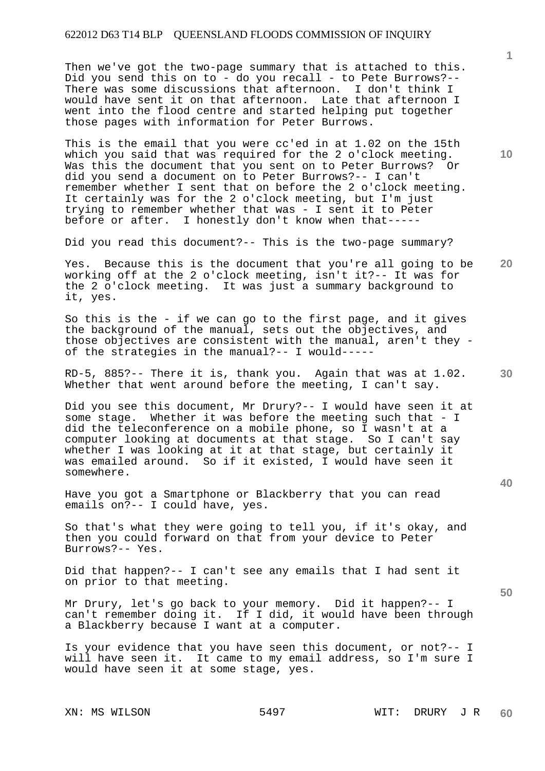Then we've got the two-page summary that is attached to this. Did you send this on to - do you recall - to Pete Burrows?-- There was some discussions that afternoon. I don't think I would have sent it on that afternoon. Late that afternoon I went into the flood centre and started helping put together those pages with information for Peter Burrows.

This is the email that you were cc'ed in at 1.02 on the 15th which you said that was required for the 2 o'clock meeting. Was this the document that you sent on to Peter Burrows? Or did you send a document on to Peter Burrows?-- I can't remember whether I sent that on before the 2 o'clock meeting. It certainly was for the 2 o'clock meeting, but I'm just trying to remember whether that was - I sent it to Peter before or after. I honestly don't know when that-----

Did you read this document?-- This is the two-page summary?

Yes. Because this is the document that you're all going to be working off at the 2 o'clock meeting, isn't it?-- It was for the 2 o'clock meeting. It was just a summary background to it, yes.

So this is the - if we can go to the first page, and it gives the background of the manual, sets out the objectives, and those objectives are consistent with the manual, aren't they - of the strategies in the manual?-- I would-----

RD-5, 885?-- There it is, thank you. Again that was at 1.02. Whether that went around before the meeting, I can't say.

Did you see this document, Mr Drury?-- I would have seen it at some stage. Whether it was before the meeting such that - I did the teleconference on a mobile phone, so I wasn't at a computer looking at documents at that stage. So I can't say whether I was looking at it at that stage, but certainly it was emailed around. So if it existed, I would have seen it somewhere.

Have you got a Smartphone or Blackberry that you can read emails on?-- I could have, yes.

So that's what they were going to tell you, if it's okay, and then you could forward on that from your device to Peter Burrows?-- Yes.

Did that happen?-- I can't see any emails that I had sent it on prior to that meeting.

Mr Drury, let's go back to your memory. Did it happen?-- I can't remember doing it. If I did, it would have been through a Blackberry because I want at a computer.

Is your evidence that you have seen this document, or not?-- I will have seen it. It came to my email address, so I'm sure I would have seen it at some stage, yes.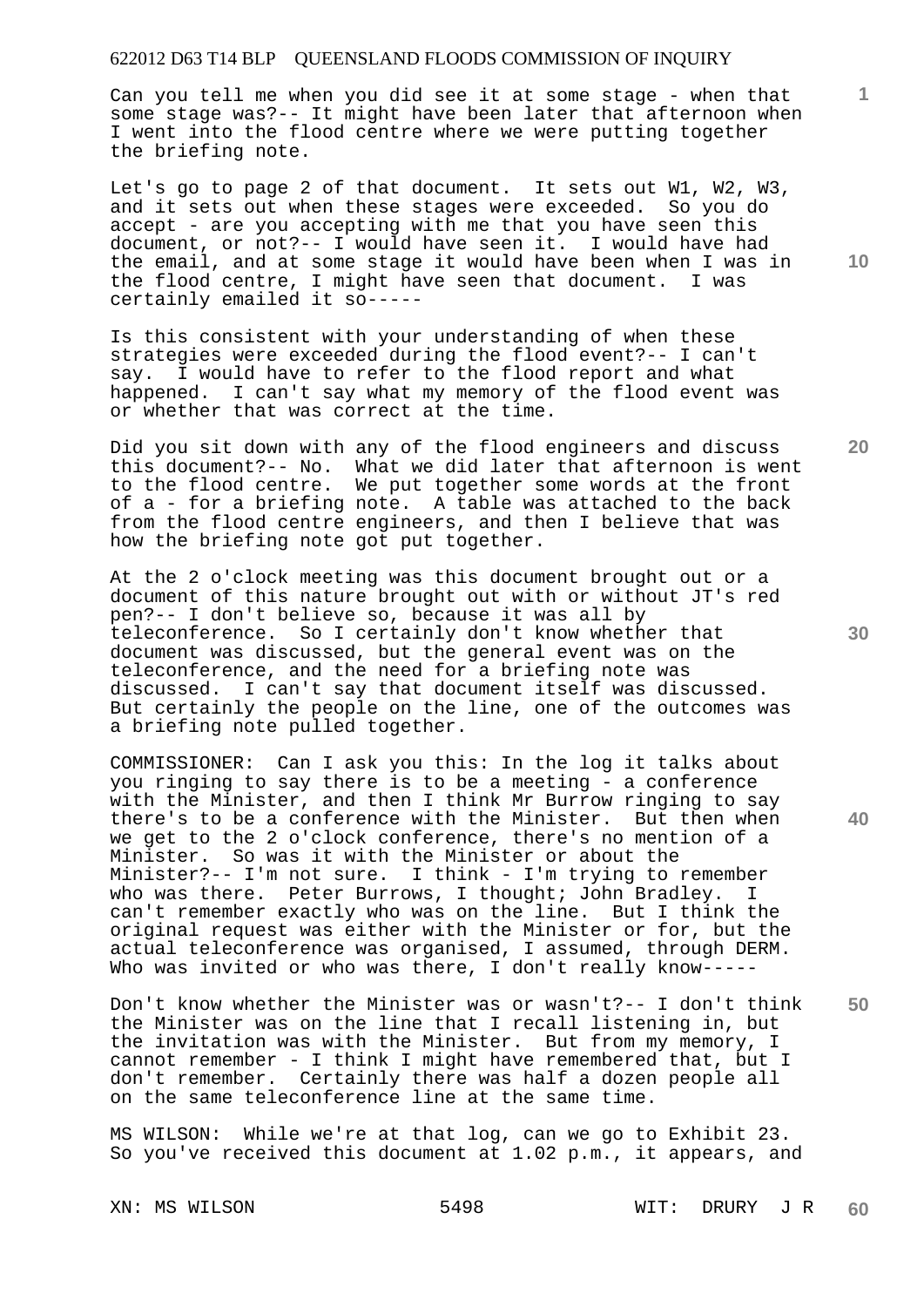Can you tell me when you did see it at some stage - when that some stage was?-- It might have been later that afternoon when I went into the flood centre where we were putting together the briefing note.

Let's go to page 2 of that document. It sets out W1, W2, W3, and it sets out when these stages were exceeded. So you do accept - are you accepting with me that you have seen this document, or not?-- I would have seen it. I would have had the email, and at some stage it would have been when I was in the flood centre, I might have seen that document. I was certainly emailed it so-----

Is this consistent with your understanding of when these strategies were exceeded during the flood event?-- I can't say. I would have to refer to the flood report and what happened. I can't say what my memory of the flood event was or whether that was correct at the time.

Did you sit down with any of the flood engineers and discuss this document?-- No. What we did later that afternoon is went to the flood centre. We put together some words at the front of a - for a briefing note. A table was attached to the back from the flood centre engineers, and then I believe that was how the briefing note got put together.

At the 2 o'clock meeting was this document brought out or a document of this nature brought out with or without JT's red pen?-- I don't believe so, because it was all by teleconference. So I certainly don't know whether that document was discussed, but the general event was on the teleconference, and the need for a briefing note was discussed. I can't say that document itself was discussed. But certainly the people on the line, one of the outcomes was a briefing note pulled together.

COMMISSIONER: Can I ask you this: In the log it talks about you ringing to say there is to be a meeting - a conference with the Minister, and then I think Mr Burrow ringing to say there's to be a conference with the Minister. But then when we get to the 2 o'clock conference, there's no mention of a Minister. So was it with the Minister or about the Minister?-- I'm not sure. I think - I'm trying to remember who was there. Peter Burrows, I thought; John Bradley. I can't remember exactly who was on the line. But I think the original request was either with the Minister or for, but the actual teleconference was organised, I assumed, through DERM. Who was invited or who was there, I don't really know-----

Don't know whether the Minister was or wasn't?-- I don't think the Minister was on the line that I recall listening in, but the invitation was with the Minister. But from my memory, I cannot remember - I think I might have remembered that, but I don't remember. Certainly there was half a dozen people all on the same teleconference line at the same time.

MS WILSON: While we're at that log, can we go to Exhibit 23. So you've received this document at 1.02 p.m., it appears, and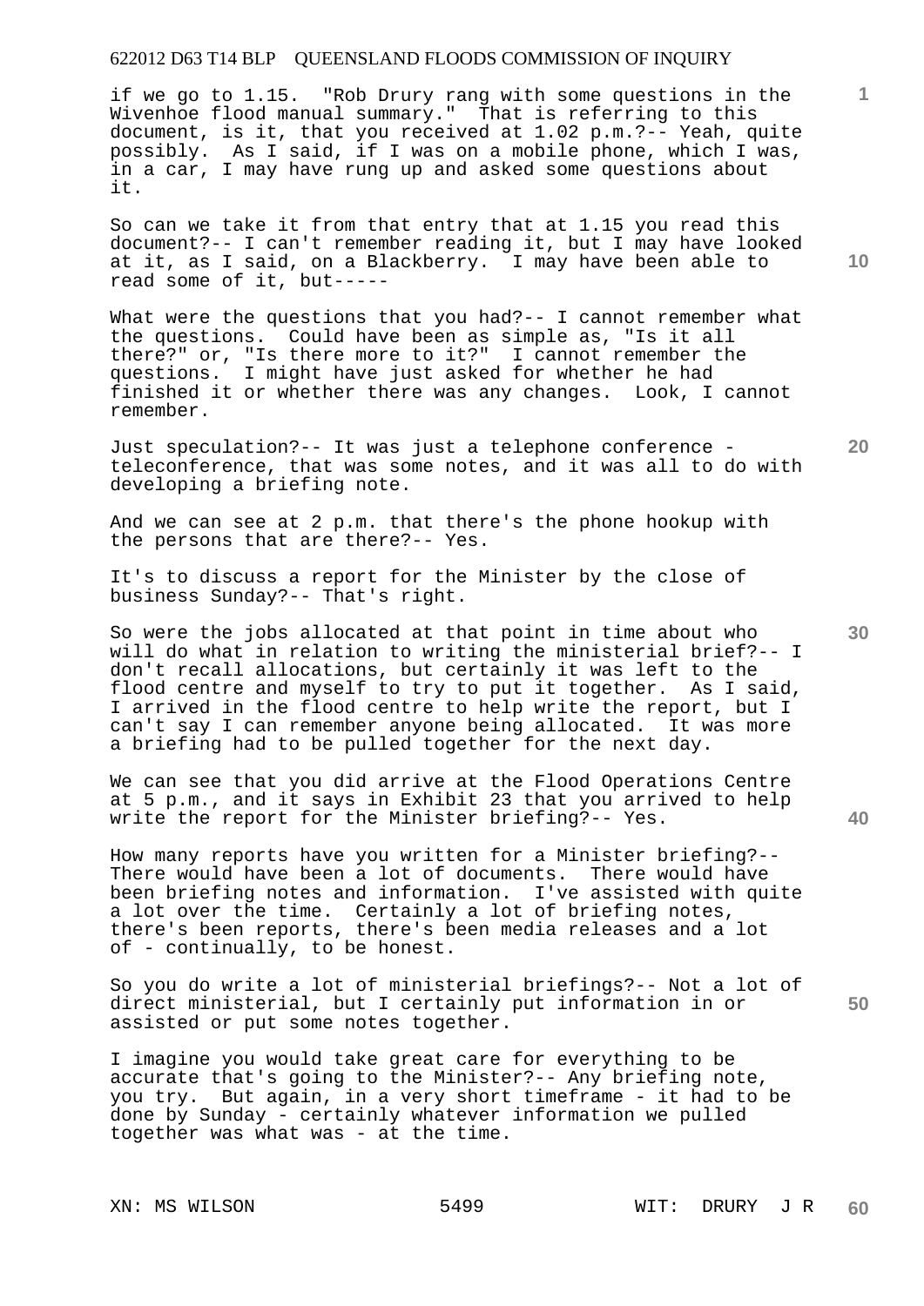if we go to 1.15. "Rob Drury rang with some questions in the Wivenhoe flood manual summary." That is referring to this document, is it, that you received at 1.02 p.m.?-- Yeah, quite possibly. As I said, if I was on a mobile phone, which I was, in a car, I may have rung up and asked some questions about it.

So can we take it from that entry that at 1.15 you read this document?-- I can't remember reading it, but I may have looked at it, as I said, on a Blackberry. I may have been able to read some of it, but-----

What were the questions that you had?-- I cannot remember what the questions. Could have been as simple as, "Is it all there?" or, "Is there more to it?" I cannot remember the questions. I might have just asked for whether he had finished it or whether there was any changes. Look, I cannot remember.

Just speculation?-- It was just a telephone conference - teleconference, that was some notes, and it was all to do with developing a briefing note.

And we can see at 2 p.m. that there's the phone hookup with the persons that are there?-- Yes.

It's to discuss a report for the Minister by the close of business Sunday?-- That's right.

So were the jobs allocated at that point in time about who will do what in relation to writing the ministerial brief?-- I don't recall allocations, but certainly it was left to the flood centre and myself to try to put it together. As I said, I arrived in the flood centre to help write the report, but I can't say I can remember anyone being allocated. It was more a briefing had to be pulled together for the next day.

We can see that you did arrive at the Flood Operations Centre at 5 p.m., and it says in Exhibit 23 that you arrived to help write the report for the Minister briefing?-- Yes.

How many reports have you written for a Minister briefing?-- There would have been a lot of documents. There would have been briefing notes and information. I've assisted with quite a lot over the time. Certainly a lot of briefing notes, there's been reports, there's been media releases and a lot of - continually, to be honest.

So you do write a lot of ministerial briefings?-- Not a lot of direct ministerial, but I certainly put information in or assisted or put some notes together.

I imagine you would take great care for everything to be accurate that's going to the Minister?-- Any briefing note, you try. But again, in a very short timeframe - it had to be done by Sunday - certainly whatever information we pulled together was what was - at the time.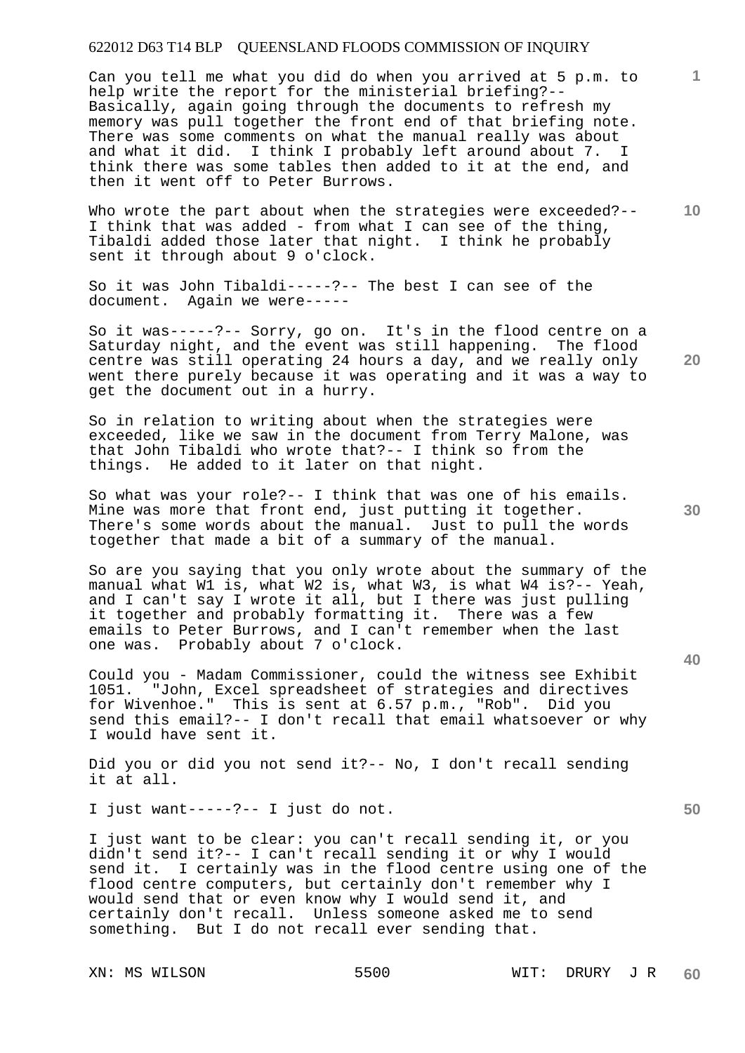Can you tell me what you did do when you arrived at 5 p.m. to help write the report for the ministerial briefing?-- Basically, again going through the documents to refresh my memory was pull together the front end of that briefing note. There was some comments on what the manual really was about and what it did. I think I probably left around about 7. I think there was some tables then added to it at the end, and then it went off to Peter Burrows.

Who wrote the part about when the strategies were exceeded?-- I think that was added - from what I can see of the thing, Tibaldi added those later that night. I think he probably sent it through about 9 o'clock.

So it was John Tibaldi-----?-- The best I can see of the document. Again we were-----

So it was-----?-- Sorry, go on. It's in the flood centre on a Saturday night, and the event was still happening. The flood centre was still operating 24 hours a day, and we really only went there purely because it was operating and it was a way to get the document out in a hurry.

So in relation to writing about when the strategies were exceeded, like we saw in the document from Terry Malone, was that John Tibaldi who wrote that?-- I think so from the things. He added to it later on that night.

So what was your role?-- I think that was one of his emails. Mine was more that front end, just putting it together. There's some words about the manual. Just to pull the words together that made a bit of a summary of the manual.

So are you saying that you only wrote about the summary of the manual what W1 is, what W2 is, what W3, is what W4 is?-- Yeah, and I can't say I wrote it all, but I there was just pulling it together and probably formatting it. There was a few emails to Peter Burrows, and I can't remember when the last one was. Probably about 7 o'clock.

Could you - Madam Commissioner, could the witness see Exhibit 1051. "John, Excel spreadsheet of strategies and directives for Wivenhoe." This is sent at 6.57 p.m., "Rob". Did you send this email?-- I don't recall that email whatsoever or why I would have sent it.

Did you or did you not send it?-- No, I don't recall sending it at all.

I just want-----?-- I just do not.

I just want to be clear: you can't recall sending it, or you didn't send it?-- I can't recall sending it or why I would send it. I certainly was in the flood centre using one of the flood centre computers, but certainly don't remember why I would send that or even know why I would send it, and certainly don't recall. Unless someone asked me to send something. But I do not recall ever sending that.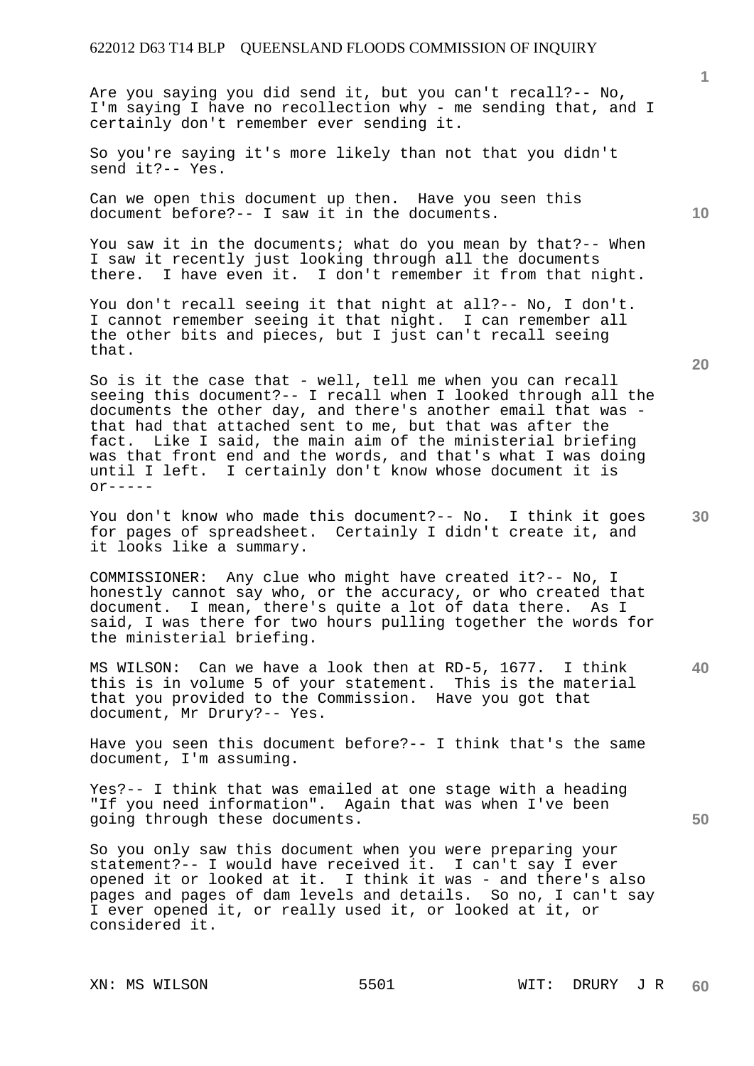Are you saying you did send it, but you can't recall?-- No, I'm saying I have no recollection why - me sending that, and I certainly don't remember ever sending it.

So you're saying it's more likely than not that you didn't send it?-- Yes.

Can we open this document up then. Have you seen this document before?-- I saw it in the documents.

You saw it in the documents; what do you mean by that?-- When I saw it recently just looking through all the documents there. I have even it. I don't remember it from that night.

You don't recall seeing it that night at all?-- No, I don't. I cannot remember seeing it that night. I can remember all the other bits and pieces, but I just can't recall seeing that.

So is it the case that - well, tell me when you can recall seeing this document?-- I recall when I looked through all the documents the other day, and there's another email that was - that had that attached sent to me, but that was after the fact. Like I said, the main aim of the ministerial briefing was that front end and the words, and that's what I was doing until I left. I certainly don't know whose document it is or-----

You don't know who made this document?-- No. I think it goes for pages of spreadsheet. Certainly I didn't create it, and it looks like a summary.

COMMISSIONER: Any clue who might have created it?-- No, I honestly cannot say who, or the accuracy, or who created that document. I mean, there's quite a lot of data there. As I said, I was there for two hours pulling together the words for the ministerial briefing.

MS WILSON: Can we have a look then at RD-5, 1677. I think this is in volume 5 of your statement. This is the material that you provided to the Commission. Have you got that document, Mr Drury?-- Yes.

Have you seen this document before?-- I think that's the same document, I'm assuming.

Yes?-- I think that was emailed at one stage with a heading "If you need information". Again that was when I've been going through these documents.

So you only saw this document when you were preparing your statement?-- I would have received it. I can't say I ever opened it or looked at it. I think it was - and there's also pages and pages of dam levels and details. So no, I can't say I ever opened it, or really used it, or looked at it, or considered it.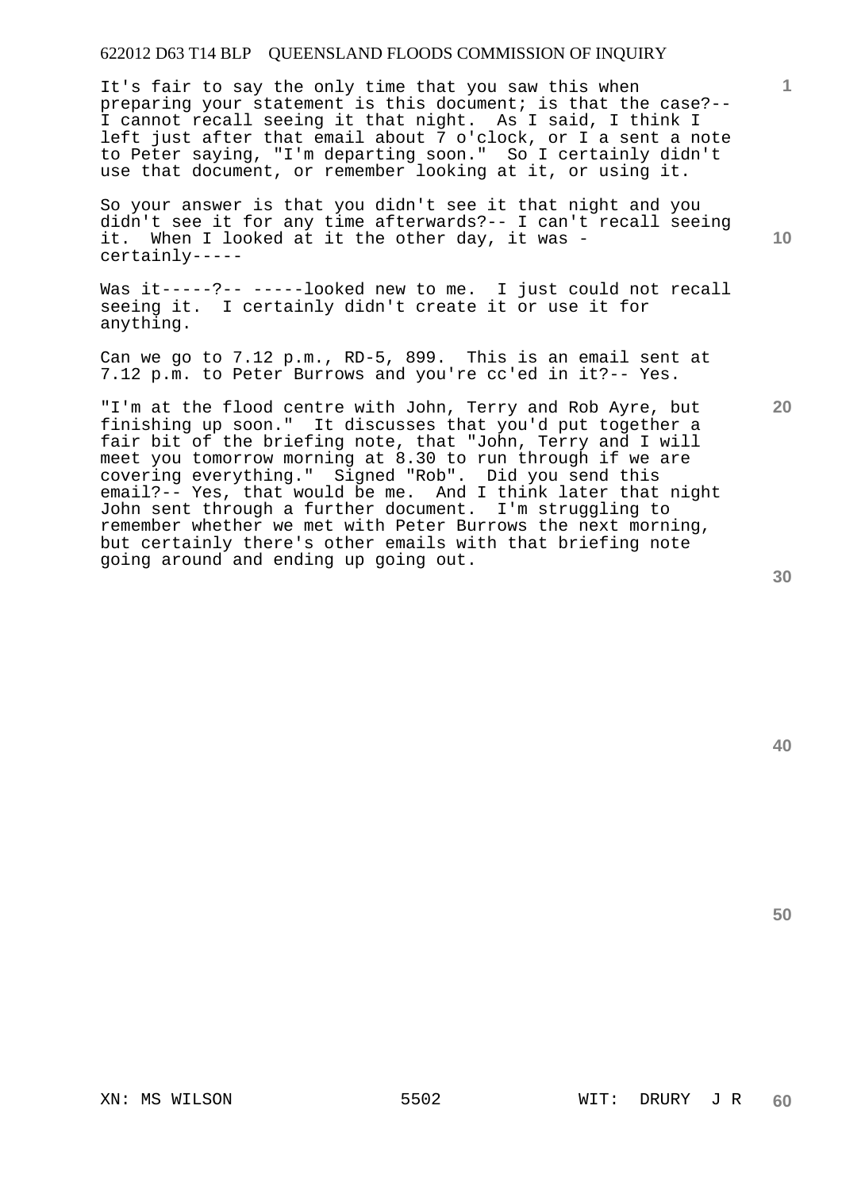It's fair to say the only time that you saw this when preparing your statement is this document; is that the case?-- I cannot recall seeing it that night. As I said, I think I left just after that email about 7 o'clock, or I a sent a note to Peter saying, "I'm departing soon." So I certainly didn't use that document, or remember looking at it, or using it.

So your answer is that you didn't see it that night and you didn't see it for any time afterwards?-- I can't recall seeing it. When I looked at it the other day, it was - certainly-----

Was it-----?-- -----looked new to me. I just could not recall seeing it. I certainly didn't create it or use it for anything.

Can we go to 7.12 p.m., RD-5, 899. This is an email sent at 7.12 p.m. to Peter Burrows and you're cc'ed in it?-- Yes.

"I'm at the flood centre with John, Terry and Rob Ayre, but finishing up soon." It discusses that you'd put together a fair bit of the briefing note, that "John, Terry and I will meet you tomorrow morning at 8.30 to run through if we are covering everything." Signed "Rob". Did you send this email?-- Yes, that would be me. And I think later that night John sent through a further document. I'm struggling to remember whether we met with Peter Burrows the next morning, but certainly there's other emails with that briefing note going around and ending up going out.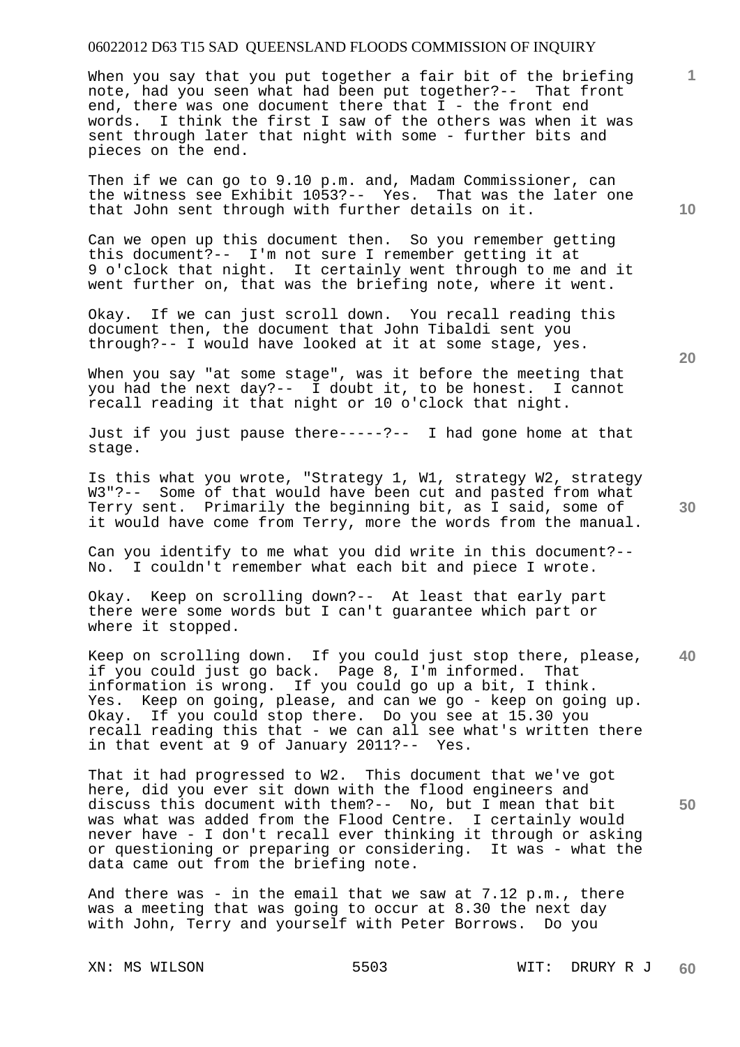When you say that you put together a fair bit of the briefing note, had you seen what had been put together?-- That front end, there was one document there that I - the front end words. I think the first I saw of the others was when it was sent through later that night with some - further bits and pieces on the end.

Then if we can go to 9.10 p.m. and, Madam Commissioner, can the witness see Exhibit 1053?-- Yes. That was the later one that John sent through with further details on it.

Can we open up this document then. So you remember getting this document?-- I'm not sure I remember getting it at 9 o'clock that night. It certainly went through to me and it went further on, that was the briefing note, where it went.

Okay. If we can just scroll down. You recall reading this document then, the document that John Tibaldi sent you through?-- I would have looked at it at some stage, yes.

When you say "at some stage", was it before the meeting that you had the next day?-- I doubt it, to be honest. I cannot recall reading it that night or 10 o'clock that night.

Just if you just pause there-----?-- I had gone home at that stage.

Is this what you wrote, "Strategy 1, W1, strategy W2, strategy W3"?-- Some of that would have been cut and pasted from what Terry sent. Primarily the beginning bit, as I said, some of it would have come from Terry, more the words from the manual.

Can you identify to me what you did write in this document?-- No. I couldn't remember what each bit and piece I wrote.

Okay. Keep on scrolling down?-- At least that early part there were some words but I can't guarantee which part or where it stopped.

Keep on scrolling down. If you could just stop there, please, if you could just go back. Page 8, I'm informed. That information is wrong. If you could go up a bit, I think. Yes. Keep on going, please, and can we go - keep on going up. Okay. If you could stop there. Do you see at 15.30 you recall reading this that - we can all see what's written there in that event at 9 of January 2011?-- Yes.

That it had progressed to W2. This document that we've got here, did you ever sit down with the flood engineers and discuss this document with them?-- No, but I mean that bit was what was added from the Flood Centre. I certainly would never have - I don't recall ever thinking it through or asking or questioning or preparing or considering. It was - what the data came out from the briefing note.

And there was - in the email that we saw at 7.12 p.m., there was a meeting that was going to occur at 8.30 the next day with John, Terry and yourself with Peter Borrows. Do you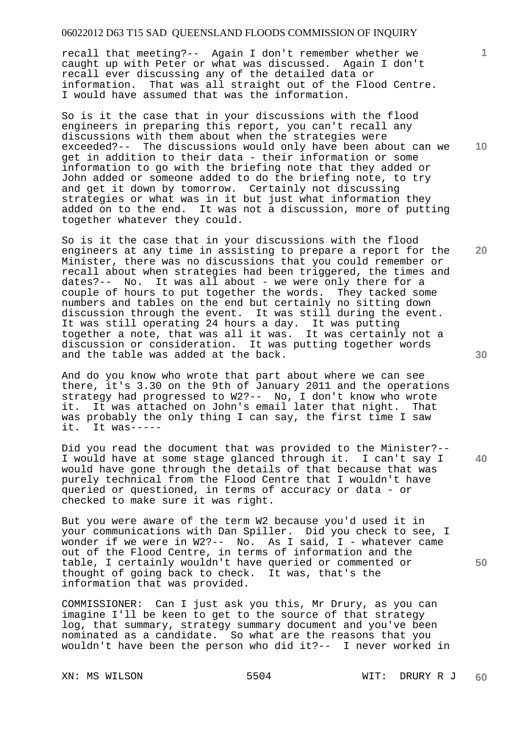recall that meeting?-- Again I don't remember whether we caught up with Peter or what was discussed. Again I don't recall ever discussing any of the detailed data or information. That was all straight out of the Flood Centre. I would have assumed that was the information.

So is it the case that in your discussions with the flood engineers in preparing this report, you can't recall any discussions with them about when the strategies were exceeded?-- The discussions would only have been about can we get in addition to their data - their information or some information to go with the briefing note that they added or John added or someone added to do the briefing note, to try and get it down by tomorrow. Certainly not discussing strategies or what was in it but just what information they added on to the end. It was not a discussion, more of putting together whatever they could.

So is it the case that in your discussions with the flood engineers at any time in assisting to prepare a report for the Minister, there was no discussions that you could remember or recall about when strategies had been triggered, the times and dates?-- No. It was all about - we were only there for a couple of hours to put together the words. They tacked some numbers and tables on the end but certainly no sitting down discussion through the event. It was still during the event. It was still operating 24 hours a day. It was putting together a note, that was all it was. It was certainly not a discussion or consideration. It was putting together words and the table was added at the back.

And do you know who wrote that part about where we can see there, it's 3.30 on the 9th of January 2011 and the operations strategy had progressed to W2?-- No, I don't know who wrote it. It was attached on John's email later that night. That was probably the only thing I can say, the first time I saw it. It was-----

Did you read the document that was provided to the Minister?-- I would have at some stage glanced through it. I can't say I would have gone through the details of that because that was purely technical from the Flood Centre that I wouldn't have queried or questioned, in terms of accuracy or data - or checked to make sure it was right.

But you were aware of the term W2 because you'd used it in your communications with Dan Spiller. Did you check to see, I wonder if we were in W2?-- No. As I said, I - whatever came out of the Flood Centre, in terms of information and the table, I certainly wouldn't have queried or commented or thought of going back to check. It was, that's the information that was provided.

COMMISSIONER: Can I just ask you this, Mr Drury, as you can imagine I'll be keen to get to the source of that strategy log, that summary, strategy summary document and you've been nominated as a candidate. So what are the reasons that you wouldn't have been the person who did it?-- I never worked in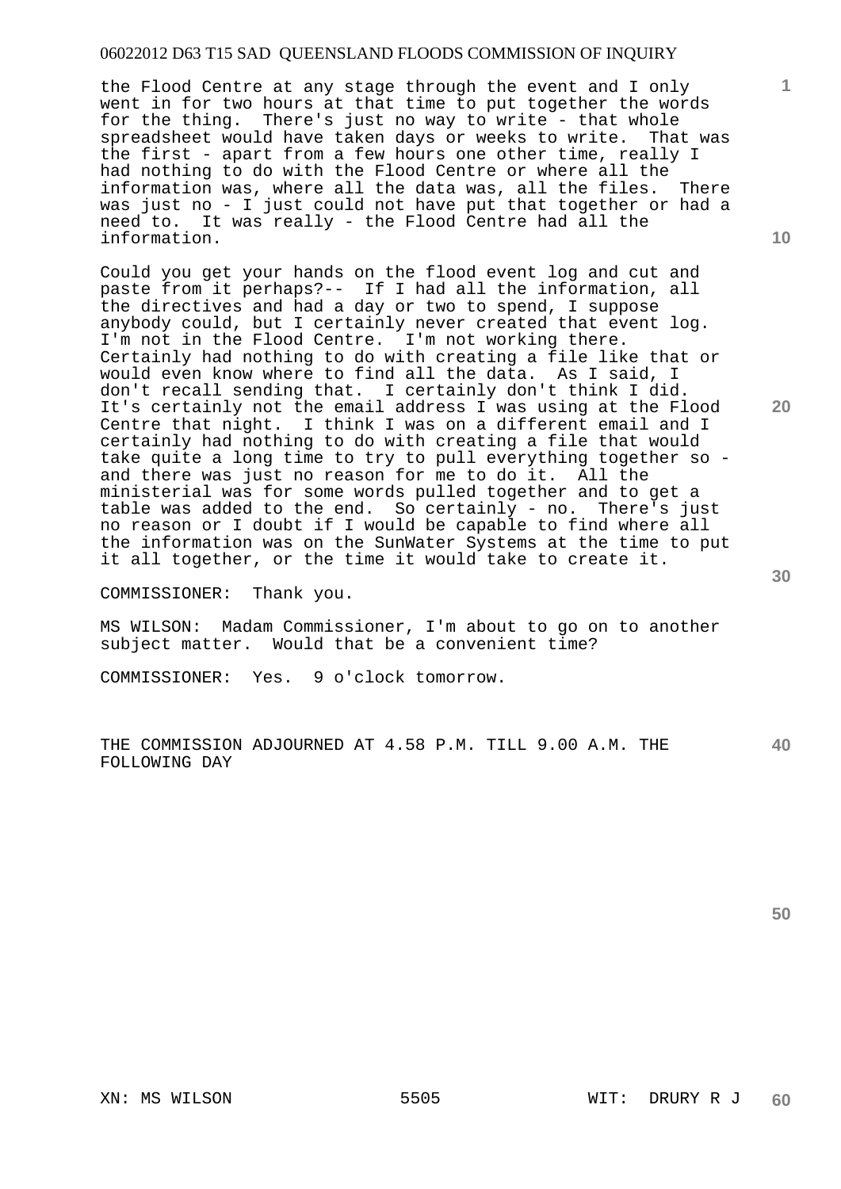the Flood Centre at any stage through the event and I only went in for two hours at that time to put together the words for the thing. There's just no way to write - that whole spreadsheet would have taken days or weeks to write. That was the first - apart from a few hours one other time, really I had nothing to do with the Flood Centre or where all the information was, where all the data was, all the files. There was just no - I just could not have put that together or had a need to. It was really - the Flood Centre had all the information.

Could you get your hands on the flood event log and cut and paste from it perhaps?-- If I had all the information, all the directives and had a day or two to spend, I suppose anybody could, but I certainly never created that event log. I'm not in the Flood Centre. I'm not working there. Certainly had nothing to do with creating a file like that or would even know where to find all the data. As I said, I don't recall sending that. I certainly don't think I did. It's certainly not the email address I was using at the Flood Centre that night. I think I was on a different email and I certainly had nothing to do with creating a file that would take quite a long time to try to pull everything together so - and there was just no reason for me to do it. All the ministerial was for some words pulled together and to get a table was added to the end. So certainly - no. There's just no reason or I doubt if I would be capable to find where all the information was on the SunWater Systems at the time to put it all together, or the time it would take to create it.

COMMISSIONER: Thank you.

MS WILSON: Madam Commissioner, I'm about to go on to another subject matter. Would that be a convenient time?

COMMISSIONER: Yes. 9 o'clock tomorrow.

THE COMMISSION ADJOURNED AT 4.58 P.M. TILL 9.00 A.M. THE FOLLOWING DAY